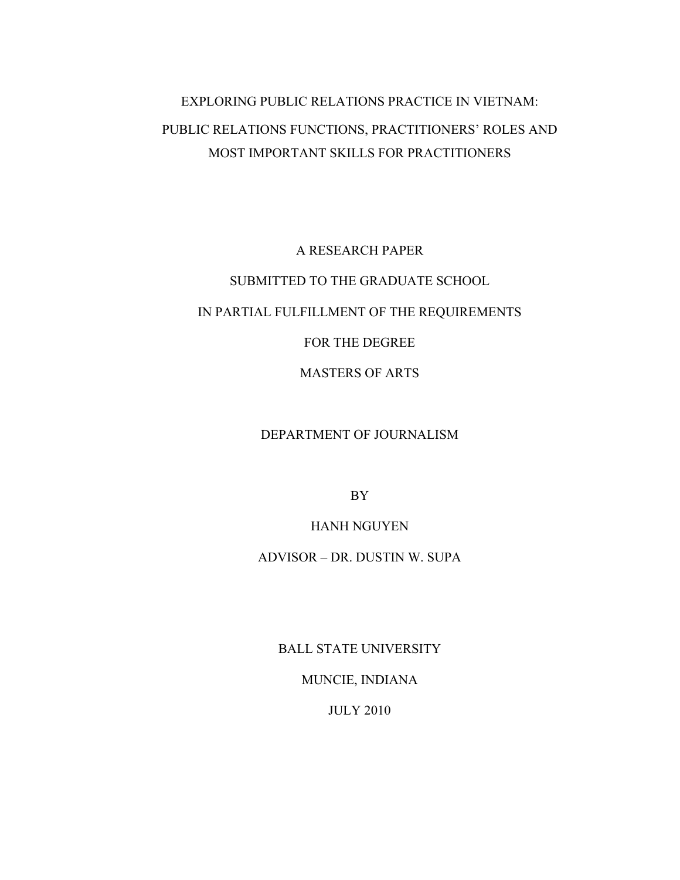# EXPLORING PUBLIC RELATIONS PRACTICE IN VIETNAM:

## PUBLIC RELATIONS FUNCTIONS, PRACTITIONERS' ROLES AND MOST IMPORTANT SKILLS FOR PRACTITIONERS

A RESEARCH PAPER

SUBMITTED TO THE GRADUATE SCHOOL

IN PARTIAL FULFILLMENT OF THE REQUIREMENTS

FOR THE DEGREE

MASTERS OF ARTS

DEPARTMENT OF JOURNALISM

BY

HANH NGUYEN

ADVISOR – DR. DUSTIN W. SUPA

BALL STATE UNIVERSITY

MUNCIE, INDIANA

JULY 2010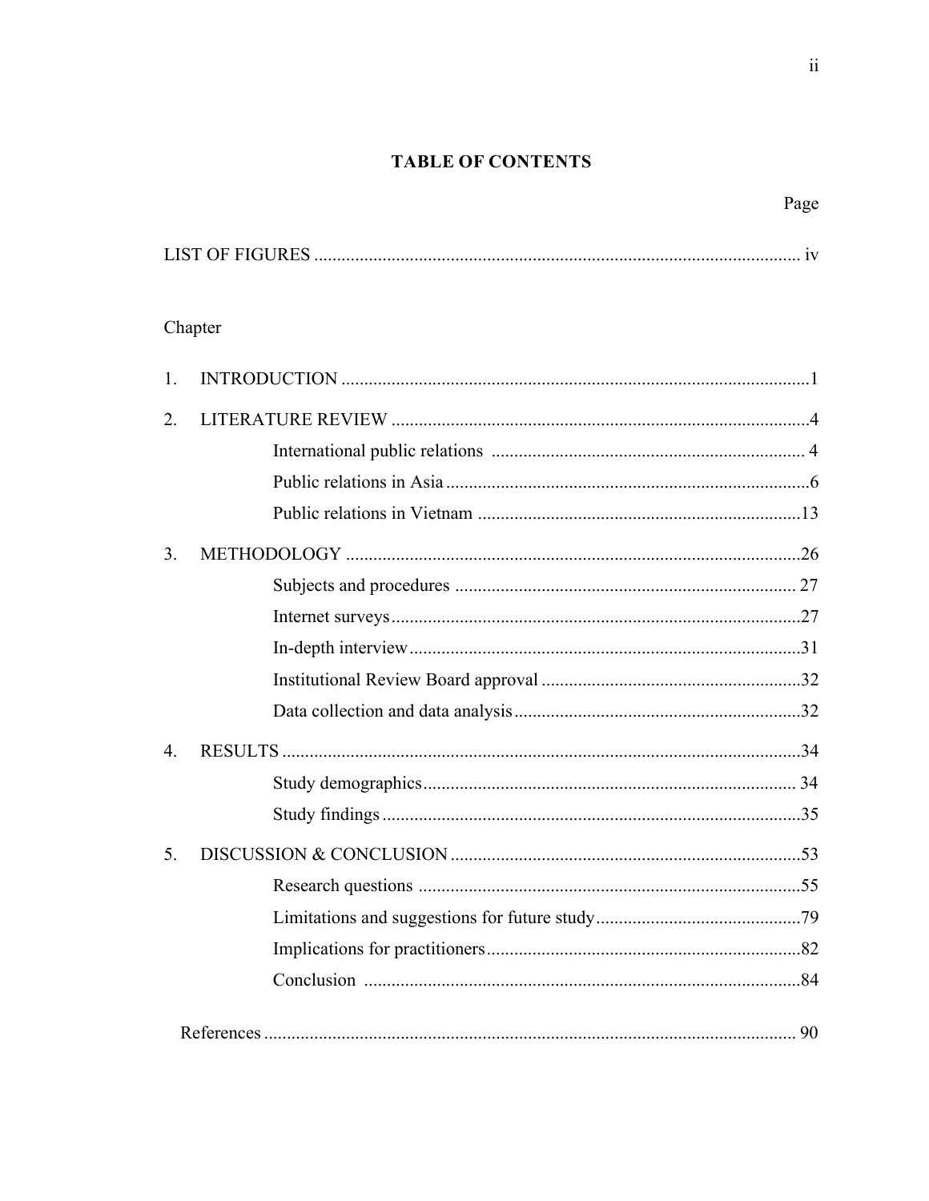# TABLE OF CONTENTS

| | Page |
|---|---|
| LIST OF FIGURES | iv |

Chapter

| | | Page |
|---|---|---|
| 1. | INTRODUCTION | 1 |
| 2. | LITERATURE REVIEW | 4 |
| | International public relations | 4 |
| | Public relations in Asia | 6 |
| | Public relations in Vietnam | 13 |
| 3. | METHODOLOGY | 26 |
| | Subjects and procedures | 27 |
| | Internet surveys | 27 |
| | In-depth interview | 31 |
| | Institutional Review Board approval | 32 |
| | Data collection and data analysis | 32 |
| 4. | RESULTS | 34 |
| | Study demographics | 34 |
| | Study findings | 35 |
| 5. | DISCUSSION & CONCLUSION | 53 |
| | Research questions | 55 |
| | Limitations and suggestions for future study | 79 |
| | Implications for practitioners | 82 |
| | Conclusion | 84 |
| | References | 90 |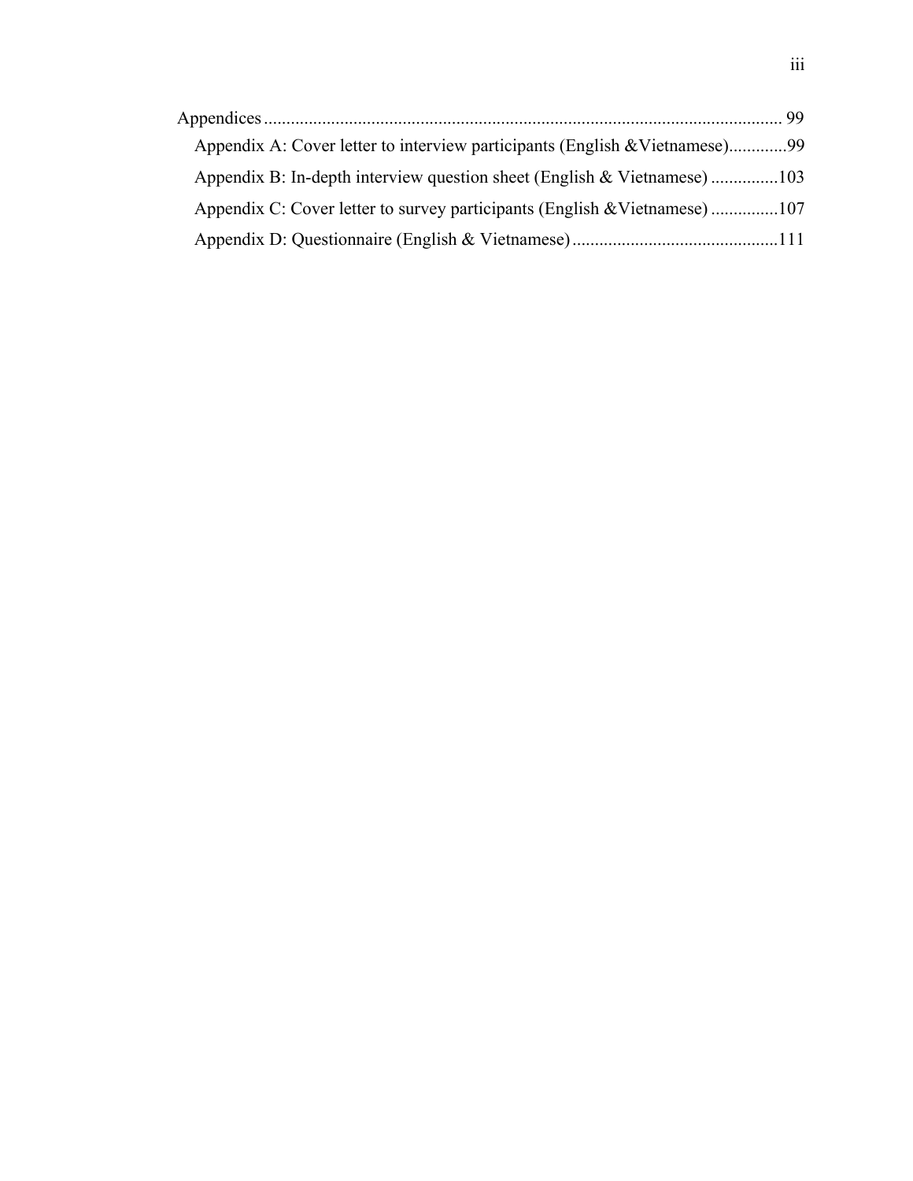Appendices ................................................................................................................. 99

- Appendix A: Cover letter to interview participants (English &Vietnamese)............99
- Appendix B: In-depth interview question sheet (English & Vietnamese) ...............103
- Appendix C: Cover letter to survey participants (English &Vietnamese) ...............107
- Appendix D: Questionnaire (English & Vietnamese).............................................111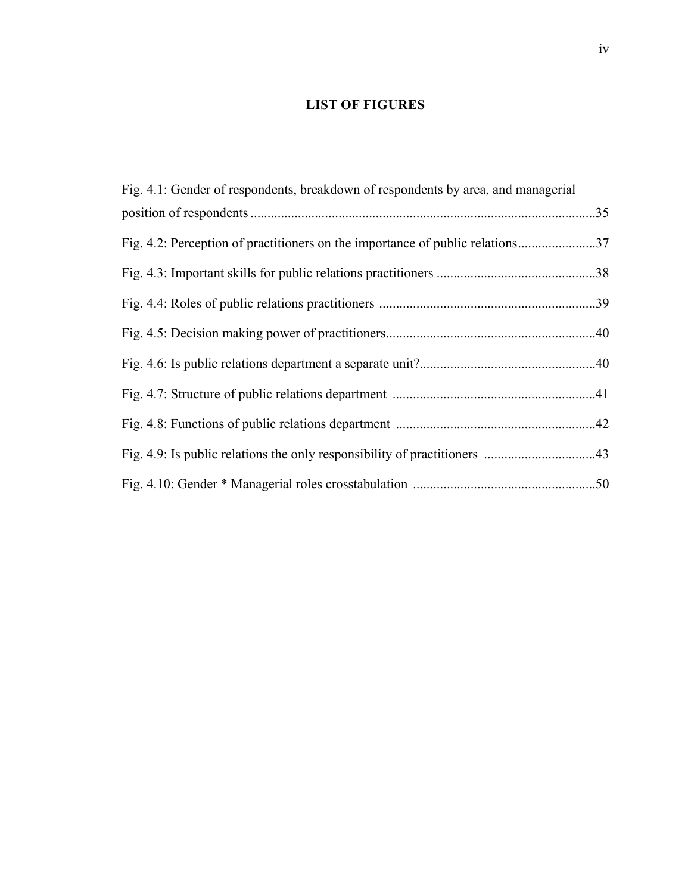## LIST OF FIGURES

Fig. 4.1: Gender of respondents, breakdown of respondents by area, and managerial position of respondents .....................................................................................................35

Fig. 4.2: Perception of practitioners on the importance of public relations.......................37

Fig. 4.3: Important skills for public relations practitioners ...............................................38

Fig. 4.4: Roles of public relations practitioners ................................................................39

Fig. 4.5: Decision making power of practitioners..............................................................40

Fig. 4.6: Is public relations department a separate unit?....................................................40

Fig. 4.7: Structure of public relations department ............................................................41

Fig. 4.8: Functions of public relations department ...........................................................42

Fig. 4.9: Is public relations the only responsibility of practitioners .................................43

Fig. 4.10: Gender * Managerial roles crosstabulation ......................................................50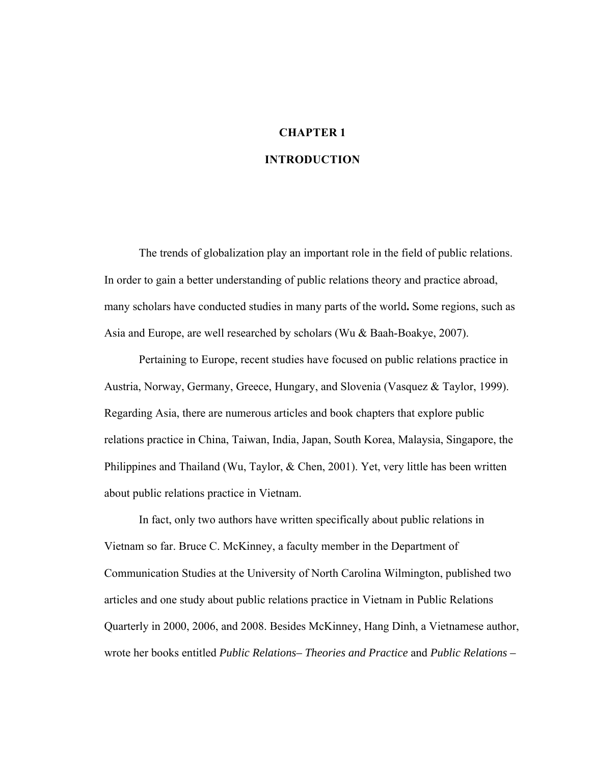# CHAPTER 1

# INTRODUCTION

The trends of globalization play an important role in the field of public relations. In order to gain a better understanding of public relations theory and practice abroad, many scholars have conducted studies in many parts of the world**.** Some regions, such as Asia and Europe, are well researched by scholars (Wu & Baah-Boakye, 2007).

Pertaining to Europe, recent studies have focused on public relations practice in Austria, Norway, Germany, Greece, Hungary, and Slovenia (Vasquez & Taylor, 1999). Regarding Asia, there are numerous articles and book chapters that explore public relations practice in China, Taiwan, India, Japan, South Korea, Malaysia, Singapore, the Philippines and Thailand (Wu, Taylor, & Chen, 2001). Yet, very little has been written about public relations practice in Vietnam.

In fact, only two authors have written specifically about public relations in Vietnam so far. Bruce C. McKinney, a faculty member in the Department of Communication Studies at the University of North Carolina Wilmington, published two articles and one study about public relations practice in Vietnam in Public Relations Quarterly in 2000, 2006, and 2008. Besides McKinney, Hang Dinh, a Vietnamese author, wrote her books entitled *Public Relations– Theories and Practice* and *Public Relations –*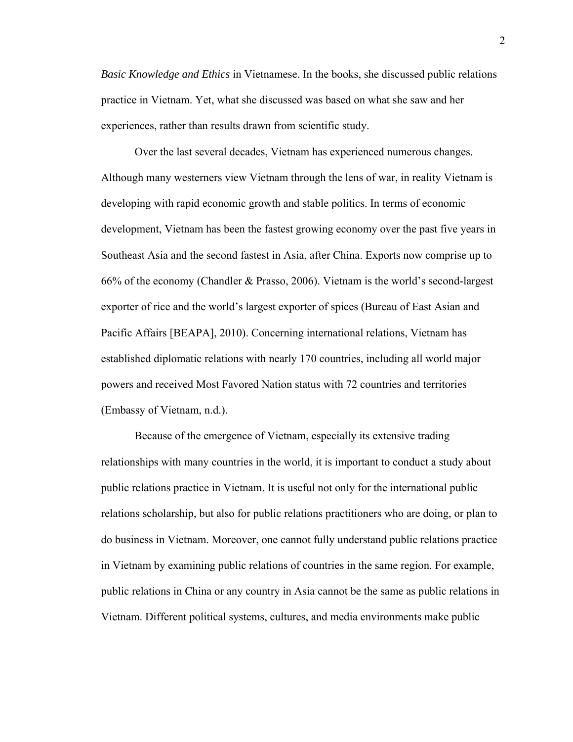*Basic Knowledge and Ethics* in Vietnamese. In the books, she discussed public relations practice in Vietnam. Yet, what she discussed was based on what she saw and her experiences, rather than results drawn from scientific study.

Over the last several decades, Vietnam has experienced numerous changes. Although many westerners view Vietnam through the lens of war, in reality Vietnam is developing with rapid economic growth and stable politics. In terms of economic development, Vietnam has been the fastest growing economy over the past five years in Southeast Asia and the second fastest in Asia, after China. Exports now comprise up to 66% of the economy (Chandler & Prasso, 2006). Vietnam is the world's second-largest exporter of rice and the world's largest exporter of spices (Bureau of East Asian and Pacific Affairs [BEAPA], 2010). Concerning international relations, Vietnam has established diplomatic relations with nearly 170 countries, including all world major powers and received Most Favored Nation status with 72 countries and territories (Embassy of Vietnam, n.d.).

Because of the emergence of Vietnam, especially its extensive trading relationships with many countries in the world, it is important to conduct a study about public relations practice in Vietnam. It is useful not only for the international public relations scholarship, but also for public relations practitioners who are doing, or plan to do business in Vietnam. Moreover, one cannot fully understand public relations practice in Vietnam by examining public relations of countries in the same region. For example, public relations in China or any country in Asia cannot be the same as public relations in Vietnam. Different political systems, cultures, and media environments make public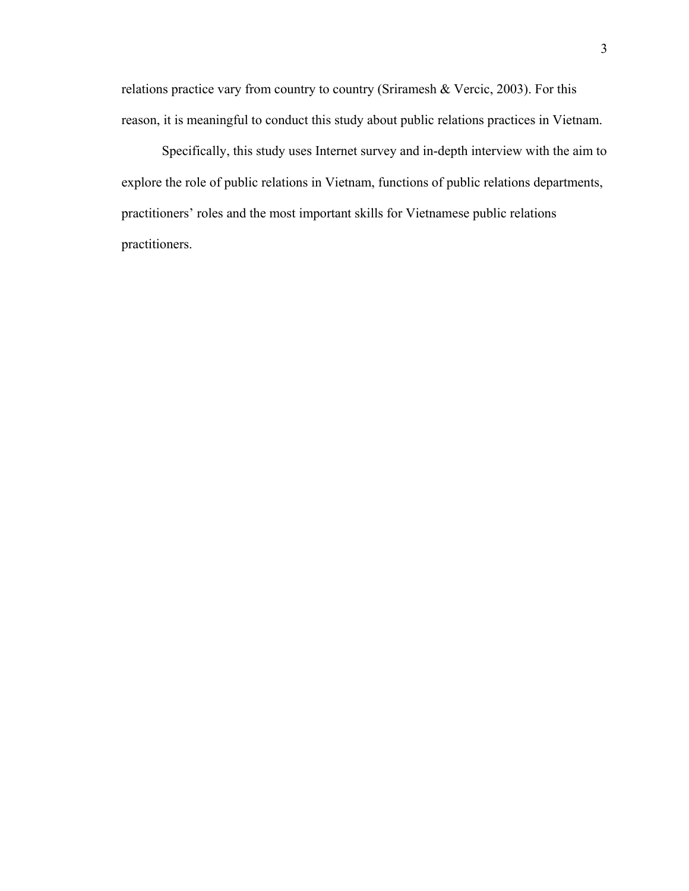relations practice vary from country to country (Sriramesh & Vercic, 2003). For this reason, it is meaningful to conduct this study about public relations practices in Vietnam.

Specifically, this study uses Internet survey and in-depth interview with the aim to explore the role of public relations in Vietnam, functions of public relations departments, practitioners' roles and the most important skills for Vietnamese public relations practitioners.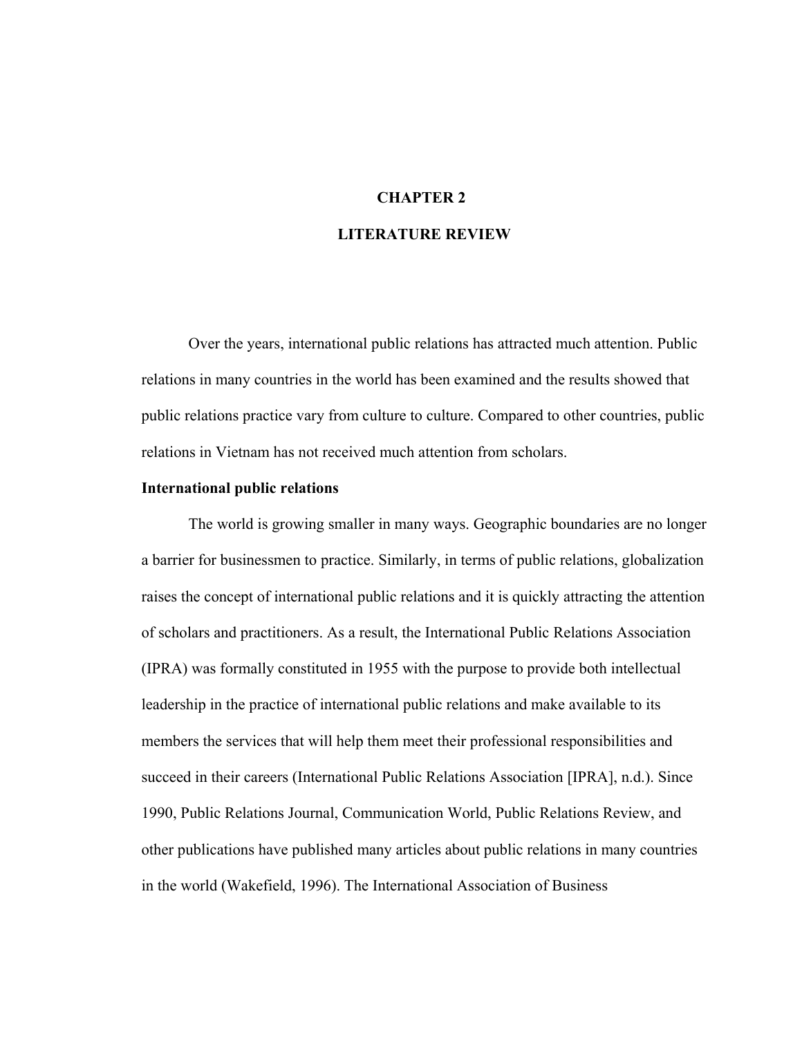# CHAPTER 2

# LITERATURE REVIEW

Over the years, international public relations has attracted much attention. Public relations in many countries in the world has been examined and the results showed that public relations practice vary from culture to culture. Compared to other countries, public relations in Vietnam has not received much attention from scholars.

**International public relations**

The world is growing smaller in many ways. Geographic boundaries are no longer a barrier for businessmen to practice. Similarly, in terms of public relations, globalization raises the concept of international public relations and it is quickly attracting the attention of scholars and practitioners. As a result, the International Public Relations Association (IPRA) was formally constituted in 1955 with the purpose to provide both intellectual leadership in the practice of international public relations and make available to its members the services that will help them meet their professional responsibilities and succeed in their careers (International Public Relations Association [IPRA], n.d.). Since 1990, Public Relations Journal, Communication World, Public Relations Review, and other publications have published many articles about public relations in many countries in the world (Wakefield, 1996). The International Association of Business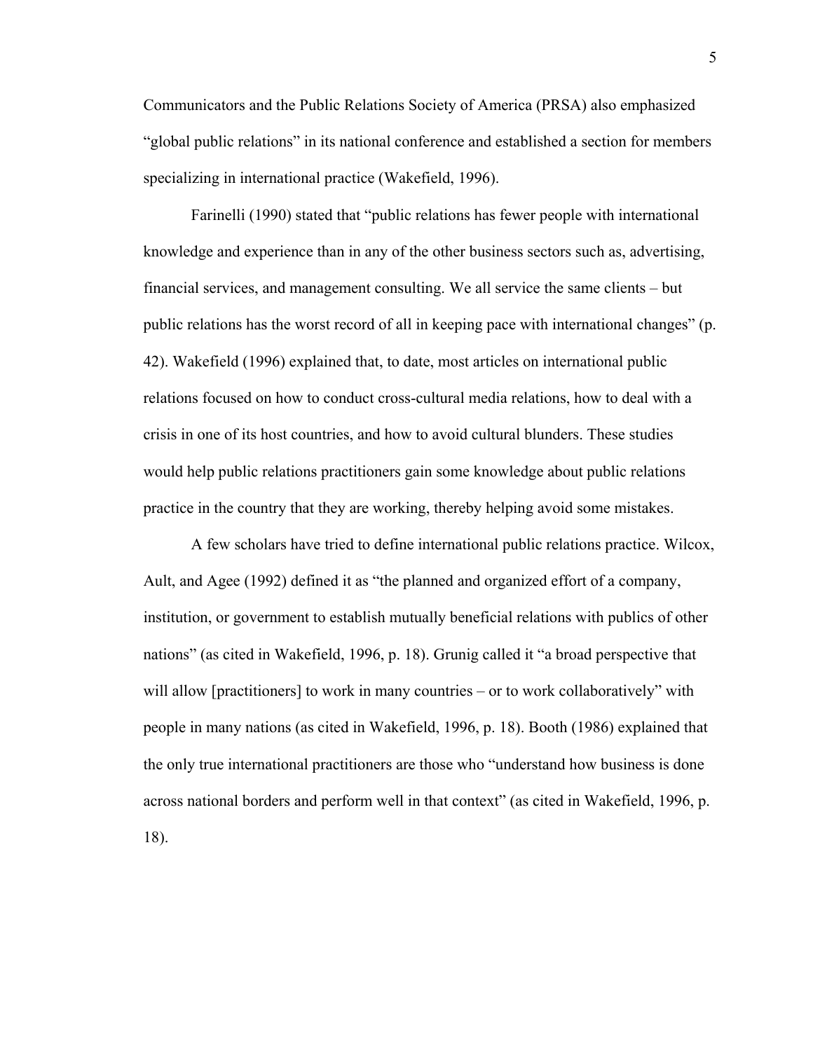Communicators and the Public Relations Society of America (PRSA) also emphasized "global public relations" in its national conference and established a section for members specializing in international practice (Wakefield, 1996).

Farinelli (1990) stated that "public relations has fewer people with international knowledge and experience than in any of the other business sectors such as, advertising, financial services, and management consulting. We all service the same clients – but public relations has the worst record of all in keeping pace with international changes" (p. 42). Wakefield (1996) explained that, to date, most articles on international public relations focused on how to conduct cross-cultural media relations, how to deal with a crisis in one of its host countries, and how to avoid cultural blunders. These studies would help public relations practitioners gain some knowledge about public relations practice in the country that they are working, thereby helping avoid some mistakes.

A few scholars have tried to define international public relations practice. Wilcox, Ault, and Agee (1992) defined it as "the planned and organized effort of a company, institution, or government to establish mutually beneficial relations with publics of other nations" (as cited in Wakefield, 1996, p. 18). Grunig called it "a broad perspective that will allow [practitioners] to work in many countries – or to work collaboratively" with people in many nations (as cited in Wakefield, 1996, p. 18). Booth (1986) explained that the only true international practitioners are those who "understand how business is done across national borders and perform well in that context" (as cited in Wakefield, 1996, p. 18).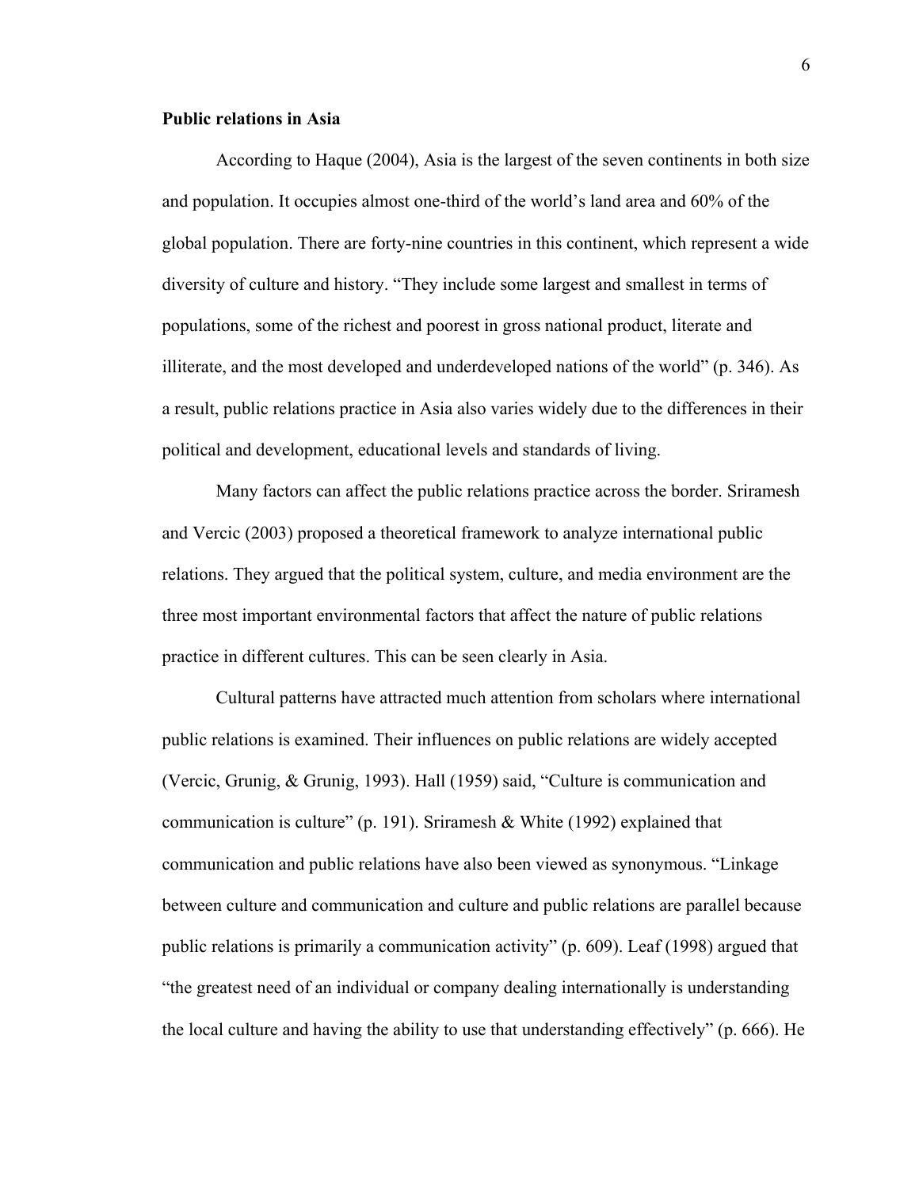**Public relations in Asia**

According to Haque (2004), Asia is the largest of the seven continents in both size and population. It occupies almost one-third of the world's land area and 60% of the global population. There are forty-nine countries in this continent, which represent a wide diversity of culture and history. "They include some largest and smallest in terms of populations, some of the richest and poorest in gross national product, literate and illiterate, and the most developed and underdeveloped nations of the world" (p. 346). As a result, public relations practice in Asia also varies widely due to the differences in their political and development, educational levels and standards of living.

Many factors can affect the public relations practice across the border. Sriramesh and Vercic (2003) proposed a theoretical framework to analyze international public relations. They argued that the political system, culture, and media environment are the three most important environmental factors that affect the nature of public relations practice in different cultures. This can be seen clearly in Asia.

Cultural patterns have attracted much attention from scholars where international public relations is examined. Their influences on public relations are widely accepted (Vercic, Grunig, & Grunig, 1993). Hall (1959) said, "Culture is communication and communication is culture" (p. 191). Sriramesh & White (1992) explained that communication and public relations have also been viewed as synonymous. "Linkage between culture and communication and culture and public relations are parallel because public relations is primarily a communication activity" (p. 609). Leaf (1998) argued that "the greatest need of an individual or company dealing internationally is understanding the local culture and having the ability to use that understanding effectively" (p. 666). He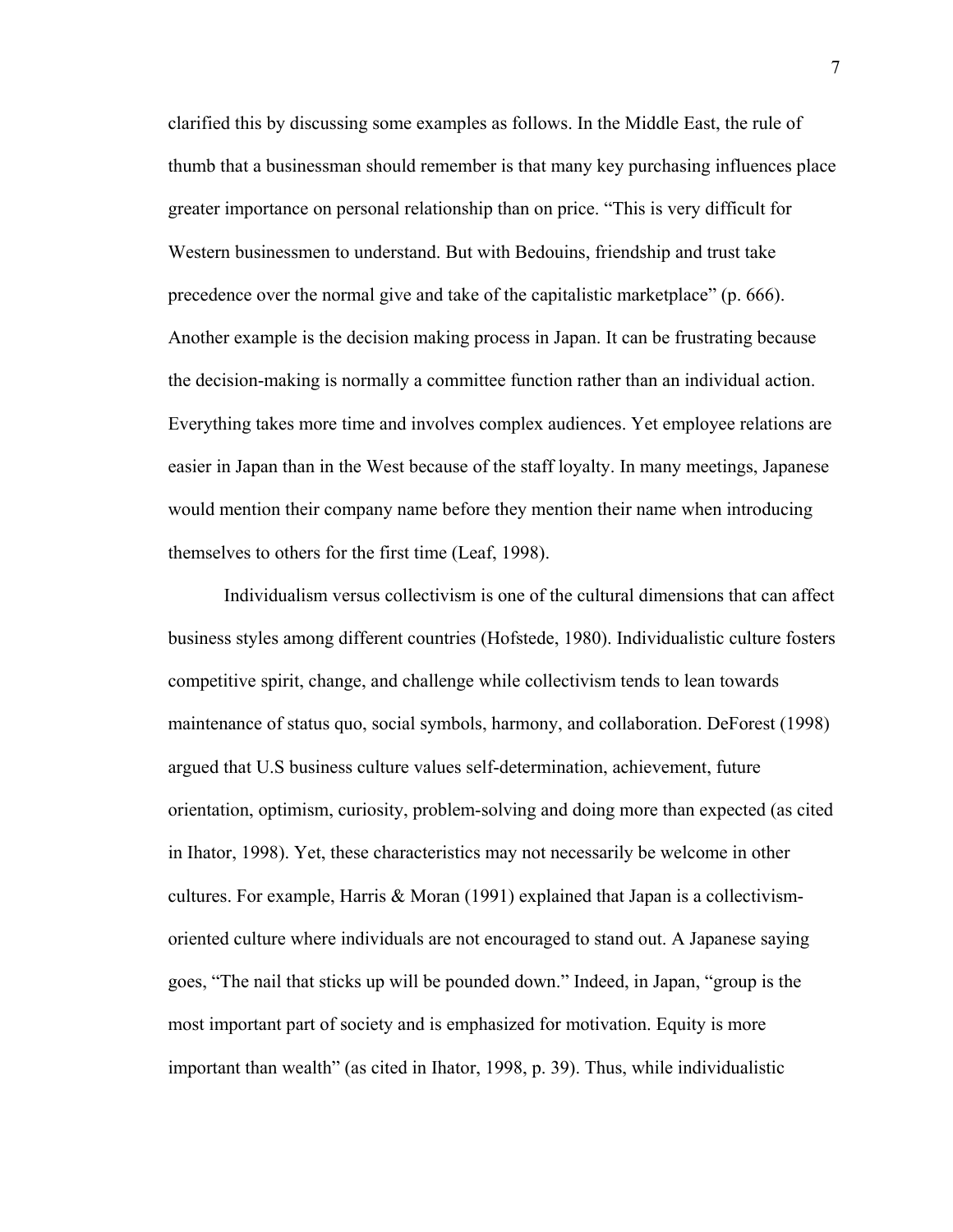clarified this by discussing some examples as follows. In the Middle East, the rule of thumb that a businessman should remember is that many key purchasing influences place greater importance on personal relationship than on price. "This is very difficult for Western businessmen to understand. But with Bedouins, friendship and trust take precedence over the normal give and take of the capitalistic marketplace" (p. 666). Another example is the decision making process in Japan. It can be frustrating because the decision-making is normally a committee function rather than an individual action. Everything takes more time and involves complex audiences. Yet employee relations are easier in Japan than in the West because of the staff loyalty. In many meetings, Japanese would mention their company name before they mention their name when introducing themselves to others for the first time (Leaf, 1998).

Individualism versus collectivism is one of the cultural dimensions that can affect business styles among different countries (Hofstede, 1980). Individualistic culture fosters competitive spirit, change, and challenge while collectivism tends to lean towards maintenance of status quo, social symbols, harmony, and collaboration. DeForest (1998) argued that U.S business culture values self-determination, achievement, future orientation, optimism, curiosity, problem-solving and doing more than expected (as cited in Ihator, 1998). Yet, these characteristics may not necessarily be welcome in other cultures. For example, Harris & Moran (1991) explained that Japan is a collectivism-oriented culture where individuals are not encouraged to stand out. A Japanese saying goes, "The nail that sticks up will be pounded down." Indeed, in Japan, "group is the most important part of society and is emphasized for motivation. Equity is more important than wealth" (as cited in Ihator, 1998, p. 39). Thus, while individualistic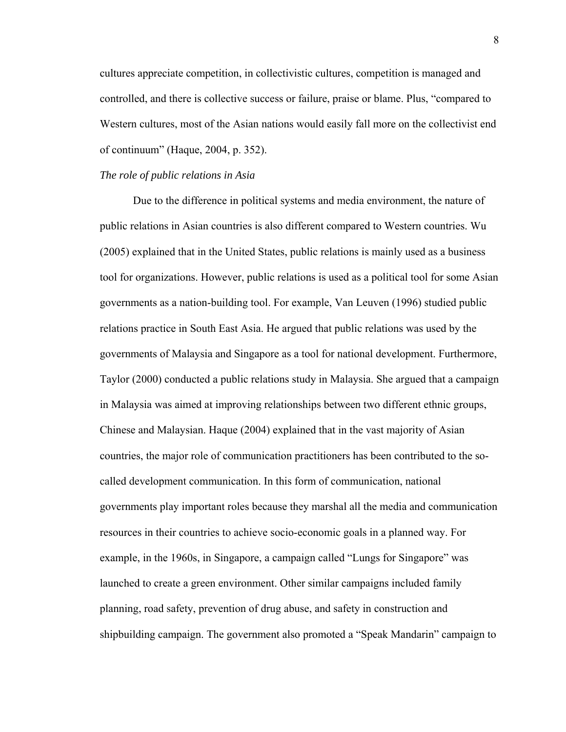cultures appreciate competition, in collectivistic cultures, competition is managed and controlled, and there is collective success or failure, praise or blame. Plus, "compared to Western cultures, most of the Asian nations would easily fall more on the collectivist end of continuum" (Haque, 2004, p. 352).

*The role of public relations in Asia*

Due to the difference in political systems and media environment, the nature of public relations in Asian countries is also different compared to Western countries. Wu (2005) explained that in the United States, public relations is mainly used as a business tool for organizations. However, public relations is used as a political tool for some Asian governments as a nation-building tool. For example, Van Leuven (1996) studied public relations practice in South East Asia. He argued that public relations was used by the governments of Malaysia and Singapore as a tool for national development. Furthermore, Taylor (2000) conducted a public relations study in Malaysia. She argued that a campaign in Malaysia was aimed at improving relationships between two different ethnic groups, Chinese and Malaysian. Haque (2004) explained that in the vast majority of Asian countries, the major role of communication practitioners has been contributed to the so-called development communication. In this form of communication, national governments play important roles because they marshal all the media and communication resources in their countries to achieve socio-economic goals in a planned way. For example, in the 1960s, in Singapore, a campaign called "Lungs for Singapore" was launched to create a green environment. Other similar campaigns included family planning, road safety, prevention of drug abuse, and safety in construction and shipbuilding campaign. The government also promoted a "Speak Mandarin" campaign to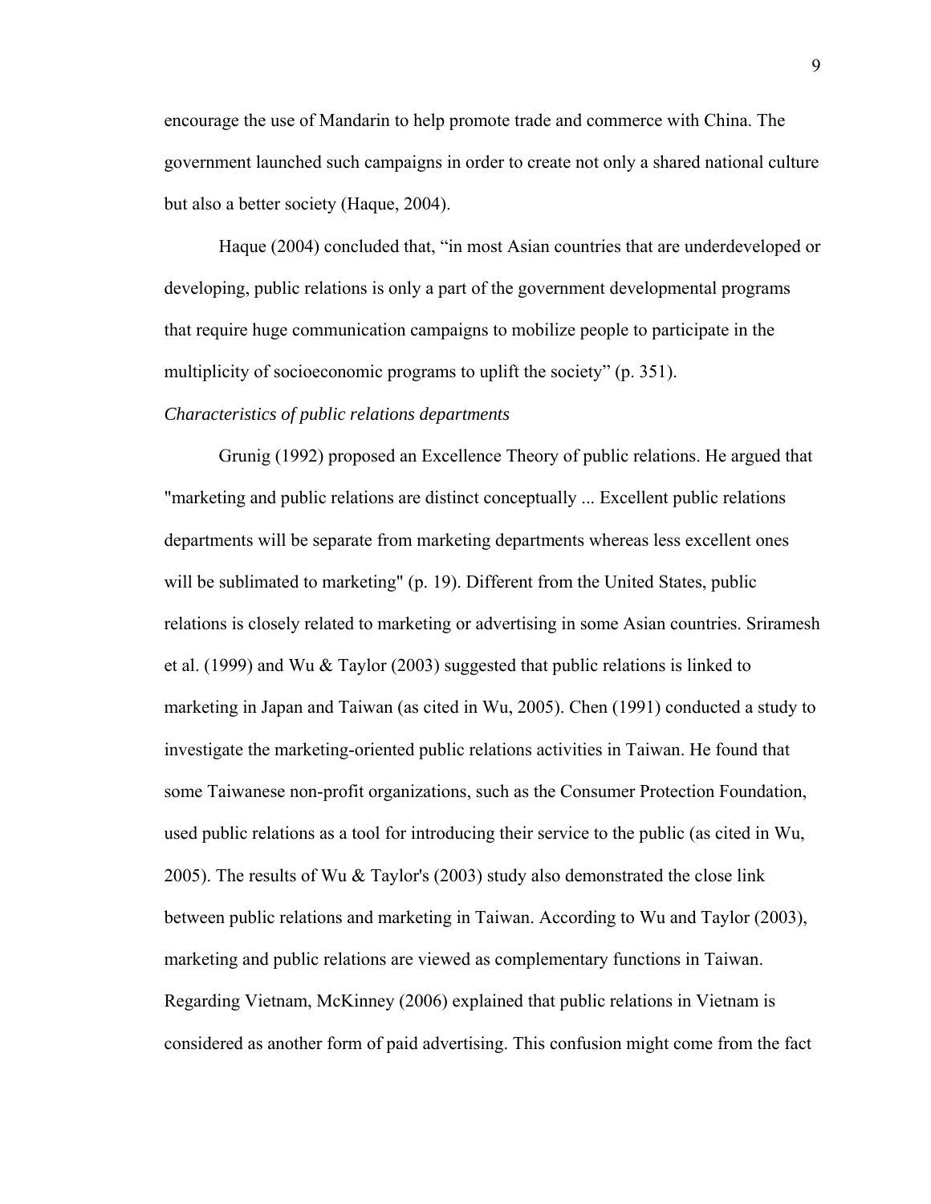encourage the use of Mandarin to help promote trade and commerce with China. The government launched such campaigns in order to create not only a shared national culture but also a better society (Haque, 2004).

Haque (2004) concluded that, “in most Asian countries that are underdeveloped or developing, public relations is only a part of the government developmental programs that require huge communication campaigns to mobilize people to participate in the multiplicity of socioeconomic programs to uplift the society” (p. 351).

*Characteristics of public relations departments*

Grunig (1992) proposed an Excellence Theory of public relations. He argued that "marketing and public relations are distinct conceptually ... Excellent public relations departments will be separate from marketing departments whereas less excellent ones will be sublimated to marketing" (p. 19). Different from the United States, public relations is closely related to marketing or advertising in some Asian countries. Sriramesh et al. (1999) and Wu & Taylor (2003) suggested that public relations is linked to marketing in Japan and Taiwan (as cited in Wu, 2005). Chen (1991) conducted a study to investigate the marketing-oriented public relations activities in Taiwan. He found that some Taiwanese non-profit organizations, such as the Consumer Protection Foundation, used public relations as a tool for introducing their service to the public (as cited in Wu, 2005). The results of Wu & Taylor's (2003) study also demonstrated the close link between public relations and marketing in Taiwan. According to Wu and Taylor (2003), marketing and public relations are viewed as complementary functions in Taiwan. Regarding Vietnam, McKinney (2006) explained that public relations in Vietnam is considered as another form of paid advertising. This confusion might come from the fact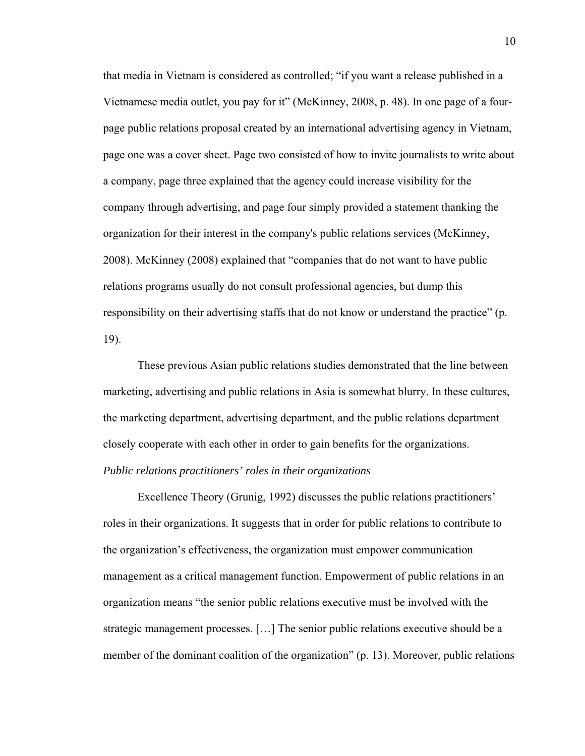that media in Vietnam is considered as controlled; "if you want a release published in a Vietnamese media outlet, you pay for it" (McKinney, 2008, p. 48). In one page of a four-page public relations proposal created by an international advertising agency in Vietnam, page one was a cover sheet. Page two consisted of how to invite journalists to write about a company, page three explained that the agency could increase visibility for the company through advertising, and page four simply provided a statement thanking the organization for their interest in the company's public relations services (McKinney, 2008). McKinney (2008) explained that "companies that do not want to have public relations programs usually do not consult professional agencies, but dump this responsibility on their advertising staffs that do not know or understand the practice" (p. 19).

These previous Asian public relations studies demonstrated that the line between marketing, advertising and public relations in Asia is somewhat blurry. In these cultures, the marketing department, advertising department, and the public relations department closely cooperate with each other in order to gain benefits for the organizations.

*Public relations practitioners' roles in their organizations*

Excellence Theory (Grunig, 1992) discusses the public relations practitioners' roles in their organizations. It suggests that in order for public relations to contribute to the organization's effectiveness, the organization must empower communication management as a critical management function. Empowerment of public relations in an organization means "the senior public relations executive must be involved with the strategic management processes. […] The senior public relations executive should be a member of the dominant coalition of the organization" (p. 13). Moreover, public relations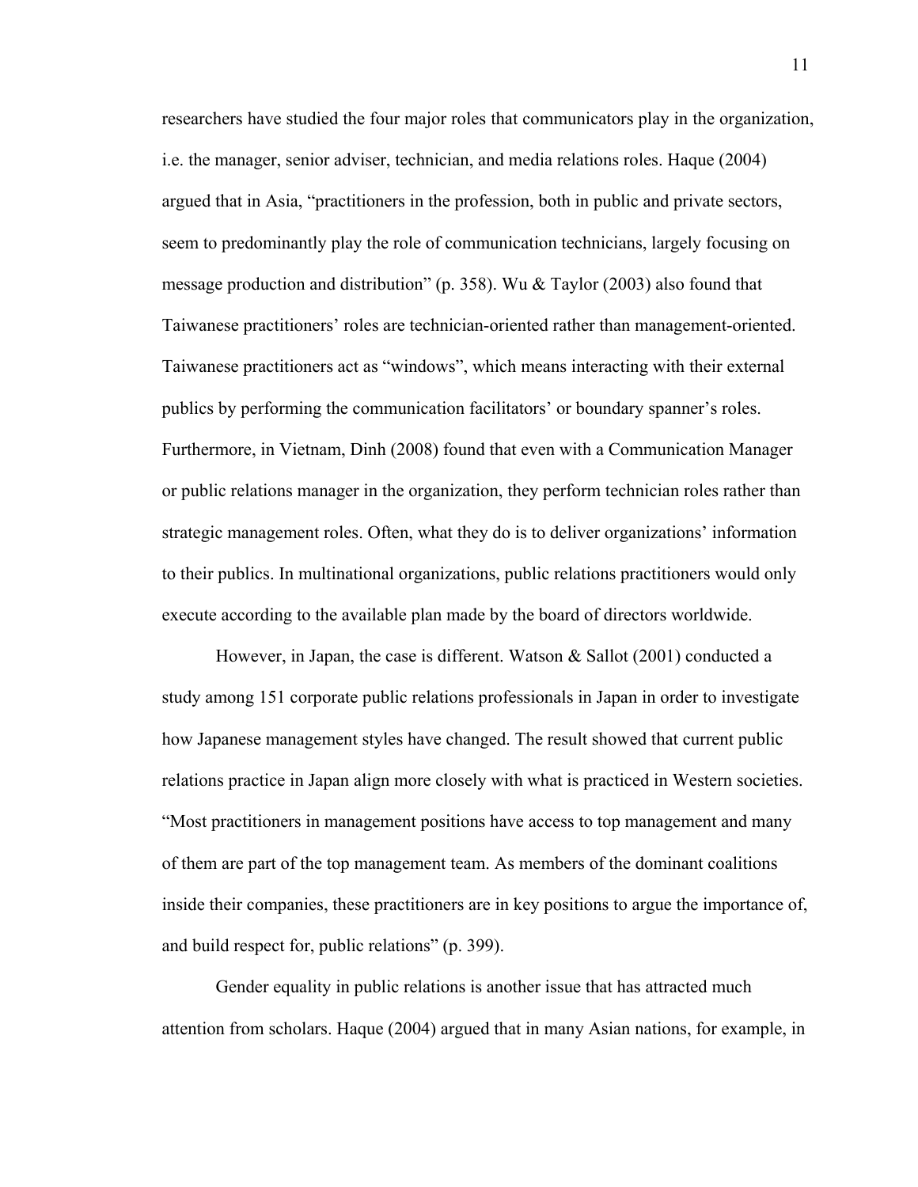researchers have studied the four major roles that communicators play in the organization, i.e. the manager, senior adviser, technician, and media relations roles. Haque (2004) argued that in Asia, "practitioners in the profession, both in public and private sectors, seem to predominantly play the role of communication technicians, largely focusing on message production and distribution" (p. 358). Wu & Taylor (2003) also found that Taiwanese practitioners' roles are technician-oriented rather than management-oriented. Taiwanese practitioners act as "windows", which means interacting with their external publics by performing the communication facilitators' or boundary spanner's roles. Furthermore, in Vietnam, Dinh (2008) found that even with a Communication Manager or public relations manager in the organization, they perform technician roles rather than strategic management roles. Often, what they do is to deliver organizations' information to their publics. In multinational organizations, public relations practitioners would only execute according to the available plan made by the board of directors worldwide.

However, in Japan, the case is different. Watson & Sallot (2001) conducted a study among 151 corporate public relations professionals in Japan in order to investigate how Japanese management styles have changed. The result showed that current public relations practice in Japan align more closely with what is practiced in Western societies. "Most practitioners in management positions have access to top management and many of them are part of the top management team. As members of the dominant coalitions inside their companies, these practitioners are in key positions to argue the importance of, and build respect for, public relations" (p. 399).

Gender equality in public relations is another issue that has attracted much attention from scholars. Haque (2004) argued that in many Asian nations, for example, in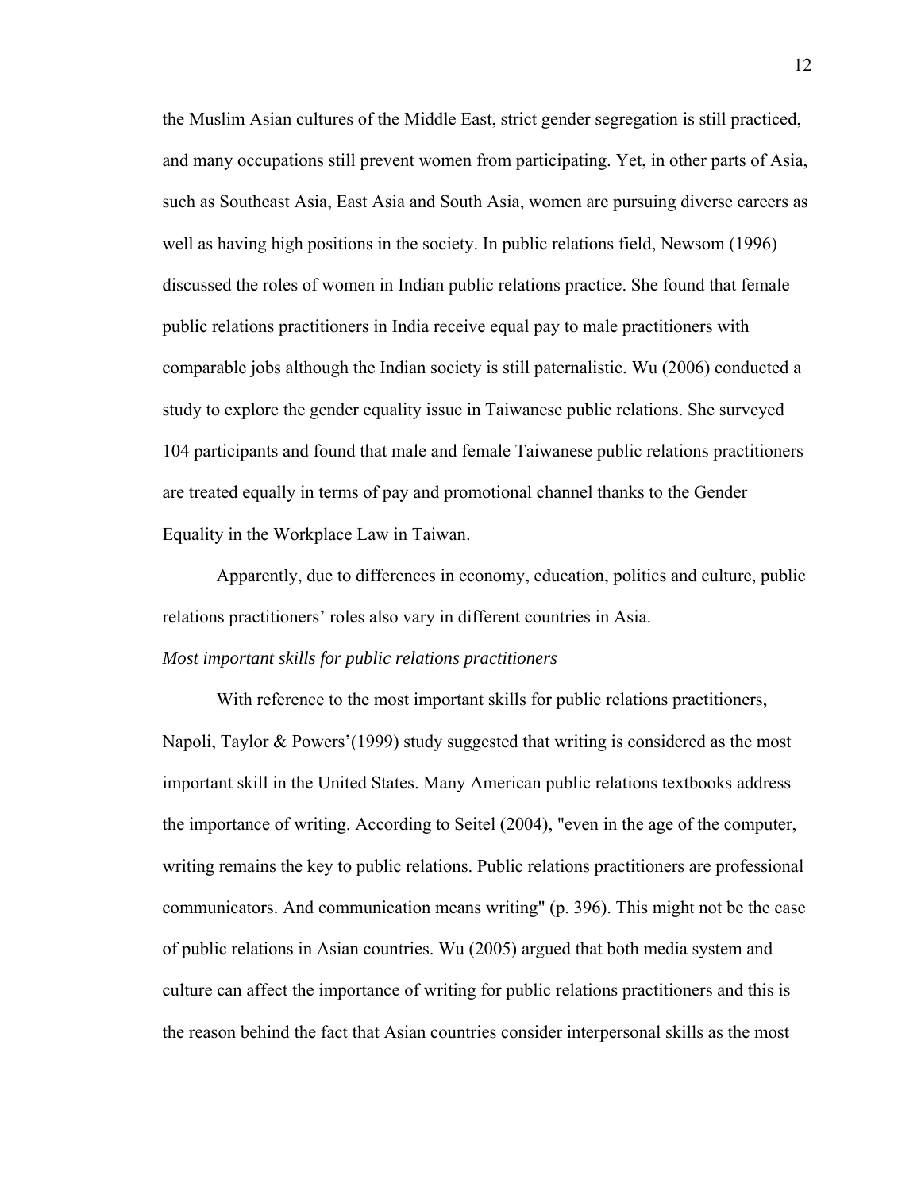the Muslim Asian cultures of the Middle East, strict gender segregation is still practiced, and many occupations still prevent women from participating. Yet, in other parts of Asia, such as Southeast Asia, East Asia and South Asia, women are pursuing diverse careers as well as having high positions in the society. In public relations field, Newsom (1996) discussed the roles of women in Indian public relations practice. She found that female public relations practitioners in India receive equal pay to male practitioners with comparable jobs although the Indian society is still paternalistic. Wu (2006) conducted a study to explore the gender equality issue in Taiwanese public relations. She surveyed 104 participants and found that male and female Taiwanese public relations practitioners are treated equally in terms of pay and promotional channel thanks to the Gender Equality in the Workplace Law in Taiwan.

Apparently, due to differences in economy, education, politics and culture, public relations practitioners' roles also vary in different countries in Asia.

*Most important skills for public relations practitioners*

With reference to the most important skills for public relations practitioners, Napoli, Taylor & Powers'(1999) study suggested that writing is considered as the most important skill in the United States. Many American public relations textbooks address the importance of writing. According to Seitel (2004), "even in the age of the computer, writing remains the key to public relations. Public relations practitioners are professional communicators. And communication means writing" (p. 396). This might not be the case of public relations in Asian countries. Wu (2005) argued that both media system and culture can affect the importance of writing for public relations practitioners and this is the reason behind the fact that Asian countries consider interpersonal skills as the most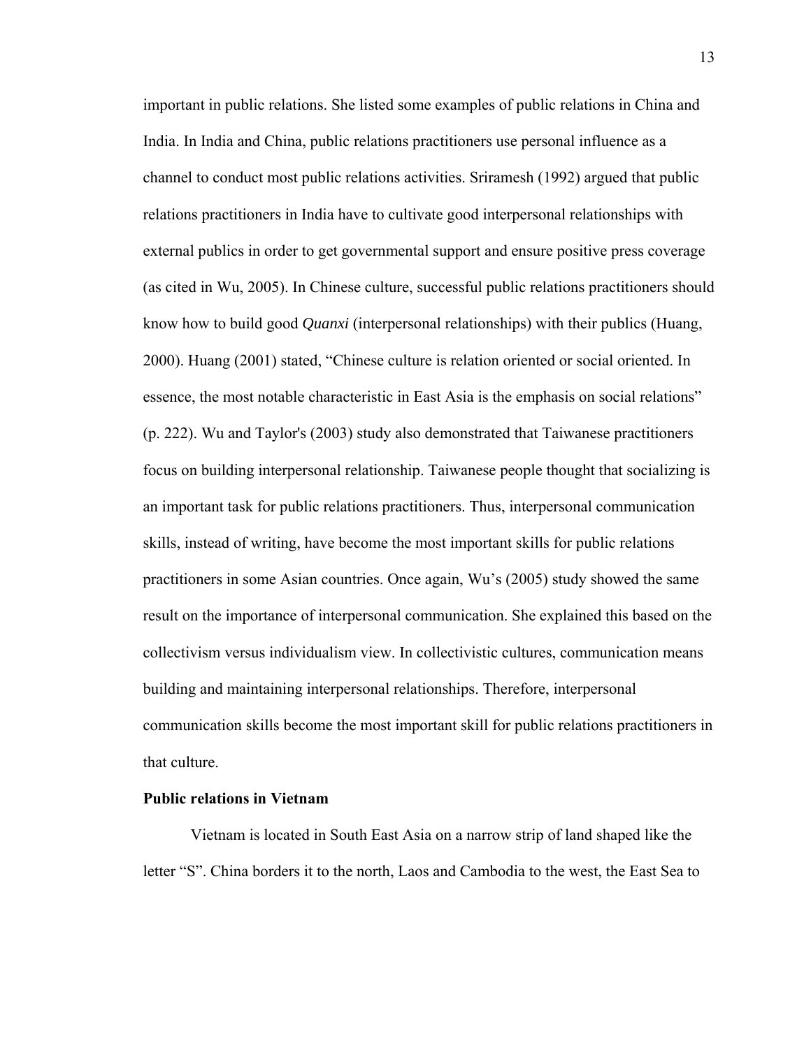important in public relations. She listed some examples of public relations in China and India. In India and China, public relations practitioners use personal influence as a channel to conduct most public relations activities. Sriramesh (1992) argued that public relations practitioners in India have to cultivate good interpersonal relationships with external publics in order to get governmental support and ensure positive press coverage (as cited in Wu, 2005). In Chinese culture, successful public relations practitioners should know how to build good *Quanxi* (interpersonal relationships) with their publics (Huang, 2000). Huang (2001) stated, "Chinese culture is relation oriented or social oriented. In essence, the most notable characteristic in East Asia is the emphasis on social relations" (p. 222). Wu and Taylor's (2003) study also demonstrated that Taiwanese practitioners focus on building interpersonal relationship. Taiwanese people thought that socializing is an important task for public relations practitioners. Thus, interpersonal communication skills, instead of writing, have become the most important skills for public relations practitioners in some Asian countries. Once again, Wu's (2005) study showed the same result on the importance of interpersonal communication. She explained this based on the collectivism versus individualism view. In collectivistic cultures, communication means building and maintaining interpersonal relationships. Therefore, interpersonal communication skills become the most important skill for public relations practitioners in that culture.

**Public relations in Vietnam**

Vietnam is located in South East Asia on a narrow strip of land shaped like the letter "S". China borders it to the north, Laos and Cambodia to the west, the East Sea to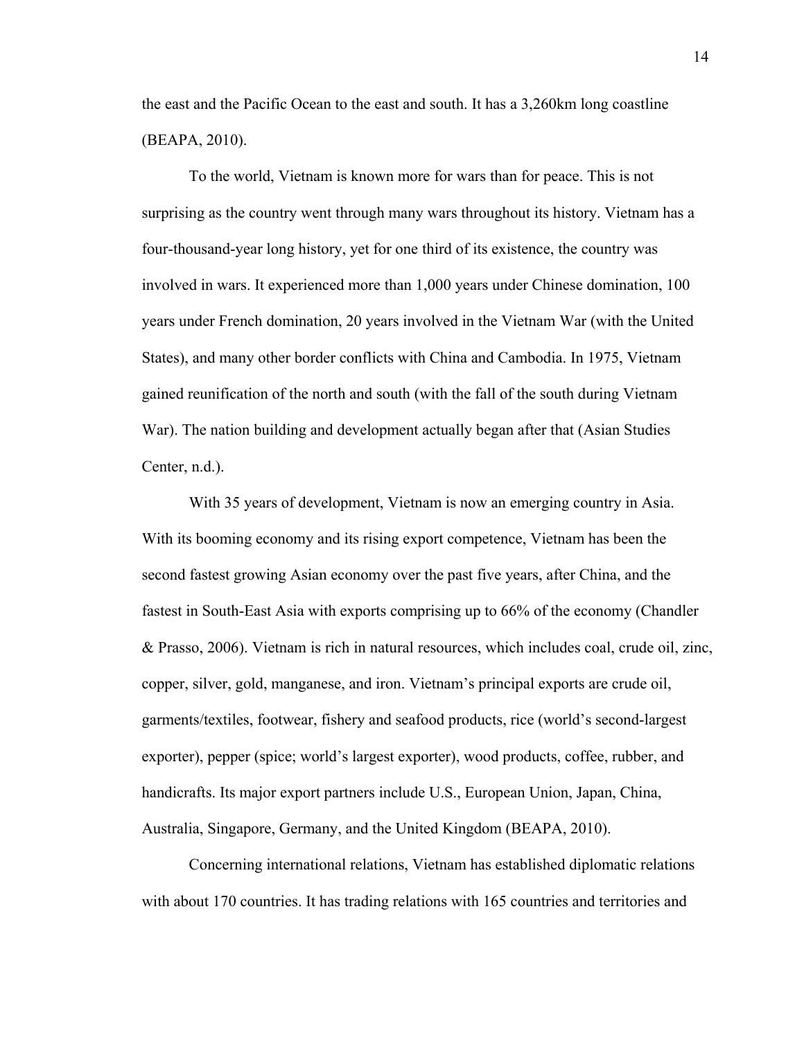the east and the Pacific Ocean to the east and south. It has a 3,260km long coastline (BEAPA, 2010).

To the world, Vietnam is known more for wars than for peace. This is not surprising as the country went through many wars throughout its history. Vietnam has a four-thousand-year long history, yet for one third of its existence, the country was involved in wars. It experienced more than 1,000 years under Chinese domination, 100 years under French domination, 20 years involved in the Vietnam War (with the United States), and many other border conflicts with China and Cambodia. In 1975, Vietnam gained reunification of the north and south (with the fall of the south during Vietnam War). The nation building and development actually began after that (Asian Studies Center, n.d.).

With 35 years of development, Vietnam is now an emerging country in Asia. With its booming economy and its rising export competence, Vietnam has been the second fastest growing Asian economy over the past five years, after China, and the fastest in South-East Asia with exports comprising up to 66% of the economy (Chandler & Prasso, 2006). Vietnam is rich in natural resources, which includes coal, crude oil, zinc, copper, silver, gold, manganese, and iron. Vietnam's principal exports are crude oil, garments/textiles, footwear, fishery and seafood products, rice (world's second-largest exporter), pepper (spice; world's largest exporter), wood products, coffee, rubber, and handicrafts. Its major export partners include U.S., European Union, Japan, China, Australia, Singapore, Germany, and the United Kingdom (BEAPA, 2010).

Concerning international relations, Vietnam has established diplomatic relations with about 170 countries. It has trading relations with 165 countries and territories and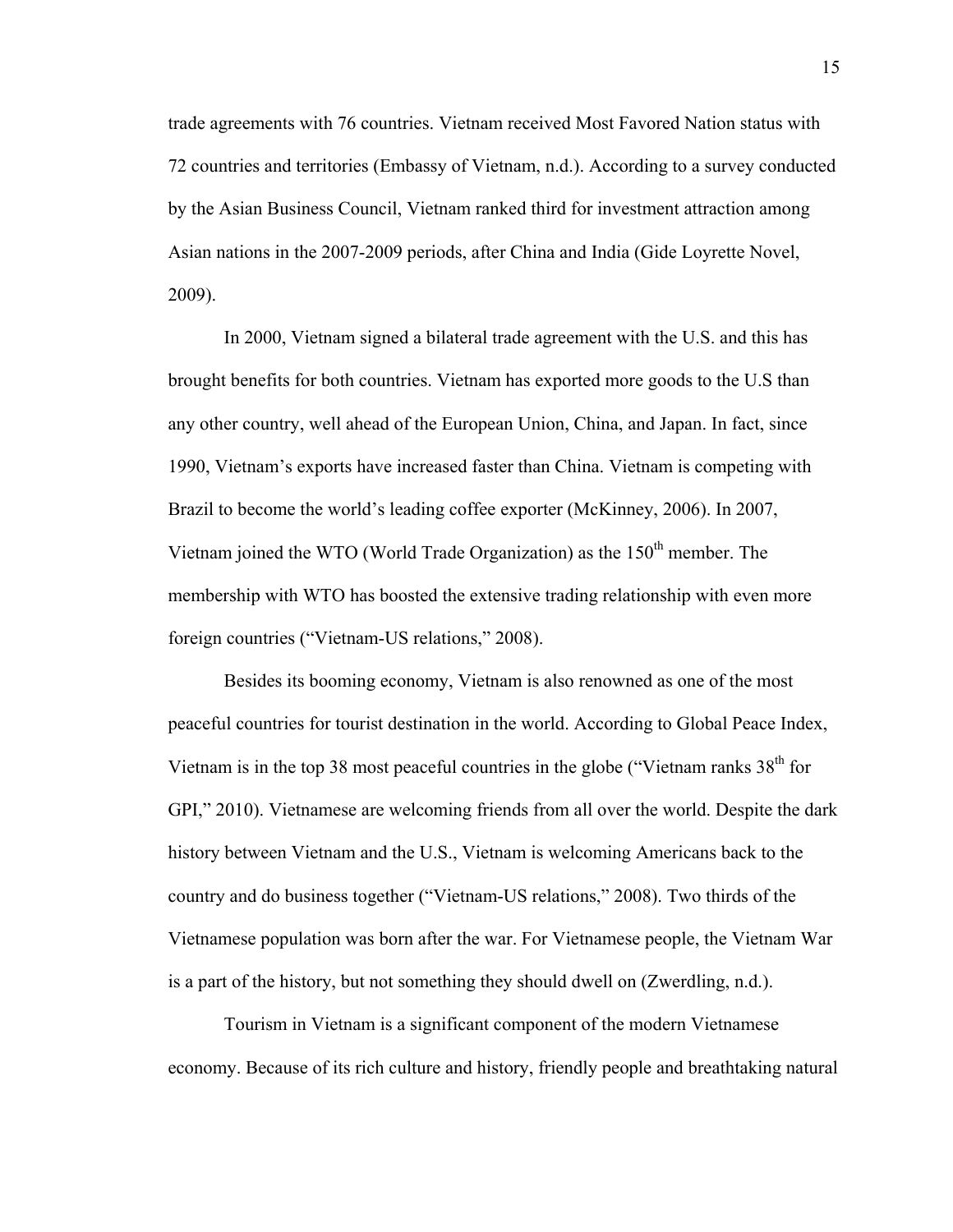trade agreements with 76 countries. Vietnam received Most Favored Nation status with 72 countries and territories (Embassy of Vietnam, n.d.). According to a survey conducted by the Asian Business Council, Vietnam ranked third for investment attraction among Asian nations in the 2007-2009 periods, after China and India (Gide Loyrette Novel, 2009).

In 2000, Vietnam signed a bilateral trade agreement with the U.S. and this has brought benefits for both countries. Vietnam has exported more goods to the U.S than any other country, well ahead of the European Union, China, and Japan. In fact, since 1990, Vietnam's exports have increased faster than China. Vietnam is competing with Brazil to become the world's leading coffee exporter (McKinney, 2006). In 2007, Vietnam joined the WTO (World Trade Organization) as the 150th member. The membership with WTO has boosted the extensive trading relationship with even more foreign countries ("Vietnam-US relations," 2008).

Besides its booming economy, Vietnam is also renowned as one of the most peaceful countries for tourist destination in the world. According to Global Peace Index, Vietnam is in the top 38 most peaceful countries in the globe ("Vietnam ranks 38th for GPI," 2010). Vietnamese are welcoming friends from all over the world. Despite the dark history between Vietnam and the U.S., Vietnam is welcoming Americans back to the country and do business together ("Vietnam-US relations," 2008). Two thirds of the Vietnamese population was born after the war. For Vietnamese people, the Vietnam War is a part of the history, but not something they should dwell on (Zwerdling, n.d.).

Tourism in Vietnam is a significant component of the modern Vietnamese economy. Because of its rich culture and history, friendly people and breathtaking natural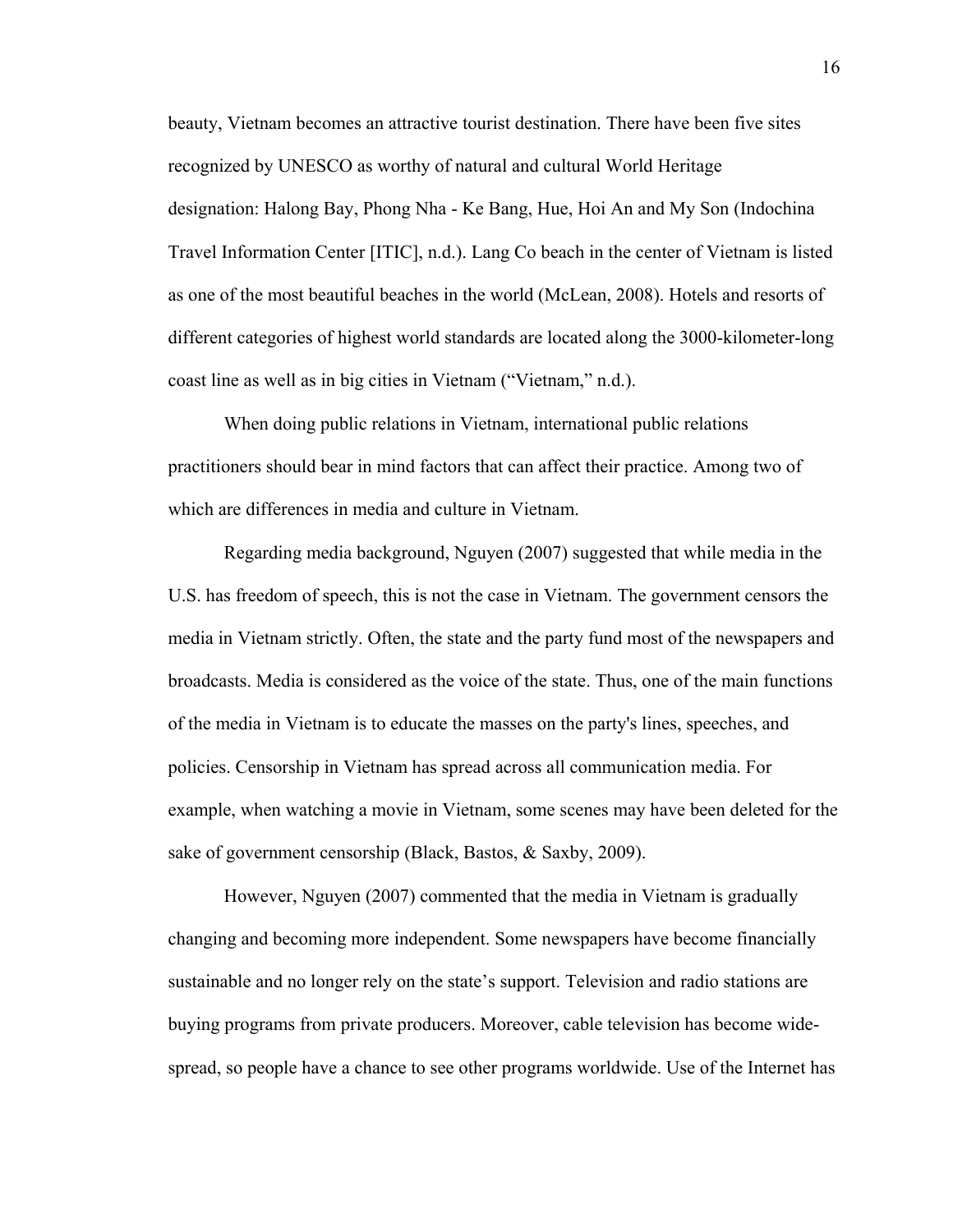beauty, Vietnam becomes an attractive tourist destination. There have been five sites recognized by UNESCO as worthy of natural and cultural World Heritage designation: Halong Bay, Phong Nha - Ke Bang, Hue, Hoi An and My Son (Indochina Travel Information Center [ITIC], n.d.). Lang Co beach in the center of Vietnam is listed as one of the most beautiful beaches in the world (McLean, 2008). Hotels and resorts of different categories of highest world standards are located along the 3000-kilometer-long coast line as well as in big cities in Vietnam ("Vietnam," n.d.).

When doing public relations in Vietnam, international public relations practitioners should bear in mind factors that can affect their practice. Among two of which are differences in media and culture in Vietnam.

Regarding media background, Nguyen (2007) suggested that while media in the U.S. has freedom of speech, this is not the case in Vietnam. The government censors the media in Vietnam strictly. Often, the state and the party fund most of the newspapers and broadcasts. Media is considered as the voice of the state. Thus, one of the main functions of the media in Vietnam is to educate the masses on the party's lines, speeches, and policies. Censorship in Vietnam has spread across all communication media. For example, when watching a movie in Vietnam, some scenes may have been deleted for the sake of government censorship (Black, Bastos, & Saxby, 2009).

However, Nguyen (2007) commented that the media in Vietnam is gradually changing and becoming more independent. Some newspapers have become financially sustainable and no longer rely on the state's support. Television and radio stations are buying programs from private producers. Moreover, cable television has become wide-spread, so people have a chance to see other programs worldwide. Use of the Internet has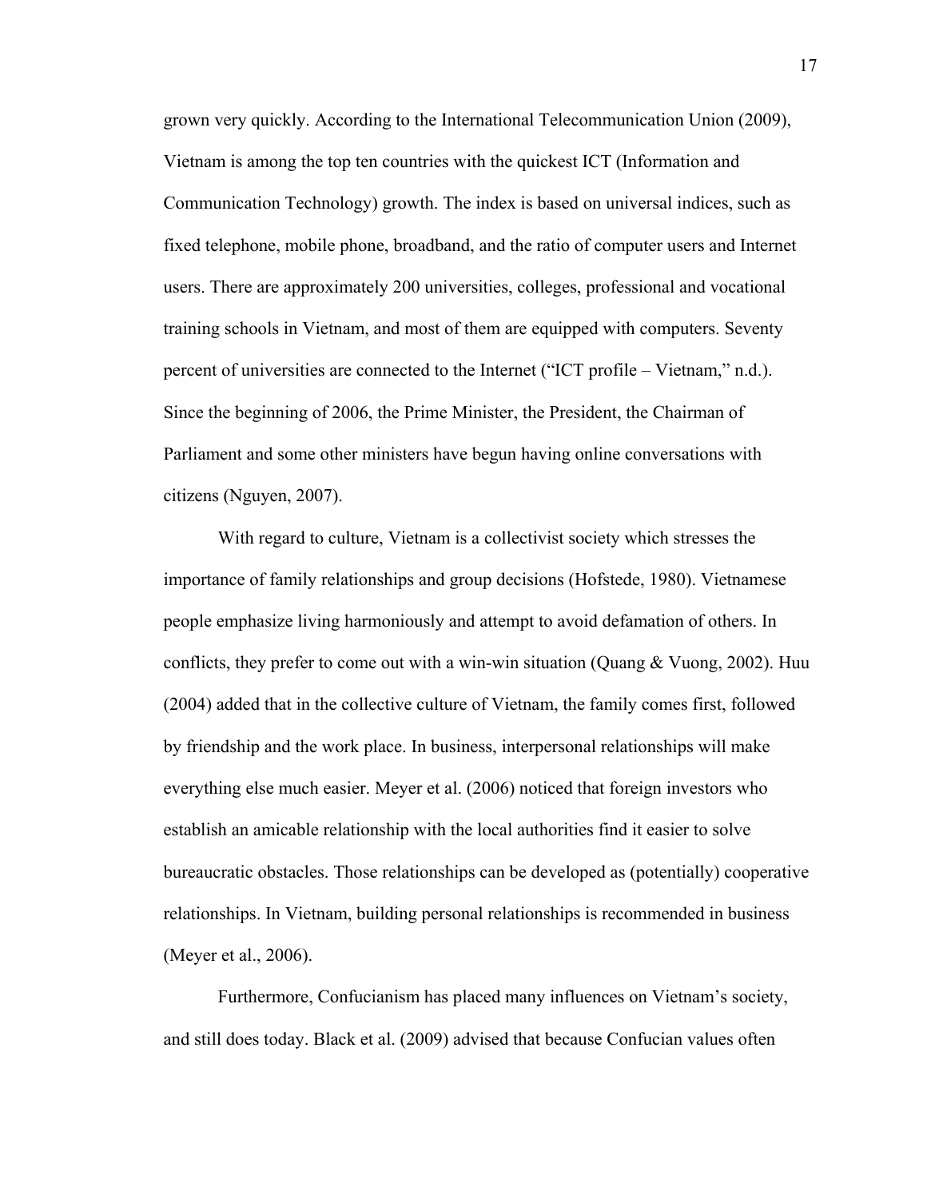grown very quickly. According to the International Telecommunication Union (2009), Vietnam is among the top ten countries with the quickest ICT (Information and Communication Technology) growth. The index is based on universal indices, such as fixed telephone, mobile phone, broadband, and the ratio of computer users and Internet users. There are approximately 200 universities, colleges, professional and vocational training schools in Vietnam, and most of them are equipped with computers. Seventy percent of universities are connected to the Internet ("ICT profile – Vietnam," n.d.). Since the beginning of 2006, the Prime Minister, the President, the Chairman of Parliament and some other ministers have begun having online conversations with citizens (Nguyen, 2007).

With regard to culture, Vietnam is a collectivist society which stresses the importance of family relationships and group decisions (Hofstede, 1980). Vietnamese people emphasize living harmoniously and attempt to avoid defamation of others. In conflicts, they prefer to come out with a win-win situation (Quang & Vuong, 2002). Huu (2004) added that in the collective culture of Vietnam, the family comes first, followed by friendship and the work place. In business, interpersonal relationships will make everything else much easier. Meyer et al. (2006) noticed that foreign investors who establish an amicable relationship with the local authorities find it easier to solve bureaucratic obstacles. Those relationships can be developed as (potentially) cooperative relationships. In Vietnam, building personal relationships is recommended in business (Meyer et al., 2006).

Furthermore, Confucianism has placed many influences on Vietnam's society, and still does today. Black et al. (2009) advised that because Confucian values often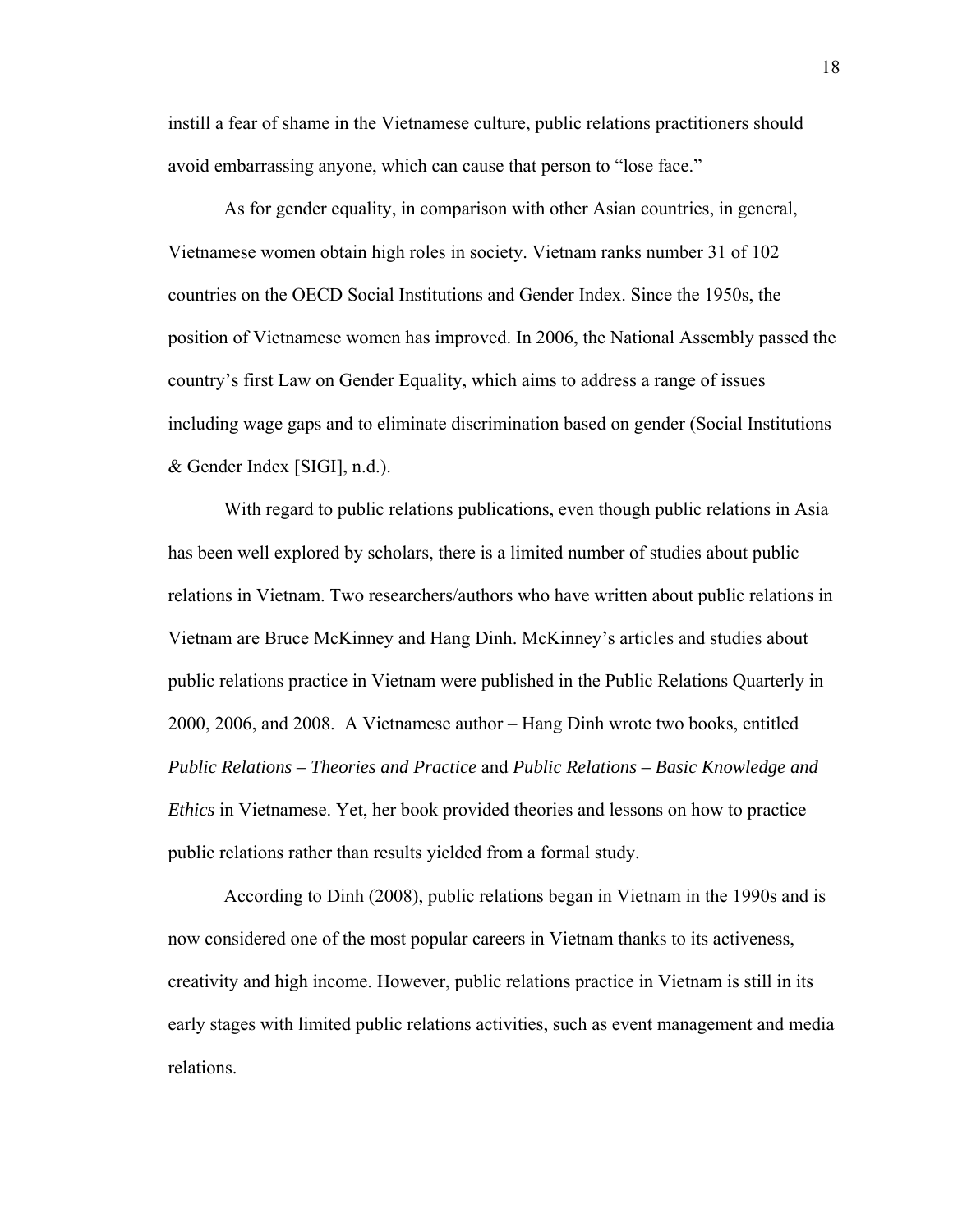instill a fear of shame in the Vietnamese culture, public relations practitioners should avoid embarrassing anyone, which can cause that person to "lose face."

As for gender equality, in comparison with other Asian countries, in general, Vietnamese women obtain high roles in society. Vietnam ranks number 31 of 102 countries on the OECD Social Institutions and Gender Index. Since the 1950s, the position of Vietnamese women has improved. In 2006, the National Assembly passed the country's first Law on Gender Equality, which aims to address a range of issues including wage gaps and to eliminate discrimination based on gender (Social Institutions & Gender Index [SIGI], n.d.).

With regard to public relations publications, even though public relations in Asia has been well explored by scholars, there is a limited number of studies about public relations in Vietnam. Two researchers/authors who have written about public relations in Vietnam are Bruce McKinney and Hang Dinh. McKinney's articles and studies about public relations practice in Vietnam were published in the Public Relations Quarterly in 2000, 2006, and 2008. A Vietnamese author – Hang Dinh wrote two books, entitled *Public Relations – Theories and Practice* and *Public Relations – Basic Knowledge and Ethics* in Vietnamese. Yet, her book provided theories and lessons on how to practice public relations rather than results yielded from a formal study.

According to Dinh (2008), public relations began in Vietnam in the 1990s and is now considered one of the most popular careers in Vietnam thanks to its activeness, creativity and high income. However, public relations practice in Vietnam is still in its early stages with limited public relations activities, such as event management and media relations.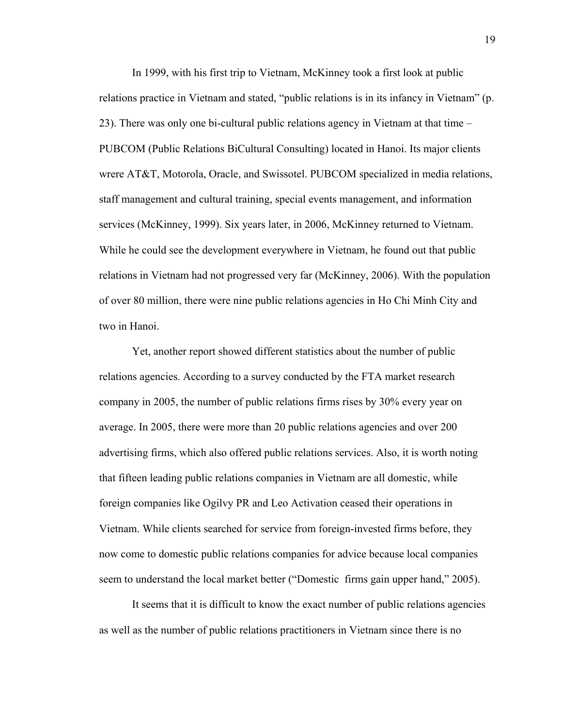In 1999, with his first trip to Vietnam, McKinney took a first look at public relations practice in Vietnam and stated, "public relations is in its infancy in Vietnam" (p. 23). There was only one bi-cultural public relations agency in Vietnam at that time – PUBCOM (Public Relations BiCultural Consulting) located in Hanoi. Its major clients wrere AT&T, Motorola, Oracle, and Swissotel. PUBCOM specialized in media relations, staff management and cultural training, special events management, and information services (McKinney, 1999). Six years later, in 2006, McKinney returned to Vietnam. While he could see the development everywhere in Vietnam, he found out that public relations in Vietnam had not progressed very far (McKinney, 2006). With the population of over 80 million, there were nine public relations agencies in Ho Chi Minh City and two in Hanoi.

Yet, another report showed different statistics about the number of public relations agencies. According to a survey conducted by the FTA market research company in 2005, the number of public relations firms rises by 30% every year on average. In 2005, there were more than 20 public relations agencies and over 200 advertising firms, which also offered public relations services. Also, it is worth noting that fifteen leading public relations companies in Vietnam are all domestic, while foreign companies like Ogilvy PR and Leo Activation ceased their operations in Vietnam. While clients searched for service from foreign-invested firms before, they now come to domestic public relations companies for advice because local companies seem to understand the local market better ("Domestic firms gain upper hand," 2005).

It seems that it is difficult to know the exact number of public relations agencies as well as the number of public relations practitioners in Vietnam since there is no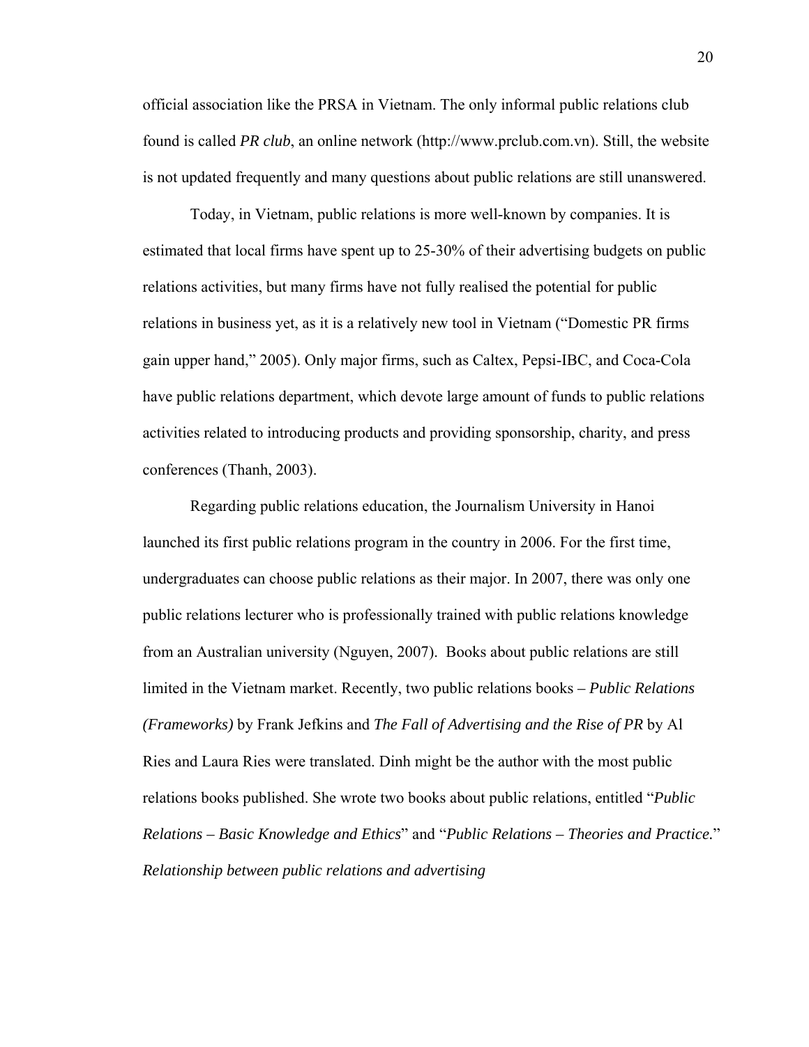official association like the PRSA in Vietnam. The only informal public relations club found is called *PR club*, an online network (http://www.prclub.com.vn). Still, the website is not updated frequently and many questions about public relations are still unanswered.

Today, in Vietnam, public relations is more well-known by companies. It is estimated that local firms have spent up to 25-30% of their advertising budgets on public relations activities, but many firms have not fully realised the potential for public relations in business yet, as it is a relatively new tool in Vietnam ("Domestic PR firms gain upper hand," 2005). Only major firms, such as Caltex, Pepsi-IBC, and Coca-Cola have public relations department, which devote large amount of funds to public relations activities related to introducing products and providing sponsorship, charity, and press conferences (Thanh, 2003).

Regarding public relations education, the Journalism University in Hanoi launched its first public relations program in the country in 2006. For the first time, undergraduates can choose public relations as their major. In 2007, there was only one public relations lecturer who is professionally trained with public relations knowledge from an Australian university (Nguyen, 2007). Books about public relations are still limited in the Vietnam market. Recently, two public relations books – *Public Relations (Frameworks)* by Frank Jefkins and *The Fall of Advertising and the Rise of PR* by Al Ries and Laura Ries were translated. Dinh might be the author with the most public relations books published. She wrote two books about public relations, entitled "*Public Relations – Basic Knowledge and Ethics*" and "*Public Relations – Theories and Practice.*"

*Relationship between public relations and advertising*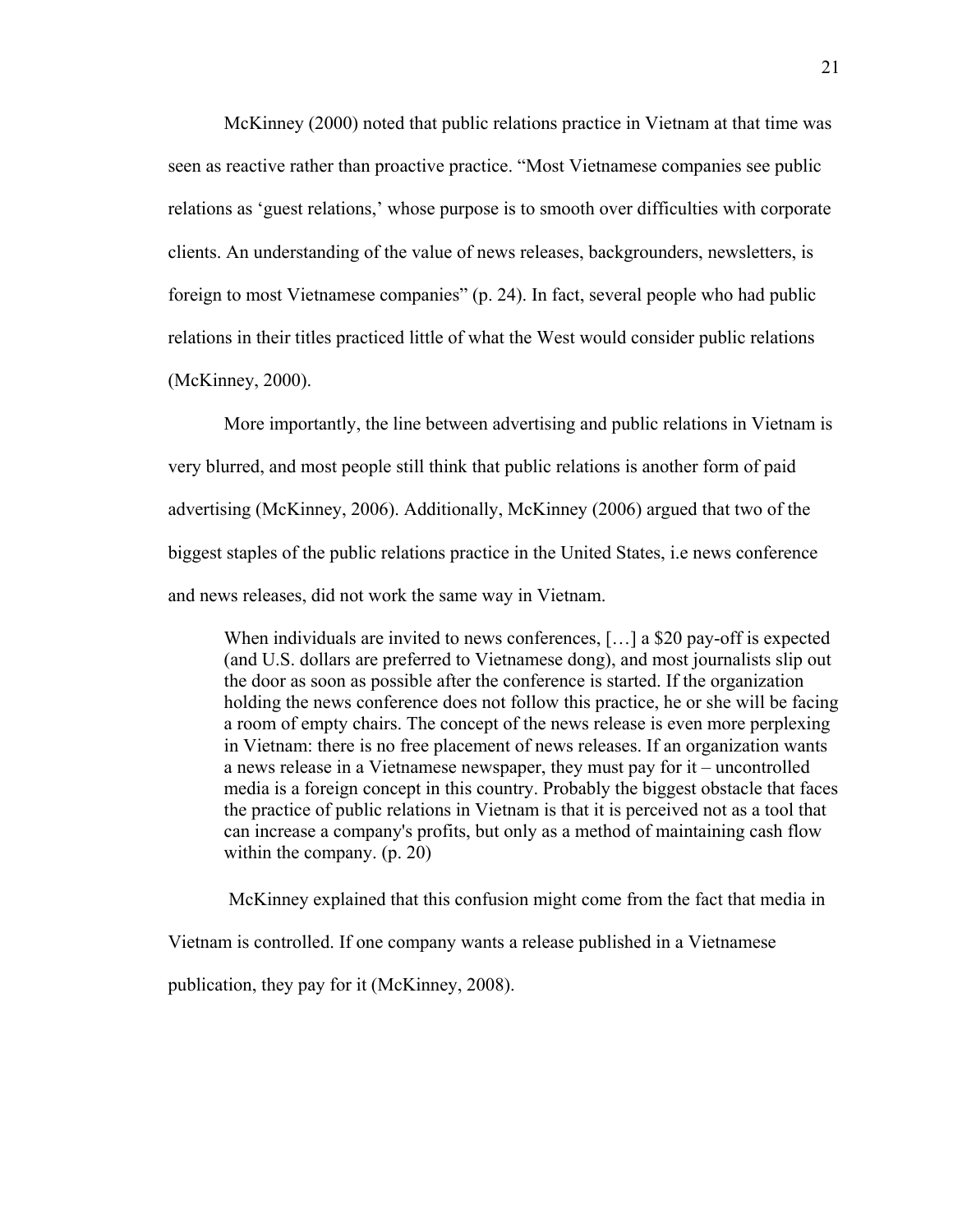McKinney (2000) noted that public relations practice in Vietnam at that time was seen as reactive rather than proactive practice. “Most Vietnamese companies see public relations as ‘guest relations,’ whose purpose is to smooth over difficulties with corporate clients. An understanding of the value of news releases, backgrounders, newsletters, is foreign to most Vietnamese companies” (p. 24). In fact, several people who had public relations in their titles practiced little of what the West would consider public relations (McKinney, 2000).

More importantly, the line between advertising and public relations in Vietnam is very blurred, and most people still think that public relations is another form of paid advertising (McKinney, 2006). Additionally, McKinney (2006) argued that two of the biggest staples of the public relations practice in the United States, i.e news conference and news releases, did not work the same way in Vietnam.

> When individuals are invited to news conferences, […] a $20 pay-off is expected (and U.S. dollars are preferred to Vietnamese dong), and most journalists slip out the door as soon as possible after the conference is started. If the organization holding the news conference does not follow this practice, he or she will be facing a room of empty chairs. The concept of the news release is even more perplexing in Vietnam: there is no free placement of news releases. If an organization wants a news release in a Vietnamese newspaper, they must pay for it – uncontrolled media is a foreign concept in this country. Probably the biggest obstacle that faces the practice of public relations in Vietnam is that it is perceived not as a tool that can increase a company's profits, but only as a method of maintaining cash flow within the company. (p. 20)

McKinney explained that this confusion might come from the fact that media in Vietnam is controlled. If one company wants a release published in a Vietnamese publication, they pay for it (McKinney, 2008).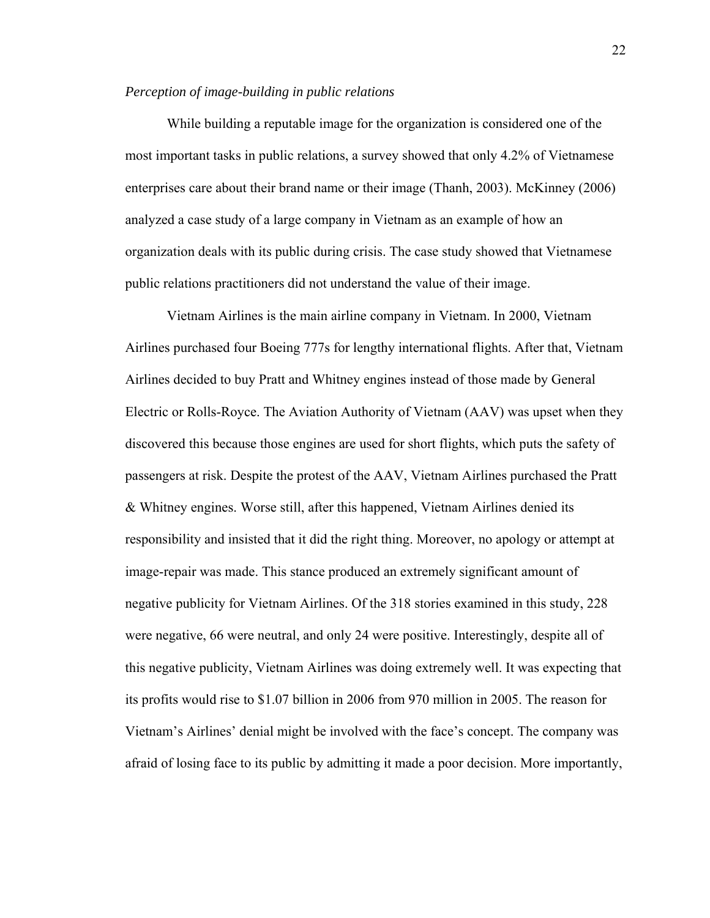*Perception of image-building in public relations*

While building a reputable image for the organization is considered one of the most important tasks in public relations, a survey showed that only 4.2% of Vietnamese enterprises care about their brand name or their image (Thanh, 2003). McKinney (2006) analyzed a case study of a large company in Vietnam as an example of how an organization deals with its public during crisis. The case study showed that Vietnamese public relations practitioners did not understand the value of their image.

Vietnam Airlines is the main airline company in Vietnam. In 2000, Vietnam Airlines purchased four Boeing 777s for lengthy international flights. After that, Vietnam Airlines decided to buy Pratt and Whitney engines instead of those made by General Electric or Rolls-Royce. The Aviation Authority of Vietnam (AAV) was upset when they discovered this because those engines are used for short flights, which puts the safety of passengers at risk. Despite the protest of the AAV, Vietnam Airlines purchased the Pratt & Whitney engines. Worse still, after this happened, Vietnam Airlines denied its responsibility and insisted that it did the right thing. Moreover, no apology or attempt at image-repair was made. This stance produced an extremely significant amount of negative publicity for Vietnam Airlines. Of the 318 stories examined in this study, 228 were negative, 66 were neutral, and only 24 were positive. Interestingly, despite all of this negative publicity, Vietnam Airlines was doing extremely well. It was expecting that its profits would rise to $1.07 billion in 2006 from 970 million in 2005. The reason for Vietnam's Airlines' denial might be involved with the face's concept. The company was afraid of losing face to its public by admitting it made a poor decision. More importantly,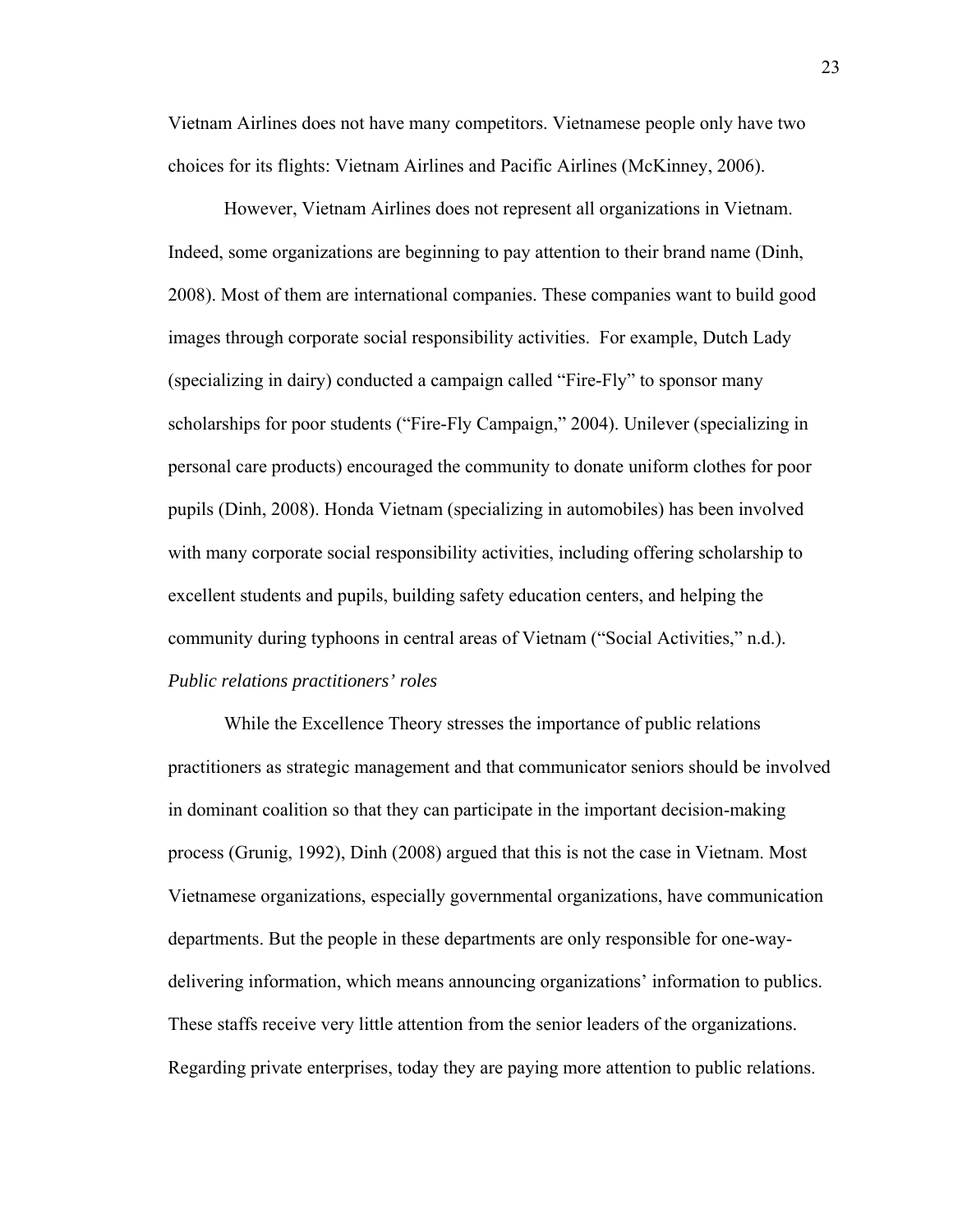Vietnam Airlines does not have many competitors. Vietnamese people only have two choices for its flights: Vietnam Airlines and Pacific Airlines (McKinney, 2006).

However, Vietnam Airlines does not represent all organizations in Vietnam. Indeed, some organizations are beginning to pay attention to their brand name (Dinh, 2008). Most of them are international companies. These companies want to build good images through corporate social responsibility activities. For example, Dutch Lady (specializing in dairy) conducted a campaign called "Fire-Fly" to sponsor many scholarships for poor students ("Fire-Fly Campaign," 2004). Unilever (specializing in personal care products) encouraged the community to donate uniform clothes for poor pupils (Dinh, 2008). Honda Vietnam (specializing in automobiles) has been involved with many corporate social responsibility activities, including offering scholarship to excellent students and pupils, building safety education centers, and helping the community during typhoons in central areas of Vietnam ("Social Activities," n.d.).

*Public relations practitioners' roles*

While the Excellence Theory stresses the importance of public relations practitioners as strategic management and that communicator seniors should be involved in dominant coalition so that they can participate in the important decision-making process (Grunig, 1992), Dinh (2008) argued that this is not the case in Vietnam. Most Vietnamese organizations, especially governmental organizations, have communication departments. But the people in these departments are only responsible for one-way-delivering information, which means announcing organizations' information to publics. These staffs receive very little attention from the senior leaders of the organizations. Regarding private enterprises, today they are paying more attention to public relations.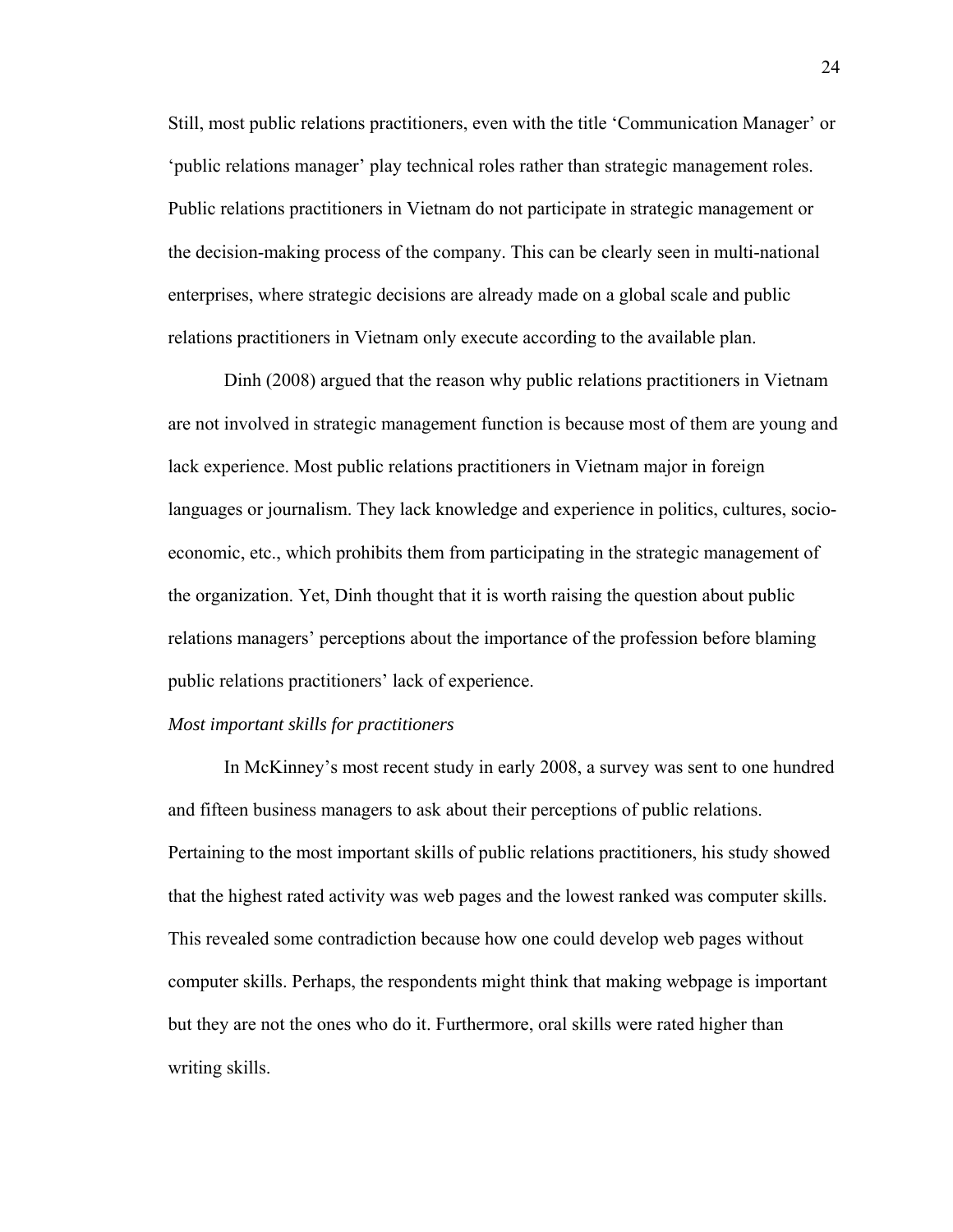Still, most public relations practitioners, even with the title ‘Communication Manager’ or ‘public relations manager’ play technical roles rather than strategic management roles. Public relations practitioners in Vietnam do not participate in strategic management or the decision-making process of the company. This can be clearly seen in multi-national enterprises, where strategic decisions are already made on a global scale and public relations practitioners in Vietnam only execute according to the available plan.

Dinh (2008) argued that the reason why public relations practitioners in Vietnam are not involved in strategic management function is because most of them are young and lack experience. Most public relations practitioners in Vietnam major in foreign languages or journalism. They lack knowledge and experience in politics, cultures, socio-economic, etc., which prohibits them from participating in the strategic management of the organization. Yet, Dinh thought that it is worth raising the question about public relations managers’ perceptions about the importance of the profession before blaming public relations practitioners’ lack of experience.

*Most important skills for practitioners*

In McKinney’s most recent study in early 2008, a survey was sent to one hundred and fifteen business managers to ask about their perceptions of public relations. Pertaining to the most important skills of public relations practitioners, his study showed that the highest rated activity was web pages and the lowest ranked was computer skills. This revealed some contradiction because how one could develop web pages without computer skills. Perhaps, the respondents might think that making webpage is important but they are not the ones who do it. Furthermore, oral skills were rated higher than writing skills.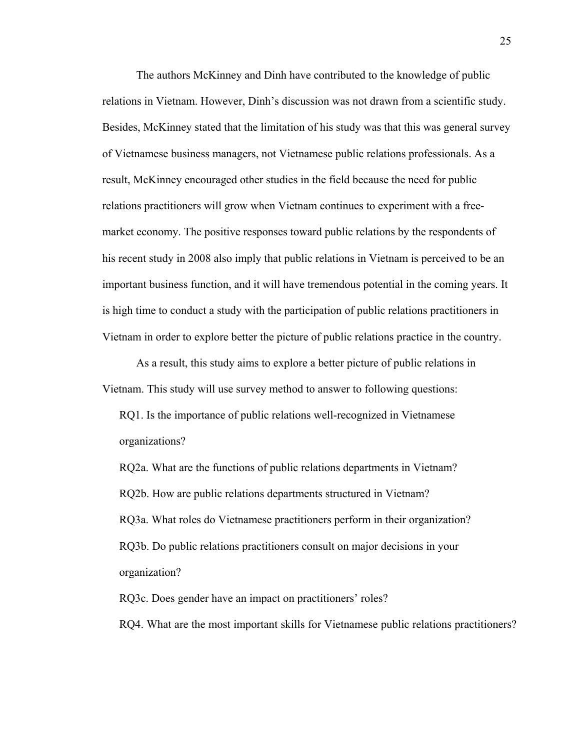The authors McKinney and Dinh have contributed to the knowledge of public relations in Vietnam. However, Dinh's discussion was not drawn from a scientific study. Besides, McKinney stated that the limitation of his study was that this was general survey of Vietnamese business managers, not Vietnamese public relations professionals. As a result, McKinney encouraged other studies in the field because the need for public relations practitioners will grow when Vietnam continues to experiment with a free-market economy. The positive responses toward public relations by the respondents of his recent study in 2008 also imply that public relations in Vietnam is perceived to be an important business function, and it will have tremendous potential in the coming years. It is high time to conduct a study with the participation of public relations practitioners in Vietnam in order to explore better the picture of public relations practice in the country.

As a result, this study aims to explore a better picture of public relations in Vietnam. This study will use survey method to answer to following questions:

RQ1. Is the importance of public relations well-recognized in Vietnamese organizations?

RQ2a. What are the functions of public relations departments in Vietnam?

RQ2b. How are public relations departments structured in Vietnam?

RQ3a. What roles do Vietnamese practitioners perform in their organization?

RQ3b. Do public relations practitioners consult on major decisions in your organization?

RQ3c. Does gender have an impact on practitioners' roles?

RQ4. What are the most important skills for Vietnamese public relations practitioners?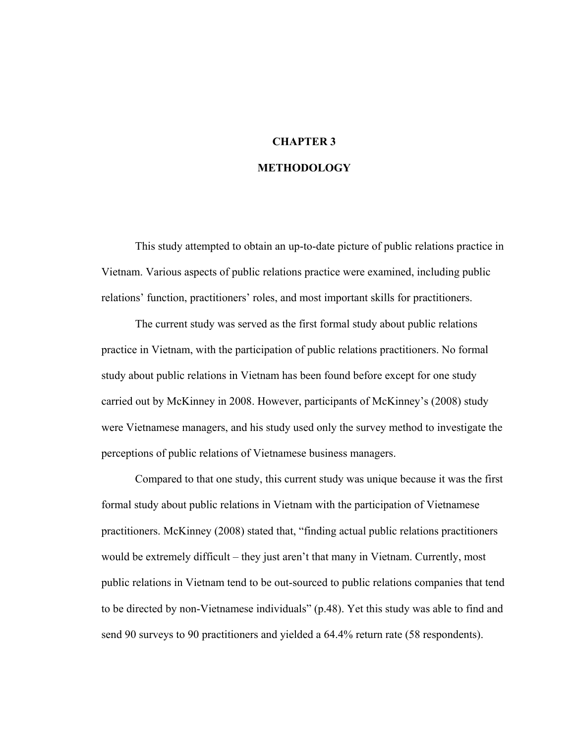# CHAPTER 3

# METHODOLOGY

This study attempted to obtain an up-to-date picture of public relations practice in Vietnam. Various aspects of public relations practice were examined, including public relations' function, practitioners' roles, and most important skills for practitioners.

The current study was served as the first formal study about public relations practice in Vietnam, with the participation of public relations practitioners. No formal study about public relations in Vietnam has been found before except for one study carried out by McKinney in 2008. However, participants of McKinney's (2008) study were Vietnamese managers, and his study used only the survey method to investigate the perceptions of public relations of Vietnamese business managers.

Compared to that one study, this current study was unique because it was the first formal study about public relations in Vietnam with the participation of Vietnamese practitioners. McKinney (2008) stated that, "finding actual public relations practitioners would be extremely difficult – they just aren't that many in Vietnam. Currently, most public relations in Vietnam tend to be out-sourced to public relations companies that tend to be directed by non-Vietnamese individuals" (p.48). Yet this study was able to find and send 90 surveys to 90 practitioners and yielded a 64.4% return rate (58 respondents).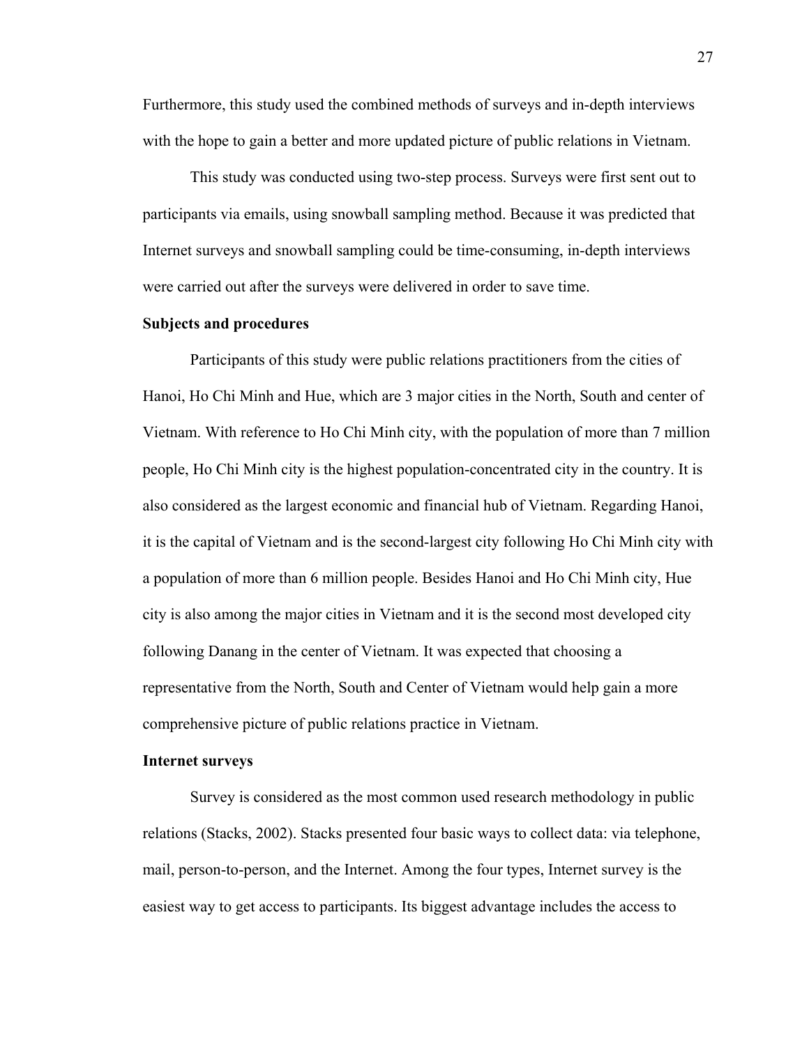Furthermore, this study used the combined methods of surveys and in-depth interviews with the hope to gain a better and more updated picture of public relations in Vietnam.

This study was conducted using two-step process. Surveys were first sent out to participants via emails, using snowball sampling method. Because it was predicted that Internet surveys and snowball sampling could be time-consuming, in-depth interviews were carried out after the surveys were delivered in order to save time.

**Subjects and procedures**

Participants of this study were public relations practitioners from the cities of Hanoi, Ho Chi Minh and Hue, which are 3 major cities in the North, South and center of Vietnam. With reference to Ho Chi Minh city, with the population of more than 7 million people, Ho Chi Minh city is the highest population-concentrated city in the country. It is also considered as the largest economic and financial hub of Vietnam. Regarding Hanoi, it is the capital of Vietnam and is the second-largest city following Ho Chi Minh city with a population of more than 6 million people. Besides Hanoi and Ho Chi Minh city, Hue city is also among the major cities in Vietnam and it is the second most developed city following Danang in the center of Vietnam. It was expected that choosing a representative from the North, South and Center of Vietnam would help gain a more comprehensive picture of public relations practice in Vietnam.

**Internet surveys**

Survey is considered as the most common used research methodology in public relations (Stacks, 2002). Stacks presented four basic ways to collect data: via telephone, mail, person-to-person, and the Internet. Among the four types, Internet survey is the easiest way to get access to participants. Its biggest advantage includes the access to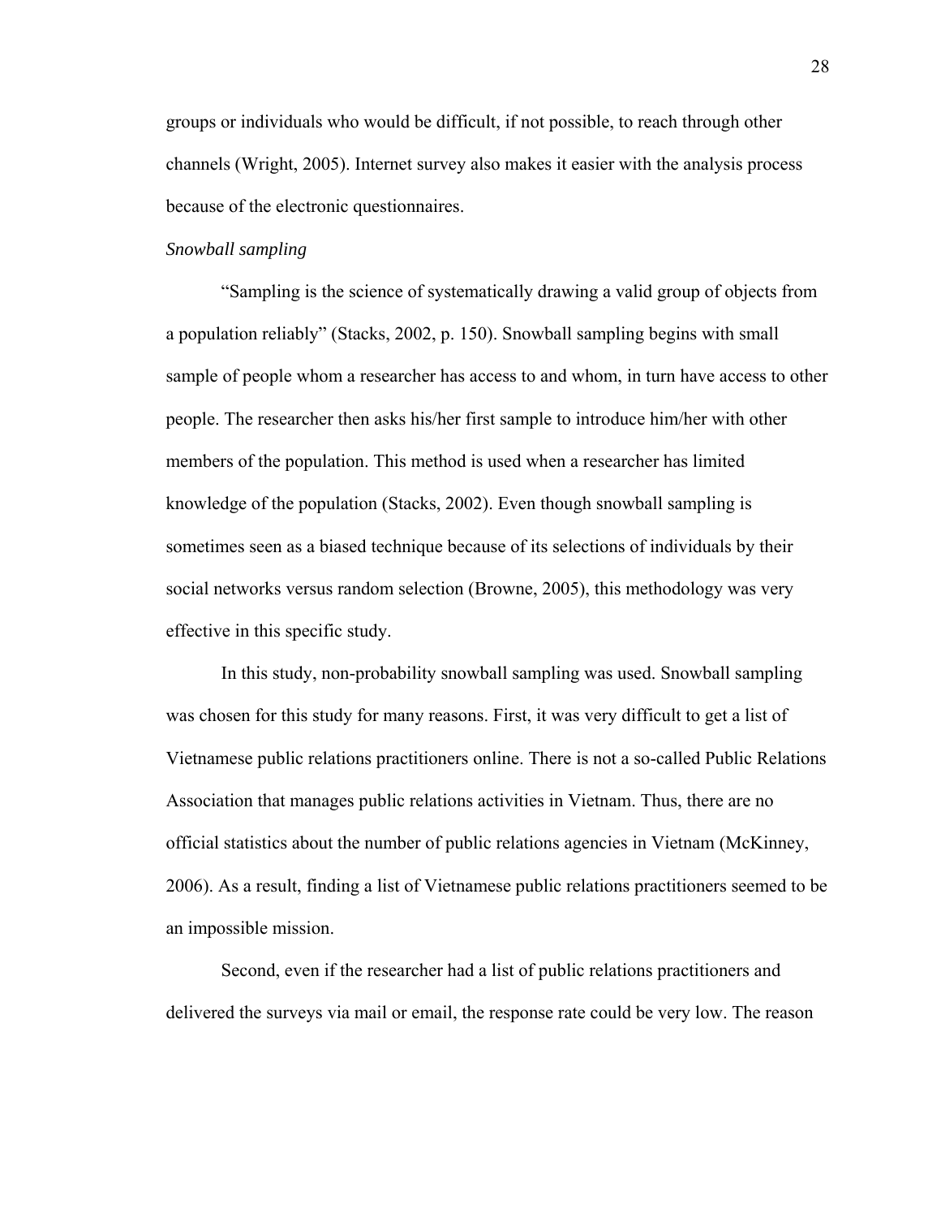groups or individuals who would be difficult, if not possible, to reach through other channels (Wright, 2005). Internet survey also makes it easier with the analysis process because of the electronic questionnaires.

*Snowball sampling*

"Sampling is the science of systematically drawing a valid group of objects from a population reliably" (Stacks, 2002, p. 150). Snowball sampling begins with small sample of people whom a researcher has access to and whom, in turn have access to other people. The researcher then asks his/her first sample to introduce him/her with other members of the population. This method is used when a researcher has limited knowledge of the population (Stacks, 2002). Even though snowball sampling is sometimes seen as a biased technique because of its selections of individuals by their social networks versus random selection (Browne, 2005), this methodology was very effective in this specific study.

In this study, non-probability snowball sampling was used. Snowball sampling was chosen for this study for many reasons. First, it was very difficult to get a list of Vietnamese public relations practitioners online. There is not a so-called Public Relations Association that manages public relations activities in Vietnam. Thus, there are no official statistics about the number of public relations agencies in Vietnam (McKinney, 2006). As a result, finding a list of Vietnamese public relations practitioners seemed to be an impossible mission.

Second, even if the researcher had a list of public relations practitioners and delivered the surveys via mail or email, the response rate could be very low. The reason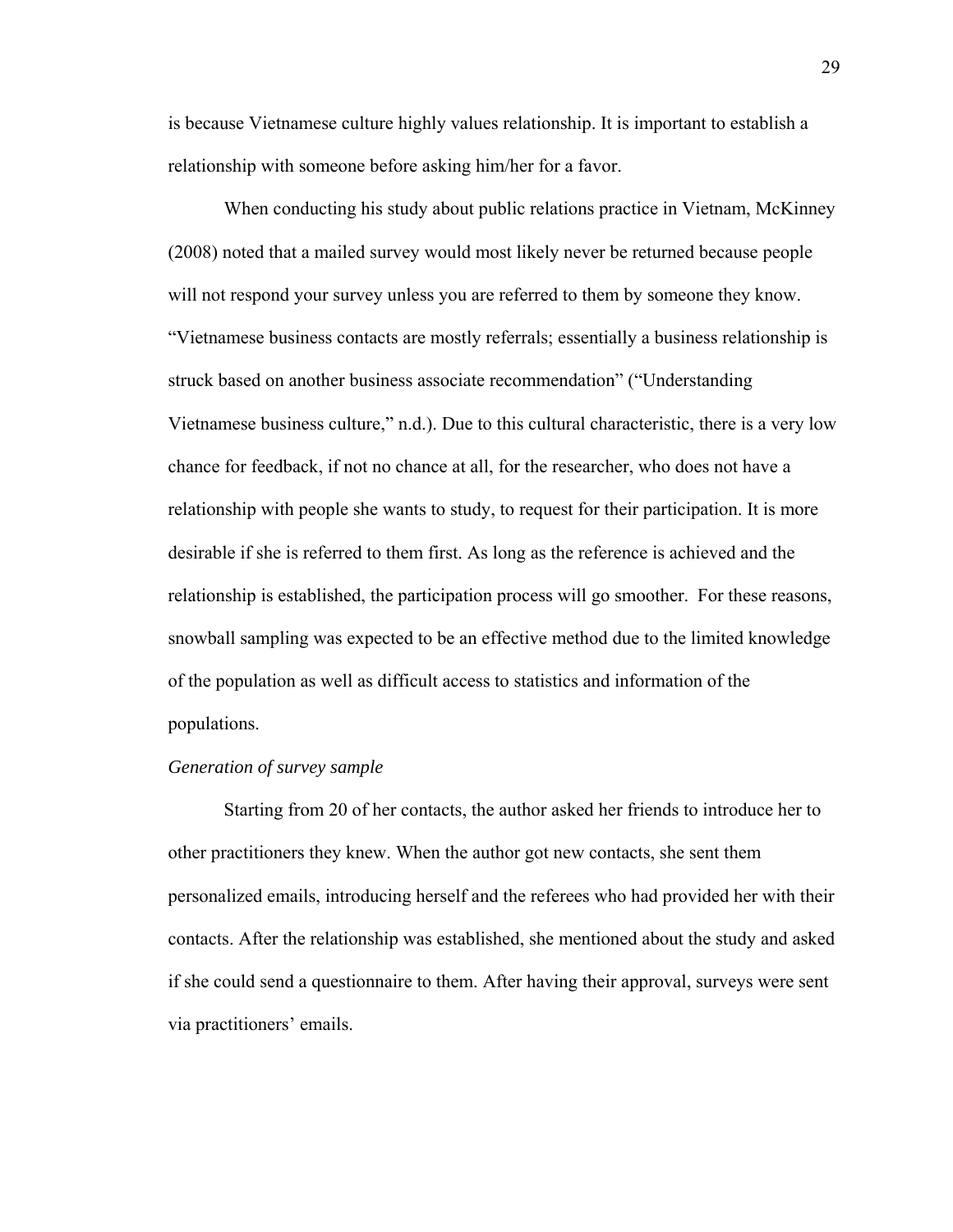is because Vietnamese culture highly values relationship. It is important to establish a relationship with someone before asking him/her for a favor.

When conducting his study about public relations practice in Vietnam, McKinney (2008) noted that a mailed survey would most likely never be returned because people will not respond your survey unless you are referred to them by someone they know. "Vietnamese business contacts are mostly referrals; essentially a business relationship is struck based on another business associate recommendation" ("Understanding Vietnamese business culture," n.d.). Due to this cultural characteristic, there is a very low chance for feedback, if not no chance at all, for the researcher, who does not have a relationship with people she wants to study, to request for their participation. It is more desirable if she is referred to them first. As long as the reference is achieved and the relationship is established, the participation process will go smoother. For these reasons, snowball sampling was expected to be an effective method due to the limited knowledge of the population as well as difficult access to statistics and information of the populations.

*Generation of survey sample*

Starting from 20 of her contacts, the author asked her friends to introduce her to other practitioners they knew. When the author got new contacts, she sent them personalized emails, introducing herself and the referees who had provided her with their contacts. After the relationship was established, she mentioned about the study and asked if she could send a questionnaire to them. After having their approval, surveys were sent via practitioners' emails.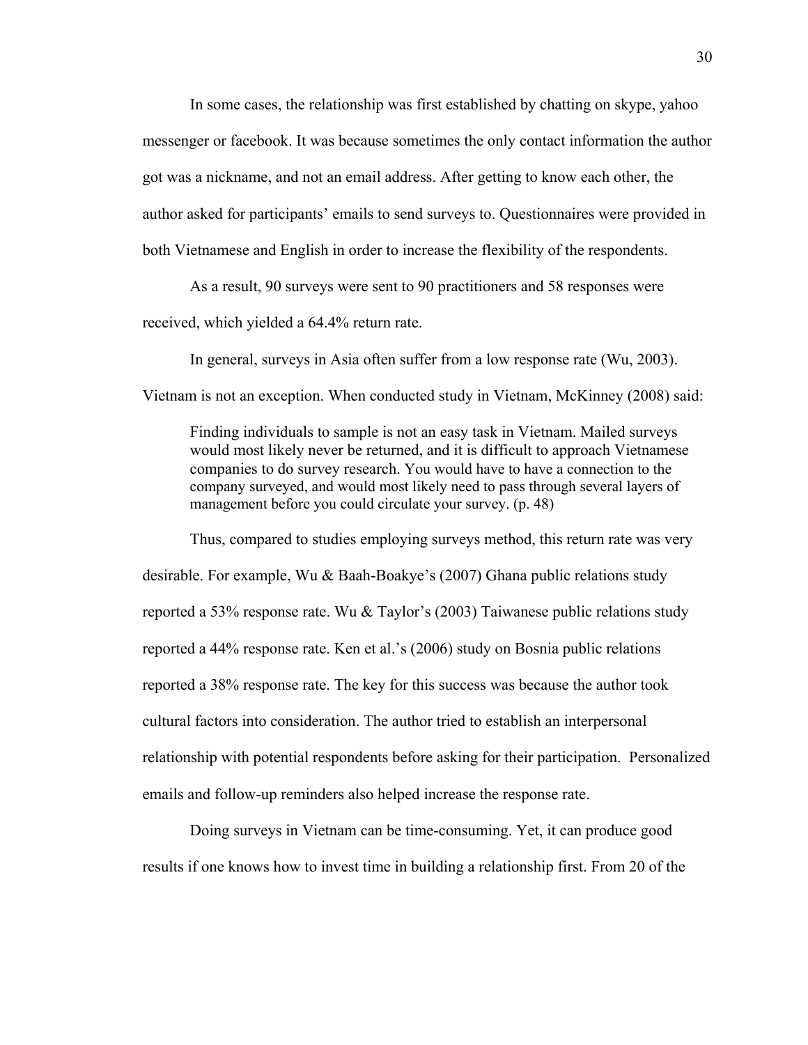In some cases, the relationship was first established by chatting on skype, yahoo messenger or facebook. It was because sometimes the only contact information the author got was a nickname, and not an email address. After getting to know each other, the author asked for participants' emails to send surveys to. Questionnaires were provided in both Vietnamese and English in order to increase the flexibility of the respondents.

As a result, 90 surveys were sent to 90 practitioners and 58 responses were received, which yielded a 64.4% return rate.

In general, surveys in Asia often suffer from a low response rate (Wu, 2003). Vietnam is not an exception. When conducted study in Vietnam, McKinney (2008) said:

> Finding individuals to sample is not an easy task in Vietnam. Mailed surveys would most likely never be returned, and it is difficult to approach Vietnamese companies to do survey research. You would have to have a connection to the company surveyed, and would most likely need to pass through several layers of management before you could circulate your survey. (p. 48)

Thus, compared to studies employing surveys method, this return rate was very desirable. For example, Wu & Baah-Boakye's (2007) Ghana public relations study reported a 53% response rate. Wu & Taylor's (2003) Taiwanese public relations study reported a 44% response rate. Ken et al.'s (2006) study on Bosnia public relations reported a 38% response rate. The key for this success was because the author took cultural factors into consideration. The author tried to establish an interpersonal relationship with potential respondents before asking for their participation. Personalized emails and follow-up reminders also helped increase the response rate.

Doing surveys in Vietnam can be time-consuming. Yet, it can produce good results if one knows how to invest time in building a relationship first. From 20 of the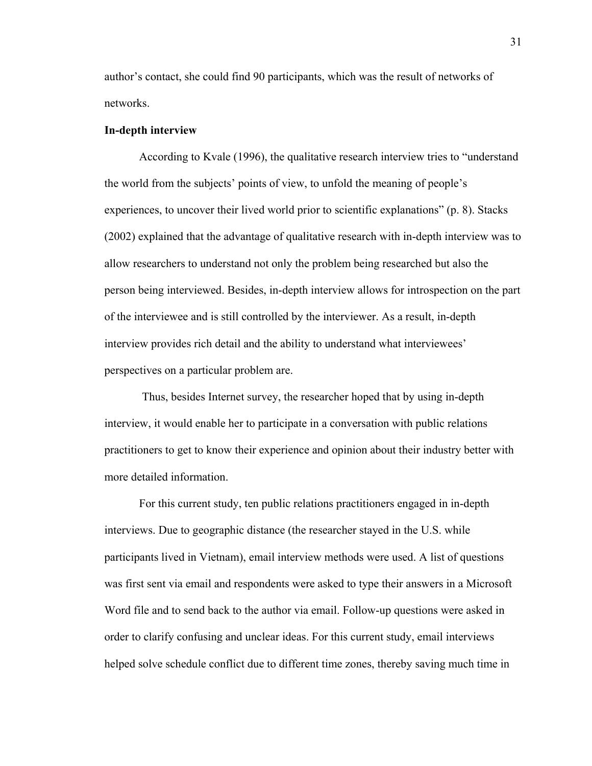author's contact, she could find 90 participants, which was the result of networks of networks.

**In-depth interview**

According to Kvale (1996), the qualitative research interview tries to "understand the world from the subjects' points of view, to unfold the meaning of people's experiences, to uncover their lived world prior to scientific explanations" (p. 8). Stacks (2002) explained that the advantage of qualitative research with in-depth interview was to allow researchers to understand not only the problem being researched but also the person being interviewed. Besides, in-depth interview allows for introspection on the part of the interviewee and is still controlled by the interviewer. As a result, in-depth interview provides rich detail and the ability to understand what interviewees' perspectives on a particular problem are.

Thus, besides Internet survey, the researcher hoped that by using in-depth interview, it would enable her to participate in a conversation with public relations practitioners to get to know their experience and opinion about their industry better with more detailed information.

For this current study, ten public relations practitioners engaged in in-depth interviews. Due to geographic distance (the researcher stayed in the U.S. while participants lived in Vietnam), email interview methods were used. A list of questions was first sent via email and respondents were asked to type their answers in a Microsoft Word file and to send back to the author via email. Follow-up questions were asked in order to clarify confusing and unclear ideas. For this current study, email interviews helped solve schedule conflict due to different time zones, thereby saving much time in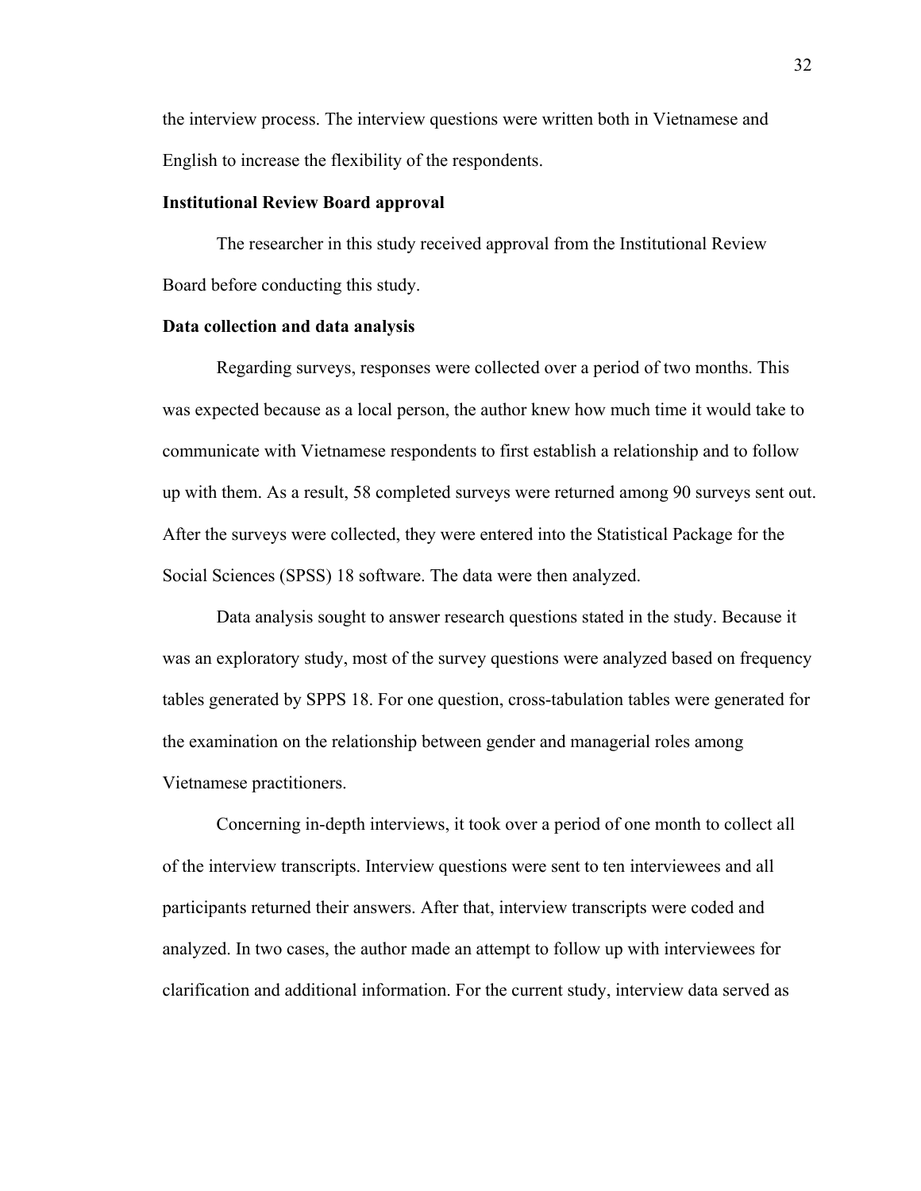the interview process. The interview questions were written both in Vietnamese and English to increase the flexibility of the respondents.

**Institutional Review Board approval**

The researcher in this study received approval from the Institutional Review Board before conducting this study.

**Data collection and data analysis**

Regarding surveys, responses were collected over a period of two months. This was expected because as a local person, the author knew how much time it would take to communicate with Vietnamese respondents to first establish a relationship and to follow up with them. As a result, 58 completed surveys were returned among 90 surveys sent out. After the surveys were collected, they were entered into the Statistical Package for the Social Sciences (SPSS) 18 software. The data were then analyzed.

Data analysis sought to answer research questions stated in the study. Because it was an exploratory study, most of the survey questions were analyzed based on frequency tables generated by SPPS 18. For one question, cross-tabulation tables were generated for the examination on the relationship between gender and managerial roles among Vietnamese practitioners.

Concerning in-depth interviews, it took over a period of one month to collect all of the interview transcripts. Interview questions were sent to ten interviewees and all participants returned their answers. After that, interview transcripts were coded and analyzed. In two cases, the author made an attempt to follow up with interviewees for clarification and additional information. For the current study, interview data served as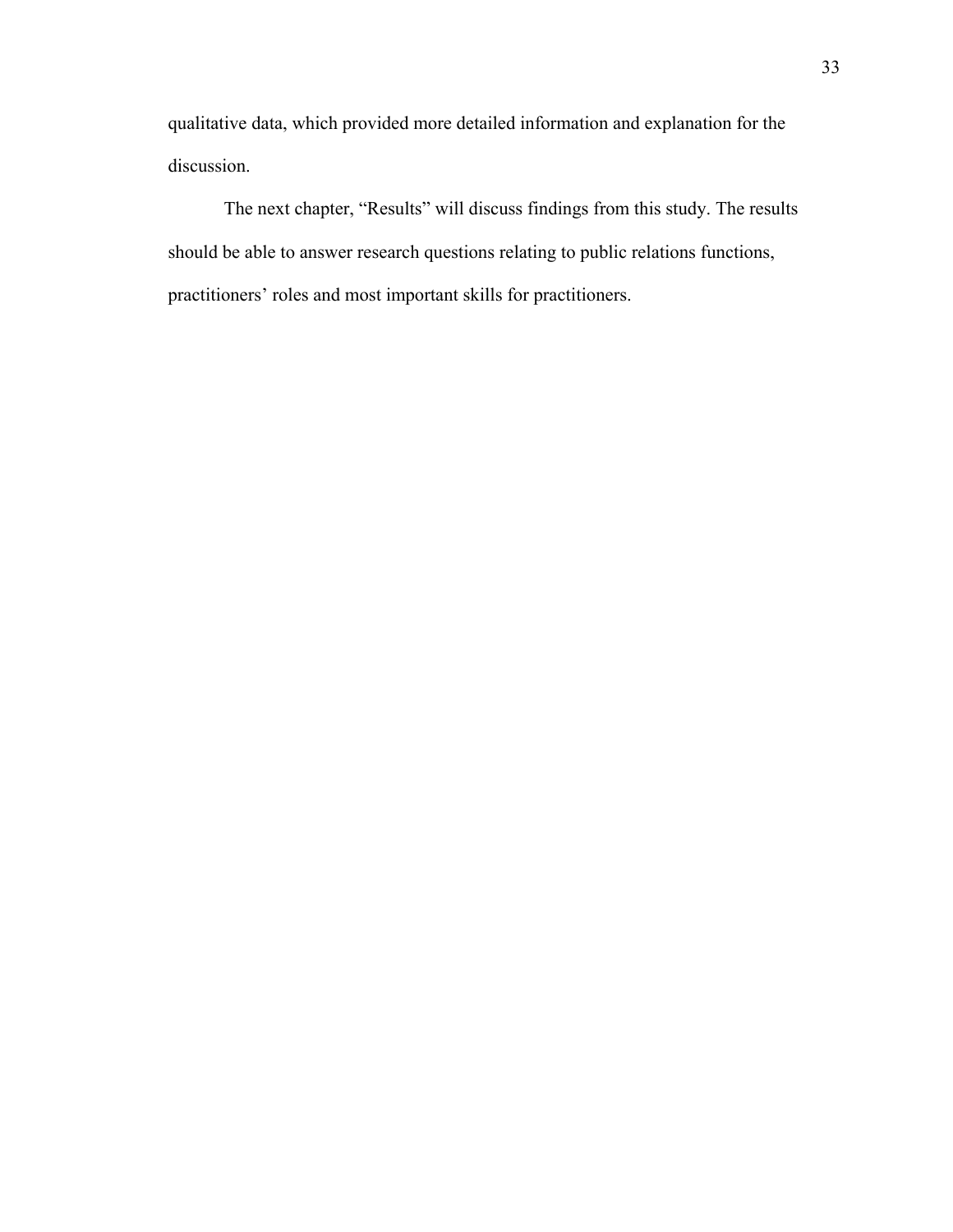qualitative data, which provided more detailed information and explanation for the discussion.

The next chapter, “Results” will discuss findings from this study. The results should be able to answer research questions relating to public relations functions, practitioners’ roles and most important skills for practitioners.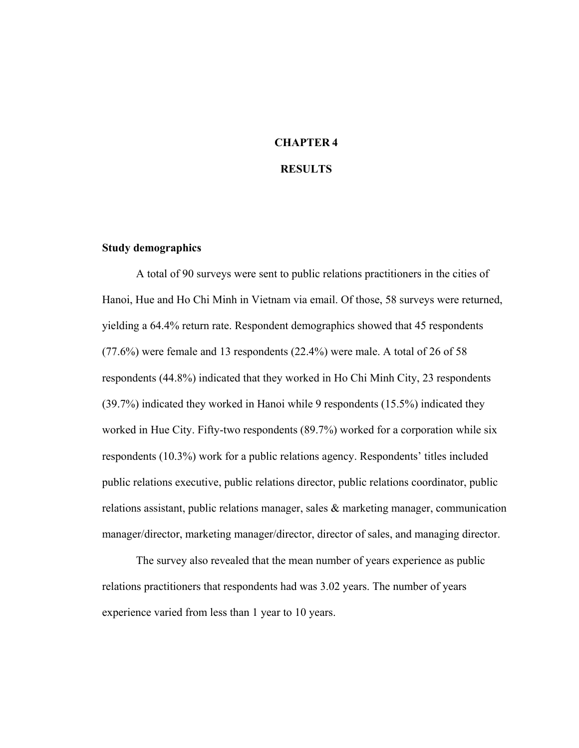# CHAPTER 4

# RESULTS

## Study demographics

A total of 90 surveys were sent to public relations practitioners in the cities of Hanoi, Hue and Ho Chi Minh in Vietnam via email. Of those, 58 surveys were returned, yielding a 64.4% return rate. Respondent demographics showed that 45 respondents (77.6%) were female and 13 respondents (22.4%) were male. A total of 26 of 58 respondents (44.8%) indicated that they worked in Ho Chi Minh City, 23 respondents (39.7%) indicated they worked in Hanoi while 9 respondents (15.5%) indicated they worked in Hue City. Fifty-two respondents (89.7%) worked for a corporation while six respondents (10.3%) work for a public relations agency. Respondents' titles included public relations executive, public relations director, public relations coordinator, public relations assistant, public relations manager, sales & marketing manager, communication manager/director, marketing manager/director, director of sales, and managing director.

The survey also revealed that the mean number of years experience as public relations practitioners that respondents had was 3.02 years. The number of years experience varied from less than 1 year to 10 years.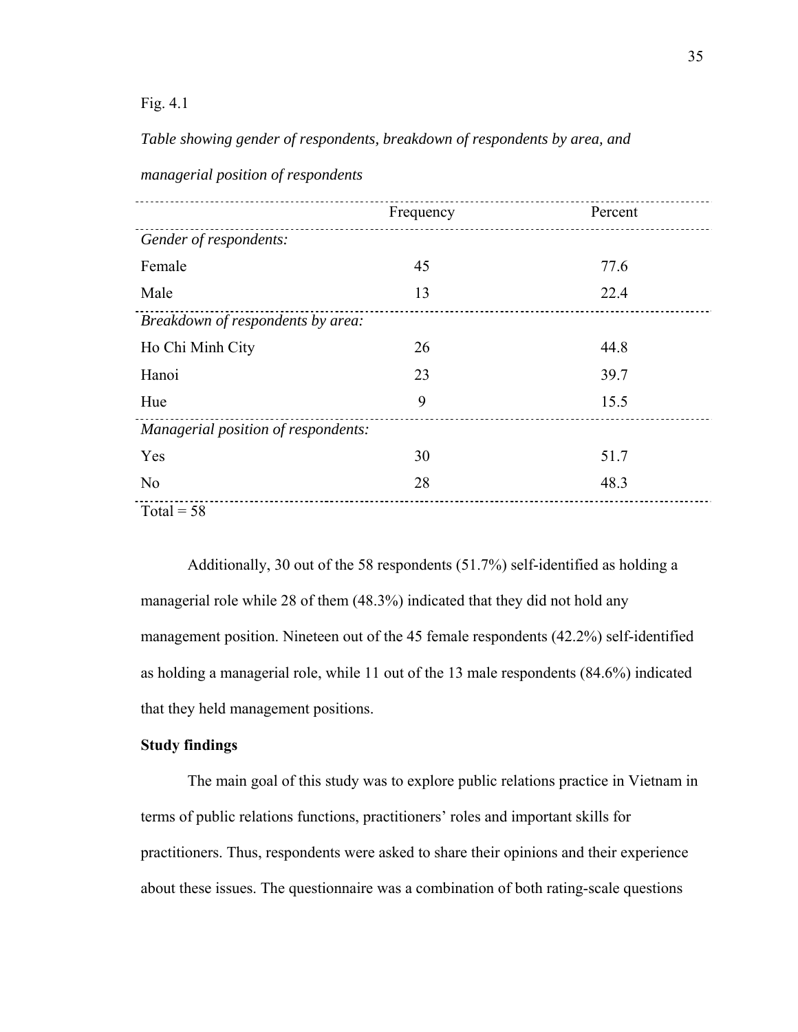Fig. 4.1

*Table showing gender of respondents, breakdown of respondents by area, and managerial position of respondents*

| | Frequency | Percent |
|---|---|---|
| *Gender of respondents:* | | |
| Female | 45 | 77.6 |
| Male | 13 | 22.4 |
| *Breakdown of respondents by area:* | | |
| Ho Chi Minh City | 26 | 44.8 |
| Hanoi | 23 | 39.7 |
| Hue | 9 | 15.5 |
| *Managerial position of respondents:* | | |
| Yes | 30 | 51.7 |
| No | 28 | 48.3 |
| Total = 58 | | |

Additionally, 30 out of the 58 respondents (51.7%) self-identified as holding a managerial role while 28 of them (48.3%) indicated that they did not hold any management position. Nineteen out of the 45 female respondents (42.2%) self-identified as holding a managerial role, while 11 out of the 13 male respondents (84.6%) indicated that they held management positions.

**Study findings**

The main goal of this study was to explore public relations practice in Vietnam in terms of public relations functions, practitioners' roles and important skills for practitioners. Thus, respondents were asked to share their opinions and their experience about these issues. The questionnaire was a combination of both rating-scale questions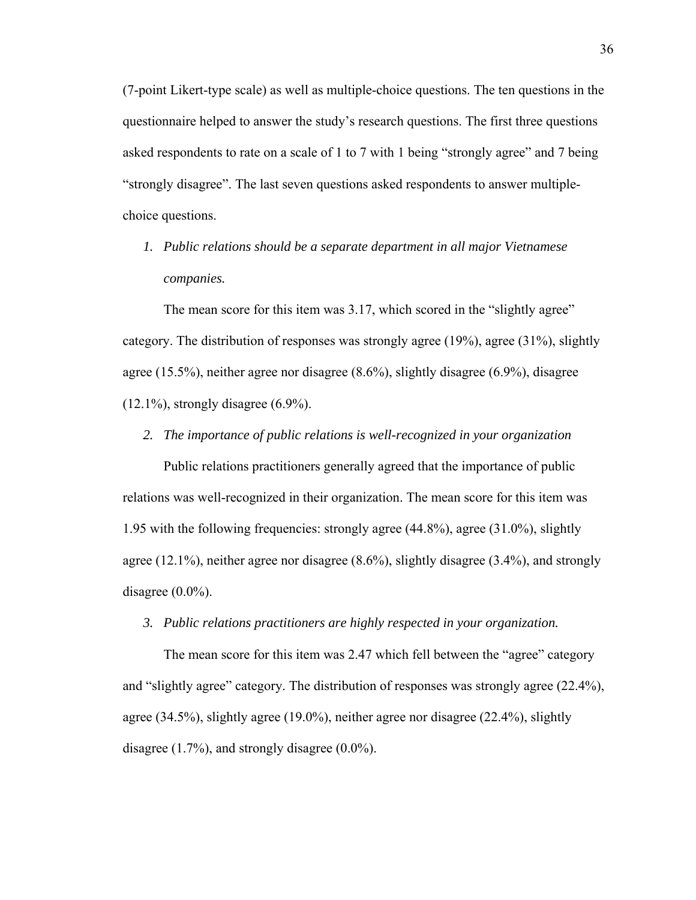(7-point Likert-type scale) as well as multiple-choice questions. The ten questions in the questionnaire helped to answer the study's research questions. The first three questions asked respondents to rate on a scale of 1 to 7 with 1 being "strongly agree" and 7 being "strongly disagree". The last seven questions asked respondents to answer multiple-choice questions.

1. *Public relations should be a separate department in all major Vietnamese companies.*

   The mean score for this item was 3.17, which scored in the "slightly agree" category. The distribution of responses was strongly agree (19%), agree (31%), slightly agree (15.5%), neither agree nor disagree (8.6%), slightly disagree (6.9%), disagree (12.1%), strongly disagree (6.9%).

2. *The importance of public relations is well-recognized in your organization*

   Public relations practitioners generally agreed that the importance of public relations was well-recognized in their organization. The mean score for this item was 1.95 with the following frequencies: strongly agree (44.8%), agree (31.0%), slightly agree (12.1%), neither agree nor disagree (8.6%), slightly disagree (3.4%), and strongly disagree (0.0%).

3. *Public relations practitioners are highly respected in your organization.*

   The mean score for this item was 2.47 which fell between the "agree" category and "slightly agree" category. The distribution of responses was strongly agree (22.4%), agree (34.5%), slightly agree (19.0%), neither agree nor disagree (22.4%), slightly disagree (1.7%), and strongly disagree (0.0%).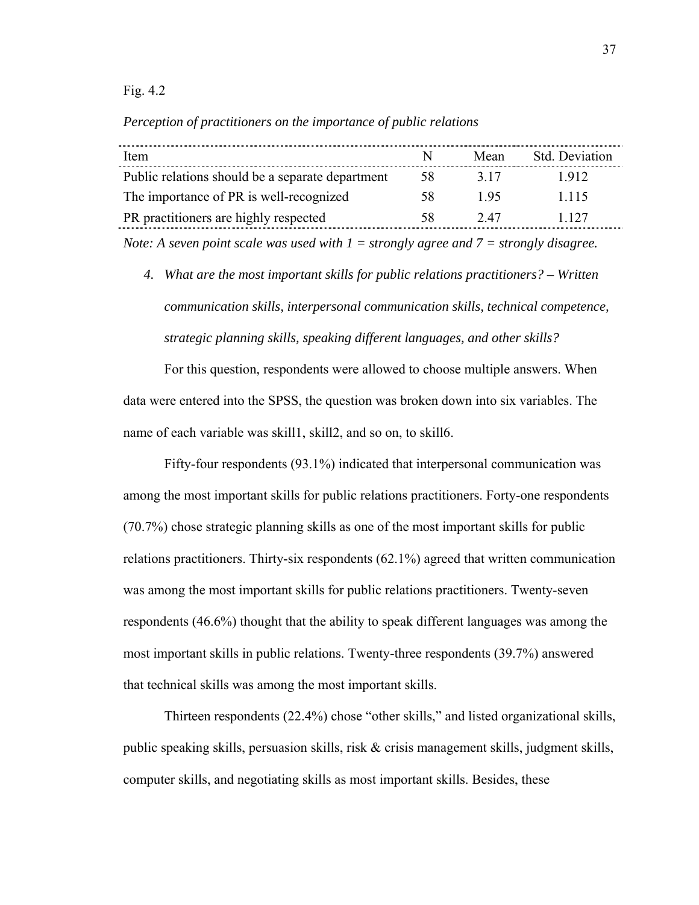Fig. 4.2

*Perception of practitioners on the importance of public relations*

| Item | N | Mean | Std. Deviation |
|---|---|---|---|
| Public relations should be a separate department | 58 | 3.17 | 1.912 |
| The importance of PR is well-recognized | 58 | 1.95 | 1.115 |
| PR practitioners are highly respected | 58 | 2.47 | 1.127 |

*Note: A seven point scale was used with 1 = strongly agree and 7 = strongly disagree.*

4. *What are the most important skills for public relations practitioners? – Written communication skills, interpersonal communication skills, technical competence, strategic planning skills, speaking different languages, and other skills?*

For this question, respondents were allowed to choose multiple answers. When data were entered into the SPSS, the question was broken down into six variables. The name of each variable was skill1, skill2, and so on, to skill6.

Fifty-four respondents (93.1%) indicated that interpersonal communication was among the most important skills for public relations practitioners. Forty-one respondents (70.7%) chose strategic planning skills as one of the most important skills for public relations practitioners. Thirty-six respondents (62.1%) agreed that written communication was among the most important skills for public relations practitioners. Twenty-seven respondents (46.6%) thought that the ability to speak different languages was among the most important skills in public relations. Twenty-three respondents (39.7%) answered that technical skills was among the most important skills.

Thirteen respondents (22.4%) chose "other skills," and listed organizational skills, public speaking skills, persuasion skills, risk & crisis management skills, judgment skills, computer skills, and negotiating skills as most important skills. Besides, these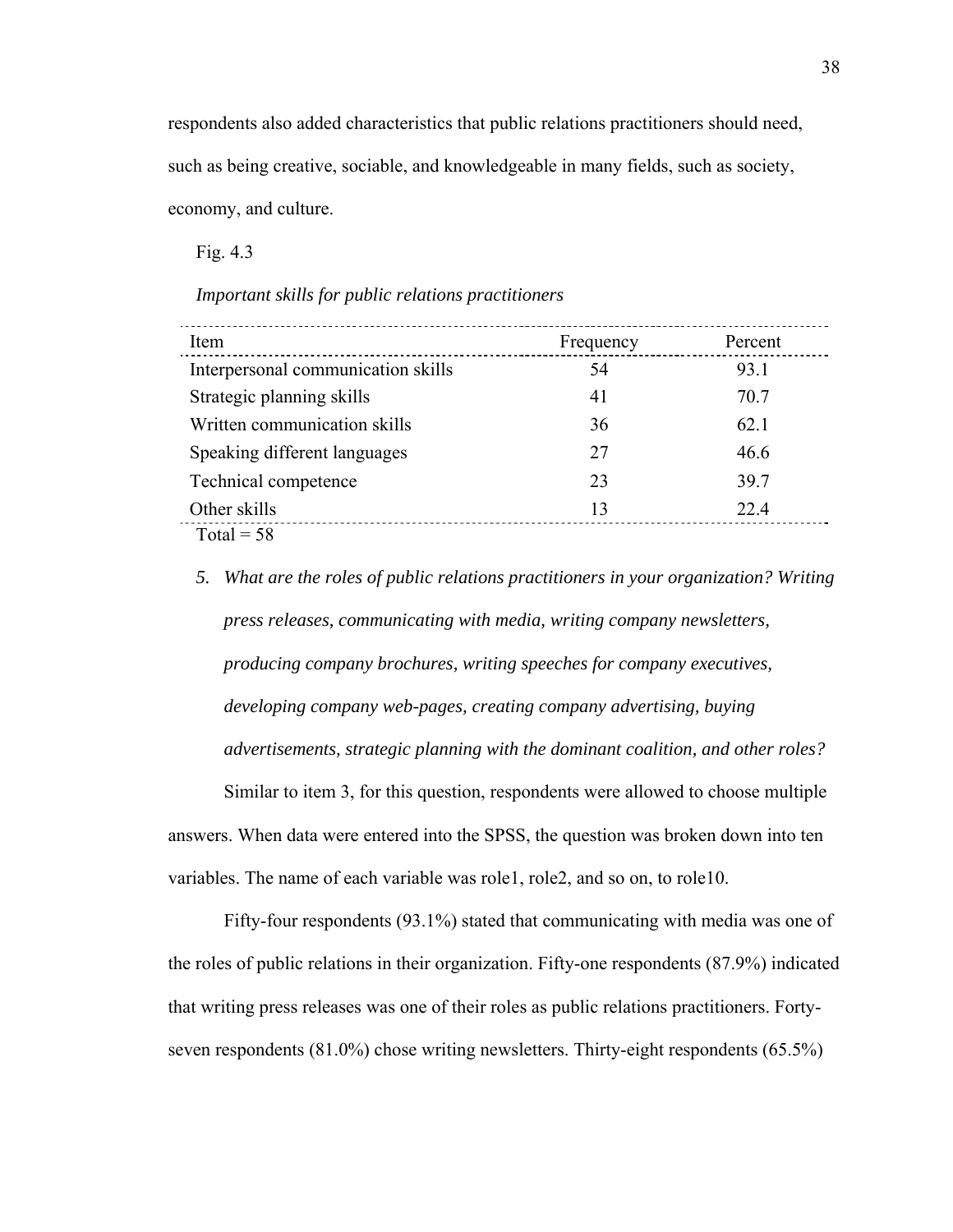respondents also added characteristics that public relations practitioners should need, such as being creative, sociable, and knowledgeable in many fields, such as society, economy, and culture.

Fig. 4.3

*Important skills for public relations practitioners*

| Item | Frequency | Percent |
|---|---|---|
| Interpersonal communication skills | 54 | 93.1 |
| Strategic planning skills | 41 | 70.7 |
| Written communication skills | 36 | 62.1 |
| Speaking different languages | 27 | 46.6 |
| Technical competence | 23 | 39.7 |
| Other skills | 13 | 22.4 |

Total = 58

5. *What are the roles of public relations practitioners in your organization? Writing press releases, communicating with media, writing company newsletters, producing company brochures, writing speeches for company executives, developing company web-pages, creating company advertising, buying advertisements, strategic planning with the dominant coalition, and other roles?*

Similar to item 3, for this question, respondents were allowed to choose multiple answers. When data were entered into the SPSS, the question was broken down into ten variables. The name of each variable was role1, role2, and so on, to role10.

Fifty-four respondents (93.1%) stated that communicating with media was one of the roles of public relations in their organization. Fifty-one respondents (87.9%) indicated that writing press releases was one of their roles as public relations practitioners. Forty-seven respondents (81.0%) chose writing newsletters. Thirty-eight respondents (65.5%)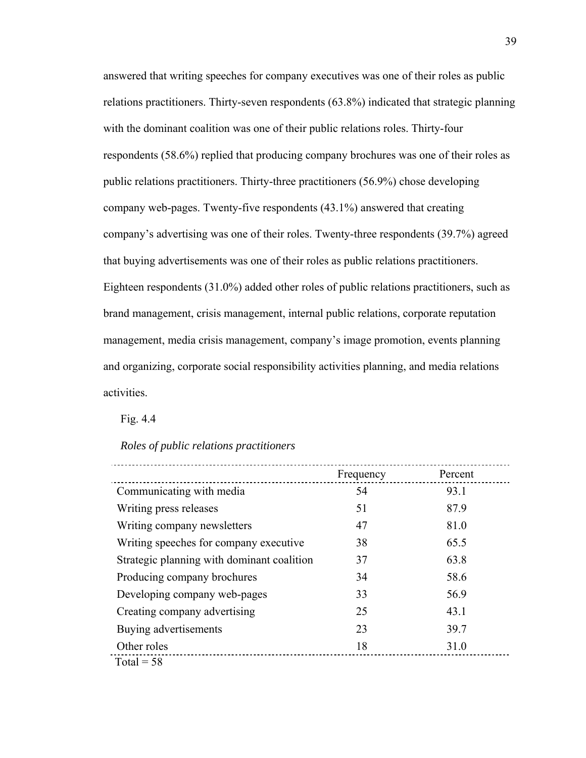answered that writing speeches for company executives was one of their roles as public relations practitioners. Thirty-seven respondents (63.8%) indicated that strategic planning with the dominant coalition was one of their public relations roles. Thirty-four respondents (58.6%) replied that producing company brochures was one of their roles as public relations practitioners. Thirty-three practitioners (56.9%) chose developing company web-pages. Twenty-five respondents (43.1%) answered that creating company's advertising was one of their roles. Twenty-three respondents (39.7%) agreed that buying advertisements was one of their roles as public relations practitioners. Eighteen respondents (31.0%) added other roles of public relations practitioners, such as brand management, crisis management, internal public relations, corporate reputation management, media crisis management, company's image promotion, events planning and organizing, corporate social responsibility activities planning, and media relations activities.

Fig. 4.4

*Roles of public relations practitioners*

| | Frequency | Percent |
|---|---|---|
| Communicating with media | 54 | 93.1 |
| Writing press releases | 51 | 87.9 |
| Writing company newsletters | 47 | 81.0 |
| Writing speeches for company executive | 38 | 65.5 |
| Strategic planning with dominant coalition | 37 | 63.8 |
| Producing company brochures | 34 | 58.6 |
| Developing company web-pages | 33 | 56.9 |
| Creating company advertising | 25 | 43.1 |
| Buying advertisements | 23 | 39.7 |
| Other roles | 18 | 31.0 |

Total = 58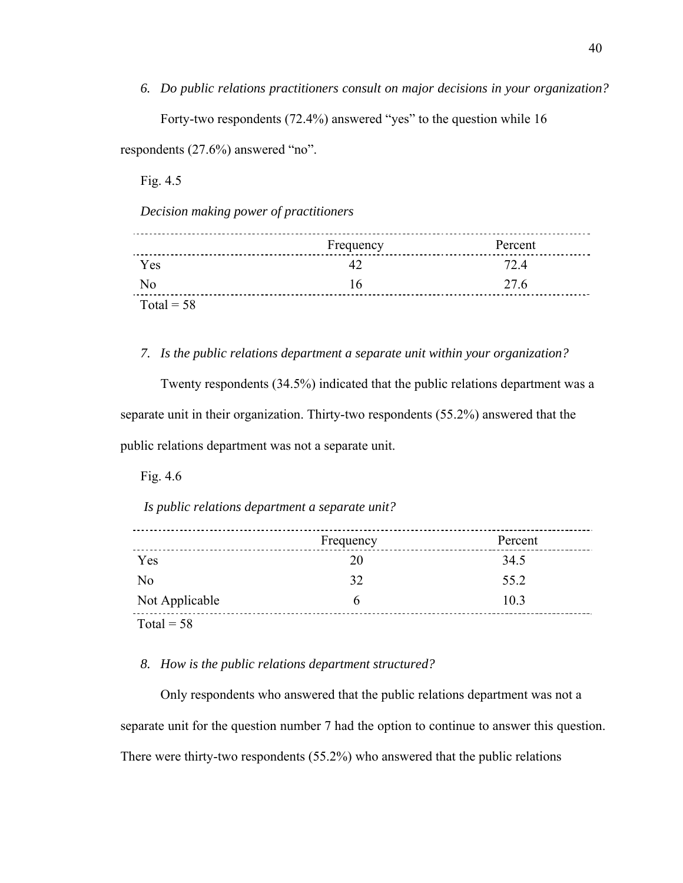6. *Do public relations practitioners consult on major decisions in your organization?*

Forty-two respondents (72.4%) answered "yes" to the question while 16 respondents (27.6%) answered "no".

Fig. 4.5

*Decision making power of practitioners*

| | Frequency | Percent |
|---|---|---|
| Yes | 42 | 72.4 |
| No | 16 | 27.6 |
| Total = 58 | | |

7. *Is the public relations department a separate unit within your organization?*

Twenty respondents (34.5%) indicated that the public relations department was a separate unit in their organization. Thirty-two respondents (55.2%) answered that the public relations department was not a separate unit.

Fig. 4.6

*Is public relations department a separate unit?*

| | Frequency | Percent |
|---|---|---|
| Yes | 20 | 34.5 |
| No | 32 | 55.2 |
| Not Applicable | 6 | 10.3 |
| Total = 58 | | |

8. *How is the public relations department structured?*

Only respondents who answered that the public relations department was not a separate unit for the question number 7 had the option to continue to answer this question. There were thirty-two respondents (55.2%) who answered that the public relations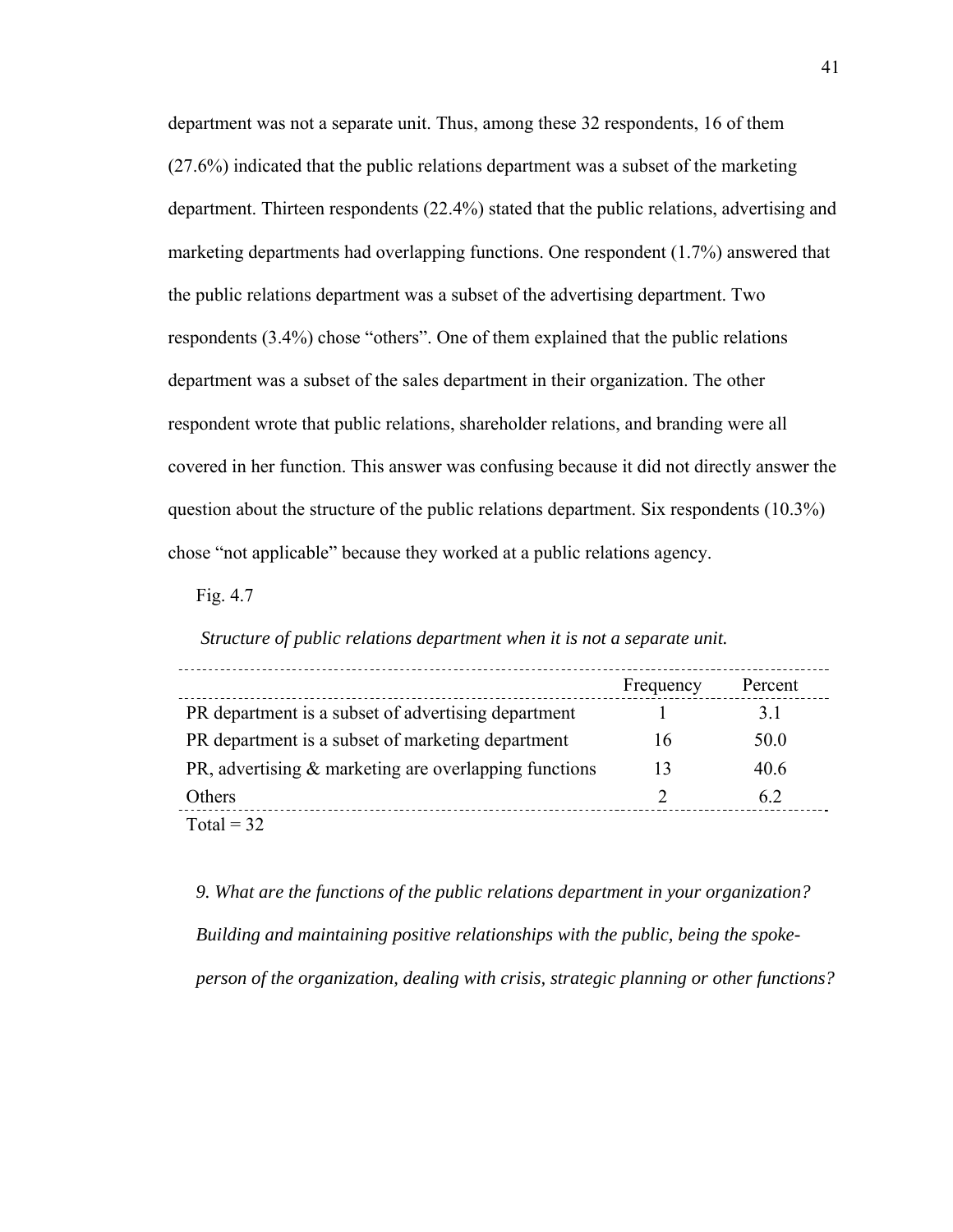department was not a separate unit. Thus, among these 32 respondents, 16 of them (27.6%) indicated that the public relations department was a subset of the marketing department. Thirteen respondents (22.4%) stated that the public relations, advertising and marketing departments had overlapping functions. One respondent (1.7%) answered that the public relations department was a subset of the advertising department. Two respondents (3.4%) chose "others". One of them explained that the public relations department was a subset of the sales department in their organization. The other respondent wrote that public relations, shareholder relations, and branding were all covered in her function. This answer was confusing because it did not directly answer the question about the structure of the public relations department. Six respondents (10.3%) chose "not applicable" because they worked at a public relations agency.

Fig. 4.7

*Structure of public relations department when it is not a separate unit.*

| | Frequency | Percent |
|---|---|---|
| PR department is a subset of advertising department | 1 | 3.1 |
| PR department is a subset of marketing department | 16 | 50.0 |
| PR, advertising & marketing are overlapping functions | 13 | 40.6 |
| Others | 2 | 6.2 |

Total = 32

*9. What are the functions of the public relations department in your organization? Building and maintaining positive relationships with the public, being the spoke-person of the organization, dealing with crisis, strategic planning or other functions?*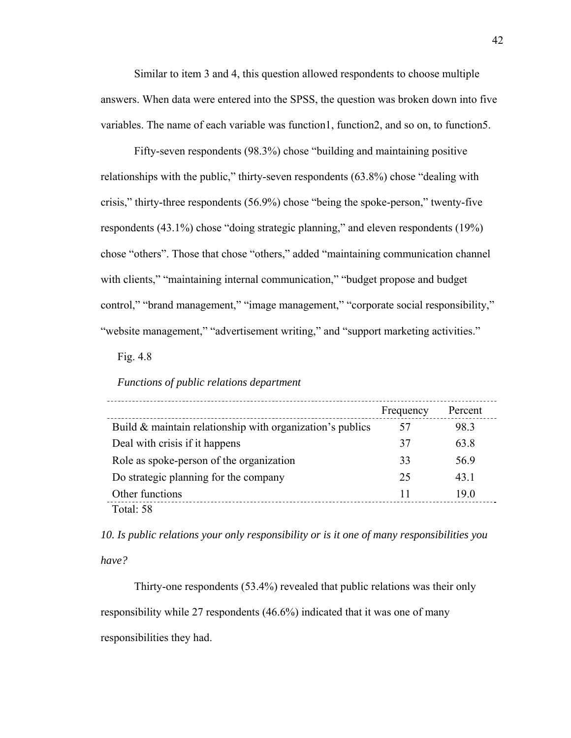Similar to item 3 and 4, this question allowed respondents to choose multiple answers. When data were entered into the SPSS, the question was broken down into five variables. The name of each variable was function1, function2, and so on, to function5.

Fifty-seven respondents (98.3%) chose "building and maintaining positive relationships with the public," thirty-seven respondents (63.8%) chose "dealing with crisis," thirty-three respondents (56.9%) chose "being the spoke-person," twenty-five respondents (43.1%) chose "doing strategic planning," and eleven respondents (19%) chose "others". Those that chose "others," added "maintaining communication channel with clients," "maintaining internal communication," "budget propose and budget control," "brand management," "image management," "corporate social responsibility," "website management," "advertisement writing," and "support marketing activities."

Fig. 4.8

*Functions of public relations department*

| | Frequency | Percent |
|---|---|---|
| Build & maintain relationship with organization's publics | 57 | 98.3 |
| Deal with crisis if it happens | 37 | 63.8 |
| Role as spoke-person of the organization | 33 | 56.9 |
| Do strategic planning for the company | 25 | 43.1 |
| Other functions | 11 | 19.0 |
| Total: 58 | | |

*10. Is public relations your only responsibility or is it one of many responsibilities you have?*

Thirty-one respondents (53.4%) revealed that public relations was their only responsibility while 27 respondents (46.6%) indicated that it was one of many responsibilities they had.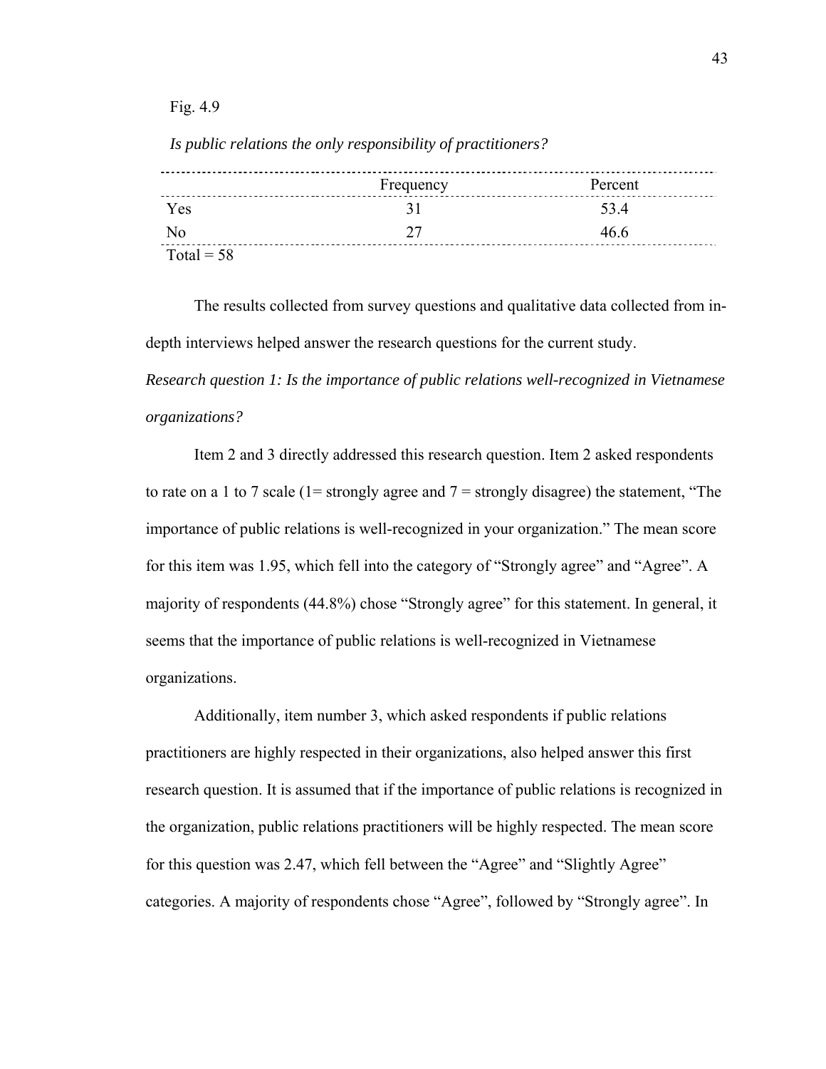Fig. 4.9

*Is public relations the only responsibility of practitioners?*

| | Frequency | Percent |
|---|---|---|
| Yes | 31 | 53.4 |
| No | 27 | 46.6 |
| Total = 58 | | |

The results collected from survey questions and qualitative data collected from in-depth interviews helped answer the research questions for the current study.

*Research question 1: Is the importance of public relations well-recognized in Vietnamese organizations?*

Item 2 and 3 directly addressed this research question. Item 2 asked respondents to rate on a 1 to 7 scale (1= strongly agree and 7 = strongly disagree) the statement, "The importance of public relations is well-recognized in your organization." The mean score for this item was 1.95, which fell into the category of "Strongly agree" and "Agree". A majority of respondents (44.8%) chose "Strongly agree" for this statement. In general, it seems that the importance of public relations is well-recognized in Vietnamese organizations.

Additionally, item number 3, which asked respondents if public relations practitioners are highly respected in their organizations, also helped answer this first research question. It is assumed that if the importance of public relations is recognized in the organization, public relations practitioners will be highly respected. The mean score for this question was 2.47, which fell between the "Agree" and "Slightly Agree" categories. A majority of respondents chose "Agree", followed by "Strongly agree". In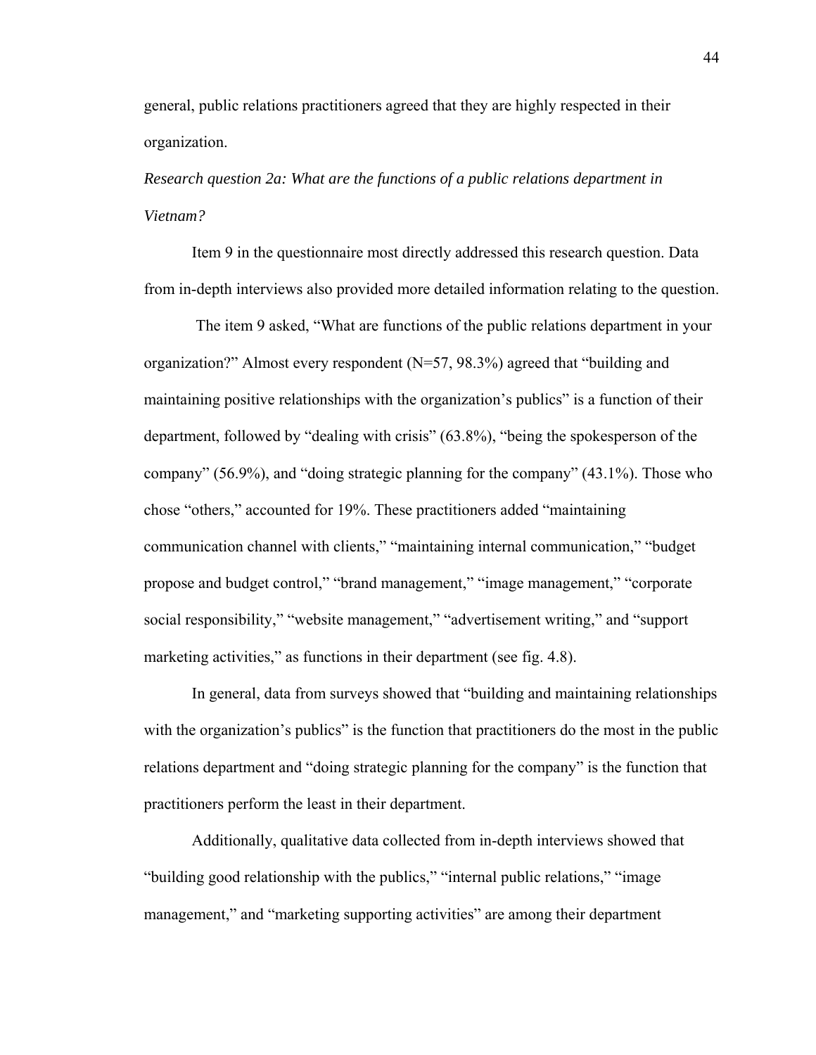general, public relations practitioners agreed that they are highly respected in their organization.

*Research question 2a: What are the functions of a public relations department in Vietnam?*

Item 9 in the questionnaire most directly addressed this research question. Data from in-depth interviews also provided more detailed information relating to the question.

The item 9 asked, “What are functions of the public relations department in your organization?” Almost every respondent (N=57, 98.3%) agreed that “building and maintaining positive relationships with the organization’s publics” is a function of their department, followed by “dealing with crisis” (63.8%), “being the spokesperson of the company” (56.9%), and “doing strategic planning for the company” (43.1%). Those who chose “others,” accounted for 19%. These practitioners added “maintaining communication channel with clients,” “maintaining internal communication,” “budget propose and budget control,” “brand management,” “image management,” “corporate social responsibility,” “website management,” “advertisement writing,” and “support marketing activities,” as functions in their department (see fig. 4.8).

In general, data from surveys showed that “building and maintaining relationships with the organization’s publics” is the function that practitioners do the most in the public relations department and “doing strategic planning for the company” is the function that practitioners perform the least in their department.

Additionally, qualitative data collected from in-depth interviews showed that “building good relationship with the publics,” “internal public relations,” “image management,” and “marketing supporting activities” are among their department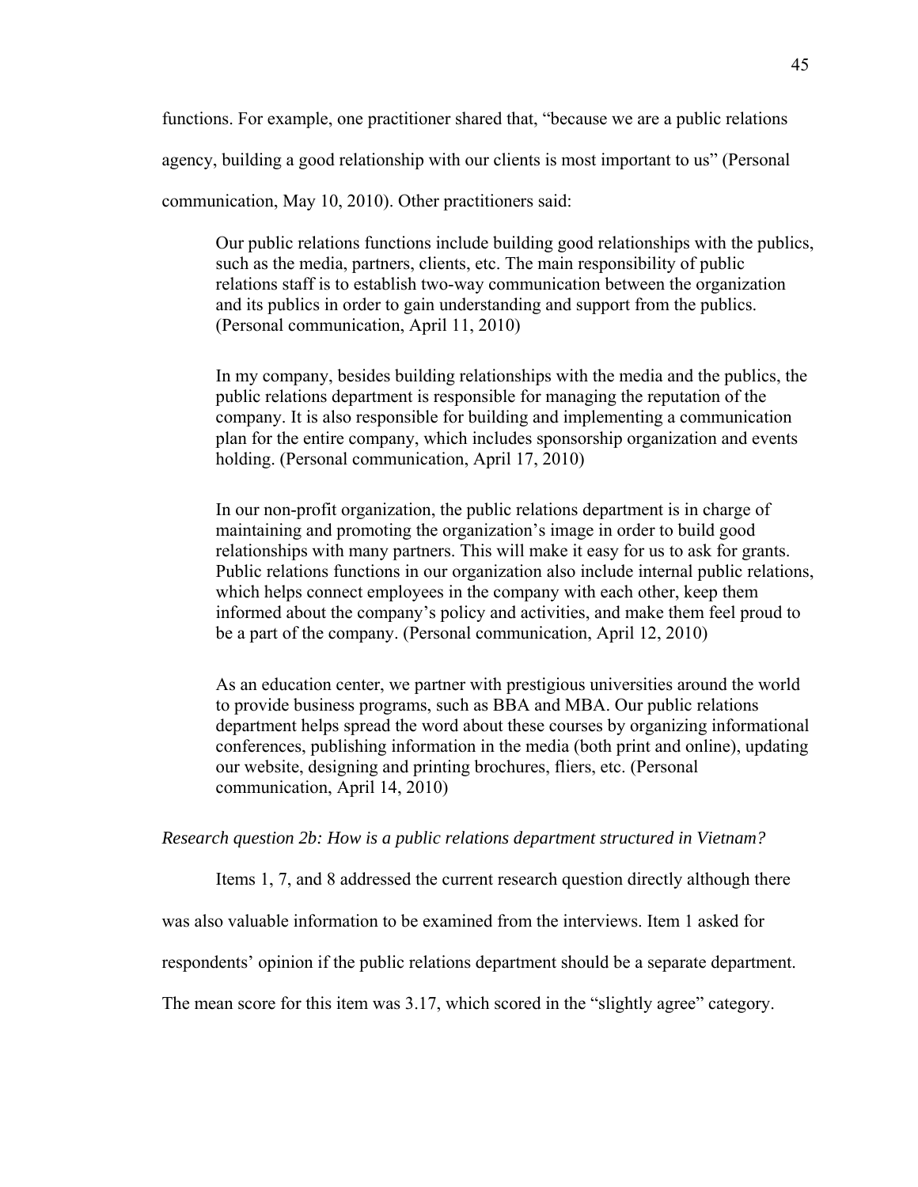functions. For example, one practitioner shared that, "because we are a public relations agency, building a good relationship with our clients is most important to us" (Personal communication, May 10, 2010). Other practitioners said:

> Our public relations functions include building good relationships with the publics, such as the media, partners, clients, etc. The main responsibility of public relations staff is to establish two-way communication between the organization and its publics in order to gain understanding and support from the publics. (Personal communication, April 11, 2010)

> In my company, besides building relationships with the media and the publics, the public relations department is responsible for managing the reputation of the company. It is also responsible for building and implementing a communication plan for the entire company, which includes sponsorship organization and events holding. (Personal communication, April 17, 2010)

> In our non-profit organization, the public relations department is in charge of maintaining and promoting the organization's image in order to build good relationships with many partners. This will make it easy for us to ask for grants. Public relations functions in our organization also include internal public relations, which helps connect employees in the company with each other, keep them informed about the company's policy and activities, and make them feel proud to be a part of the company. (Personal communication, April 12, 2010)

> As an education center, we partner with prestigious universities around the world to provide business programs, such as BBA and MBA. Our public relations department helps spread the word about these courses by organizing informational conferences, publishing information in the media (both print and online), updating our website, designing and printing brochures, fliers, etc. (Personal communication, April 14, 2010)

*Research question 2b: How is a public relations department structured in Vietnam?*

Items 1, 7, and 8 addressed the current research question directly although there was also valuable information to be examined from the interviews. Item 1 asked for respondents' opinion if the public relations department should be a separate department. The mean score for this item was 3.17, which scored in the "slightly agree" category.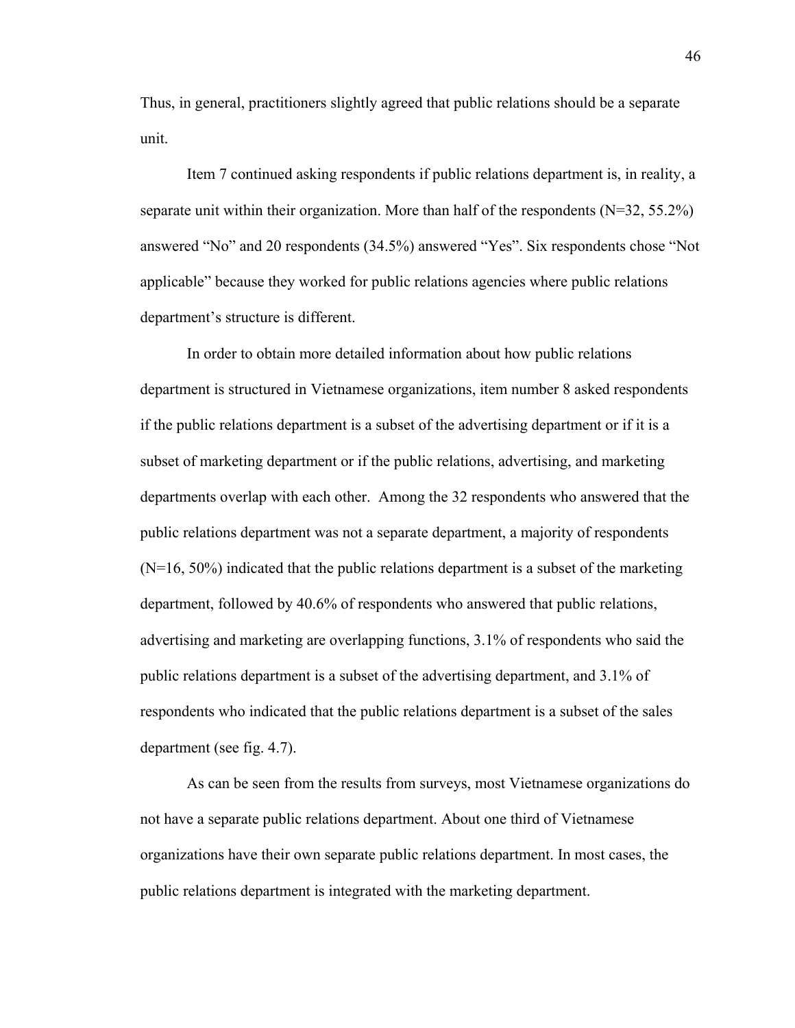Thus, in general, practitioners slightly agreed that public relations should be a separate unit.

Item 7 continued asking respondents if public relations department is, in reality, a separate unit within their organization. More than half of the respondents (N=32, 55.2%) answered "No" and 20 respondents (34.5%) answered "Yes". Six respondents chose "Not applicable" because they worked for public relations agencies where public relations department's structure is different.

In order to obtain more detailed information about how public relations department is structured in Vietnamese organizations, item number 8 asked respondents if the public relations department is a subset of the advertising department or if it is a subset of marketing department or if the public relations, advertising, and marketing departments overlap with each other. Among the 32 respondents who answered that the public relations department was not a separate department, a majority of respondents (N=16, 50%) indicated that the public relations department is a subset of the marketing department, followed by 40.6% of respondents who answered that public relations, advertising and marketing are overlapping functions, 3.1% of respondents who said the public relations department is a subset of the advertising department, and 3.1% of respondents who indicated that the public relations department is a subset of the sales department (see fig. 4.7).

As can be seen from the results from surveys, most Vietnamese organizations do not have a separate public relations department. About one third of Vietnamese organizations have their own separate public relations department. In most cases, the public relations department is integrated with the marketing department.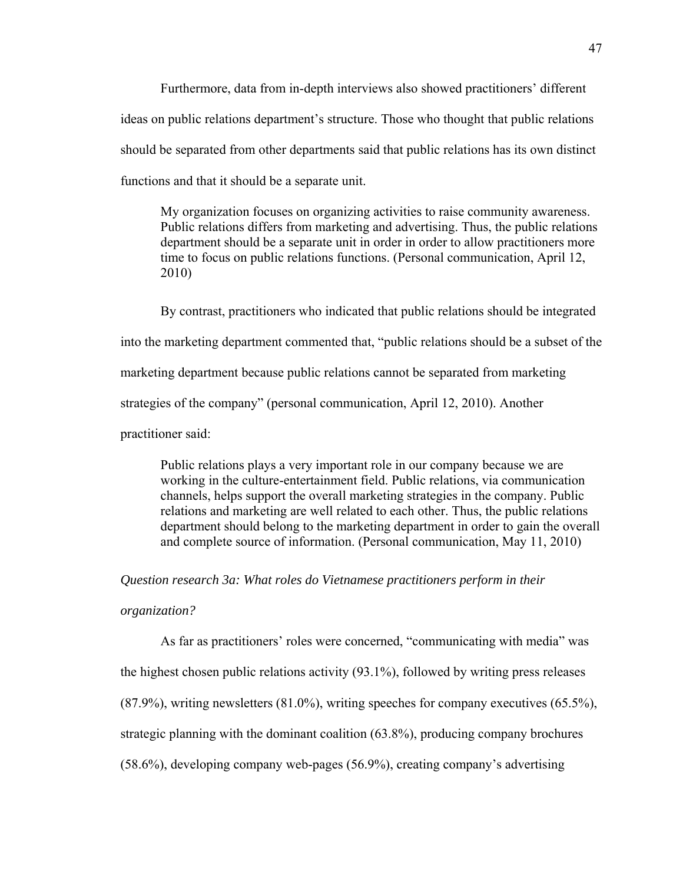Furthermore, data from in-depth interviews also showed practitioners' different ideas on public relations department's structure. Those who thought that public relations should be separated from other departments said that public relations has its own distinct functions and that it should be a separate unit.

> My organization focuses on organizing activities to raise community awareness. Public relations differs from marketing and advertising. Thus, the public relations department should be a separate unit in order in order to allow practitioners more time to focus on public relations functions. (Personal communication, April 12, 2010)

By contrast, practitioners who indicated that public relations should be integrated into the marketing department commented that, "public relations should be a subset of the marketing department because public relations cannot be separated from marketing strategies of the company" (personal communication, April 12, 2010). Another practitioner said:

> Public relations plays a very important role in our company because we are working in the culture-entertainment field. Public relations, via communication channels, helps support the overall marketing strategies in the company. Public relations and marketing are well related to each other. Thus, the public relations department should belong to the marketing department in order to gain the overall and complete source of information. (Personal communication, May 11, 2010)

*Question research 3a: What roles do Vietnamese practitioners perform in their organization?*

As far as practitioners' roles were concerned, "communicating with media" was the highest chosen public relations activity (93.1%), followed by writing press releases (87.9%), writing newsletters (81.0%), writing speeches for company executives (65.5%), strategic planning with the dominant coalition (63.8%), producing company brochures (58.6%), developing company web-pages (56.9%), creating company's advertising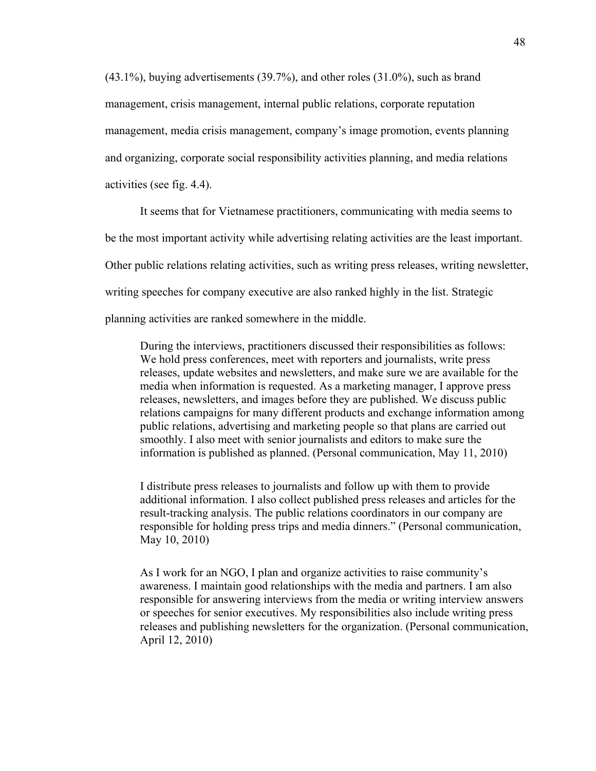(43.1%), buying advertisements (39.7%), and other roles (31.0%), such as brand management, crisis management, internal public relations, corporate reputation management, media crisis management, company's image promotion, events planning and organizing, corporate social responsibility activities planning, and media relations activities (see fig. 4.4).

It seems that for Vietnamese practitioners, communicating with media seems to be the most important activity while advertising relating activities are the least important. Other public relations relating activities, such as writing press releases, writing newsletter, writing speeches for company executive are also ranked highly in the list. Strategic planning activities are ranked somewhere in the middle.

> During the interviews, practitioners discussed their responsibilities as follows: We hold press conferences, meet with reporters and journalists, write press releases, update websites and newsletters, and make sure we are available for the media when information is requested. As a marketing manager, I approve press releases, newsletters, and images before they are published. We discuss public relations campaigns for many different products and exchange information among public relations, advertising and marketing people so that plans are carried out smoothly. I also meet with senior journalists and editors to make sure the information is published as planned. (Personal communication, May 11, 2010)

> I distribute press releases to journalists and follow up with them to provide additional information. I also collect published press releases and articles for the result-tracking analysis. The public relations coordinators in our company are responsible for holding press trips and media dinners." (Personal communication, May 10, 2010)

> As I work for an NGO, I plan and organize activities to raise community's awareness. I maintain good relationships with the media and partners. I am also responsible for answering interviews from the media or writing interview answers or speeches for senior executives. My responsibilities also include writing press releases and publishing newsletters for the organization. (Personal communication, April 12, 2010)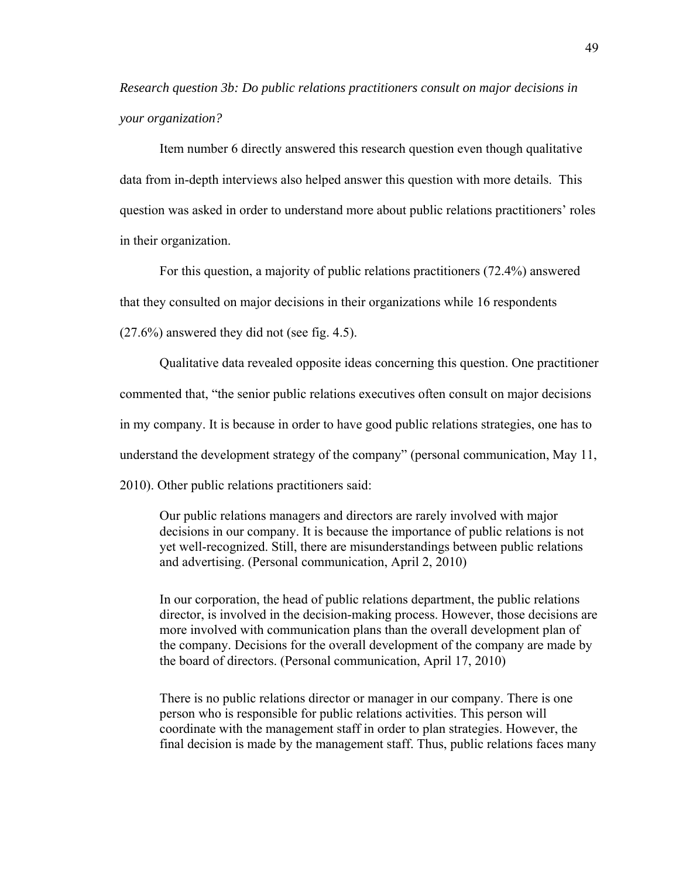*Research question 3b: Do public relations practitioners consult on major decisions in your organization?*

Item number 6 directly answered this research question even though qualitative data from in-depth interviews also helped answer this question with more details. This question was asked in order to understand more about public relations practitioners' roles in their organization.

For this question, a majority of public relations practitioners (72.4%) answered that they consulted on major decisions in their organizations while 16 respondents (27.6%) answered they did not (see fig. 4.5).

Qualitative data revealed opposite ideas concerning this question. One practitioner commented that, "the senior public relations executives often consult on major decisions in my company. It is because in order to have good public relations strategies, one has to understand the development strategy of the company" (personal communication, May 11, 2010). Other public relations practitioners said:

> Our public relations managers and directors are rarely involved with major decisions in our company. It is because the importance of public relations is not yet well-recognized. Still, there are misunderstandings between public relations and advertising. (Personal communication, April 2, 2010)

> In our corporation, the head of public relations department, the public relations director, is involved in the decision-making process. However, those decisions are more involved with communication plans than the overall development plan of the company. Decisions for the overall development of the company are made by the board of directors. (Personal communication, April 17, 2010)

> There is no public relations director or manager in our company. There is one person who is responsible for public relations activities. This person will coordinate with the management staff in order to plan strategies. However, the final decision is made by the management staff. Thus, public relations faces many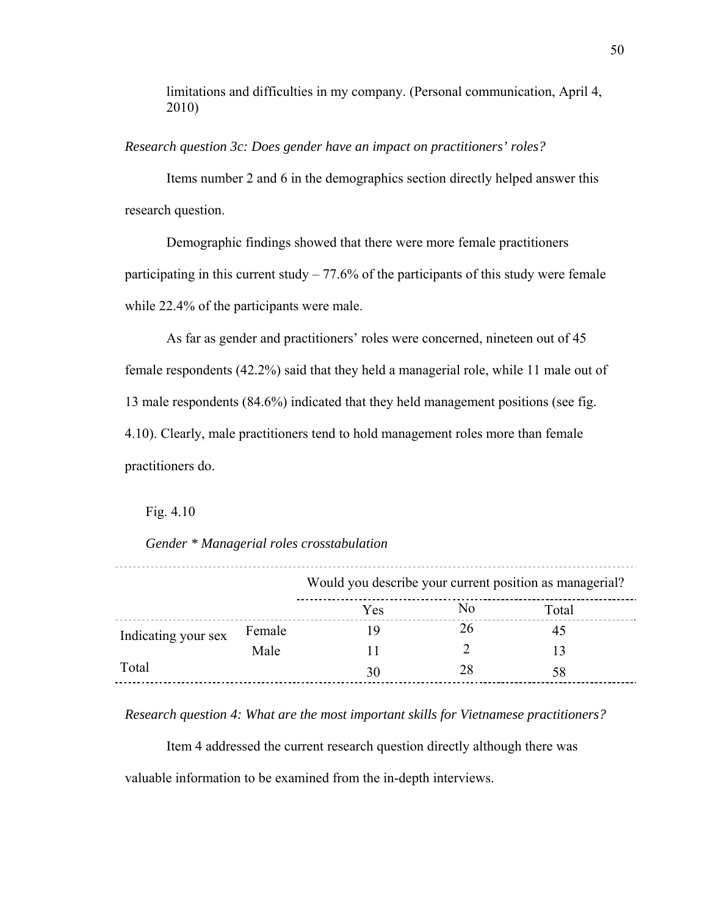> limitations and difficulties in my company. (Personal communication, April 4, 2010)

*Research question 3c: Does gender have an impact on practitioners' roles?*

Items number 2 and 6 in the demographics section directly helped answer this research question.

Demographic findings showed that there were more female practitioners participating in this current study – 77.6% of the participants of this study were female while 22.4% of the participants were male.

As far as gender and practitioners' roles were concerned, nineteen out of 45 female respondents (42.2%) said that they held a managerial role, while 11 male out of 13 male respondents (84.6%) indicated that they held management positions (see fig. 4.10). Clearly, male practitioners tend to hold management roles more than female practitioners do.

Fig. 4.10

*Gender * Managerial roles crosstabulation*

| | | Would you describe your current position as managerial? | | |
|---|---|---|---|---|
| | | Yes | No | Total |
| Indicating your sex | Female | 19 | 26 | 45 |
| | Male | 11 | 2 | 13 |
| Total | | 30 | 28 | 58 |

*Research question 4: What are the most important skills for Vietnamese practitioners?*

Item 4 addressed the current research question directly although there was valuable information to be examined from the in-depth interviews.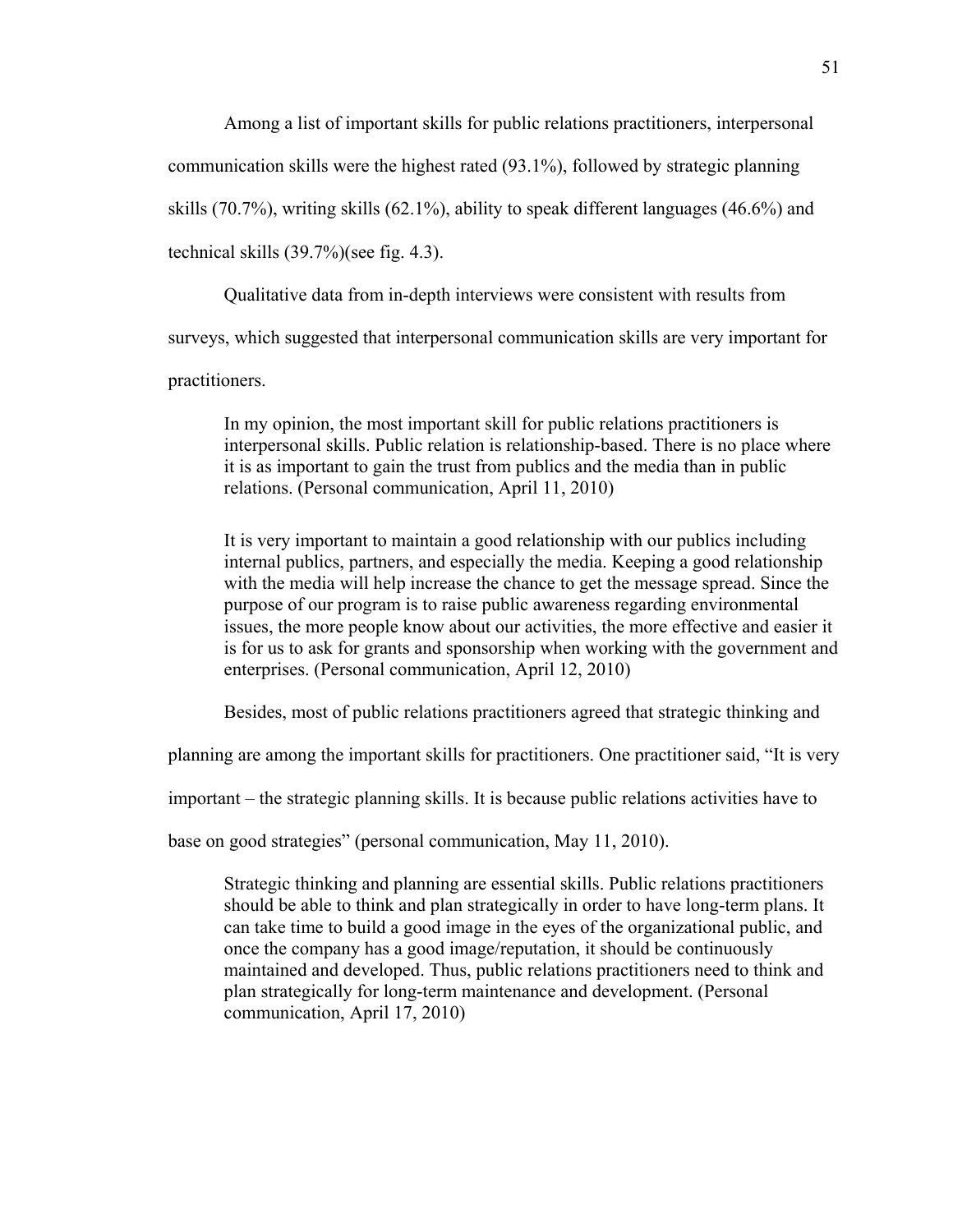Among a list of important skills for public relations practitioners, interpersonal communication skills were the highest rated (93.1%), followed by strategic planning skills (70.7%), writing skills (62.1%), ability to speak different languages (46.6%) and technical skills (39.7%)(see fig. 4.3).

Qualitative data from in-depth interviews were consistent with results from surveys, which suggested that interpersonal communication skills are very important for practitioners.

> In my opinion, the most important skill for public relations practitioners is interpersonal skills. Public relation is relationship-based. There is no place where it is as important to gain the trust from publics and the media than in public relations. (Personal communication, April 11, 2010)

> It is very important to maintain a good relationship with our publics including internal publics, partners, and especially the media. Keeping a good relationship with the media will help increase the chance to get the message spread. Since the purpose of our program is to raise public awareness regarding environmental issues, the more people know about our activities, the more effective and easier it is for us to ask for grants and sponsorship when working with the government and enterprises. (Personal communication, April 12, 2010)

Besides, most of public relations practitioners agreed that strategic thinking and planning are among the important skills for practitioners. One practitioner said, "It is very important – the strategic planning skills. It is because public relations activities have to base on good strategies" (personal communication, May 11, 2010).

> Strategic thinking and planning are essential skills. Public relations practitioners should be able to think and plan strategically in order to have long-term plans. It can take time to build a good image in the eyes of the organizational public, and once the company has a good image/reputation, it should be continuously maintained and developed. Thus, public relations practitioners need to think and plan strategically for long-term maintenance and development. (Personal communication, April 17, 2010)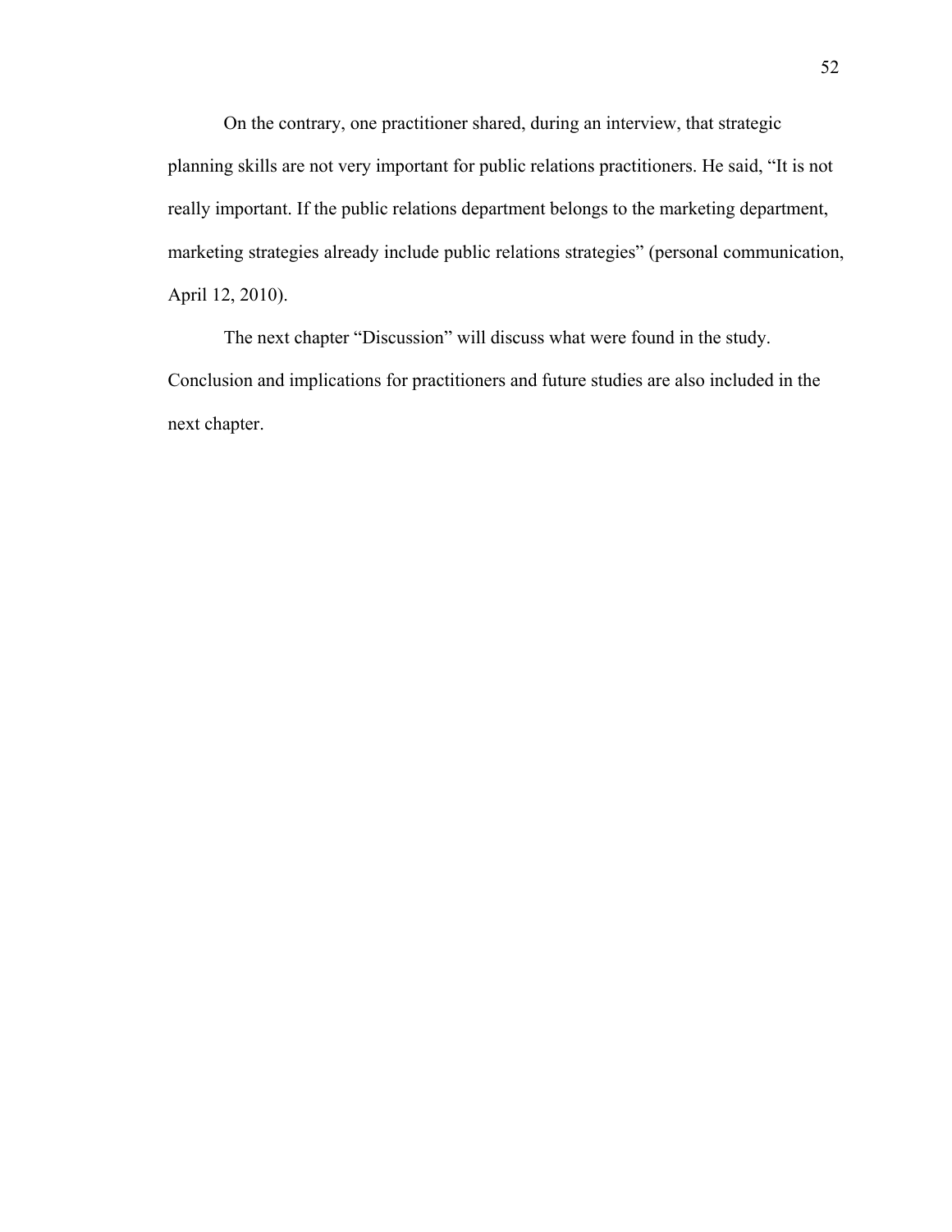On the contrary, one practitioner shared, during an interview, that strategic planning skills are not very important for public relations practitioners. He said, “It is not really important. If the public relations department belongs to the marketing department, marketing strategies already include public relations strategies” (personal communication, April 12, 2010).

The next chapter “Discussion” will discuss what were found in the study. Conclusion and implications for practitioners and future studies are also included in the next chapter.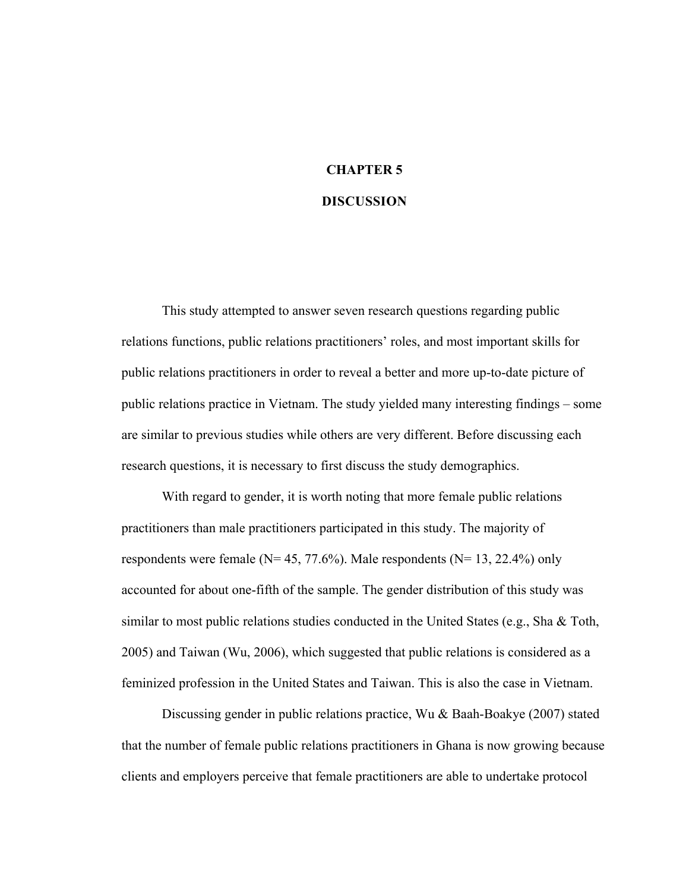# CHAPTER 5

# DISCUSSION

This study attempted to answer seven research questions regarding public relations functions, public relations practitioners' roles, and most important skills for public relations practitioners in order to reveal a better and more up-to-date picture of public relations practice in Vietnam. The study yielded many interesting findings – some are similar to previous studies while others are very different. Before discussing each research questions, it is necessary to first discuss the study demographics.

With regard to gender, it is worth noting that more female public relations practitioners than male practitioners participated in this study. The majority of respondents were female (N= 45, 77.6%). Male respondents (N= 13, 22.4%) only accounted for about one-fifth of the sample. The gender distribution of this study was similar to most public relations studies conducted in the United States (e.g., Sha & Toth, 2005) and Taiwan (Wu, 2006), which suggested that public relations is considered as a feminized profession in the United States and Taiwan. This is also the case in Vietnam.

Discussing gender in public relations practice, Wu & Baah-Boakye (2007) stated that the number of female public relations practitioners in Ghana is now growing because clients and employers perceive that female practitioners are able to undertake protocol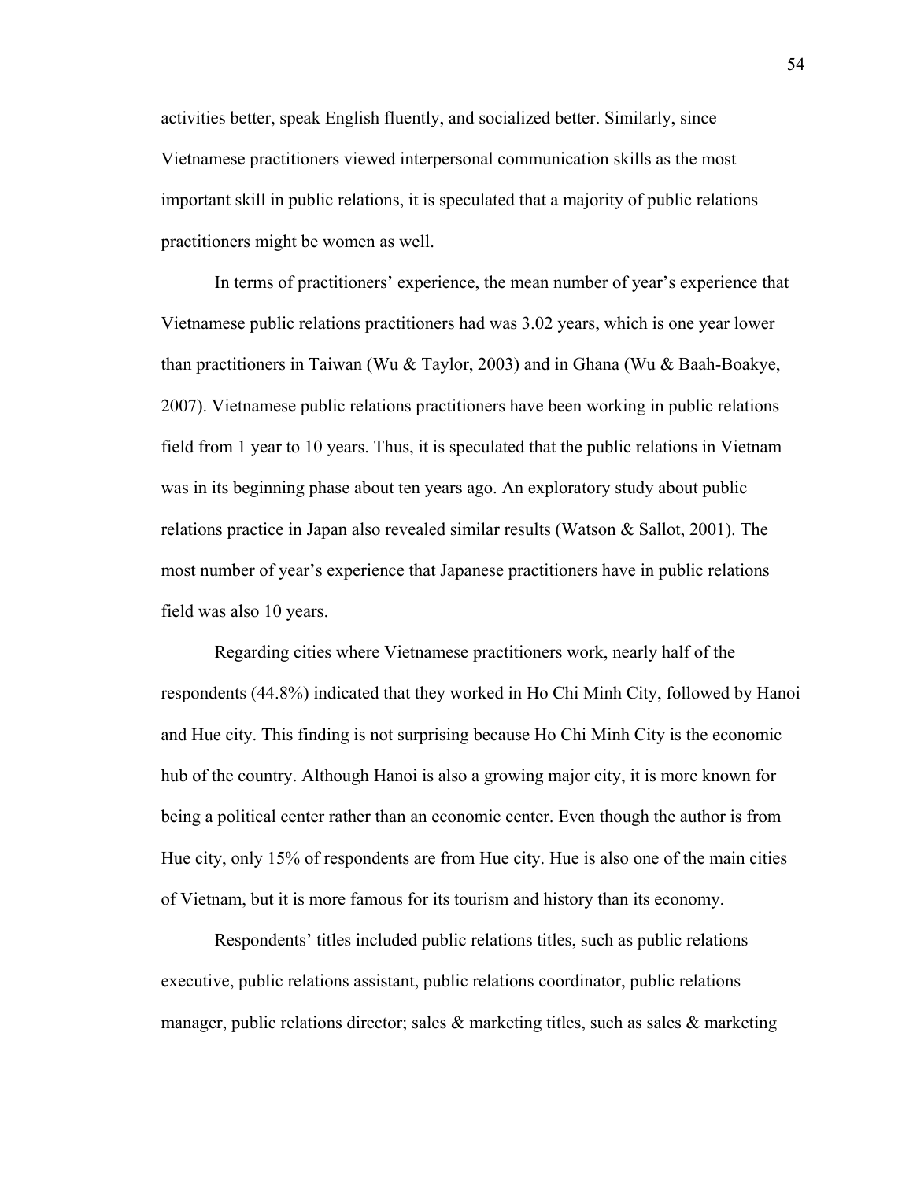activities better, speak English fluently, and socialized better. Similarly, since Vietnamese practitioners viewed interpersonal communication skills as the most important skill in public relations, it is speculated that a majority of public relations practitioners might be women as well.

In terms of practitioners' experience, the mean number of year's experience that Vietnamese public relations practitioners had was 3.02 years, which is one year lower than practitioners in Taiwan (Wu & Taylor, 2003) and in Ghana (Wu & Baah-Boakye, 2007). Vietnamese public relations practitioners have been working in public relations field from 1 year to 10 years. Thus, it is speculated that the public relations in Vietnam was in its beginning phase about ten years ago. An exploratory study about public relations practice in Japan also revealed similar results (Watson & Sallot, 2001). The most number of year's experience that Japanese practitioners have in public relations field was also 10 years.

Regarding cities where Vietnamese practitioners work, nearly half of the respondents (44.8%) indicated that they worked in Ho Chi Minh City, followed by Hanoi and Hue city. This finding is not surprising because Ho Chi Minh City is the economic hub of the country. Although Hanoi is also a growing major city, it is more known for being a political center rather than an economic center. Even though the author is from Hue city, only 15% of respondents are from Hue city. Hue is also one of the main cities of Vietnam, but it is more famous for its tourism and history than its economy.

Respondents' titles included public relations titles, such as public relations executive, public relations assistant, public relations coordinator, public relations manager, public relations director; sales & marketing titles, such as sales & marketing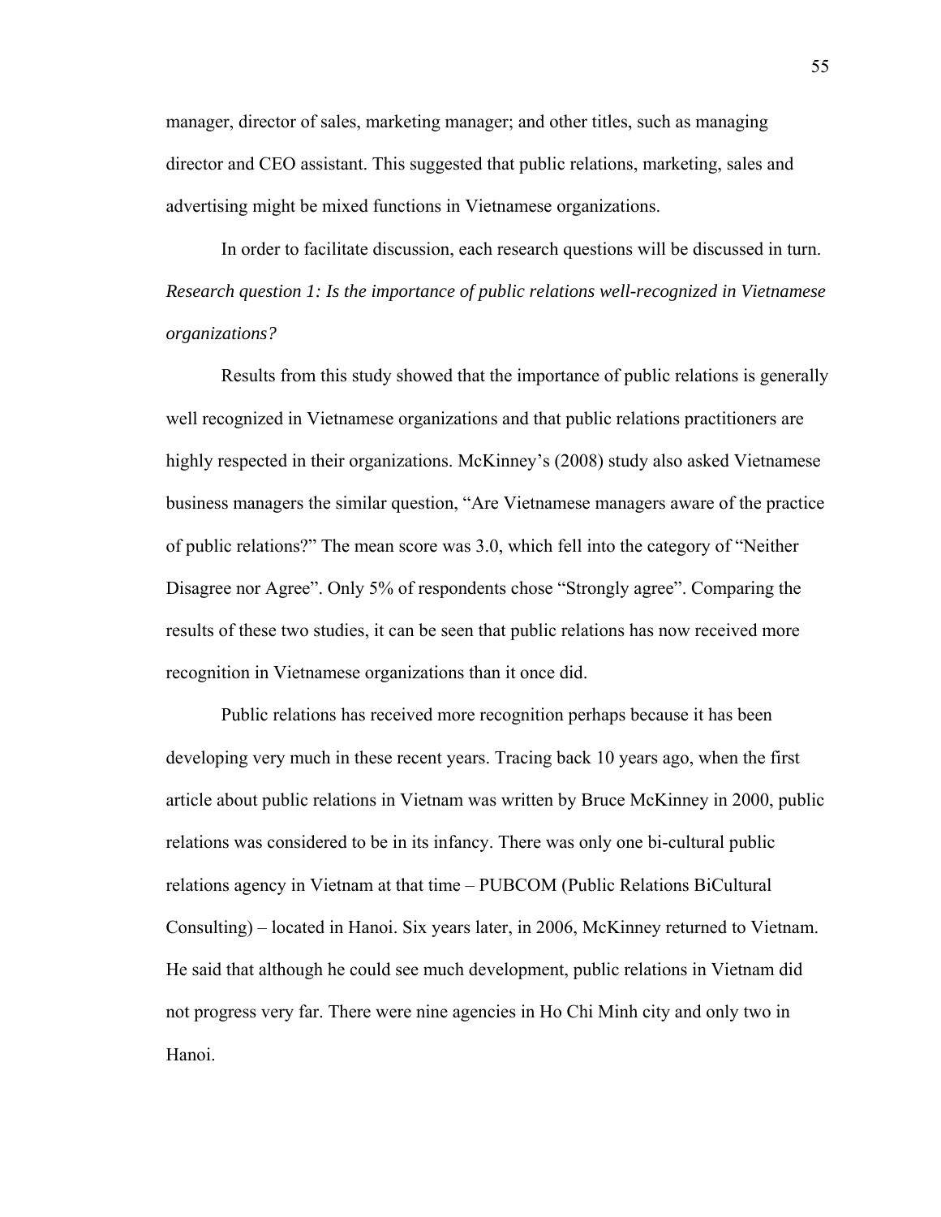manager, director of sales, marketing manager; and other titles, such as managing director and CEO assistant. This suggested that public relations, marketing, sales and advertising might be mixed functions in Vietnamese organizations.

In order to facilitate discussion, each research questions will be discussed in turn.

*Research question 1: Is the importance of public relations well-recognized in Vietnamese organizations?*

Results from this study showed that the importance of public relations is generally well recognized in Vietnamese organizations and that public relations practitioners are highly respected in their organizations. McKinney's (2008) study also asked Vietnamese business managers the similar question, "Are Vietnamese managers aware of the practice of public relations?" The mean score was 3.0, which fell into the category of "Neither Disagree nor Agree". Only 5% of respondents chose "Strongly agree". Comparing the results of these two studies, it can be seen that public relations has now received more recognition in Vietnamese organizations than it once did.

Public relations has received more recognition perhaps because it has been developing very much in these recent years. Tracing back 10 years ago, when the first article about public relations in Vietnam was written by Bruce McKinney in 2000, public relations was considered to be in its infancy. There was only one bi-cultural public relations agency in Vietnam at that time – PUBCOM (Public Relations BiCultural Consulting) – located in Hanoi. Six years later, in 2006, McKinney returned to Vietnam. He said that although he could see much development, public relations in Vietnam did not progress very far. There were nine agencies in Ho Chi Minh city and only two in Hanoi.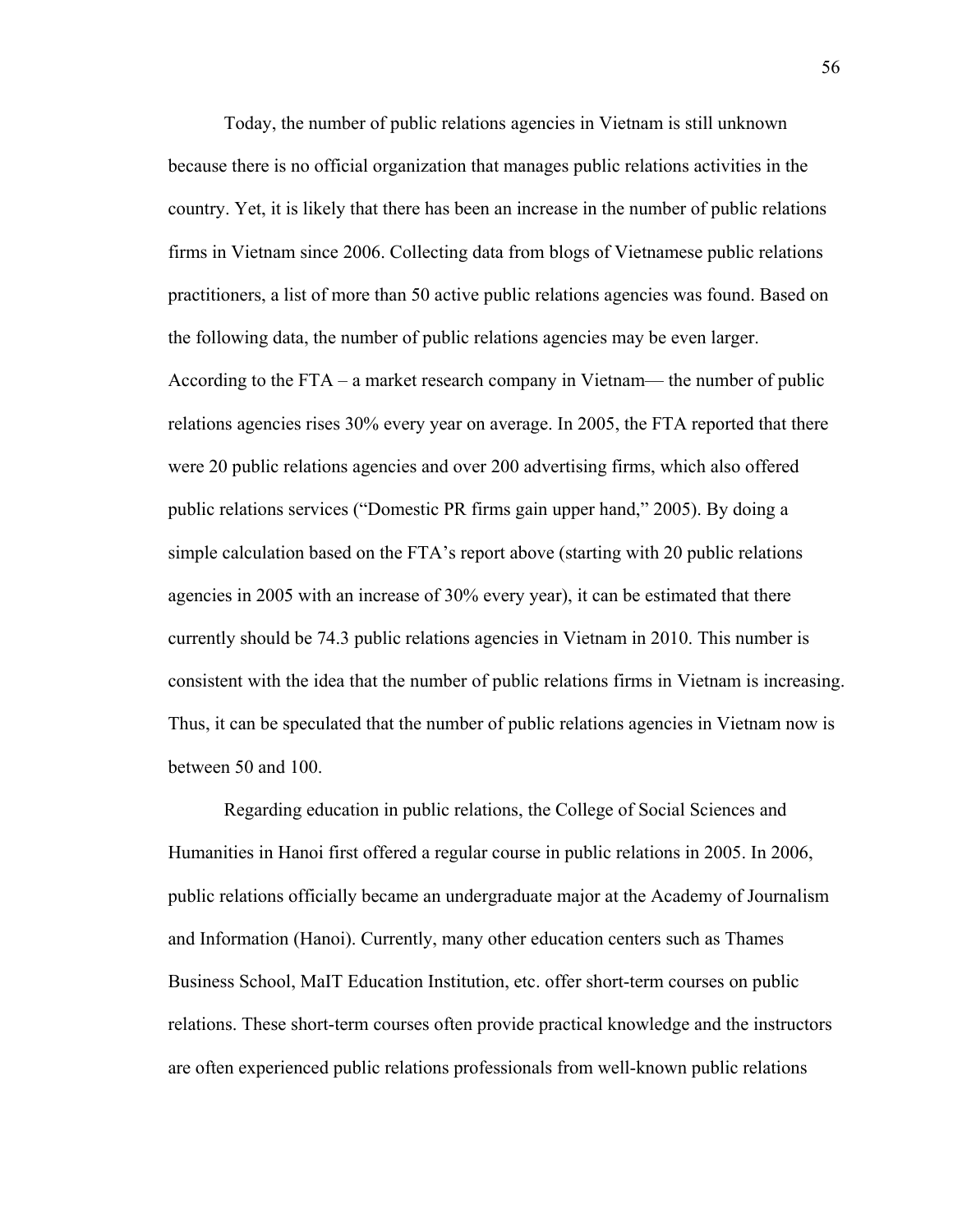Today, the number of public relations agencies in Vietnam is still unknown because there is no official organization that manages public relations activities in the country. Yet, it is likely that there has been an increase in the number of public relations firms in Vietnam since 2006. Collecting data from blogs of Vietnamese public relations practitioners, a list of more than 50 active public relations agencies was found. Based on the following data, the number of public relations agencies may be even larger. According to the FTA – a market research company in Vietnam— the number of public relations agencies rises 30% every year on average. In 2005, the FTA reported that there were 20 public relations agencies and over 200 advertising firms, which also offered public relations services ("Domestic PR firms gain upper hand," 2005). By doing a simple calculation based on the FTA's report above (starting with 20 public relations agencies in 2005 with an increase of 30% every year), it can be estimated that there currently should be 74.3 public relations agencies in Vietnam in 2010. This number is consistent with the idea that the number of public relations firms in Vietnam is increasing. Thus, it can be speculated that the number of public relations agencies in Vietnam now is between 50 and 100.

Regarding education in public relations, the College of Social Sciences and Humanities in Hanoi first offered a regular course in public relations in 2005. In 2006, public relations officially became an undergraduate major at the Academy of Journalism and Information (Hanoi). Currently, many other education centers such as Thames Business School, MaIT Education Institution, etc. offer short-term courses on public relations. These short-term courses often provide practical knowledge and the instructors are often experienced public relations professionals from well-known public relations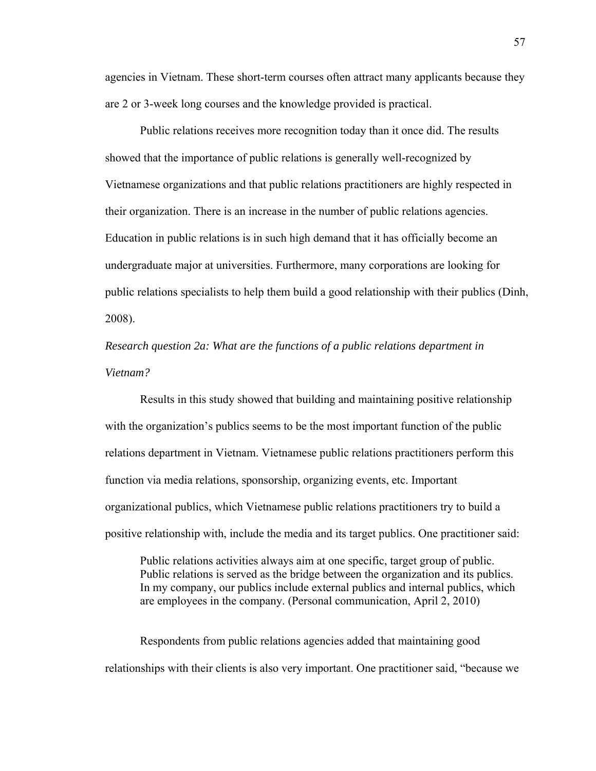agencies in Vietnam. These short-term courses often attract many applicants because they are 2 or 3-week long courses and the knowledge provided is practical.

Public relations receives more recognition today than it once did. The results showed that the importance of public relations is generally well-recognized by Vietnamese organizations and that public relations practitioners are highly respected in their organization. There is an increase in the number of public relations agencies. Education in public relations is in such high demand that it has officially become an undergraduate major at universities. Furthermore, many corporations are looking for public relations specialists to help them build a good relationship with their publics (Dinh, 2008).

*Research question 2a: What are the functions of a public relations department in Vietnam?*

Results in this study showed that building and maintaining positive relationship with the organization's publics seems to be the most important function of the public relations department in Vietnam. Vietnamese public relations practitioners perform this function via media relations, sponsorship, organizing events, etc. Important organizational publics, which Vietnamese public relations practitioners try to build a positive relationship with, include the media and its target publics. One practitioner said:

> Public relations activities always aim at one specific, target group of public. Public relations is served as the bridge between the organization and its publics. In my company, our publics include external publics and internal publics, which are employees in the company. (Personal communication, April 2, 2010)

Respondents from public relations agencies added that maintaining good relationships with their clients is also very important. One practitioner said, "because we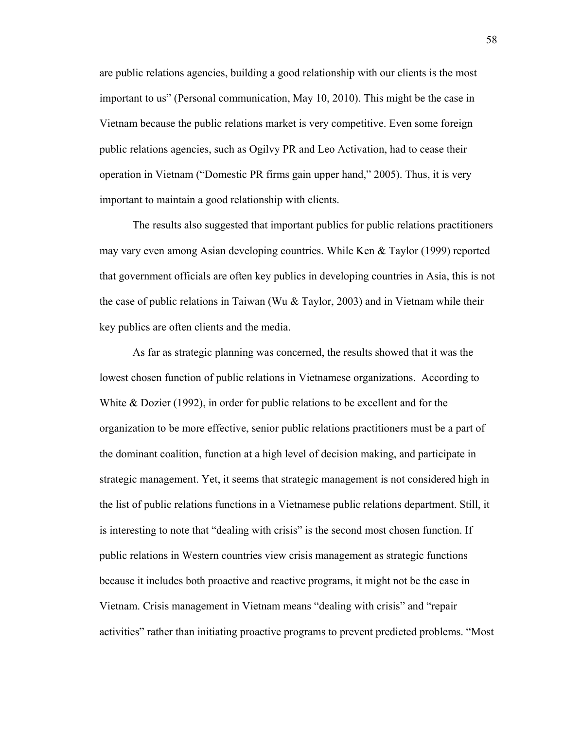are public relations agencies, building a good relationship with our clients is the most important to us" (Personal communication, May 10, 2010). This might be the case in Vietnam because the public relations market is very competitive. Even some foreign public relations agencies, such as Ogilvy PR and Leo Activation, had to cease their operation in Vietnam ("Domestic PR firms gain upper hand," 2005). Thus, it is very important to maintain a good relationship with clients.

The results also suggested that important publics for public relations practitioners may vary even among Asian developing countries. While Ken & Taylor (1999) reported that government officials are often key publics in developing countries in Asia, this is not the case of public relations in Taiwan (Wu & Taylor, 2003) and in Vietnam while their key publics are often clients and the media.

As far as strategic planning was concerned, the results showed that it was the lowest chosen function of public relations in Vietnamese organizations. According to White & Dozier (1992), in order for public relations to be excellent and for the organization to be more effective, senior public relations practitioners must be a part of the dominant coalition, function at a high level of decision making, and participate in strategic management. Yet, it seems that strategic management is not considered high in the list of public relations functions in a Vietnamese public relations department. Still, it is interesting to note that "dealing with crisis" is the second most chosen function. If public relations in Western countries view crisis management as strategic functions because it includes both proactive and reactive programs, it might not be the case in Vietnam. Crisis management in Vietnam means "dealing with crisis" and "repair activities" rather than initiating proactive programs to prevent predicted problems. "Most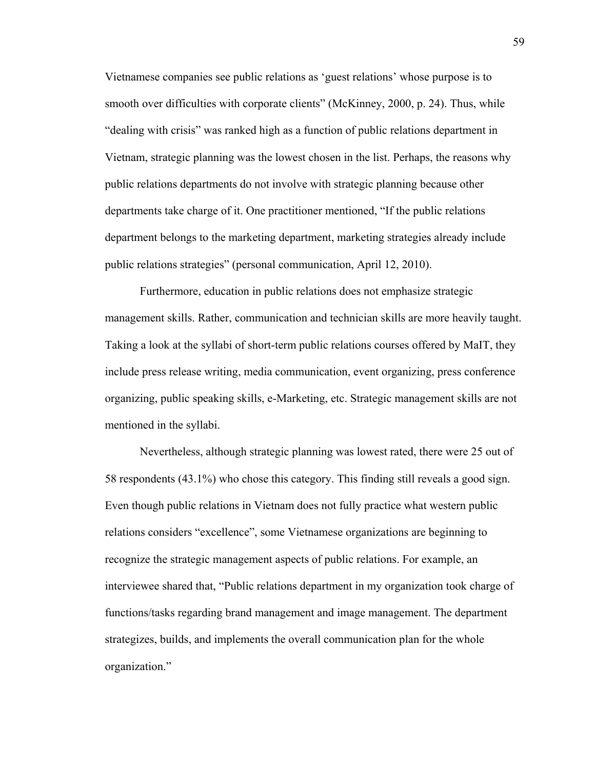Vietnamese companies see public relations as 'guest relations' whose purpose is to smooth over difficulties with corporate clients" (McKinney, 2000, p. 24). Thus, while "dealing with crisis" was ranked high as a function of public relations department in Vietnam, strategic planning was the lowest chosen in the list. Perhaps, the reasons why public relations departments do not involve with strategic planning because other departments take charge of it. One practitioner mentioned, "If the public relations department belongs to the marketing department, marketing strategies already include public relations strategies" (personal communication, April 12, 2010).

Furthermore, education in public relations does not emphasize strategic management skills. Rather, communication and technician skills are more heavily taught. Taking a look at the syllabi of short-term public relations courses offered by MaIT, they include press release writing, media communication, event organizing, press conference organizing, public speaking skills, e-Marketing, etc. Strategic management skills are not mentioned in the syllabi.

Nevertheless, although strategic planning was lowest rated, there were 25 out of 58 respondents (43.1%) who chose this category. This finding still reveals a good sign. Even though public relations in Vietnam does not fully practice what western public relations considers "excellence", some Vietnamese organizations are beginning to recognize the strategic management aspects of public relations. For example, an interviewee shared that, "Public relations department in my organization took charge of functions/tasks regarding brand management and image management. The department strategizes, builds, and implements the overall communication plan for the whole organization."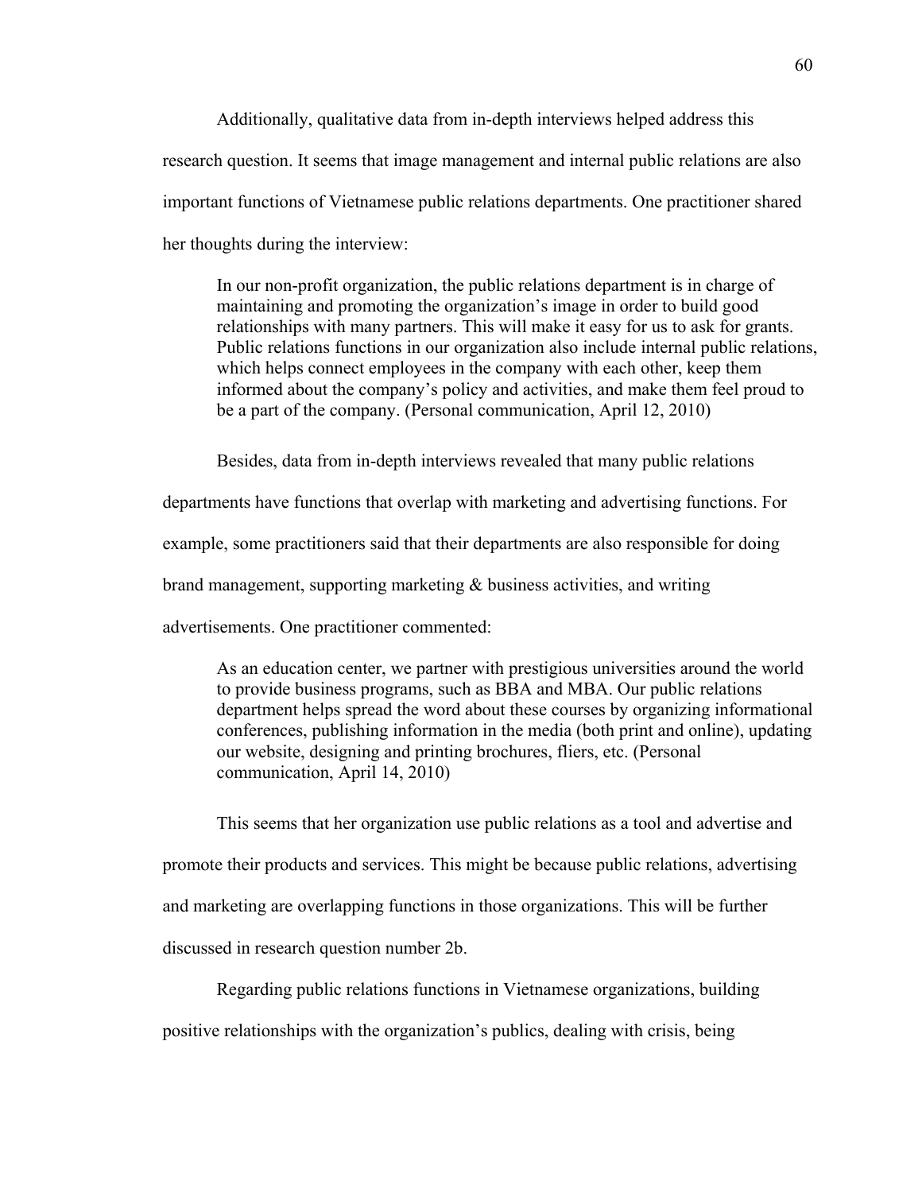Additionally, qualitative data from in-depth interviews helped address this research question. It seems that image management and internal public relations are also important functions of Vietnamese public relations departments. One practitioner shared her thoughts during the interview:

> In our non-profit organization, the public relations department is in charge of maintaining and promoting the organization's image in order to build good relationships with many partners. This will make it easy for us to ask for grants. Public relations functions in our organization also include internal public relations, which helps connect employees in the company with each other, keep them informed about the company's policy and activities, and make them feel proud to be a part of the company. (Personal communication, April 12, 2010)

Besides, data from in-depth interviews revealed that many public relations departments have functions that overlap with marketing and advertising functions. For example, some practitioners said that their departments are also responsible for doing brand management, supporting marketing & business activities, and writing advertisements. One practitioner commented:

> As an education center, we partner with prestigious universities around the world to provide business programs, such as BBA and MBA. Our public relations department helps spread the word about these courses by organizing informational conferences, publishing information in the media (both print and online), updating our website, designing and printing brochures, fliers, etc. (Personal communication, April 14, 2010)

This seems that her organization use public relations as a tool and advertise and promote their products and services. This might be because public relations, advertising and marketing are overlapping functions in those organizations. This will be further discussed in research question number 2b.

Regarding public relations functions in Vietnamese organizations, building positive relationships with the organization's publics, dealing with crisis, being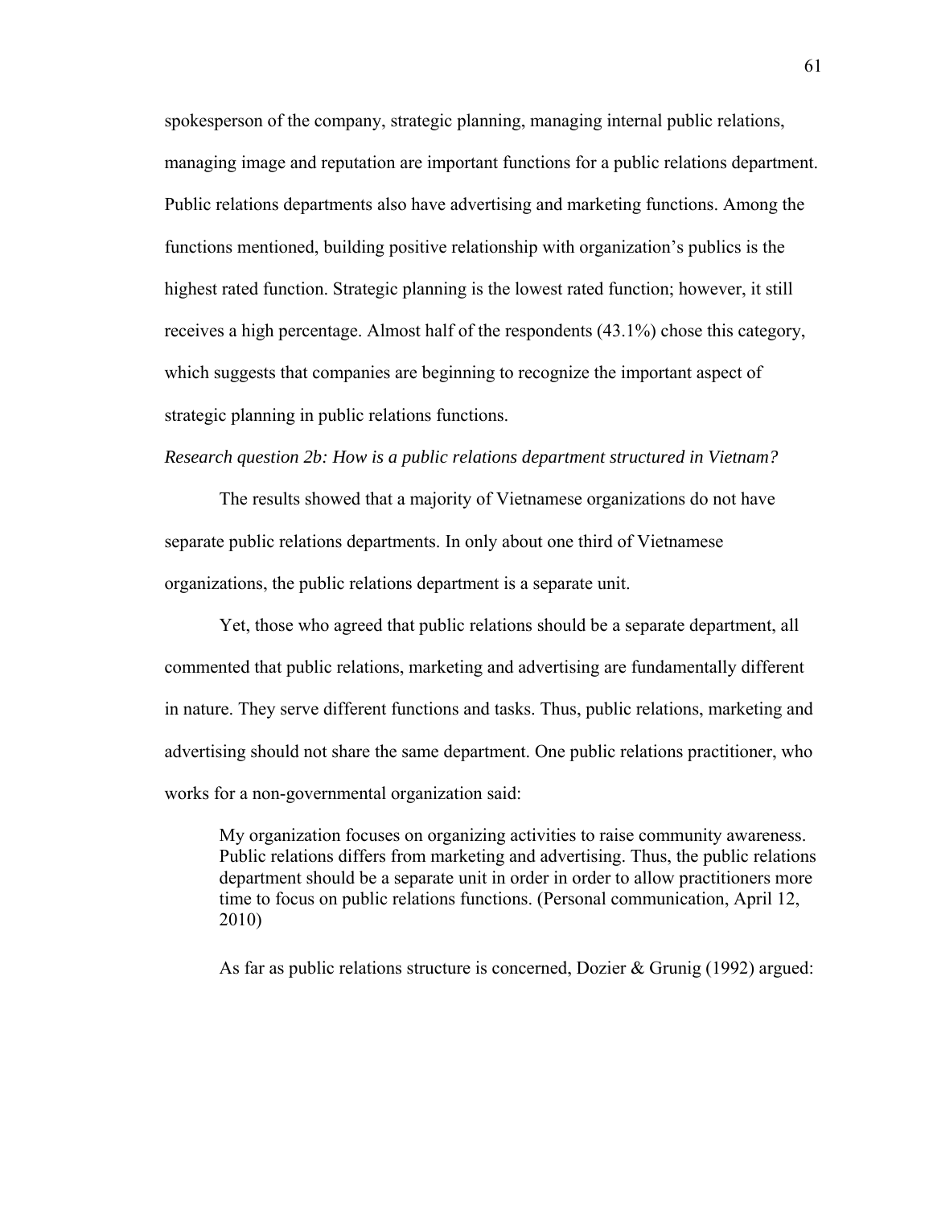spokesperson of the company, strategic planning, managing internal public relations, managing image and reputation are important functions for a public relations department. Public relations departments also have advertising and marketing functions. Among the functions mentioned, building positive relationship with organization's publics is the highest rated function. Strategic planning is the lowest rated function; however, it still receives a high percentage. Almost half of the respondents (43.1%) chose this category, which suggests that companies are beginning to recognize the important aspect of strategic planning in public relations functions.

*Research question 2b: How is a public relations department structured in Vietnam?*

The results showed that a majority of Vietnamese organizations do not have separate public relations departments. In only about one third of Vietnamese organizations, the public relations department is a separate unit.

Yet, those who agreed that public relations should be a separate department, all commented that public relations, marketing and advertising are fundamentally different in nature. They serve different functions and tasks. Thus, public relations, marketing and advertising should not share the same department. One public relations practitioner, who works for a non-governmental organization said:

> My organization focuses on organizing activities to raise community awareness. Public relations differs from marketing and advertising. Thus, the public relations department should be a separate unit in order in order to allow practitioners more time to focus on public relations functions. (Personal communication, April 12, 2010)

As far as public relations structure is concerned, Dozier & Grunig (1992) argued: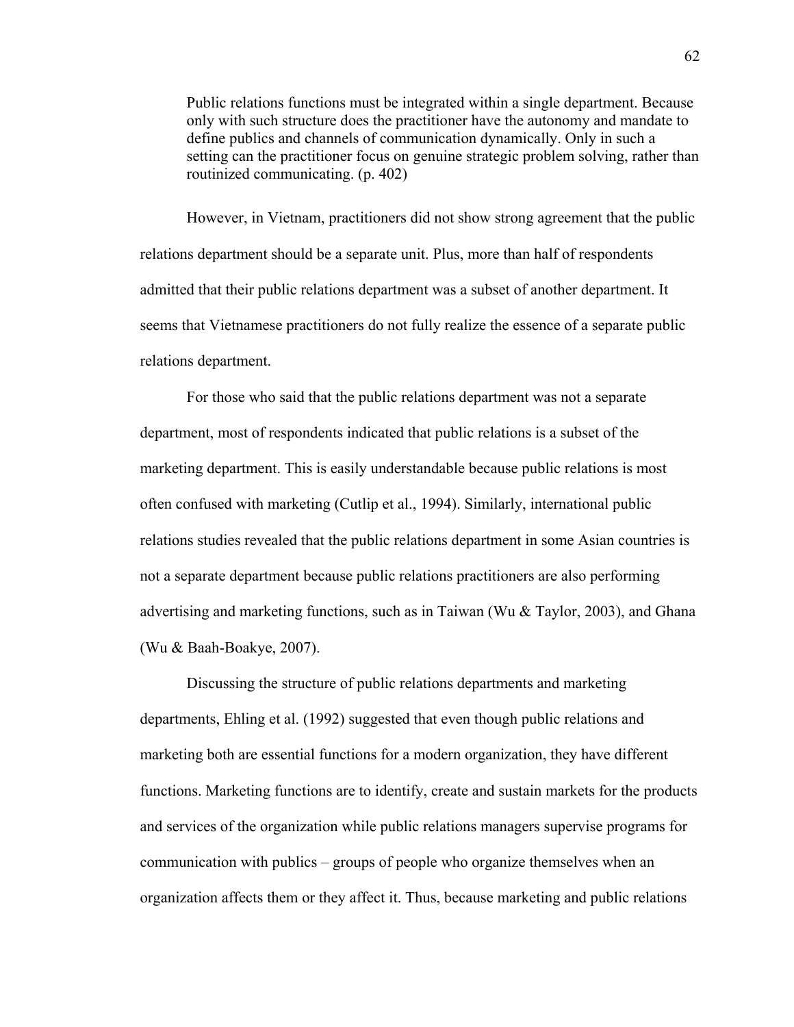> Public relations functions must be integrated within a single department. Because only with such structure does the practitioner have the autonomy and mandate to define publics and channels of communication dynamically. Only in such a setting can the practitioner focus on genuine strategic problem solving, rather than routinized communicating. (p. 402)

However, in Vietnam, practitioners did not show strong agreement that the public relations department should be a separate unit. Plus, more than half of respondents admitted that their public relations department was a subset of another department. It seems that Vietnamese practitioners do not fully realize the essence of a separate public relations department.

For those who said that the public relations department was not a separate department, most of respondents indicated that public relations is a subset of the marketing department. This is easily understandable because public relations is most often confused with marketing (Cutlip et al., 1994). Similarly, international public relations studies revealed that the public relations department in some Asian countries is not a separate department because public relations practitioners are also performing advertising and marketing functions, such as in Taiwan (Wu & Taylor, 2003), and Ghana (Wu & Baah-Boakye, 2007).

Discussing the structure of public relations departments and marketing departments, Ehling et al. (1992) suggested that even though public relations and marketing both are essential functions for a modern organization, they have different functions. Marketing functions are to identify, create and sustain markets for the products and services of the organization while public relations managers supervise programs for communication with publics – groups of people who organize themselves when an organization affects them or they affect it. Thus, because marketing and public relations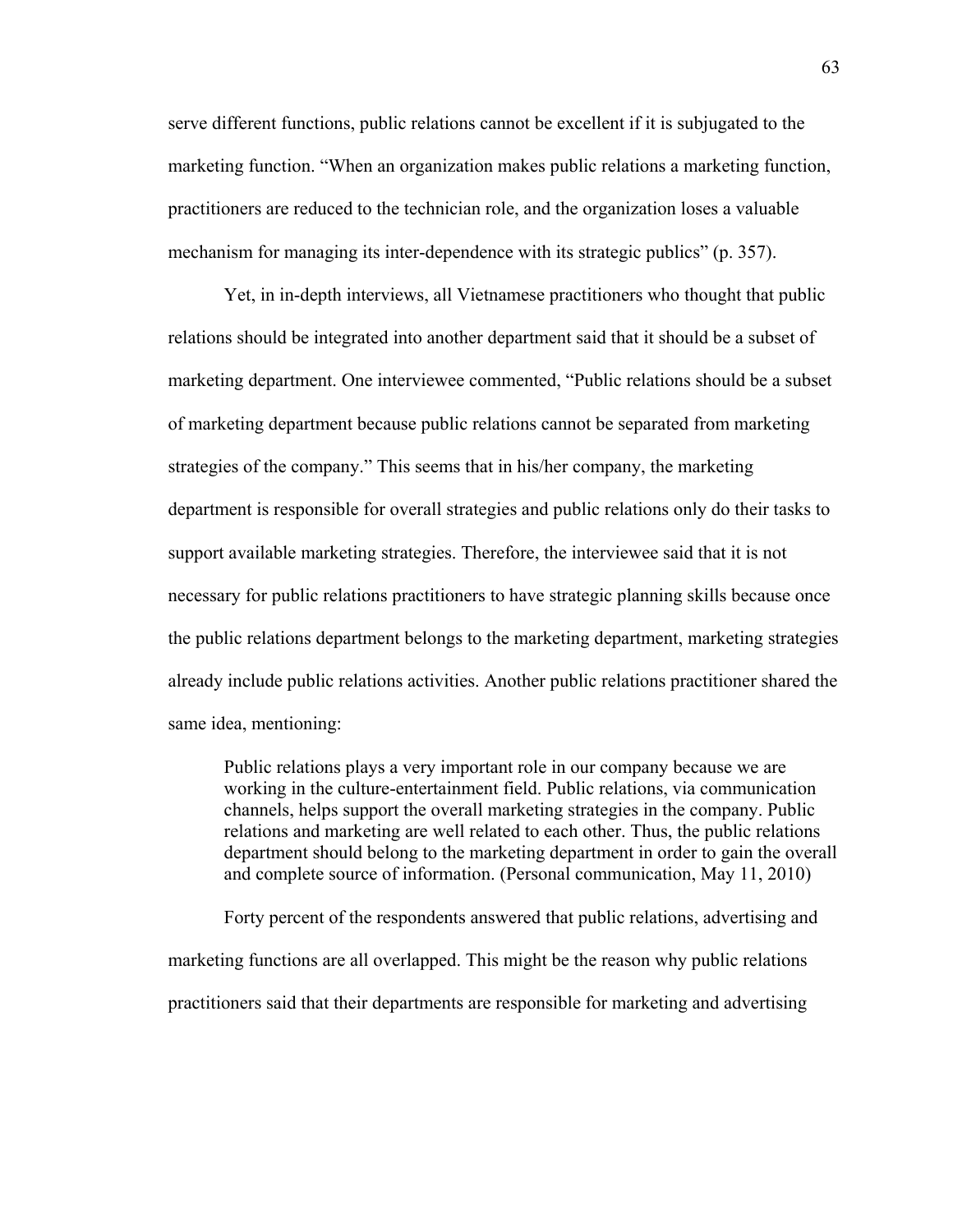serve different functions, public relations cannot be excellent if it is subjugated to the marketing function. "When an organization makes public relations a marketing function, practitioners are reduced to the technician role, and the organization loses a valuable mechanism for managing its inter-dependence with its strategic publics" (p. 357).

Yet, in in-depth interviews, all Vietnamese practitioners who thought that public relations should be integrated into another department said that it should be a subset of marketing department. One interviewee commented, "Public relations should be a subset of marketing department because public relations cannot be separated from marketing strategies of the company." This seems that in his/her company, the marketing department is responsible for overall strategies and public relations only do their tasks to support available marketing strategies. Therefore, the interviewee said that it is not necessary for public relations practitioners to have strategic planning skills because once the public relations department belongs to the marketing department, marketing strategies already include public relations activities. Another public relations practitioner shared the same idea, mentioning:

> Public relations plays a very important role in our company because we are working in the culture-entertainment field. Public relations, via communication channels, helps support the overall marketing strategies in the company. Public relations and marketing are well related to each other. Thus, the public relations department should belong to the marketing department in order to gain the overall and complete source of information. (Personal communication, May 11, 2010)

Forty percent of the respondents answered that public relations, advertising and marketing functions are all overlapped. This might be the reason why public relations practitioners said that their departments are responsible for marketing and advertising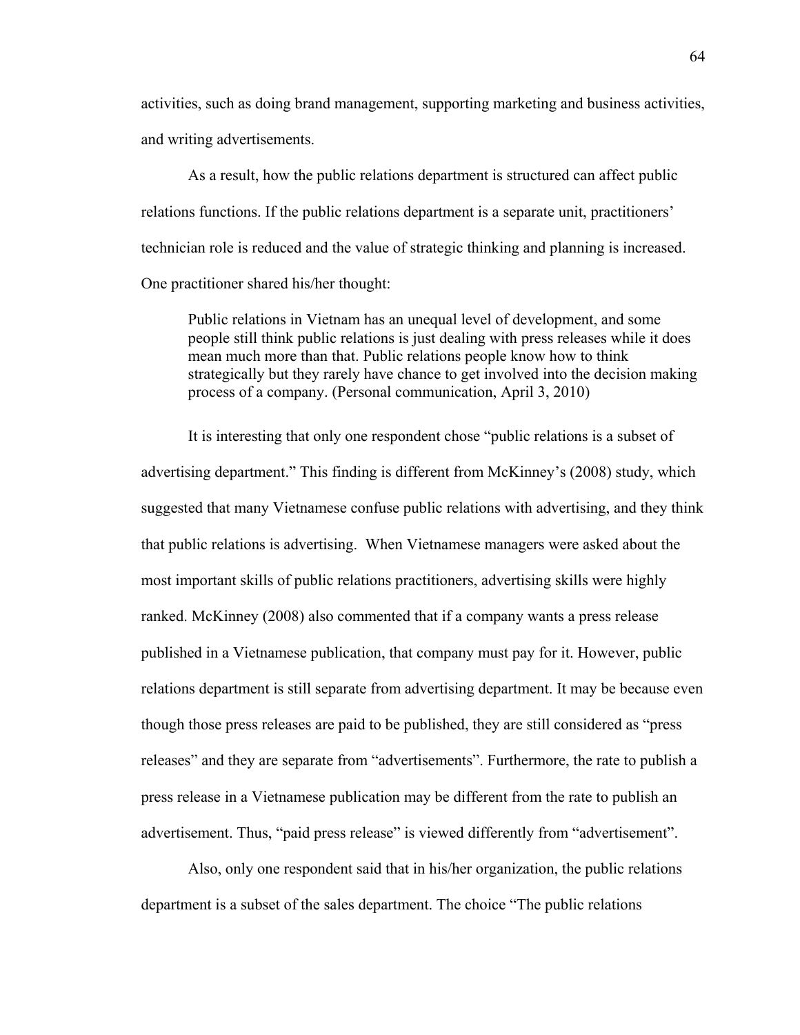activities, such as doing brand management, supporting marketing and business activities, and writing advertisements.

As a result, how the public relations department is structured can affect public relations functions. If the public relations department is a separate unit, practitioners' technician role is reduced and the value of strategic thinking and planning is increased. One practitioner shared his/her thought:

> Public relations in Vietnam has an unequal level of development, and some people still think public relations is just dealing with press releases while it does mean much more than that. Public relations people know how to think strategically but they rarely have chance to get involved into the decision making process of a company. (Personal communication, April 3, 2010)

It is interesting that only one respondent chose "public relations is a subset of advertising department." This finding is different from McKinney's (2008) study, which suggested that many Vietnamese confuse public relations with advertising, and they think that public relations is advertising. When Vietnamese managers were asked about the most important skills of public relations practitioners, advertising skills were highly ranked. McKinney (2008) also commented that if a company wants a press release published in a Vietnamese publication, that company must pay for it. However, public relations department is still separate from advertising department. It may be because even though those press releases are paid to be published, they are still considered as "press releases" and they are separate from "advertisements". Furthermore, the rate to publish a press release in a Vietnamese publication may be different from the rate to publish an advertisement. Thus, "paid press release" is viewed differently from "advertisement".

Also, only one respondent said that in his/her organization, the public relations department is a subset of the sales department. The choice "The public relations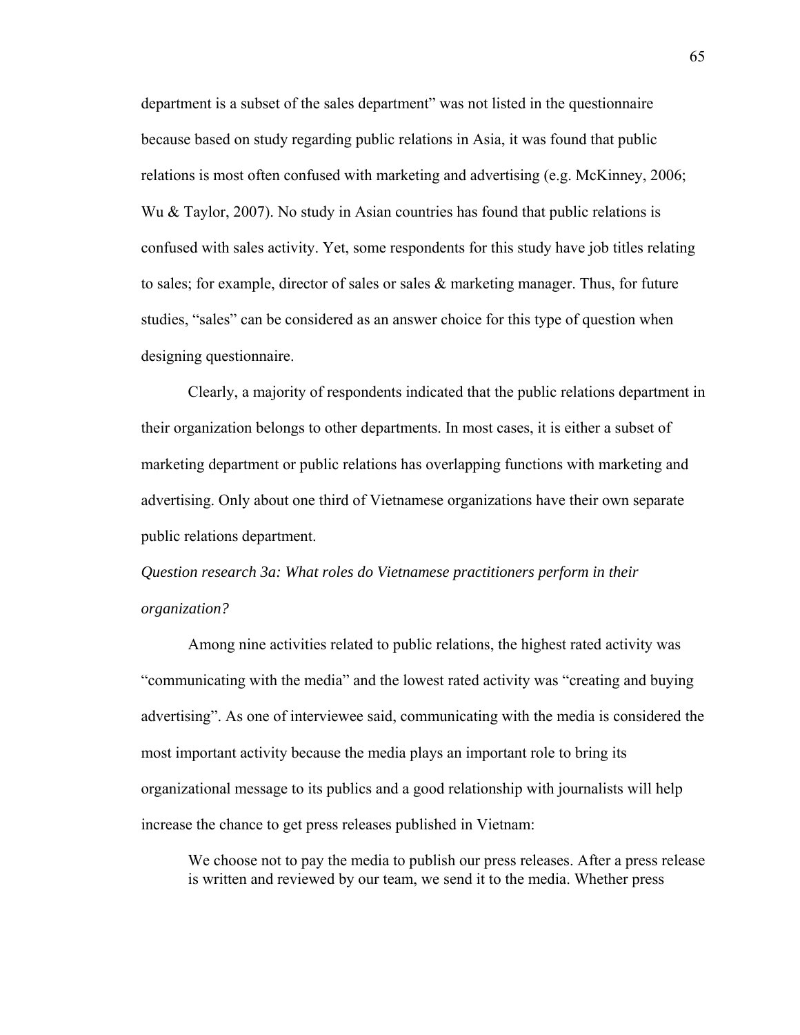department is a subset of the sales department" was not listed in the questionnaire because based on study regarding public relations in Asia, it was found that public relations is most often confused with marketing and advertising (e.g. McKinney, 2006; Wu & Taylor, 2007). No study in Asian countries has found that public relations is confused with sales activity. Yet, some respondents for this study have job titles relating to sales; for example, director of sales or sales & marketing manager. Thus, for future studies, "sales" can be considered as an answer choice for this type of question when designing questionnaire.

Clearly, a majority of respondents indicated that the public relations department in their organization belongs to other departments. In most cases, it is either a subset of marketing department or public relations has overlapping functions with marketing and advertising. Only about one third of Vietnamese organizations have their own separate public relations department.

*Question research 3a: What roles do Vietnamese practitioners perform in their organization?*

Among nine activities related to public relations, the highest rated activity was "communicating with the media" and the lowest rated activity was "creating and buying advertising". As one of interviewee said, communicating with the media is considered the most important activity because the media plays an important role to bring its organizational message to its publics and a good relationship with journalists will help increase the chance to get press releases published in Vietnam:

> We choose not to pay the media to publish our press releases. After a press release is written and reviewed by our team, we send it to the media. Whether press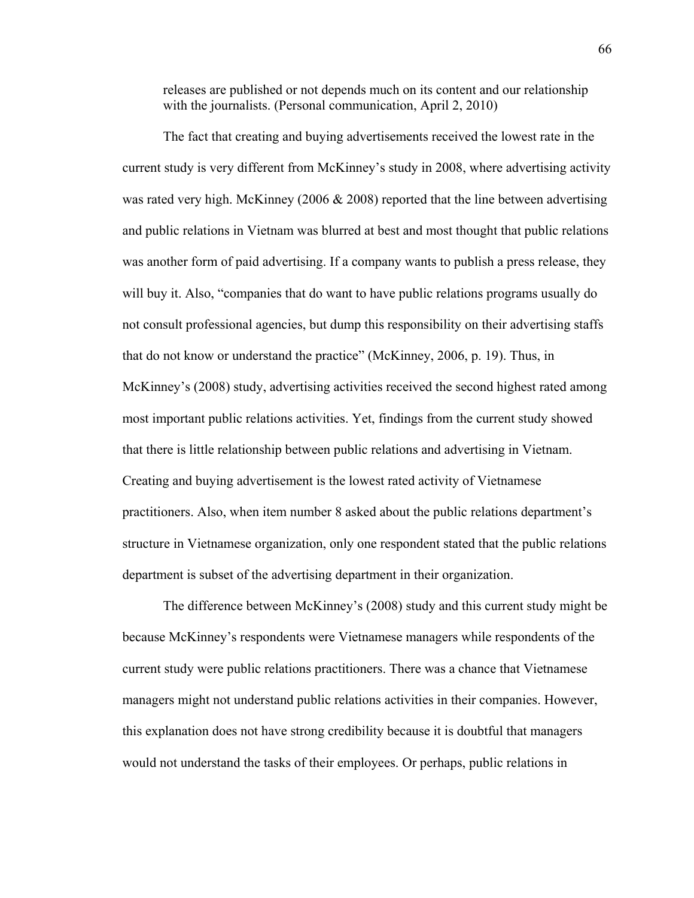> releases are published or not depends much on its content and our relationship with the journalists. (Personal communication, April 2, 2010)

The fact that creating and buying advertisements received the lowest rate in the current study is very different from McKinney's study in 2008, where advertising activity was rated very high. McKinney (2006 & 2008) reported that the line between advertising and public relations in Vietnam was blurred at best and most thought that public relations was another form of paid advertising. If a company wants to publish a press release, they will buy it. Also, "companies that do want to have public relations programs usually do not consult professional agencies, but dump this responsibility on their advertising staffs that do not know or understand the practice" (McKinney, 2006, p. 19). Thus, in McKinney's (2008) study, advertising activities received the second highest rated among most important public relations activities. Yet, findings from the current study showed that there is little relationship between public relations and advertising in Vietnam. Creating and buying advertisement is the lowest rated activity of Vietnamese practitioners. Also, when item number 8 asked about the public relations department's structure in Vietnamese organization, only one respondent stated that the public relations department is subset of the advertising department in their organization.

The difference between McKinney's (2008) study and this current study might be because McKinney's respondents were Vietnamese managers while respondents of the current study were public relations practitioners. There was a chance that Vietnamese managers might not understand public relations activities in their companies. However, this explanation does not have strong credibility because it is doubtful that managers would not understand the tasks of their employees. Or perhaps, public relations in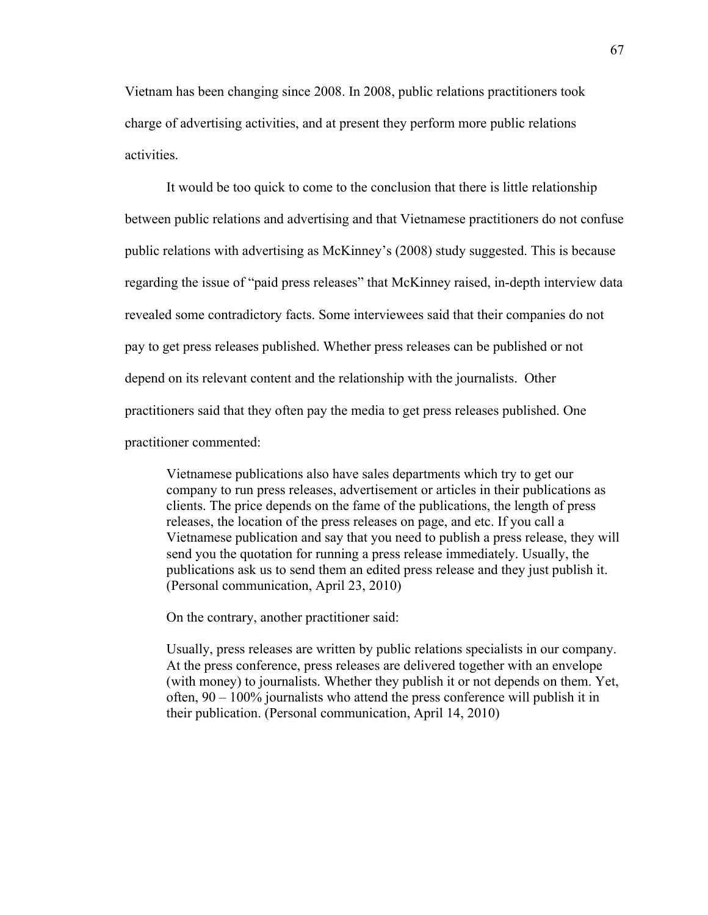Vietnam has been changing since 2008. In 2008, public relations practitioners took charge of advertising activities, and at present they perform more public relations activities.

It would be too quick to come to the conclusion that there is little relationship between public relations and advertising and that Vietnamese practitioners do not confuse public relations with advertising as McKinney's (2008) study suggested. This is because regarding the issue of "paid press releases" that McKinney raised, in-depth interview data revealed some contradictory facts. Some interviewees said that their companies do not pay to get press releases published. Whether press releases can be published or not depend on its relevant content and the relationship with the journalists. Other practitioners said that they often pay the media to get press releases published. One practitioner commented:

> Vietnamese publications also have sales departments which try to get our company to run press releases, advertisement or articles in their publications as clients. The price depends on the fame of the publications, the length of press releases, the location of the press releases on page, and etc. If you call a Vietnamese publication and say that you need to publish a press release, they will send you the quotation for running a press release immediately. Usually, the publications ask us to send them an edited press release and they just publish it. (Personal communication, April 23, 2010)

On the contrary, another practitioner said:

> Usually, press releases are written by public relations specialists in our company. At the press conference, press releases are delivered together with an envelope (with money) to journalists. Whether they publish it or not depends on them. Yet, often, 90 – 100% journalists who attend the press conference will publish it in their publication. (Personal communication, April 14, 2010)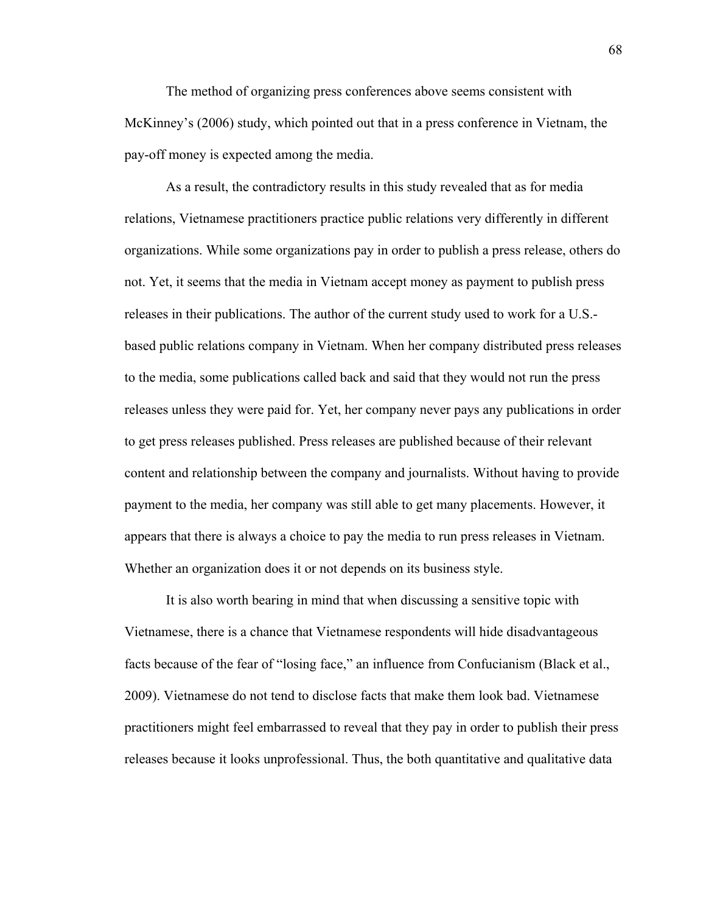The method of organizing press conferences above seems consistent with McKinney's (2006) study, which pointed out that in a press conference in Vietnam, the pay-off money is expected among the media.

As a result, the contradictory results in this study revealed that as for media relations, Vietnamese practitioners practice public relations very differently in different organizations. While some organizations pay in order to publish a press release, others do not. Yet, it seems that the media in Vietnam accept money as payment to publish press releases in their publications. The author of the current study used to work for a U.S.-based public relations company in Vietnam. When her company distributed press releases to the media, some publications called back and said that they would not run the press releases unless they were paid for. Yet, her company never pays any publications in order to get press releases published. Press releases are published because of their relevant content and relationship between the company and journalists. Without having to provide payment to the media, her company was still able to get many placements. However, it appears that there is always a choice to pay the media to run press releases in Vietnam. Whether an organization does it or not depends on its business style.

It is also worth bearing in mind that when discussing a sensitive topic with Vietnamese, there is a chance that Vietnamese respondents will hide disadvantageous facts because of the fear of "losing face," an influence from Confucianism (Black et al., 2009). Vietnamese do not tend to disclose facts that make them look bad. Vietnamese practitioners might feel embarrassed to reveal that they pay in order to publish their press releases because it looks unprofessional. Thus, the both quantitative and qualitative data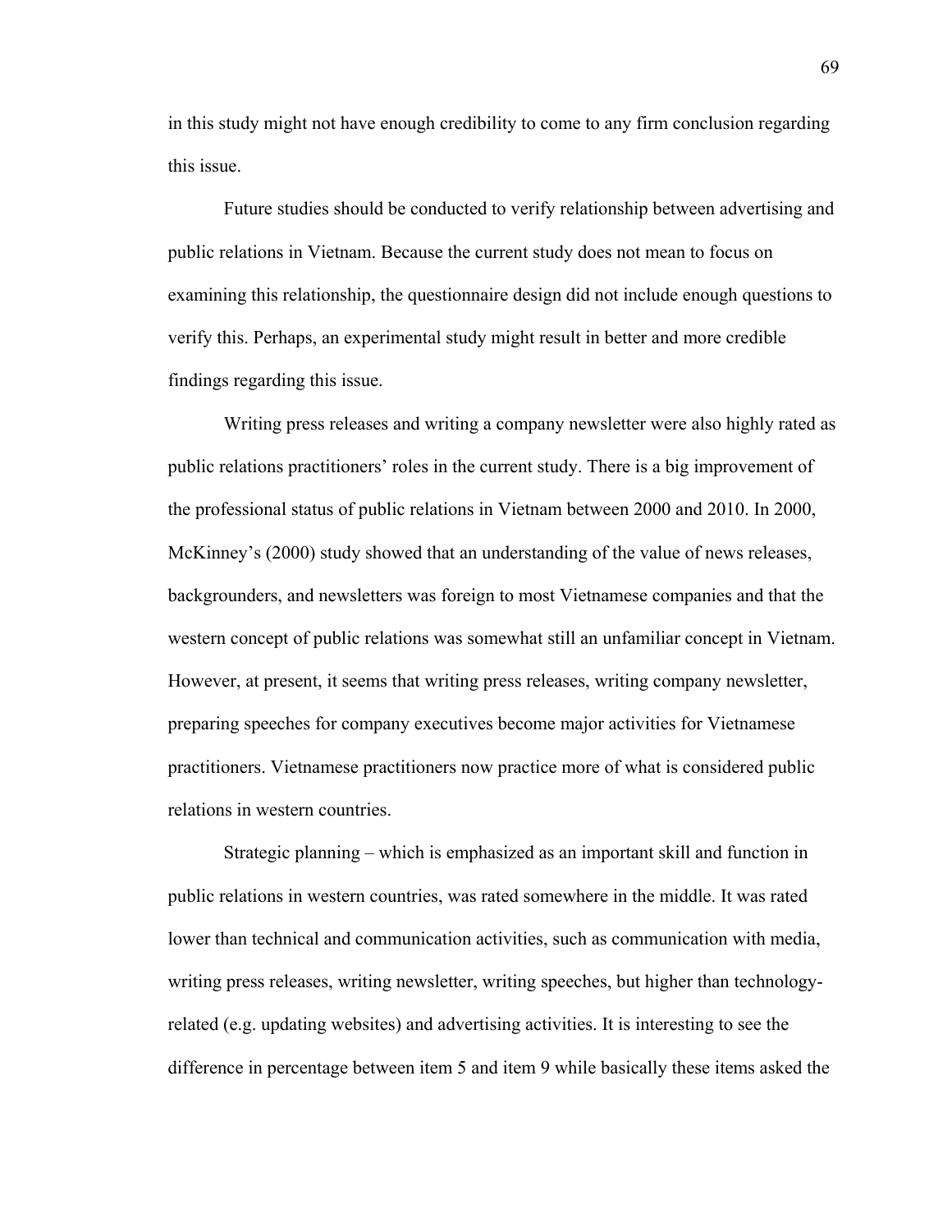in this study might not have enough credibility to come to any firm conclusion regarding this issue.

Future studies should be conducted to verify relationship between advertising and public relations in Vietnam. Because the current study does not mean to focus on examining this relationship, the questionnaire design did not include enough questions to verify this. Perhaps, an experimental study might result in better and more credible findings regarding this issue.

Writing press releases and writing a company newsletter were also highly rated as public relations practitioners' roles in the current study. There is a big improvement of the professional status of public relations in Vietnam between 2000 and 2010. In 2000, McKinney's (2000) study showed that an understanding of the value of news releases, backgrounders, and newsletters was foreign to most Vietnamese companies and that the western concept of public relations was somewhat still an unfamiliar concept in Vietnam. However, at present, it seems that writing press releases, writing company newsletter, preparing speeches for company executives become major activities for Vietnamese practitioners. Vietnamese practitioners now practice more of what is considered public relations in western countries.

Strategic planning – which is emphasized as an important skill and function in public relations in western countries, was rated somewhere in the middle. It was rated lower than technical and communication activities, such as communication with media, writing press releases, writing newsletter, writing speeches, but higher than technology-related (e.g. updating websites) and advertising activities. It is interesting to see the difference in percentage between item 5 and item 9 while basically these items asked the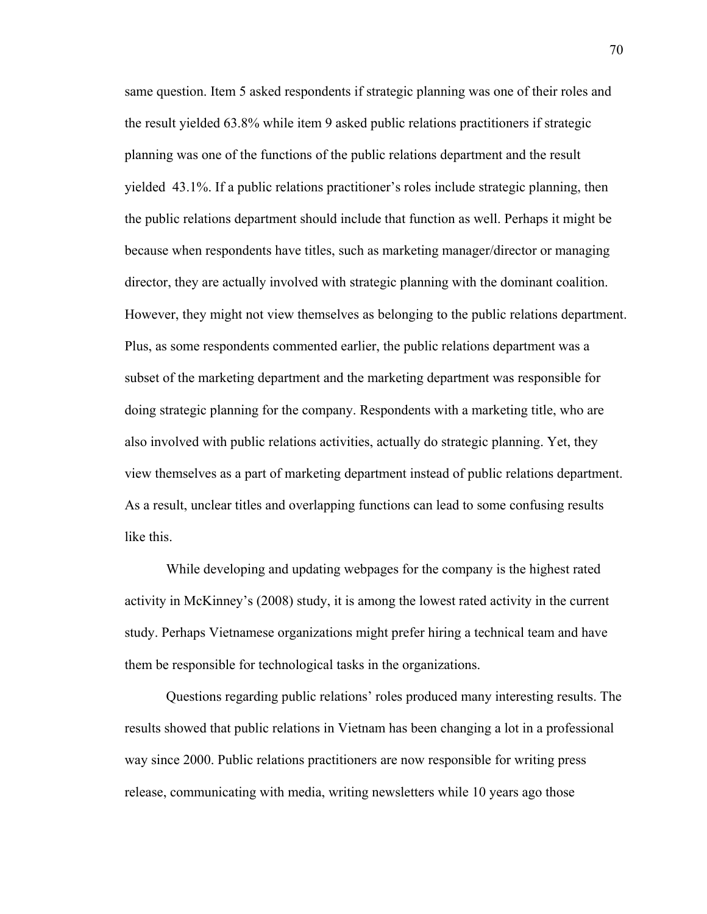same question. Item 5 asked respondents if strategic planning was one of their roles and the result yielded 63.8% while item 9 asked public relations practitioners if strategic planning was one of the functions of the public relations department and the result yielded 43.1%. If a public relations practitioner's roles include strategic planning, then the public relations department should include that function as well. Perhaps it might be because when respondents have titles, such as marketing manager/director or managing director, they are actually involved with strategic planning with the dominant coalition. However, they might not view themselves as belonging to the public relations department. Plus, as some respondents commented earlier, the public relations department was a subset of the marketing department and the marketing department was responsible for doing strategic planning for the company. Respondents with a marketing title, who are also involved with public relations activities, actually do strategic planning. Yet, they view themselves as a part of marketing department instead of public relations department. As a result, unclear titles and overlapping functions can lead to some confusing results like this.

While developing and updating webpages for the company is the highest rated activity in McKinney's (2008) study, it is among the lowest rated activity in the current study. Perhaps Vietnamese organizations might prefer hiring a technical team and have them be responsible for technological tasks in the organizations.

Questions regarding public relations' roles produced many interesting results. The results showed that public relations in Vietnam has been changing a lot in a professional way since 2000. Public relations practitioners are now responsible for writing press release, communicating with media, writing newsletters while 10 years ago those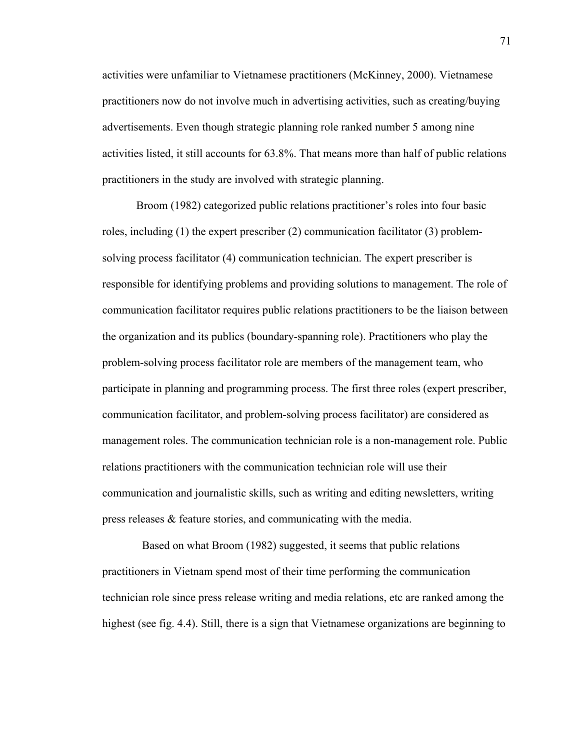activities were unfamiliar to Vietnamese practitioners (McKinney, 2000). Vietnamese practitioners now do not involve much in advertising activities, such as creating/buying advertisements. Even though strategic planning role ranked number 5 among nine activities listed, it still accounts for 63.8%. That means more than half of public relations practitioners in the study are involved with strategic planning.

Broom (1982) categorized public relations practitioner's roles into four basic roles, including (1) the expert prescriber (2) communication facilitator (3) problem-solving process facilitator (4) communication technician. The expert prescriber is responsible for identifying problems and providing solutions to management. The role of communication facilitator requires public relations practitioners to be the liaison between the organization and its publics (boundary-spanning role). Practitioners who play the problem-solving process facilitator role are members of the management team, who participate in planning and programming process. The first three roles (expert prescriber, communication facilitator, and problem-solving process facilitator) are considered as management roles. The communication technician role is a non-management role. Public relations practitioners with the communication technician role will use their communication and journalistic skills, such as writing and editing newsletters, writing press releases & feature stories, and communicating with the media.

Based on what Broom (1982) suggested, it seems that public relations practitioners in Vietnam spend most of their time performing the communication technician role since press release writing and media relations, etc are ranked among the highest (see fig. 4.4). Still, there is a sign that Vietnamese organizations are beginning to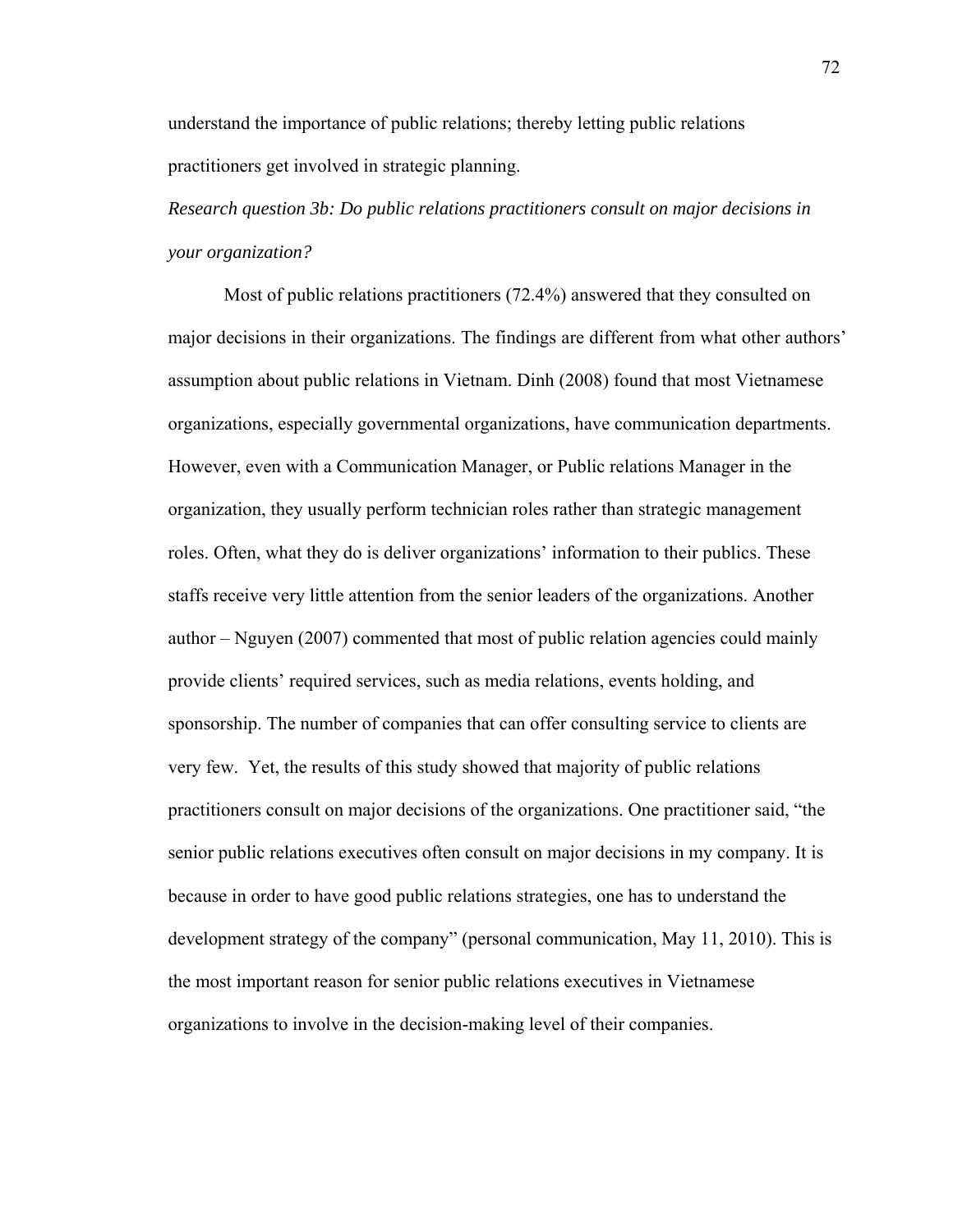understand the importance of public relations; thereby letting public relations practitioners get involved in strategic planning.

*Research question 3b: Do public relations practitioners consult on major decisions in your organization?*

Most of public relations practitioners (72.4%) answered that they consulted on major decisions in their organizations. The findings are different from what other authors' assumption about public relations in Vietnam. Dinh (2008) found that most Vietnamese organizations, especially governmental organizations, have communication departments. However, even with a Communication Manager, or Public relations Manager in the organization, they usually perform technician roles rather than strategic management roles. Often, what they do is deliver organizations' information to their publics. These staffs receive very little attention from the senior leaders of the organizations. Another author – Nguyen (2007) commented that most of public relation agencies could mainly provide clients' required services, such as media relations, events holding, and sponsorship. The number of companies that can offer consulting service to clients are very few. Yet, the results of this study showed that majority of public relations practitioners consult on major decisions of the organizations. One practitioner said, "the senior public relations executives often consult on major decisions in my company. It is because in order to have good public relations strategies, one has to understand the development strategy of the company" (personal communication, May 11, 2010). This is the most important reason for senior public relations executives in Vietnamese organizations to involve in the decision-making level of their companies.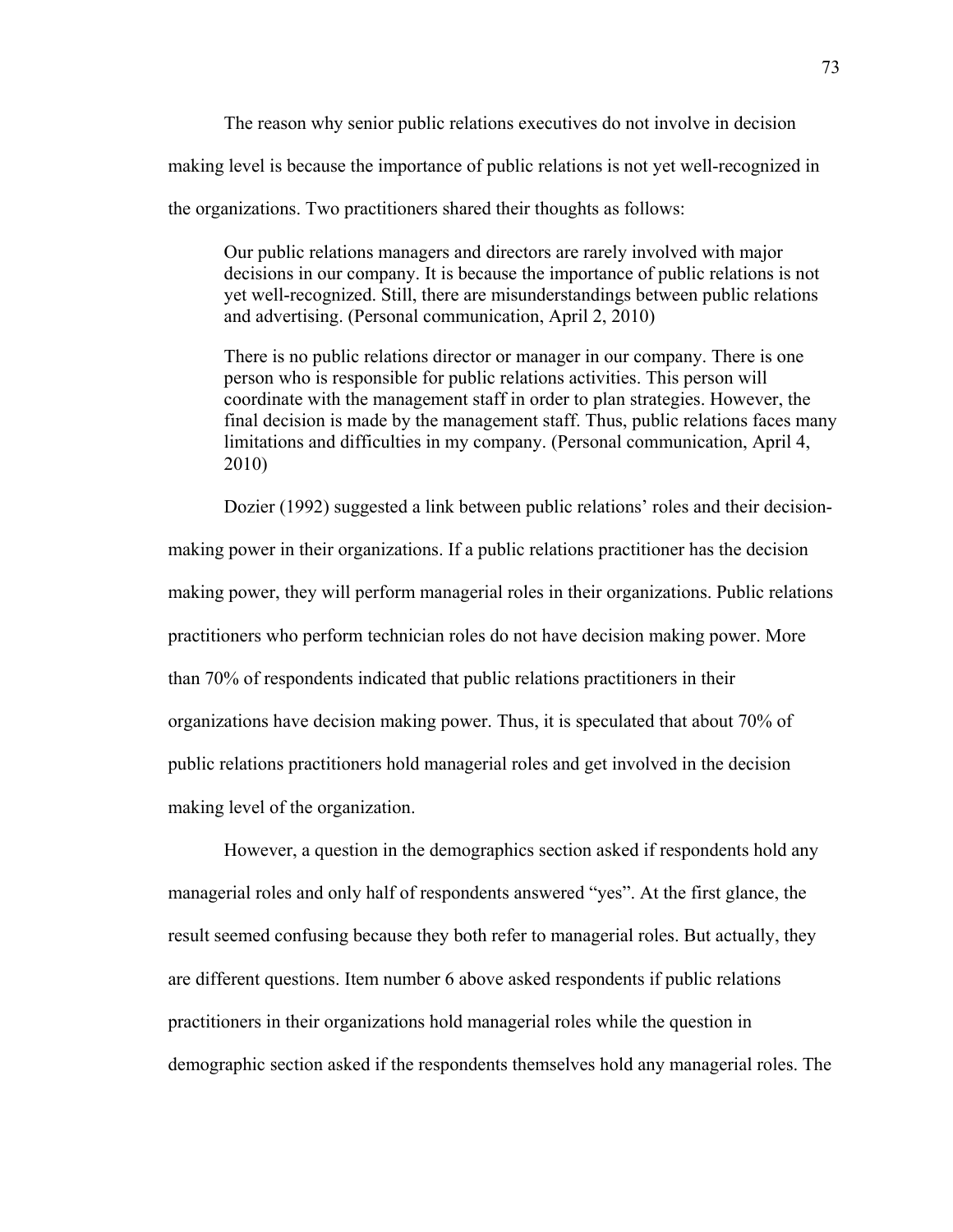The reason why senior public relations executives do not involve in decision making level is because the importance of public relations is not yet well-recognized in the organizations. Two practitioners shared their thoughts as follows:

> Our public relations managers and directors are rarely involved with major decisions in our company. It is because the importance of public relations is not yet well-recognized. Still, there are misunderstandings between public relations and advertising. (Personal communication, April 2, 2010)

> There is no public relations director or manager in our company. There is one person who is responsible for public relations activities. This person will coordinate with the management staff in order to plan strategies. However, the final decision is made by the management staff. Thus, public relations faces many limitations and difficulties in my company. (Personal communication, April 4, 2010)

Dozier (1992) suggested a link between public relations' roles and their decision-making power in their organizations. If a public relations practitioner has the decision making power, they will perform managerial roles in their organizations. Public relations practitioners who perform technician roles do not have decision making power. More than 70% of respondents indicated that public relations practitioners in their organizations have decision making power. Thus, it is speculated that about 70% of public relations practitioners hold managerial roles and get involved in the decision making level of the organization.

However, a question in the demographics section asked if respondents hold any managerial roles and only half of respondents answered "yes". At the first glance, the result seemed confusing because they both refer to managerial roles. But actually, they are different questions. Item number 6 above asked respondents if public relations practitioners in their organizations hold managerial roles while the question in demographic section asked if the respondents themselves hold any managerial roles. The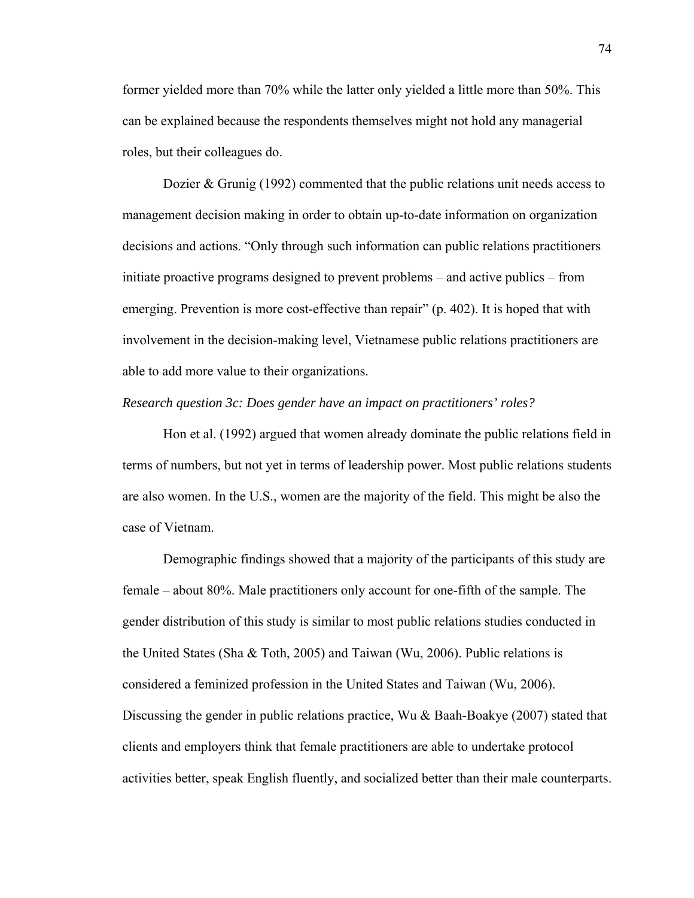former yielded more than 70% while the latter only yielded a little more than 50%. This can be explained because the respondents themselves might not hold any managerial roles, but their colleagues do.

Dozier & Grunig (1992) commented that the public relations unit needs access to management decision making in order to obtain up-to-date information on organization decisions and actions. "Only through such information can public relations practitioners initiate proactive programs designed to prevent problems – and active publics – from emerging. Prevention is more cost-effective than repair" (p. 402). It is hoped that with involvement in the decision-making level, Vietnamese public relations practitioners are able to add more value to their organizations.

*Research question 3c: Does gender have an impact on practitioners' roles?*

Hon et al. (1992) argued that women already dominate the public relations field in terms of numbers, but not yet in terms of leadership power. Most public relations students are also women. In the U.S., women are the majority of the field. This might be also the case of Vietnam.

Demographic findings showed that a majority of the participants of this study are female – about 80%. Male practitioners only account for one-fifth of the sample. The gender distribution of this study is similar to most public relations studies conducted in the United States (Sha & Toth, 2005) and Taiwan (Wu, 2006). Public relations is considered a feminized profession in the United States and Taiwan (Wu, 2006). Discussing the gender in public relations practice, Wu & Baah-Boakye (2007) stated that clients and employers think that female practitioners are able to undertake protocol activities better, speak English fluently, and socialized better than their male counterparts.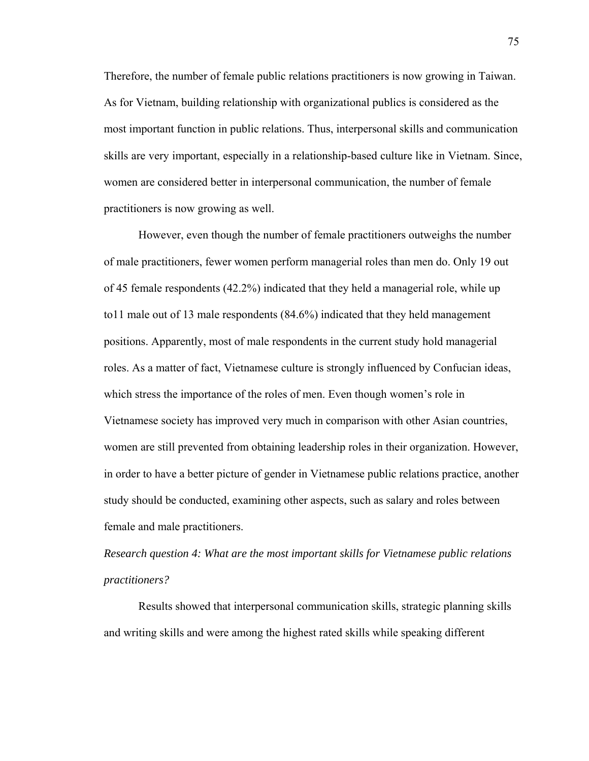Therefore, the number of female public relations practitioners is now growing in Taiwan. As for Vietnam, building relationship with organizational publics is considered as the most important function in public relations. Thus, interpersonal skills and communication skills are very important, especially in a relationship-based culture like in Vietnam. Since, women are considered better in interpersonal communication, the number of female practitioners is now growing as well.

However, even though the number of female practitioners outweighs the number of male practitioners, fewer women perform managerial roles than men do. Only 19 out of 45 female respondents (42.2%) indicated that they held a managerial role, while up to11 male out of 13 male respondents (84.6%) indicated that they held management positions. Apparently, most of male respondents in the current study hold managerial roles. As a matter of fact, Vietnamese culture is strongly influenced by Confucian ideas, which stress the importance of the roles of men. Even though women's role in Vietnamese society has improved very much in comparison with other Asian countries, women are still prevented from obtaining leadership roles in their organization. However, in order to have a better picture of gender in Vietnamese public relations practice, another study should be conducted, examining other aspects, such as salary and roles between female and male practitioners.

*Research question 4: What are the most important skills for Vietnamese public relations practitioners?*

Results showed that interpersonal communication skills, strategic planning skills and writing skills and were among the highest rated skills while speaking different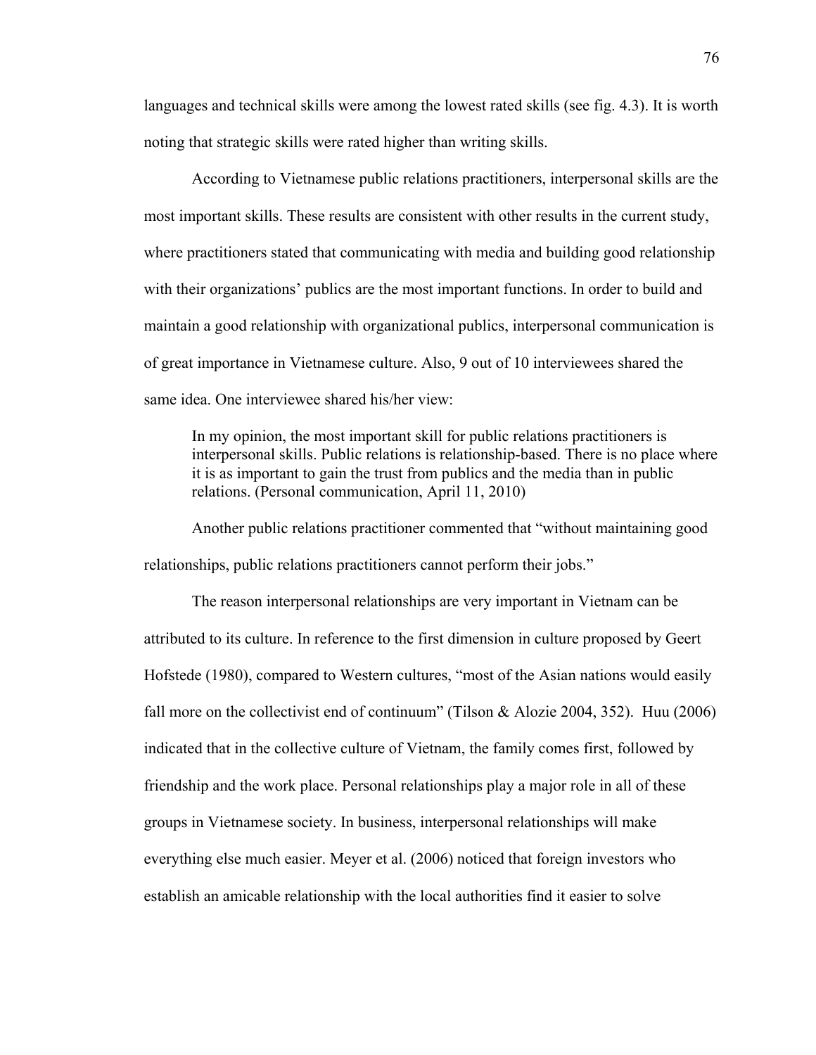languages and technical skills were among the lowest rated skills (see fig. 4.3). It is worth noting that strategic skills were rated higher than writing skills.

According to Vietnamese public relations practitioners, interpersonal skills are the most important skills. These results are consistent with other results in the current study, where practitioners stated that communicating with media and building good relationship with their organizations' publics are the most important functions. In order to build and maintain a good relationship with organizational publics, interpersonal communication is of great importance in Vietnamese culture. Also, 9 out of 10 interviewees shared the same idea. One interviewee shared his/her view:

> In my opinion, the most important skill for public relations practitioners is interpersonal skills. Public relations is relationship-based. There is no place where it is as important to gain the trust from publics and the media than in public relations. (Personal communication, April 11, 2010)

Another public relations practitioner commented that "without maintaining good relationships, public relations practitioners cannot perform their jobs."

The reason interpersonal relationships are very important in Vietnam can be attributed to its culture. In reference to the first dimension in culture proposed by Geert Hofstede (1980), compared to Western cultures, "most of the Asian nations would easily fall more on the collectivist end of continuum" (Tilson & Alozie 2004, 352). Huu (2006) indicated that in the collective culture of Vietnam, the family comes first, followed by friendship and the work place. Personal relationships play a major role in all of these groups in Vietnamese society. In business, interpersonal relationships will make everything else much easier. Meyer et al. (2006) noticed that foreign investors who establish an amicable relationship with the local authorities find it easier to solve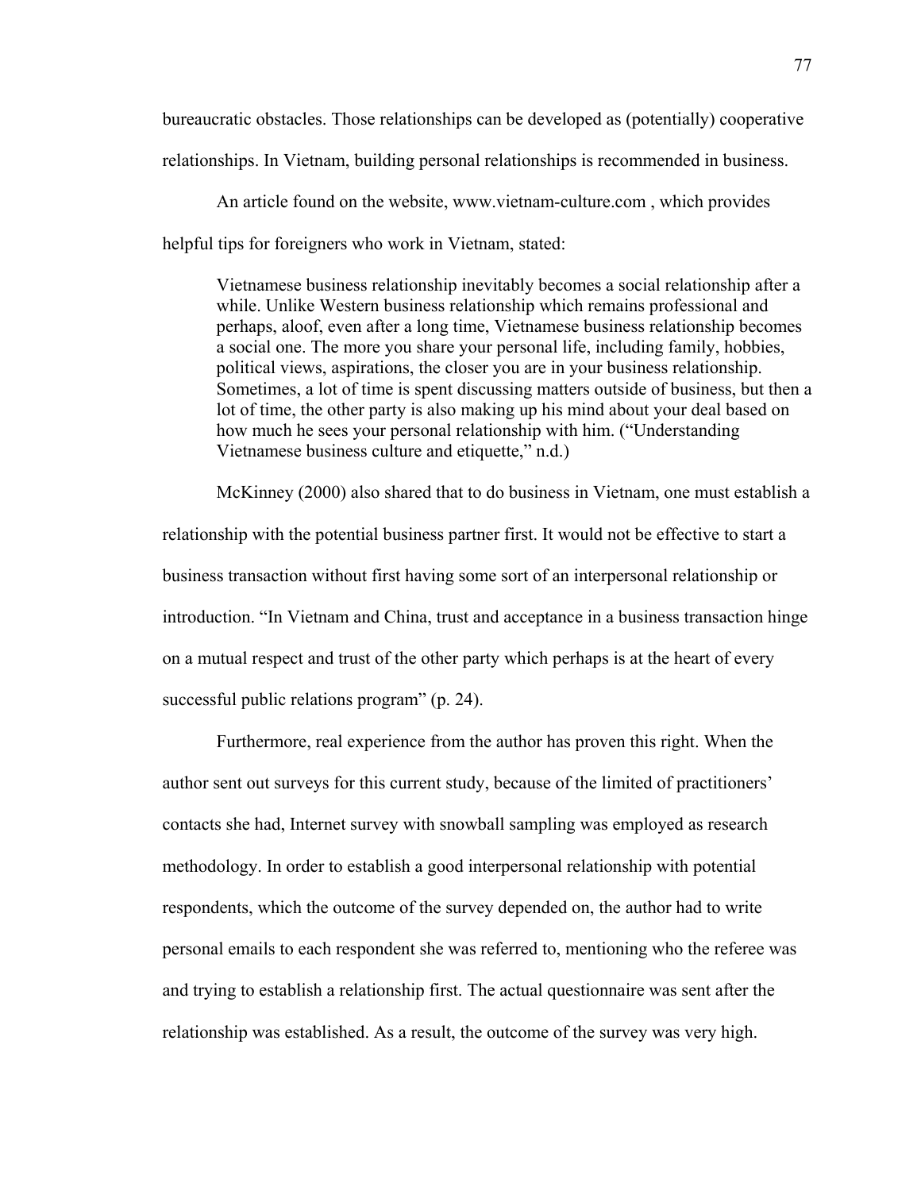bureaucratic obstacles. Those relationships can be developed as (potentially) cooperative relationships. In Vietnam, building personal relationships is recommended in business.

An article found on the website, www.vietnam-culture.com , which provides helpful tips for foreigners who work in Vietnam, stated:

> Vietnamese business relationship inevitably becomes a social relationship after a while. Unlike Western business relationship which remains professional and perhaps, aloof, even after a long time, Vietnamese business relationship becomes a social one. The more you share your personal life, including family, hobbies, political views, aspirations, the closer you are in your business relationship. Sometimes, a lot of time is spent discussing matters outside of business, but then a lot of time, the other party is also making up his mind about your deal based on how much he sees your personal relationship with him. ("Understanding Vietnamese business culture and etiquette," n.d.)

McKinney (2000) also shared that to do business in Vietnam, one must establish a relationship with the potential business partner first. It would not be effective to start a business transaction without first having some sort of an interpersonal relationship or introduction. "In Vietnam and China, trust and acceptance in a business transaction hinge on a mutual respect and trust of the other party which perhaps is at the heart of every successful public relations program" (p. 24).

Furthermore, real experience from the author has proven this right. When the author sent out surveys for this current study, because of the limited of practitioners' contacts she had, Internet survey with snowball sampling was employed as research methodology. In order to establish a good interpersonal relationship with potential respondents, which the outcome of the survey depended on, the author had to write personal emails to each respondent she was referred to, mentioning who the referee was and trying to establish a relationship first. The actual questionnaire was sent after the relationship was established. As a result, the outcome of the survey was very high.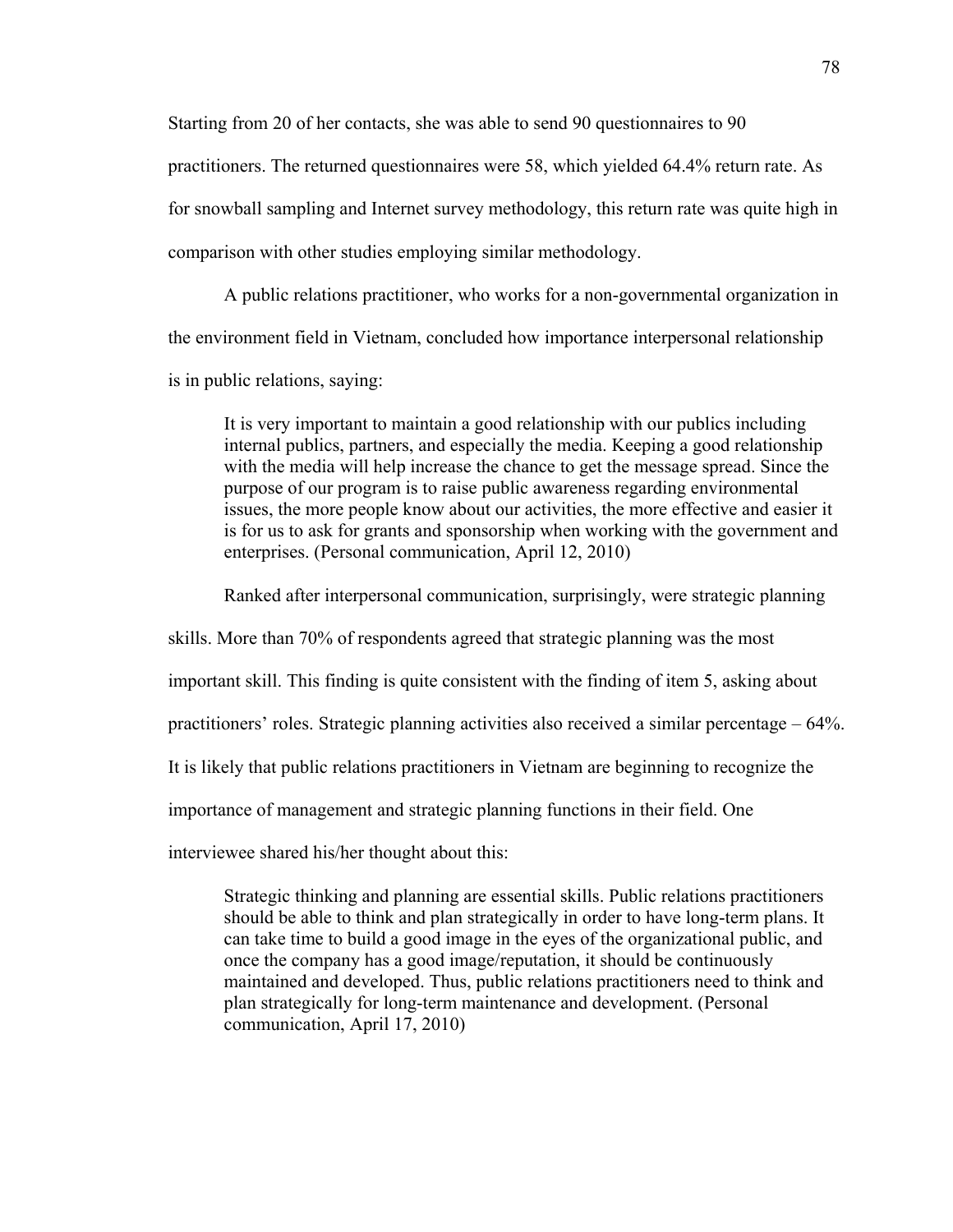Starting from 20 of her contacts, she was able to send 90 questionnaires to 90 practitioners. The returned questionnaires were 58, which yielded 64.4% return rate. As for snowball sampling and Internet survey methodology, this return rate was quite high in comparison with other studies employing similar methodology.

A public relations practitioner, who works for a non-governmental organization in the environment field in Vietnam, concluded how importance interpersonal relationship is in public relations, saying:

> It is very important to maintain a good relationship with our publics including internal publics, partners, and especially the media. Keeping a good relationship with the media will help increase the chance to get the message spread. Since the purpose of our program is to raise public awareness regarding environmental issues, the more people know about our activities, the more effective and easier it is for us to ask for grants and sponsorship when working with the government and enterprises. (Personal communication, April 12, 2010)

Ranked after interpersonal communication, surprisingly, were strategic planning skills. More than 70% of respondents agreed that strategic planning was the most important skill. This finding is quite consistent with the finding of item 5, asking about practitioners' roles. Strategic planning activities also received a similar percentage – 64%. It is likely that public relations practitioners in Vietnam are beginning to recognize the importance of management and strategic planning functions in their field. One interviewee shared his/her thought about this:

> Strategic thinking and planning are essential skills. Public relations practitioners should be able to think and plan strategically in order to have long-term plans. It can take time to build a good image in the eyes of the organizational public, and once the company has a good image/reputation, it should be continuously maintained and developed. Thus, public relations practitioners need to think and plan strategically for long-term maintenance and development. (Personal communication, April 17, 2010)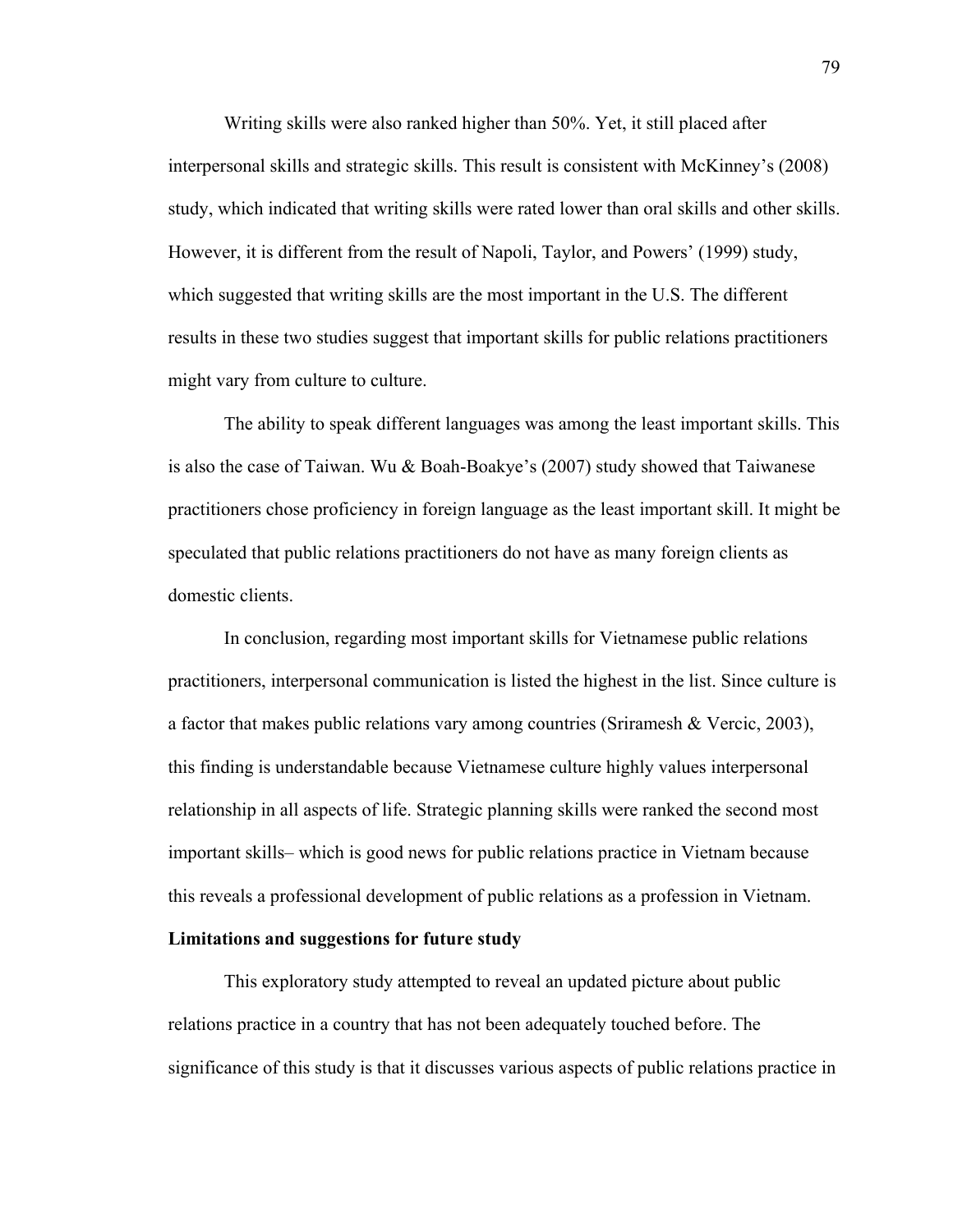Writing skills were also ranked higher than 50%. Yet, it still placed after interpersonal skills and strategic skills. This result is consistent with McKinney's (2008) study, which indicated that writing skills were rated lower than oral skills and other skills. However, it is different from the result of Napoli, Taylor, and Powers' (1999) study, which suggested that writing skills are the most important in the U.S. The different results in these two studies suggest that important skills for public relations practitioners might vary from culture to culture.

The ability to speak different languages was among the least important skills. This is also the case of Taiwan. Wu & Boah-Boakye's (2007) study showed that Taiwanese practitioners chose proficiency in foreign language as the least important skill. It might be speculated that public relations practitioners do not have as many foreign clients as domestic clients.

In conclusion, regarding most important skills for Vietnamese public relations practitioners, interpersonal communication is listed the highest in the list. Since culture is a factor that makes public relations vary among countries (Sriramesh & Vercic, 2003), this finding is understandable because Vietnamese culture highly values interpersonal relationship in all aspects of life. Strategic planning skills were ranked the second most important skills– which is good news for public relations practice in Vietnam because this reveals a professional development of public relations as a profession in Vietnam.

**Limitations and suggestions for future study**

This exploratory study attempted to reveal an updated picture about public relations practice in a country that has not been adequately touched before. The significance of this study is that it discusses various aspects of public relations practice in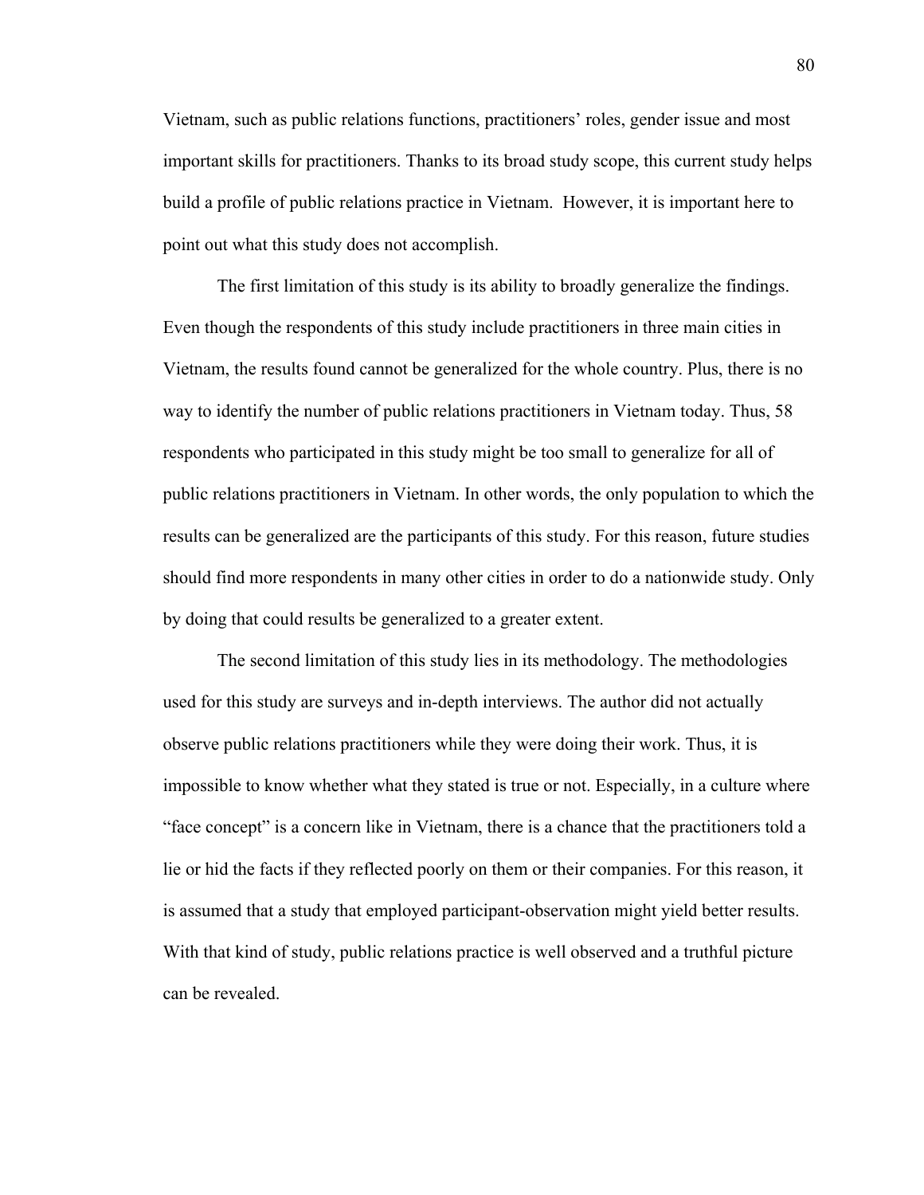Vietnam, such as public relations functions, practitioners' roles, gender issue and most important skills for practitioners. Thanks to its broad study scope, this current study helps build a profile of public relations practice in Vietnam. However, it is important here to point out what this study does not accomplish.

The first limitation of this study is its ability to broadly generalize the findings. Even though the respondents of this study include practitioners in three main cities in Vietnam, the results found cannot be generalized for the whole country. Plus, there is no way to identify the number of public relations practitioners in Vietnam today. Thus, 58 respondents who participated in this study might be too small to generalize for all of public relations practitioners in Vietnam. In other words, the only population to which the results can be generalized are the participants of this study. For this reason, future studies should find more respondents in many other cities in order to do a nationwide study. Only by doing that could results be generalized to a greater extent.

The second limitation of this study lies in its methodology. The methodologies used for this study are surveys and in-depth interviews. The author did not actually observe public relations practitioners while they were doing their work. Thus, it is impossible to know whether what they stated is true or not. Especially, in a culture where "face concept" is a concern like in Vietnam, there is a chance that the practitioners told a lie or hid the facts if they reflected poorly on them or their companies. For this reason, it is assumed that a study that employed participant-observation might yield better results. With that kind of study, public relations practice is well observed and a truthful picture can be revealed.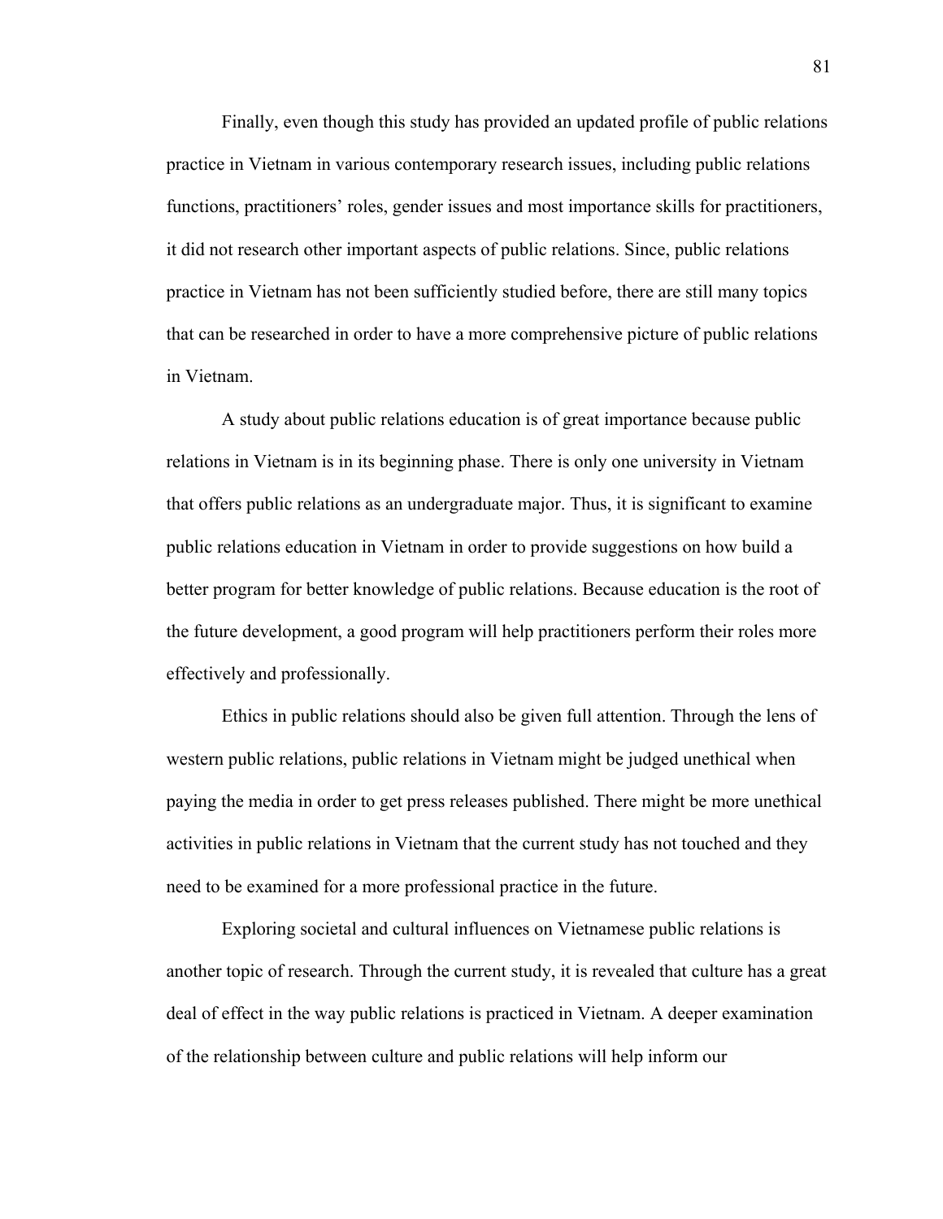Finally, even though this study has provided an updated profile of public relations practice in Vietnam in various contemporary research issues, including public relations functions, practitioners' roles, gender issues and most importance skills for practitioners, it did not research other important aspects of public relations. Since, public relations practice in Vietnam has not been sufficiently studied before, there are still many topics that can be researched in order to have a more comprehensive picture of public relations in Vietnam.

A study about public relations education is of great importance because public relations in Vietnam is in its beginning phase. There is only one university in Vietnam that offers public relations as an undergraduate major. Thus, it is significant to examine public relations education in Vietnam in order to provide suggestions on how build a better program for better knowledge of public relations. Because education is the root of the future development, a good program will help practitioners perform their roles more effectively and professionally.

Ethics in public relations should also be given full attention. Through the lens of western public relations, public relations in Vietnam might be judged unethical when paying the media in order to get press releases published. There might be more unethical activities in public relations in Vietnam that the current study has not touched and they need to be examined for a more professional practice in the future.

Exploring societal and cultural influences on Vietnamese public relations is another topic of research. Through the current study, it is revealed that culture has a great deal of effect in the way public relations is practiced in Vietnam. A deeper examination of the relationship between culture and public relations will help inform our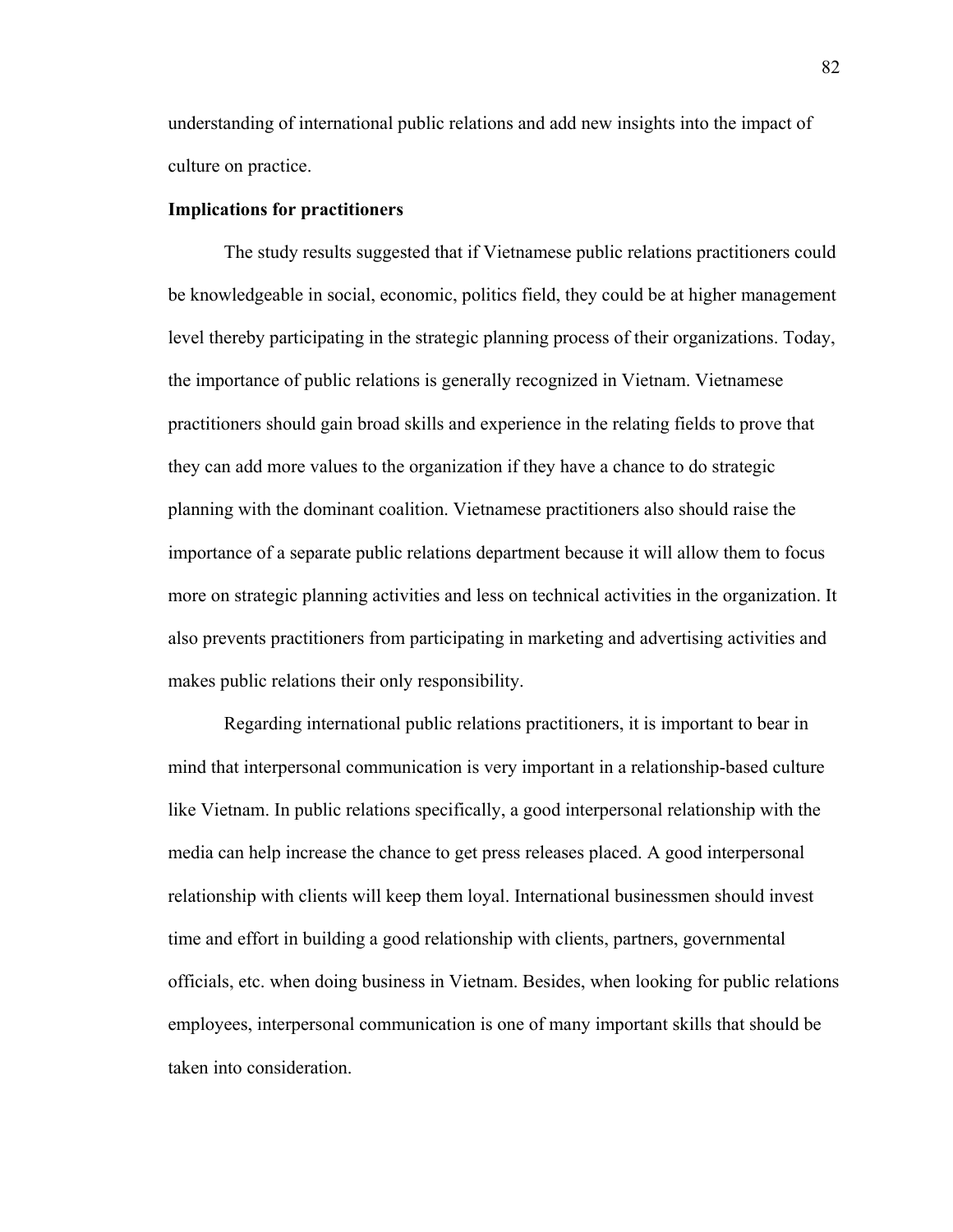understanding of international public relations and add new insights into the impact of culture on practice.

**Implications for practitioners**

The study results suggested that if Vietnamese public relations practitioners could be knowledgeable in social, economic, politics field, they could be at higher management level thereby participating in the strategic planning process of their organizations. Today, the importance of public relations is generally recognized in Vietnam. Vietnamese practitioners should gain broad skills and experience in the relating fields to prove that they can add more values to the organization if they have a chance to do strategic planning with the dominant coalition. Vietnamese practitioners also should raise the importance of a separate public relations department because it will allow them to focus more on strategic planning activities and less on technical activities in the organization. It also prevents practitioners from participating in marketing and advertising activities and makes public relations their only responsibility.

Regarding international public relations practitioners, it is important to bear in mind that interpersonal communication is very important in a relationship-based culture like Vietnam. In public relations specifically, a good interpersonal relationship with the media can help increase the chance to get press releases placed. A good interpersonal relationship with clients will keep them loyal. International businessmen should invest time and effort in building a good relationship with clients, partners, governmental officials, etc. when doing business in Vietnam. Besides, when looking for public relations employees, interpersonal communication is one of many important skills that should be taken into consideration.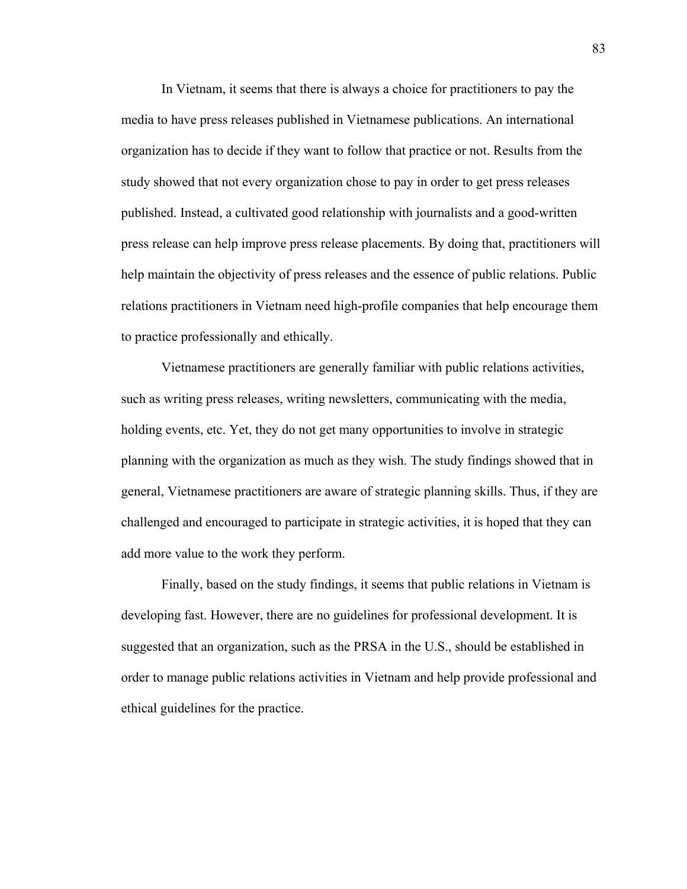In Vietnam, it seems that there is always a choice for practitioners to pay the media to have press releases published in Vietnamese publications. An international organization has to decide if they want to follow that practice or not. Results from the study showed that not every organization chose to pay in order to get press releases published. Instead, a cultivated good relationship with journalists and a good-written press release can help improve press release placements. By doing that, practitioners will help maintain the objectivity of press releases and the essence of public relations. Public relations practitioners in Vietnam need high-profile companies that help encourage them to practice professionally and ethically.

Vietnamese practitioners are generally familiar with public relations activities, such as writing press releases, writing newsletters, communicating with the media, holding events, etc. Yet, they do not get many opportunities to involve in strategic planning with the organization as much as they wish. The study findings showed that in general, Vietnamese practitioners are aware of strategic planning skills. Thus, if they are challenged and encouraged to participate in strategic activities, it is hoped that they can add more value to the work they perform.

Finally, based on the study findings, it seems that public relations in Vietnam is developing fast. However, there are no guidelines for professional development. It is suggested that an organization, such as the PRSA in the U.S., should be established in order to manage public relations activities in Vietnam and help provide professional and ethical guidelines for the practice.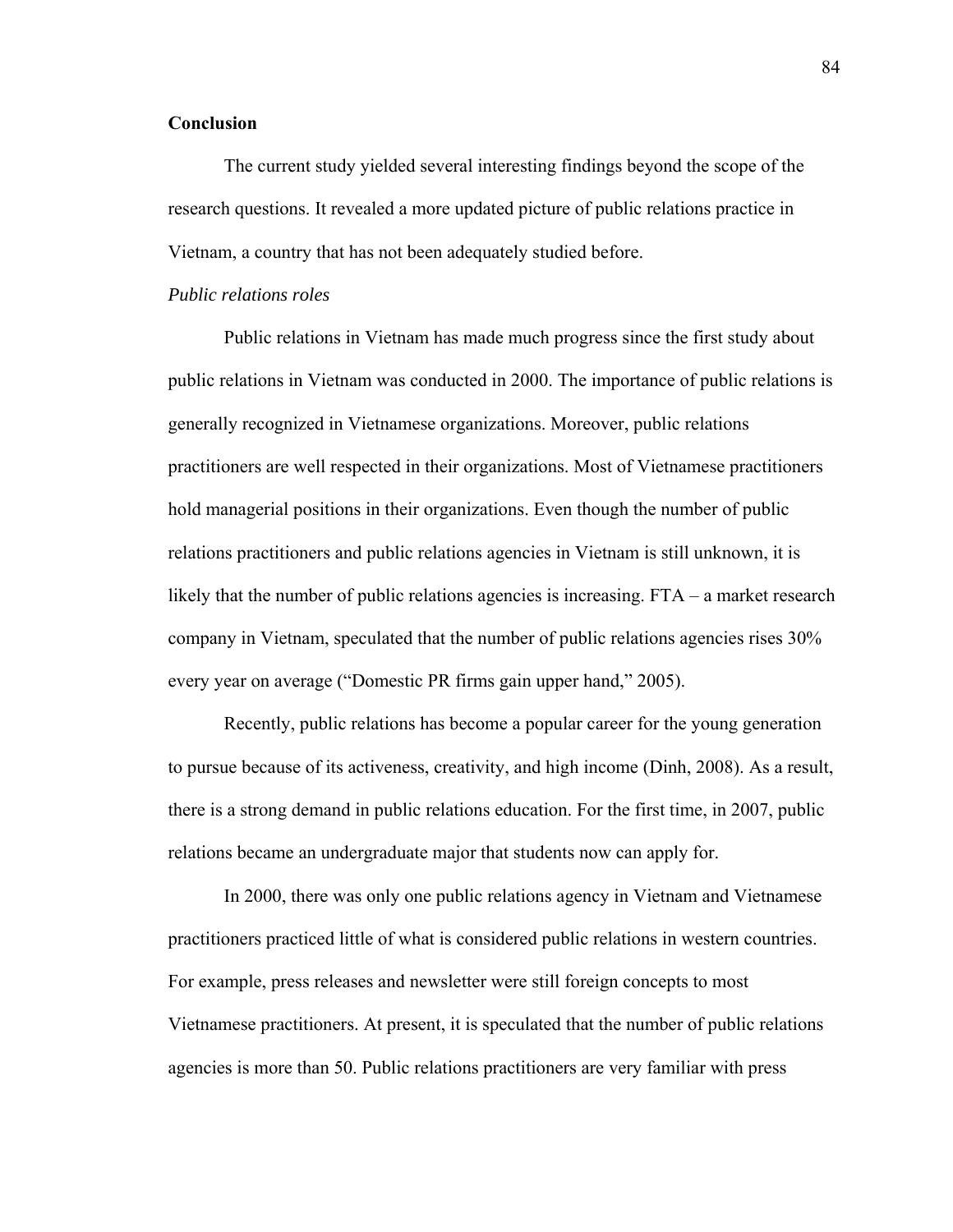## Conclusion

The current study yielded several interesting findings beyond the scope of the research questions. It revealed a more updated picture of public relations practice in Vietnam, a country that has not been adequately studied before.

### *Public relations roles*

Public relations in Vietnam has made much progress since the first study about public relations in Vietnam was conducted in 2000. The importance of public relations is generally recognized in Vietnamese organizations. Moreover, public relations practitioners are well respected in their organizations. Most of Vietnamese practitioners hold managerial positions in their organizations. Even though the number of public relations practitioners and public relations agencies in Vietnam is still unknown, it is likely that the number of public relations agencies is increasing. FTA – a market research company in Vietnam, speculated that the number of public relations agencies rises 30% every year on average ("Domestic PR firms gain upper hand," 2005).

Recently, public relations has become a popular career for the young generation to pursue because of its activeness, creativity, and high income (Dinh, 2008). As a result, there is a strong demand in public relations education. For the first time, in 2007, public relations became an undergraduate major that students now can apply for.

In 2000, there was only one public relations agency in Vietnam and Vietnamese practitioners practiced little of what is considered public relations in western countries. For example, press releases and newsletter were still foreign concepts to most Vietnamese practitioners. At present, it is speculated that the number of public relations agencies is more than 50. Public relations practitioners are very familiar with press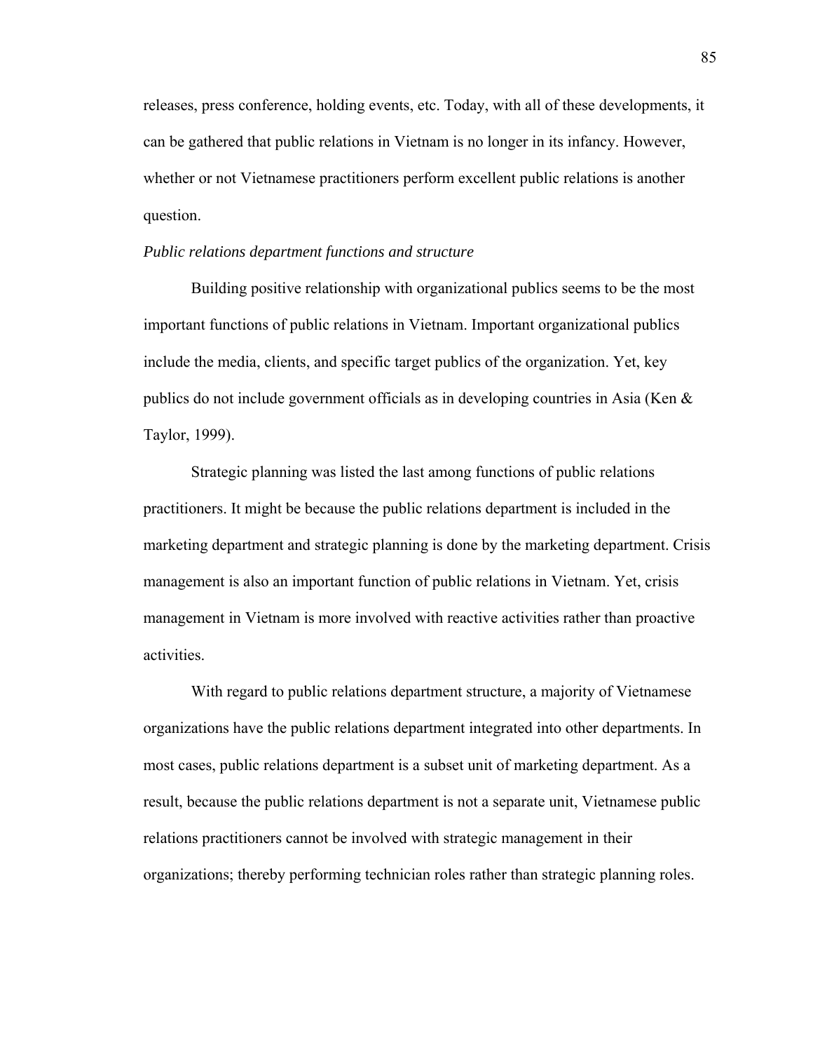releases, press conference, holding events, etc. Today, with all of these developments, it can be gathered that public relations in Vietnam is no longer in its infancy. However, whether or not Vietnamese practitioners perform excellent public relations is another question.

*Public relations department functions and structure*

Building positive relationship with organizational publics seems to be the most important functions of public relations in Vietnam. Important organizational publics include the media, clients, and specific target publics of the organization. Yet, key publics do not include government officials as in developing countries in Asia (Ken & Taylor, 1999).

Strategic planning was listed the last among functions of public relations practitioners. It might be because the public relations department is included in the marketing department and strategic planning is done by the marketing department. Crisis management is also an important function of public relations in Vietnam. Yet, crisis management in Vietnam is more involved with reactive activities rather than proactive activities.

With regard to public relations department structure, a majority of Vietnamese organizations have the public relations department integrated into other departments. In most cases, public relations department is a subset unit of marketing department. As a result, because the public relations department is not a separate unit, Vietnamese public relations practitioners cannot be involved with strategic management in their organizations; thereby performing technician roles rather than strategic planning roles.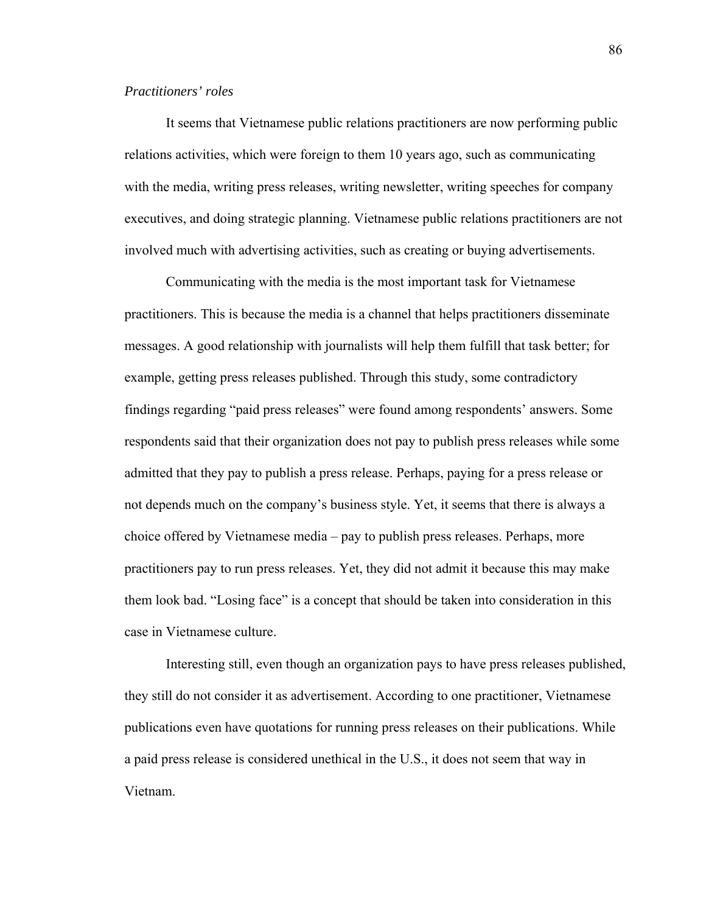*Practitioners' roles*

It seems that Vietnamese public relations practitioners are now performing public relations activities, which were foreign to them 10 years ago, such as communicating with the media, writing press releases, writing newsletter, writing speeches for company executives, and doing strategic planning. Vietnamese public relations practitioners are not involved much with advertising activities, such as creating or buying advertisements.

Communicating with the media is the most important task for Vietnamese practitioners. This is because the media is a channel that helps practitioners disseminate messages. A good relationship with journalists will help them fulfill that task better; for example, getting press releases published. Through this study, some contradictory findings regarding "paid press releases" were found among respondents' answers. Some respondents said that their organization does not pay to publish press releases while some admitted that they pay to publish a press release. Perhaps, paying for a press release or not depends much on the company's business style. Yet, it seems that there is always a choice offered by Vietnamese media – pay to publish press releases. Perhaps, more practitioners pay to run press releases. Yet, they did not admit it because this may make them look bad. "Losing face" is a concept that should be taken into consideration in this case in Vietnamese culture.

Interesting still, even though an organization pays to have press releases published, they still do not consider it as advertisement. According to one practitioner, Vietnamese publications even have quotations for running press releases on their publications. While a paid press release is considered unethical in the U.S., it does not seem that way in Vietnam.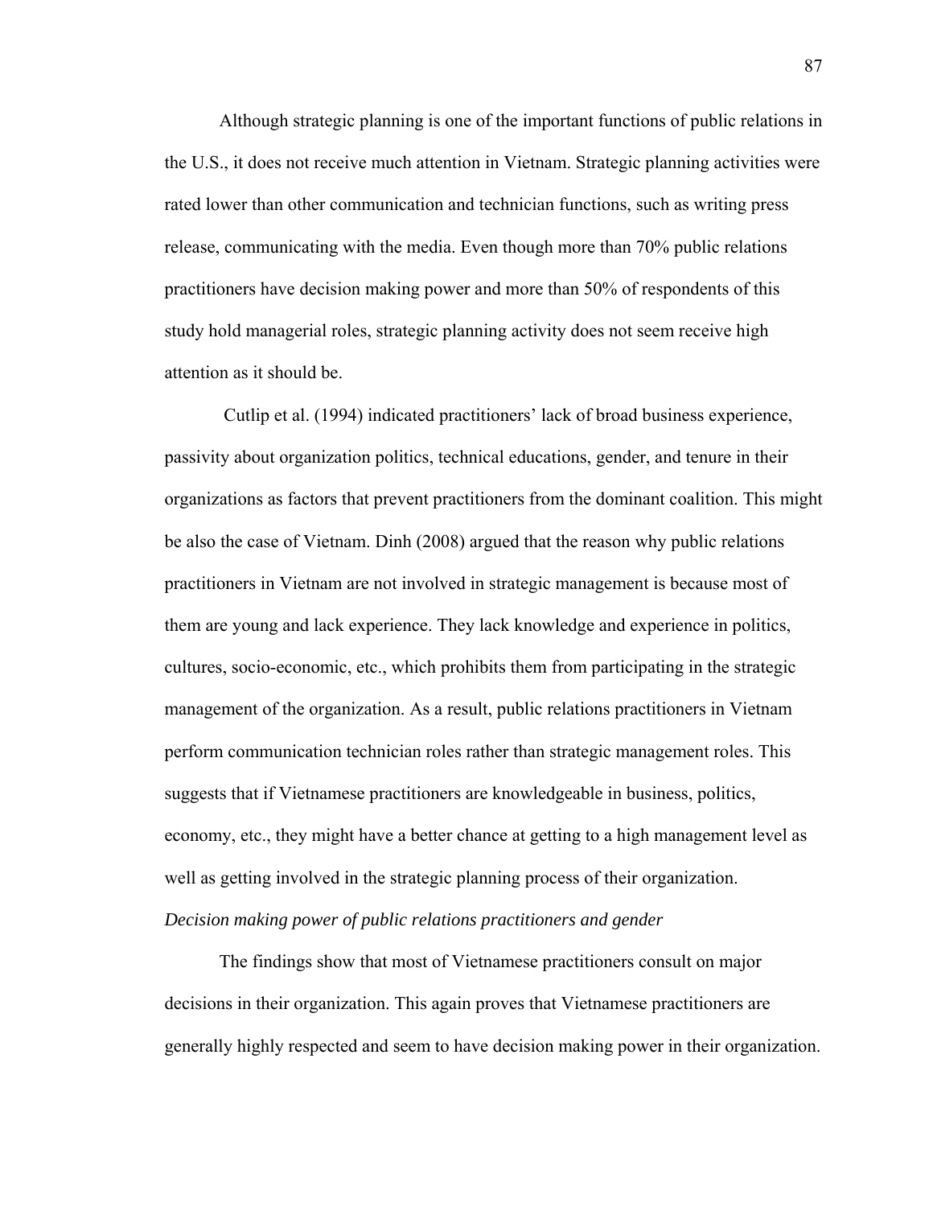Although strategic planning is one of the important functions of public relations in the U.S., it does not receive much attention in Vietnam. Strategic planning activities were rated lower than other communication and technician functions, such as writing press release, communicating with the media. Even though more than 70% public relations practitioners have decision making power and more than 50% of respondents of this study hold managerial roles, strategic planning activity does not seem receive high attention as it should be.

Cutlip et al. (1994) indicated practitioners' lack of broad business experience, passivity about organization politics, technical educations, gender, and tenure in their organizations as factors that prevent practitioners from the dominant coalition. This might be also the case of Vietnam. Dinh (2008) argued that the reason why public relations practitioners in Vietnam are not involved in strategic management is because most of them are young and lack experience. They lack knowledge and experience in politics, cultures, socio-economic, etc., which prohibits them from participating in the strategic management of the organization. As a result, public relations practitioners in Vietnam perform communication technician roles rather than strategic management roles. This suggests that if Vietnamese practitioners are knowledgeable in business, politics, economy, etc., they might have a better chance at getting to a high management level as well as getting involved in the strategic planning process of their organization.

*Decision making power of public relations practitioners and gender*

The findings show that most of Vietnamese practitioners consult on major decisions in their organization. This again proves that Vietnamese practitioners are generally highly respected and seem to have decision making power in their organization.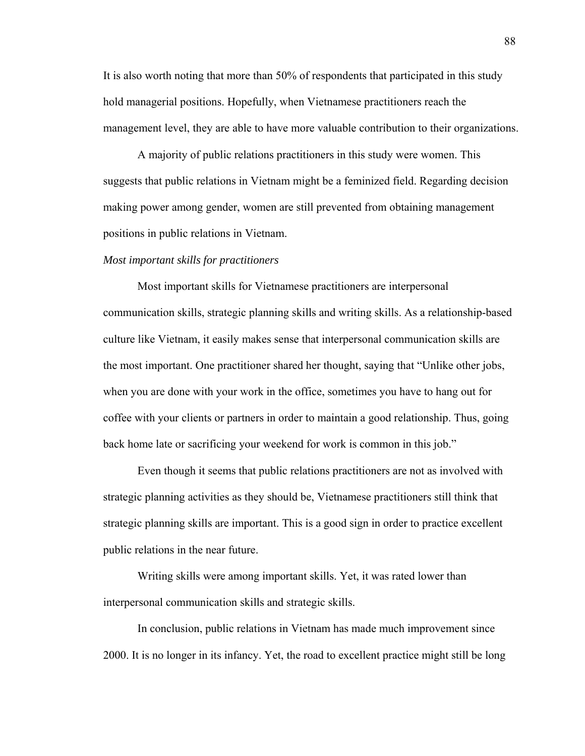It is also worth noting that more than 50% of respondents that participated in this study hold managerial positions. Hopefully, when Vietnamese practitioners reach the management level, they are able to have more valuable contribution to their organizations.

A majority of public relations practitioners in this study were women. This suggests that public relations in Vietnam might be a feminized field. Regarding decision making power among gender, women are still prevented from obtaining management positions in public relations in Vietnam.

*Most important skills for practitioners*

Most important skills for Vietnamese practitioners are interpersonal communication skills, strategic planning skills and writing skills. As a relationship-based culture like Vietnam, it easily makes sense that interpersonal communication skills are the most important. One practitioner shared her thought, saying that "Unlike other jobs, when you are done with your work in the office, sometimes you have to hang out for coffee with your clients or partners in order to maintain a good relationship. Thus, going back home late or sacrificing your weekend for work is common in this job."

Even though it seems that public relations practitioners are not as involved with strategic planning activities as they should be, Vietnamese practitioners still think that strategic planning skills are important. This is a good sign in order to practice excellent public relations in the near future.

Writing skills were among important skills. Yet, it was rated lower than interpersonal communication skills and strategic skills.

In conclusion, public relations in Vietnam has made much improvement since 2000. It is no longer in its infancy. Yet, the road to excellent practice might still be long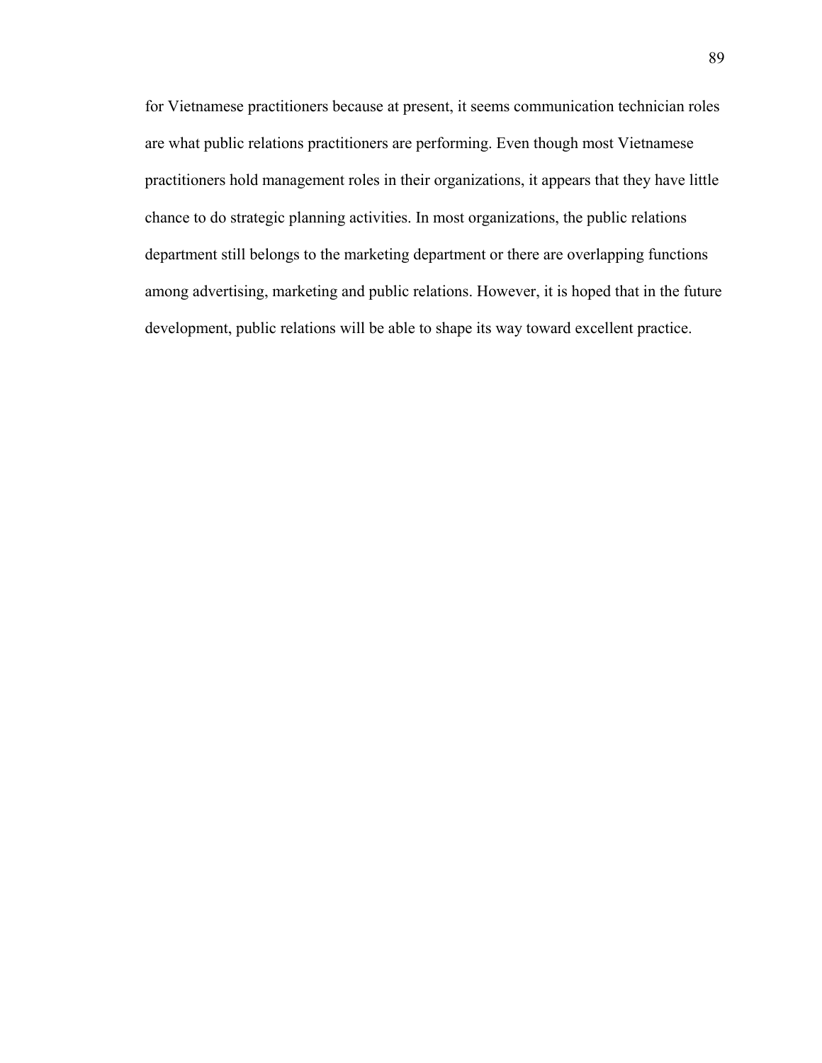for Vietnamese practitioners because at present, it seems communication technician roles are what public relations practitioners are performing. Even though most Vietnamese practitioners hold management roles in their organizations, it appears that they have little chance to do strategic planning activities. In most organizations, the public relations department still belongs to the marketing department or there are overlapping functions among advertising, marketing and public relations. However, it is hoped that in the future development, public relations will be able to shape its way toward excellent practice.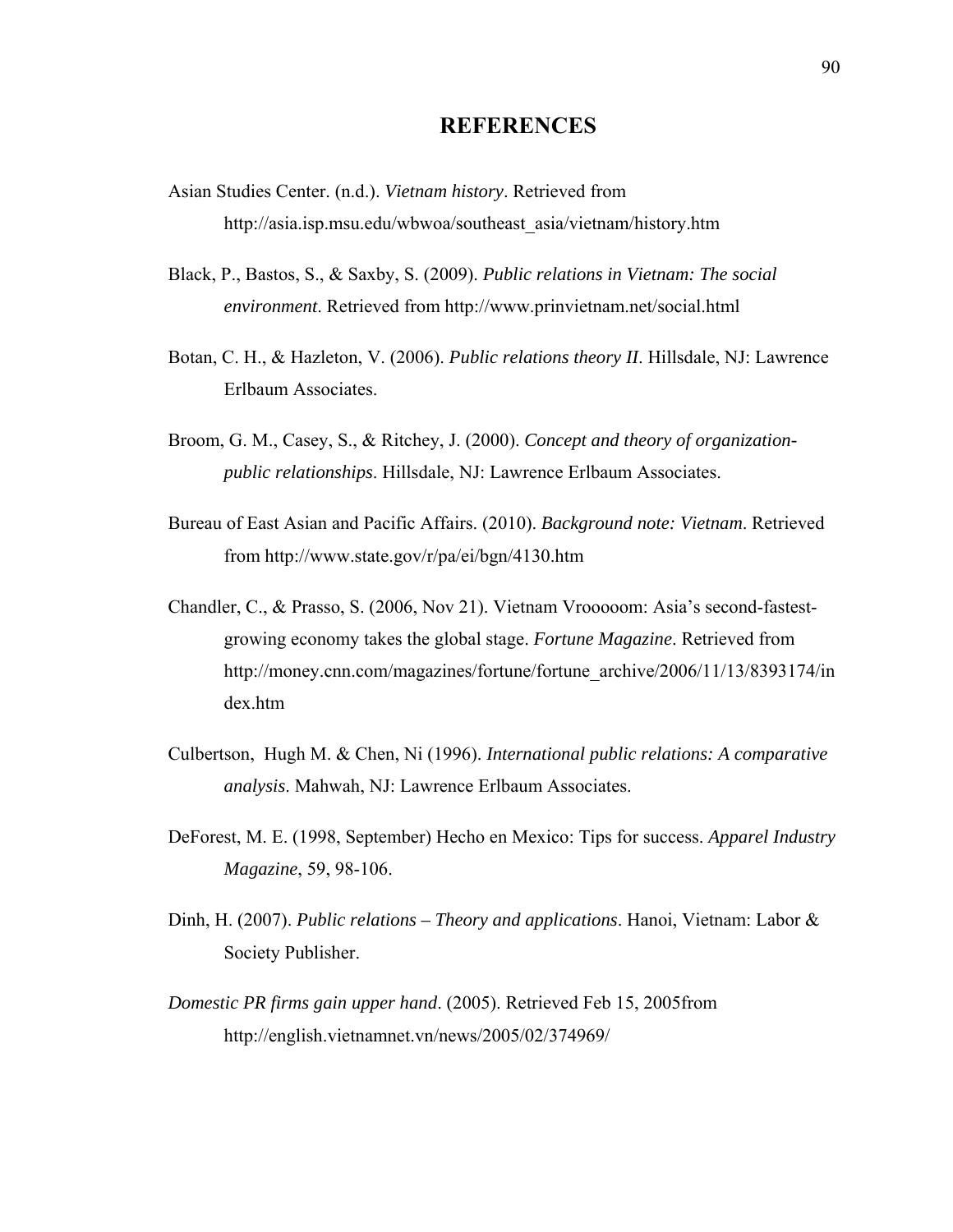# REFERENCES

Asian Studies Center. (n.d.). *Vietnam history*. Retrieved from http://asia.isp.msu.edu/wbwoa/southeast_asia/vietnam/history.htm

Black, P., Bastos, S., & Saxby, S. (2009). *Public relations in Vietnam: The social environment*. Retrieved from http://www.prinvietnam.net/social.html

Botan, C. H., & Hazleton, V. (2006). *Public relations theory II*. Hillsdale, NJ: Lawrence Erlbaum Associates.

Broom, G. M., Casey, S., & Ritchey, J. (2000). *Concept and theory of organization-public relationships*. Hillsdale, NJ: Lawrence Erlbaum Associates.

Bureau of East Asian and Pacific Affairs. (2010). *Background note: Vietnam*. Retrieved from http://www.state.gov/r/pa/ei/bgn/4130.htm

Chandler, C., & Prasso, S. (2006, Nov 21). Vietnam Vrooooom: Asia's second-fastest-growing economy takes the global stage. *Fortune Magazine*. Retrieved from http://money.cnn.com/magazines/fortune/fortune_archive/2006/11/13/8393174/index.htm

Culbertson, Hugh M. & Chen, Ni (1996). *International public relations: A comparative analysis*. Mahwah, NJ: Lawrence Erlbaum Associates.

DeForest, M. E. (1998, September) Hecho en Mexico: Tips for success. *Apparel Industry Magazine*, 59, 98-106.

Dinh, H. (2007). *Public relations – Theory and applications*. Hanoi, Vietnam: Labor & Society Publisher.

*Domestic PR firms gain upper hand*. (2005). Retrieved Feb 15, 2005from http://english.vietnamnet.vn/news/2005/02/374969/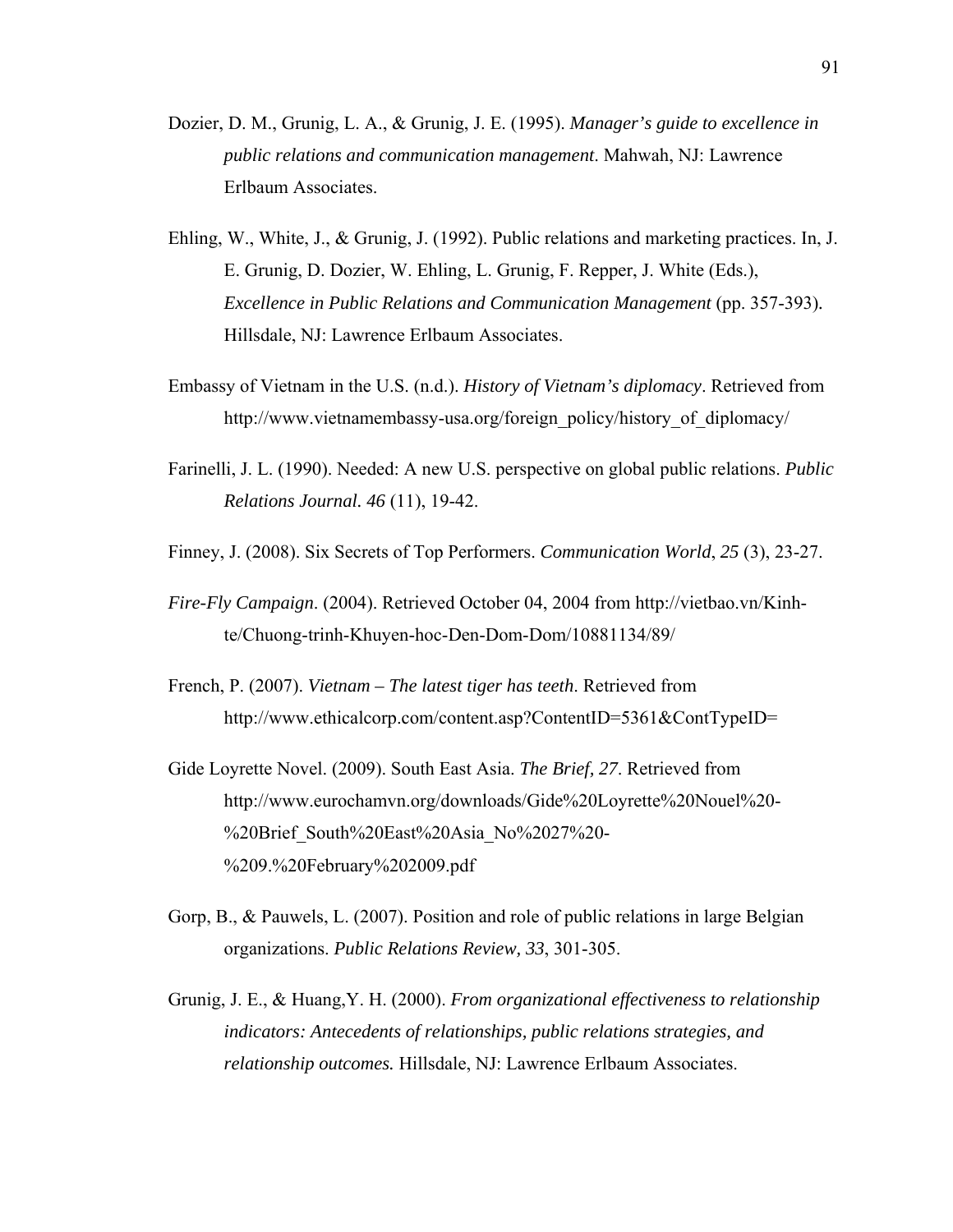Dozier, D. M., Grunig, L. A., & Grunig, J. E. (1995). *Manager's guide to excellence in public relations and communication management*. Mahwah, NJ: Lawrence Erlbaum Associates.

Ehling, W., White, J., & Grunig, J. (1992). Public relations and marketing practices. In, J. E. Grunig, D. Dozier, W. Ehling, L. Grunig, F. Repper, J. White (Eds.), *Excellence in Public Relations and Communication Management* (pp. 357-393). Hillsdale, NJ: Lawrence Erlbaum Associates.

Embassy of Vietnam in the U.S. (n.d.). *History of Vietnam's diplomacy*. Retrieved from http://www.vietnamembassy-usa.org/foreign_policy/history_of_diplomacy/

Farinelli, J. L. (1990). Needed: A new U.S. perspective on global public relations. *Public Relations Journal. 46* (11), 19-42.

Finney, J. (2008). Six Secrets of Top Performers. *Communication World*, *25* (3), 23-27.

*Fire-Fly Campaign*. (2004). Retrieved October 04, 2004 from http://vietbao.vn/Kinh-te/Chuong-trinh-Khuyen-hoc-Den-Dom-Dom/10881134/89/

French, P. (2007). *Vietnam – The latest tiger has teeth*. Retrieved from http://www.ethicalcorp.com/content.asp?ContentID=5361&ContTypeID=

Gide Loyrette Novel. (2009). South East Asia. *The Brief, 27*. Retrieved from http://www.eurochamvn.org/downloads/Gide%20Loyrette%20Nouel%20-%20Brief_South%20East%20Asia_No%2027%20-%209.%20February%202009.pdf

Gorp, B., & Pauwels, L. (2007). Position and role of public relations in large Belgian organizations. *Public Relations Review, 33*, 301-305.

Grunig, J. E., & Huang,Y. H. (2000). *From organizational effectiveness to relationship indicators: Antecedents of relationships, public relations strategies, and relationship outcomes.* Hillsdale, NJ: Lawrence Erlbaum Associates.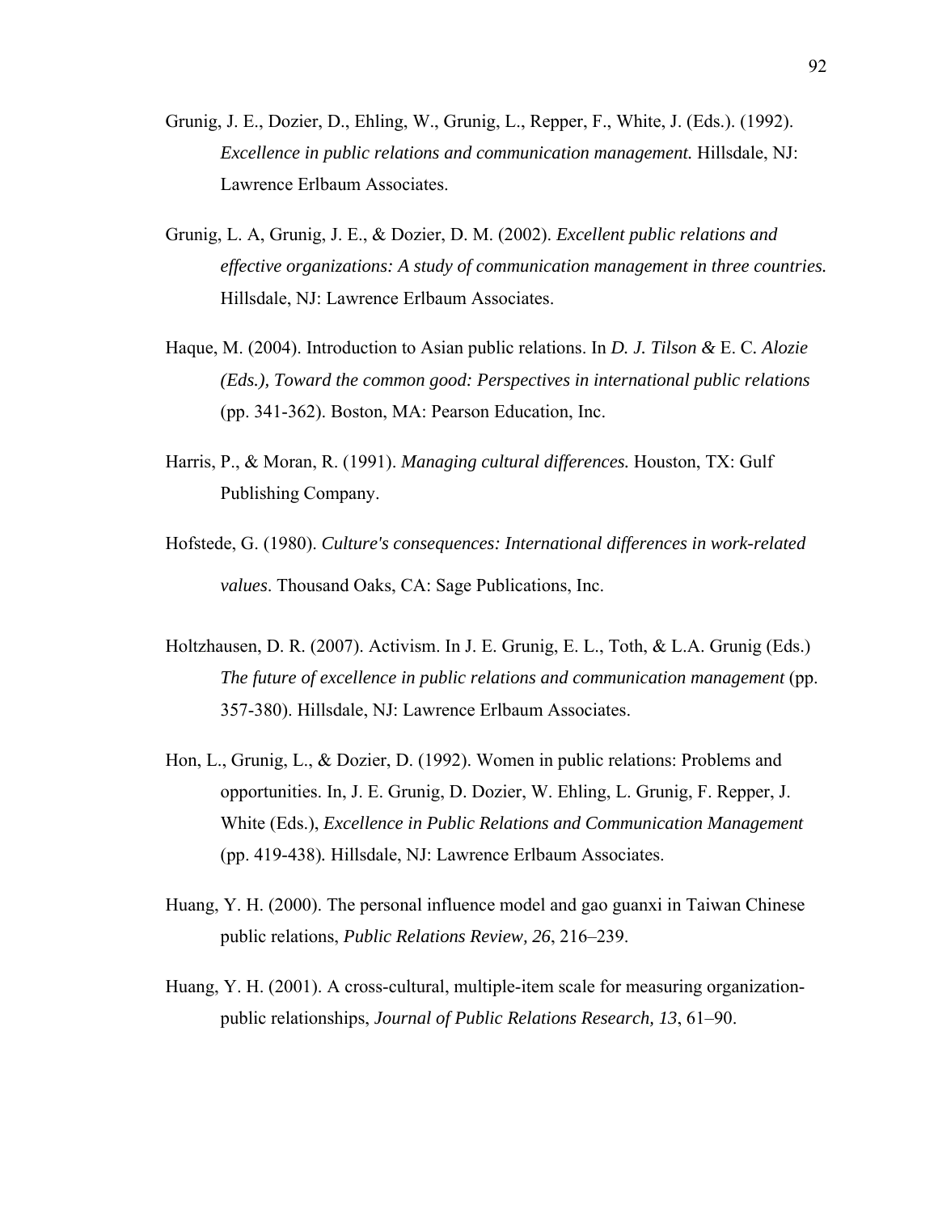Grunig, J. E., Dozier, D., Ehling, W., Grunig, L., Repper, F., White, J. (Eds.). (1992). *Excellence in public relations and communication management.* Hillsdale, NJ: Lawrence Erlbaum Associates.

Grunig, L. A, Grunig, J. E., & Dozier, D. M. (2002). *Excellent public relations and effective organizations: A study of communication management in three countries.* Hillsdale, NJ: Lawrence Erlbaum Associates.

Haque, M. (2004). Introduction to Asian public relations. In *D. J. Tilson &* E. C. *Alozie (Eds.), Toward the common good: Perspectives in international public relations* (pp. 341-362). Boston, MA: Pearson Education, Inc.

Harris, P., & Moran, R. (1991). *Managing cultural differences.* Houston, TX: Gulf Publishing Company.

Hofstede, G. (1980). *Culture's consequences: International differences in work-related values*. Thousand Oaks, CA: Sage Publications, Inc.

Holtzhausen, D. R. (2007). Activism. In J. E. Grunig, E. L., Toth, & L.A. Grunig (Eds.) *The future of excellence in public relations and communication management* (pp. 357-380). Hillsdale, NJ: Lawrence Erlbaum Associates.

Hon, L., Grunig, L., & Dozier, D. (1992). Women in public relations: Problems and opportunities. In, J. E. Grunig, D. Dozier, W. Ehling, L. Grunig, F. Repper, J. White (Eds.), *Excellence in Public Relations and Communication Management* (pp. 419-438). Hillsdale, NJ: Lawrence Erlbaum Associates.

Huang, Y. H. (2000). The personal influence model and gao guanxi in Taiwan Chinese public relations, *Public Relations Review, 26*, 216–239.

Huang, Y. H. (2001). A cross-cultural, multiple-item scale for measuring organization-public relationships, *Journal of Public Relations Research, 13*, 61–90.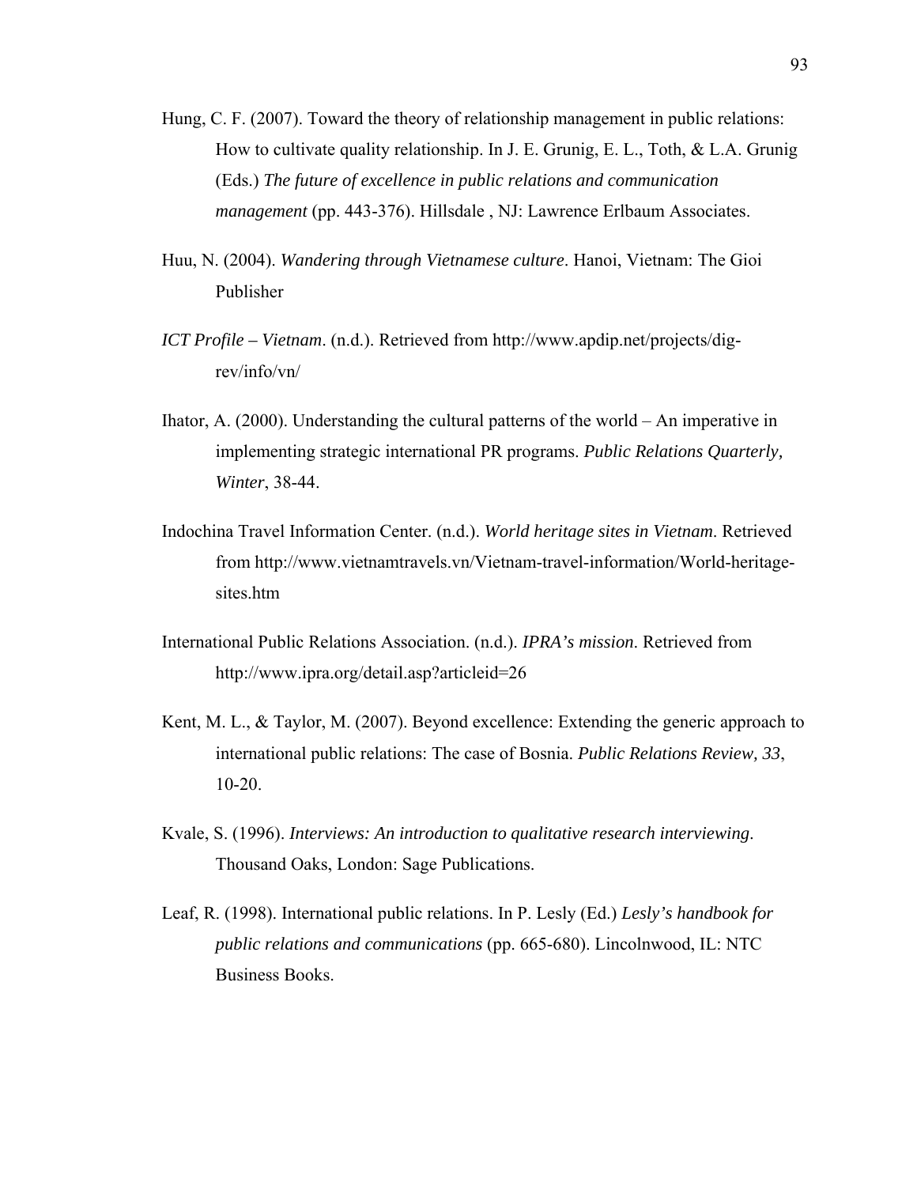Hung, C. F. (2007). Toward the theory of relationship management in public relations: How to cultivate quality relationship. In J. E. Grunig, E. L., Toth, & L.A. Grunig (Eds.) *The future of excellence in public relations and communication management* (pp. 443-376). Hillsdale , NJ: Lawrence Erlbaum Associates.

Huu, N. (2004). *Wandering through Vietnamese culture*. Hanoi, Vietnam: The Gioi Publisher

*ICT Profile – Vietnam*. (n.d.). Retrieved from http://www.apdip.net/projects/dig-rev/info/vn/

Ihator, A. (2000). Understanding the cultural patterns of the world – An imperative in implementing strategic international PR programs. *Public Relations Quarterly, Winter*, 38-44.

Indochina Travel Information Center. (n.d.). *World heritage sites in Vietnam*. Retrieved from http://www.vietnamtravels.vn/Vietnam-travel-information/World-heritage-sites.htm

International Public Relations Association. (n.d.). *IPRA's mission*. Retrieved from http://www.ipra.org/detail.asp?articleid=26

Kent, M. L., & Taylor, M. (2007). Beyond excellence: Extending the generic approach to international public relations: The case of Bosnia. *Public Relations Review, 33*, 10-20.

Kvale, S. (1996). *Interviews: An introduction to qualitative research interviewing*. Thousand Oaks, London: Sage Publications.

Leaf, R. (1998). International public relations. In P. Lesly (Ed.) *Lesly's handbook for public relations and communications* (pp. 665-680). Lincolnwood, IL: NTC Business Books.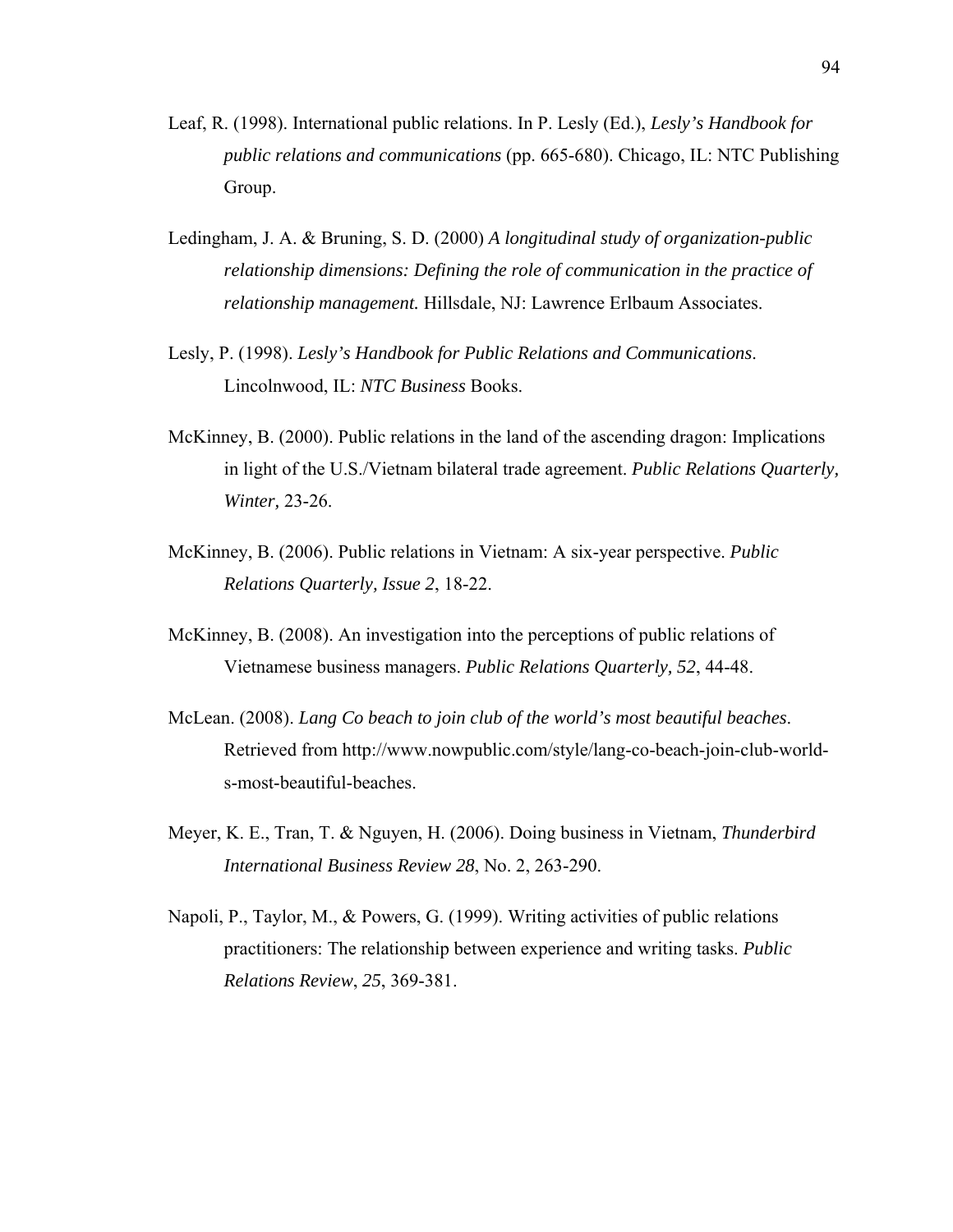Leaf, R. (1998). International public relations. In P. Lesly (Ed.), *Lesly's Handbook for public relations and communications* (pp. 665-680). Chicago, IL: NTC Publishing Group.

Ledingham, J. A. & Bruning, S. D. (2000) *A longitudinal study of organization-public relationship dimensions: Defining the role of communication in the practice of relationship management.* Hillsdale, NJ: Lawrence Erlbaum Associates.

Lesly, P. (1998). *Lesly's Handbook for Public Relations and Communications*. Lincolnwood, IL: *NTC Business* Books.

McKinney, B. (2000). Public relations in the land of the ascending dragon: Implications in light of the U.S./Vietnam bilateral trade agreement. *Public Relations Quarterly, Winter,* 23-26.

McKinney, B. (2006). Public relations in Vietnam: A six-year perspective. *Public Relations Quarterly, Issue 2*, 18-22.

McKinney, B. (2008). An investigation into the perceptions of public relations of Vietnamese business managers. *Public Relations Quarterly, 52*, 44-48.

McLean. (2008). *Lang Co beach to join club of the world's most beautiful beaches*. Retrieved from http://www.nowpublic.com/style/lang-co-beach-join-club-world-s-most-beautiful-beaches.

Meyer, K. E., Tran, T. & Nguyen, H. (2006). Doing business in Vietnam, *Thunderbird International Business Review 28*, No. 2, 263-290.

Napoli, P., Taylor, M., & Powers, G. (1999). Writing activities of public relations practitioners: The relationship between experience and writing tasks. *Public Relations Review*, *25*, 369-381.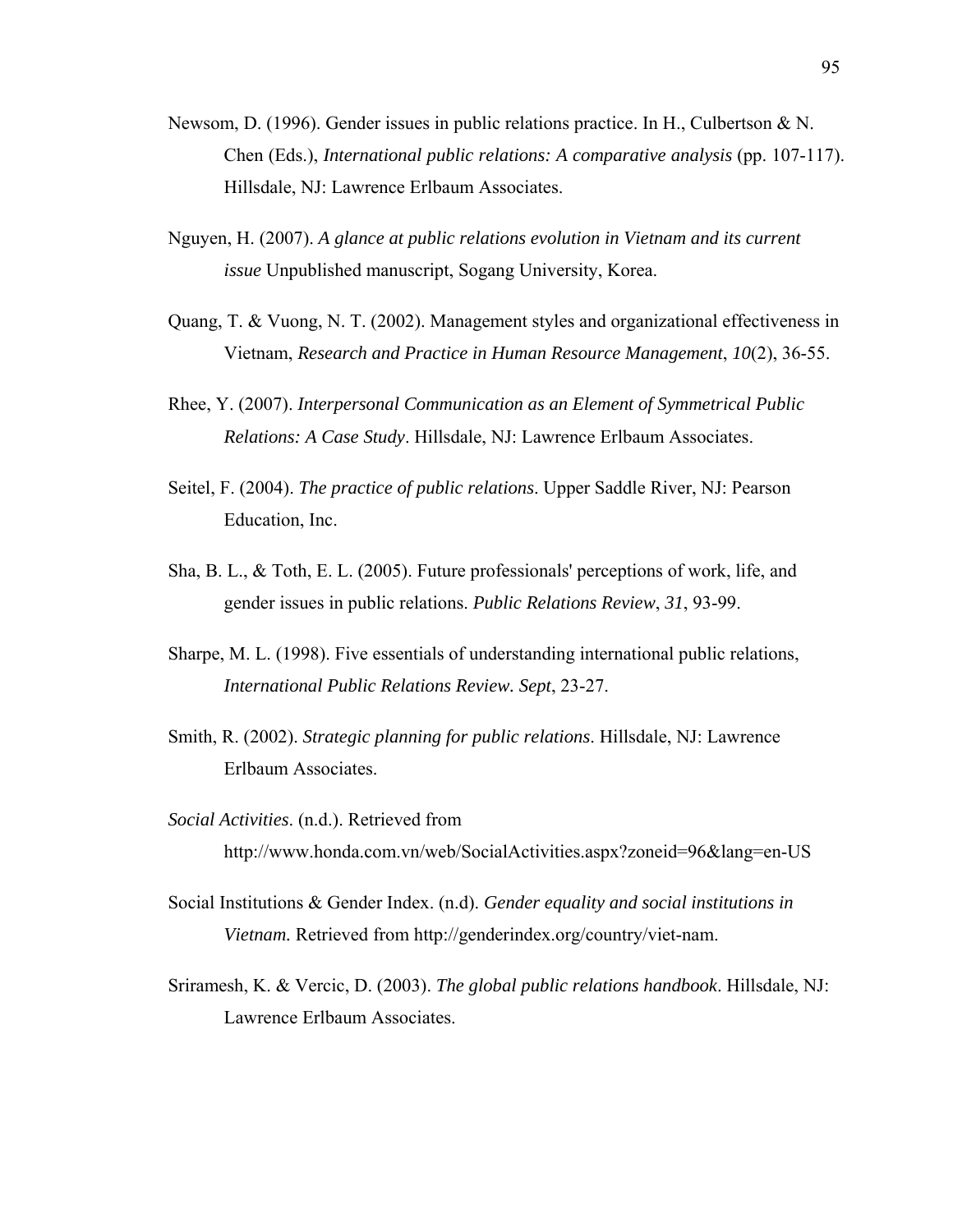Newsom, D. (1996). Gender issues in public relations practice. In H., Culbertson & N. Chen (Eds.), *International public relations: A comparative analysis* (pp. 107-117). Hillsdale, NJ: Lawrence Erlbaum Associates.

Nguyen, H. (2007). *A glance at public relations evolution in Vietnam and its current issue* Unpublished manuscript, Sogang University, Korea.

Quang, T. & Vuong, N. T. (2002). Management styles and organizational effectiveness in Vietnam, *Research and Practice in Human Resource Management*, *10*(2), 36-55.

Rhee, Y. (2007). *Interpersonal Communication as an Element of Symmetrical Public Relations: A Case Study*. Hillsdale, NJ: Lawrence Erlbaum Associates.

Seitel, F. (2004). *The practice of public relations*. Upper Saddle River, NJ: Pearson Education, Inc.

Sha, B. L., & Toth, E. L. (2005). Future professionals' perceptions of work, life, and gender issues in public relations. *Public Relations Review*, *31*, 93-99.

Sharpe, M. L. (1998). Five essentials of understanding international public relations, *International Public Relations Review. Sept*, 23-27.

Smith, R. (2002). *Strategic planning for public relations*. Hillsdale, NJ: Lawrence Erlbaum Associates.

*Social Activities*. (n.d.). Retrieved from http://www.honda.com.vn/web/SocialActivities.aspx?zoneid=96&lang=en-US

Social Institutions & Gender Index. (n.d). *Gender equality and social institutions in Vietnam.* Retrieved from http://genderindex.org/country/viet-nam.

Sriramesh, K. & Vercic, D. (2003). *The global public relations handbook*. Hillsdale, NJ: Lawrence Erlbaum Associates.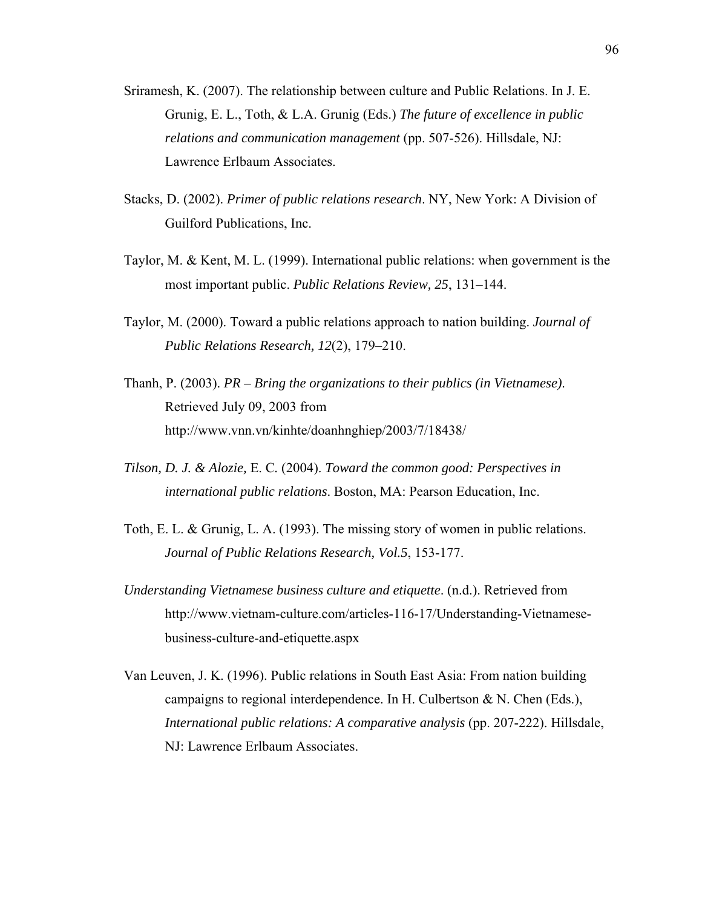Sriramesh, K. (2007). The relationship between culture and Public Relations. In J. E. Grunig, E. L., Toth, & L.A. Grunig (Eds.) *The future of excellence in public relations and communication management* (pp. 507-526). Hillsdale, NJ: Lawrence Erlbaum Associates.

Stacks, D. (2002). *Primer of public relations research*. NY, New York: A Division of Guilford Publications, Inc.

Taylor, M. & Kent, M. L. (1999). International public relations: when government is the most important public. *Public Relations Review, 25*, 131–144.

Taylor, M. (2000). Toward a public relations approach to nation building. *Journal of Public Relations Research, 12*(2), 179–210.

Thanh, P. (2003). *PR – Bring the organizations to their publics (in Vietnamese).* Retrieved July 09, 2003 from http://www.vnn.vn/kinhte/doanhnghiep/2003/7/18438/

*Tilson, D. J. & Alozie,* E. C. (2004). *Toward the common good: Perspectives in international public relations*. Boston, MA: Pearson Education, Inc.

Toth, E. L. & Grunig, L. A. (1993). The missing story of women in public relations. *Journal of Public Relations Research, Vol.5*, 153-177.

*Understanding Vietnamese business culture and etiquette*. (n.d.). Retrieved from http://www.vietnam-culture.com/articles-116-17/Understanding-Vietnamese-business-culture-and-etiquette.aspx

Van Leuven, J. K. (1996). Public relations in South East Asia: From nation building campaigns to regional interdependence. In H. Culbertson & N. Chen (Eds.), *International public relations: A comparative analysis* (pp. 207-222). Hillsdale, NJ: Lawrence Erlbaum Associates.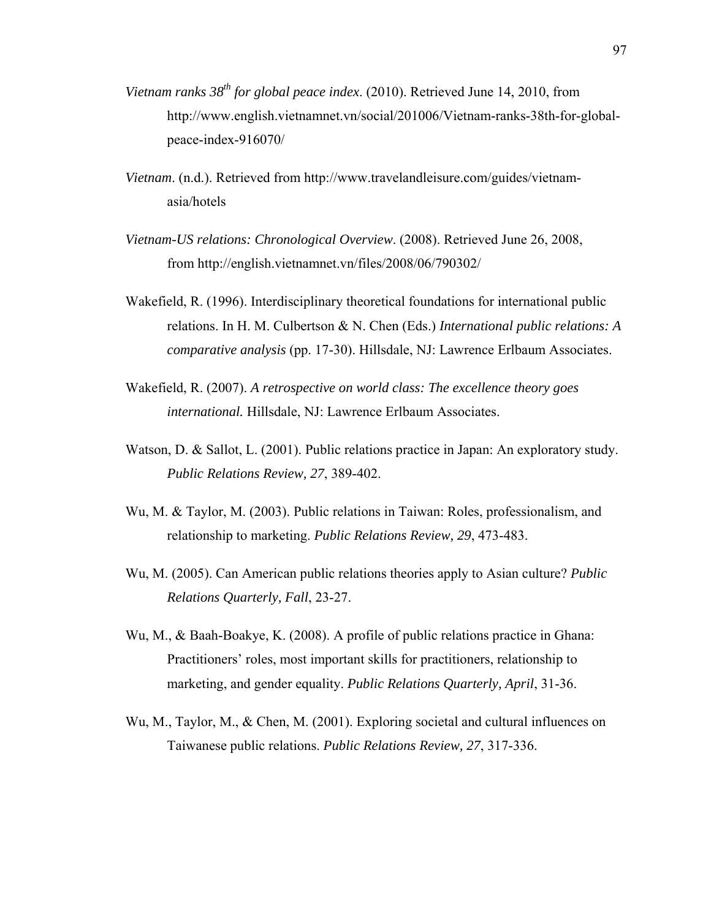*Vietnam ranks 38th for global peace index*. (2010). Retrieved June 14, 2010, from http://www.english.vietnamnet.vn/social/201006/Vietnam-ranks-38th-for-global-peace-index-916070/

*Vietnam*. (n.d.). Retrieved from http://www.travelandleisure.com/guides/vietnam-asia/hotels

*Vietnam-US relations: Chronological Overview*. (2008). Retrieved June 26, 2008, from http://english.vietnamnet.vn/files/2008/06/790302/

Wakefield, R. (1996). Interdisciplinary theoretical foundations for international public relations. In H. M. Culbertson & N. Chen (Eds.) *International public relations: A comparative analysis* (pp. 17-30). Hillsdale, NJ: Lawrence Erlbaum Associates.

Wakefield, R. (2007). *A retrospective on world class: The excellence theory goes international.* Hillsdale, NJ: Lawrence Erlbaum Associates.

Watson, D. & Sallot, L. (2001). Public relations practice in Japan: An exploratory study. *Public Relations Review, 27*, 389-402.

Wu, M. & Taylor, M. (2003). Public relations in Taiwan: Roles, professionalism, and relationship to marketing. *Public Relations Review, 29*, 473-483.

Wu, M. (2005). Can American public relations theories apply to Asian culture? *Public Relations Quarterly, Fall*, 23-27.

Wu, M., & Baah-Boakye, K. (2008). A profile of public relations practice in Ghana: Practitioners' roles, most important skills for practitioners, relationship to marketing, and gender equality. *Public Relations Quarterly, April*, 31-36.

Wu, M., Taylor, M., & Chen, M. (2001). Exploring societal and cultural influences on Taiwanese public relations. *Public Relations Review, 27*, 317-336.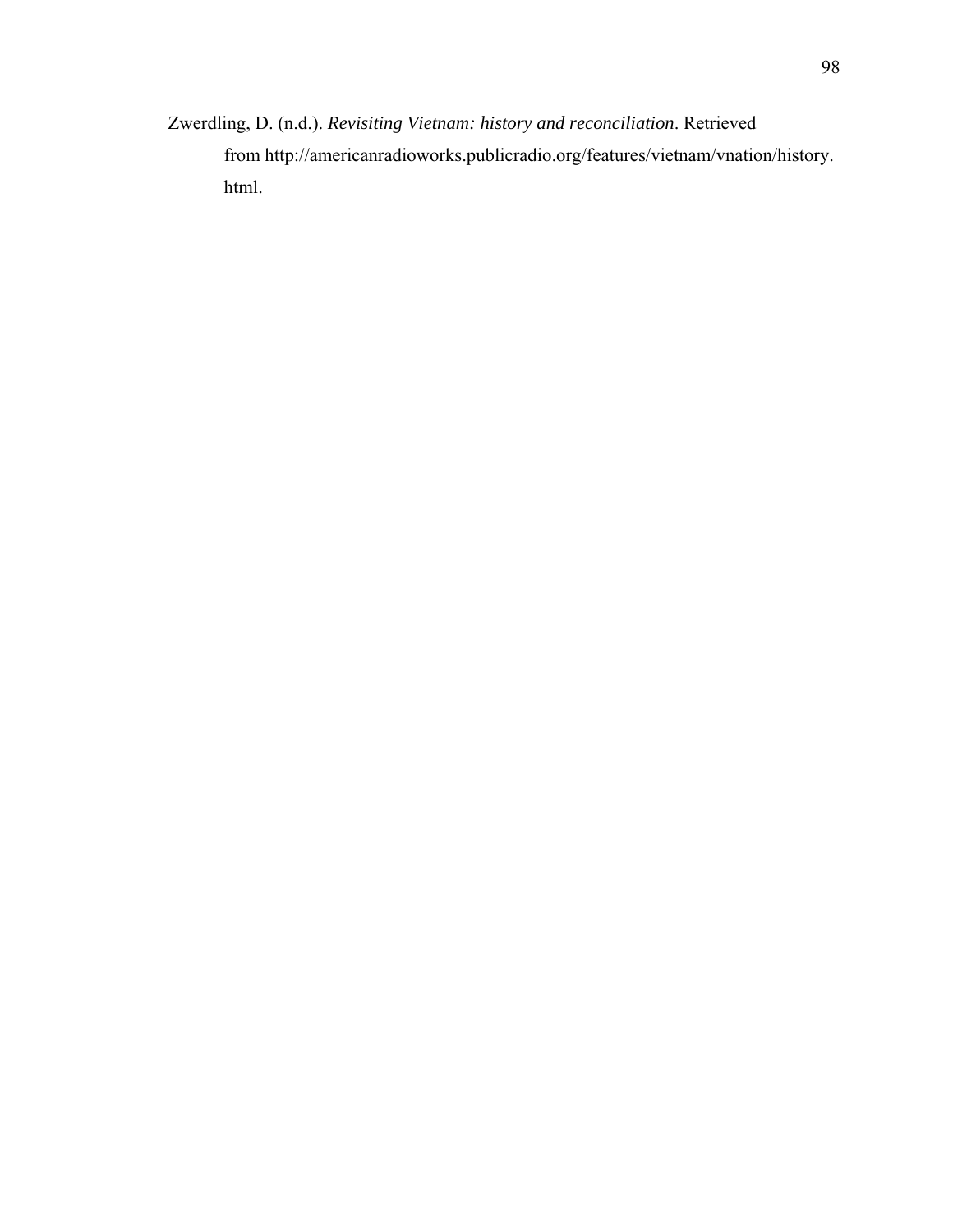Zwerdling, D. (n.d.). *Revisiting Vietnam: history and reconciliation*. Retrieved from http://americanradioworks.publicradio.org/features/vietnam/vnation/history.html.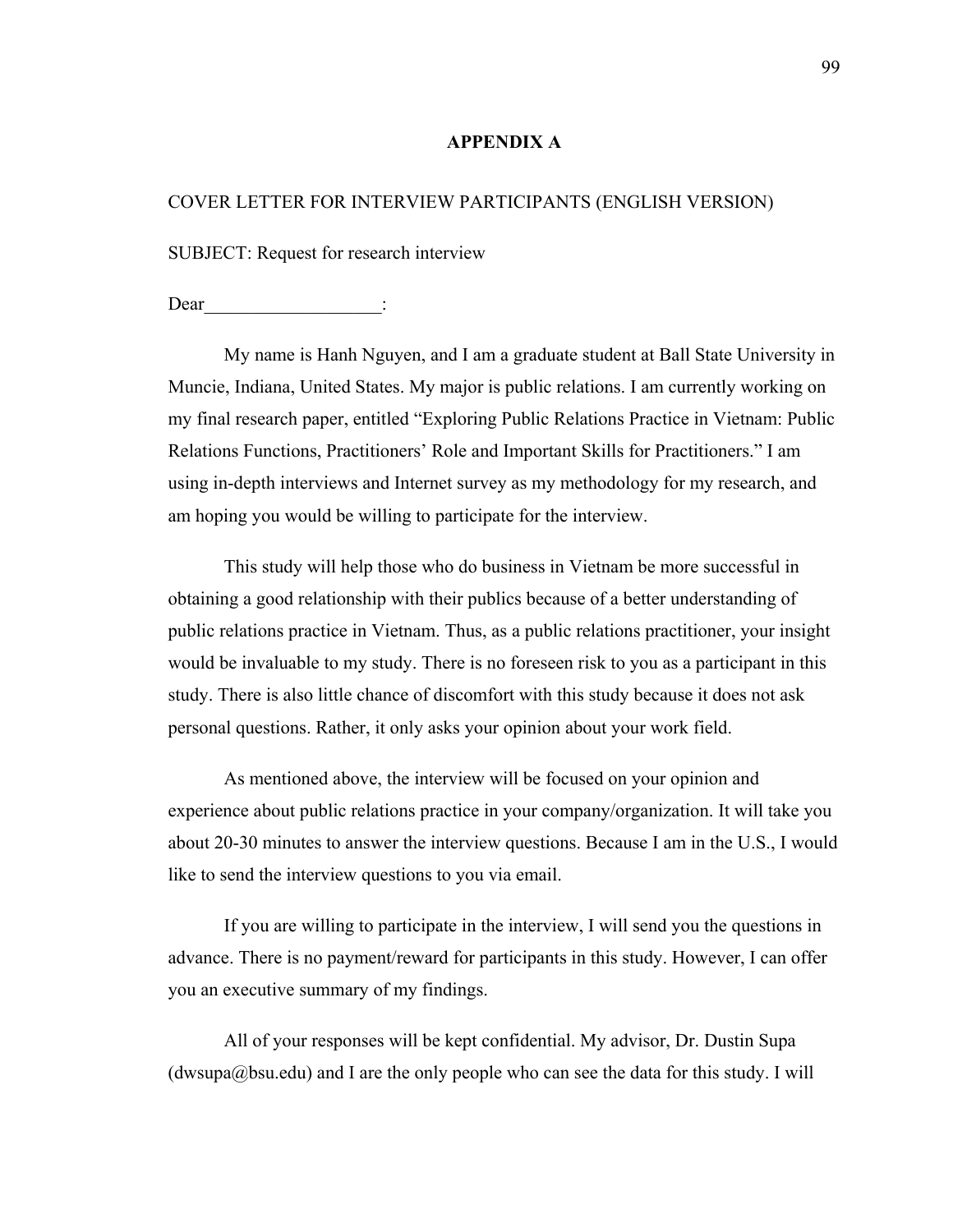# APPENDIX A

COVER LETTER FOR INTERVIEW PARTICIPANTS (ENGLISH VERSION)

SUBJECT: Request for research interview

Dear___________________:

My name is Hanh Nguyen, and I am a graduate student at Ball State University in Muncie, Indiana, United States. My major is public relations. I am currently working on my final research paper, entitled "Exploring Public Relations Practice in Vietnam: Public Relations Functions, Practitioners' Role and Important Skills for Practitioners." I am using in-depth interviews and Internet survey as my methodology for my research, and am hoping you would be willing to participate for the interview.

This study will help those who do business in Vietnam be more successful in obtaining a good relationship with their publics because of a better understanding of public relations practice in Vietnam. Thus, as a public relations practitioner, your insight would be invaluable to my study. There is no foreseen risk to you as a participant in this study. There is also little chance of discomfort with this study because it does not ask personal questions. Rather, it only asks your opinion about your work field.

As mentioned above, the interview will be focused on your opinion and experience about public relations practice in your company/organization. It will take you about 20-30 minutes to answer the interview questions. Because I am in the U.S., I would like to send the interview questions to you via email.

If you are willing to participate in the interview, I will send you the questions in advance. There is no payment/reward for participants in this study. However, I can offer you an executive summary of my findings.

All of your responses will be kept confidential. My advisor, Dr. Dustin Supa (dwsupa@bsu.edu) and I are the only people who can see the data for this study. I will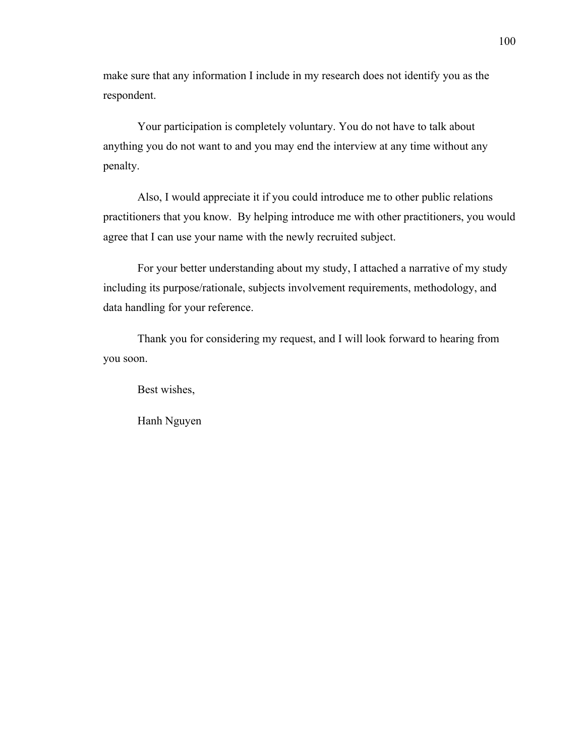make sure that any information I include in my research does not identify you as the respondent.

Your participation is completely voluntary. You do not have to talk about anything you do not want to and you may end the interview at any time without any penalty.

Also, I would appreciate it if you could introduce me to other public relations practitioners that you know. By helping introduce me with other practitioners, you would agree that I can use your name with the newly recruited subject.

For your better understanding about my study, I attached a narrative of my study including its purpose/rationale, subjects involvement requirements, methodology, and data handling for your reference.

Thank you for considering my request, and I will look forward to hearing from you soon.

Best wishes,

Hanh Nguyen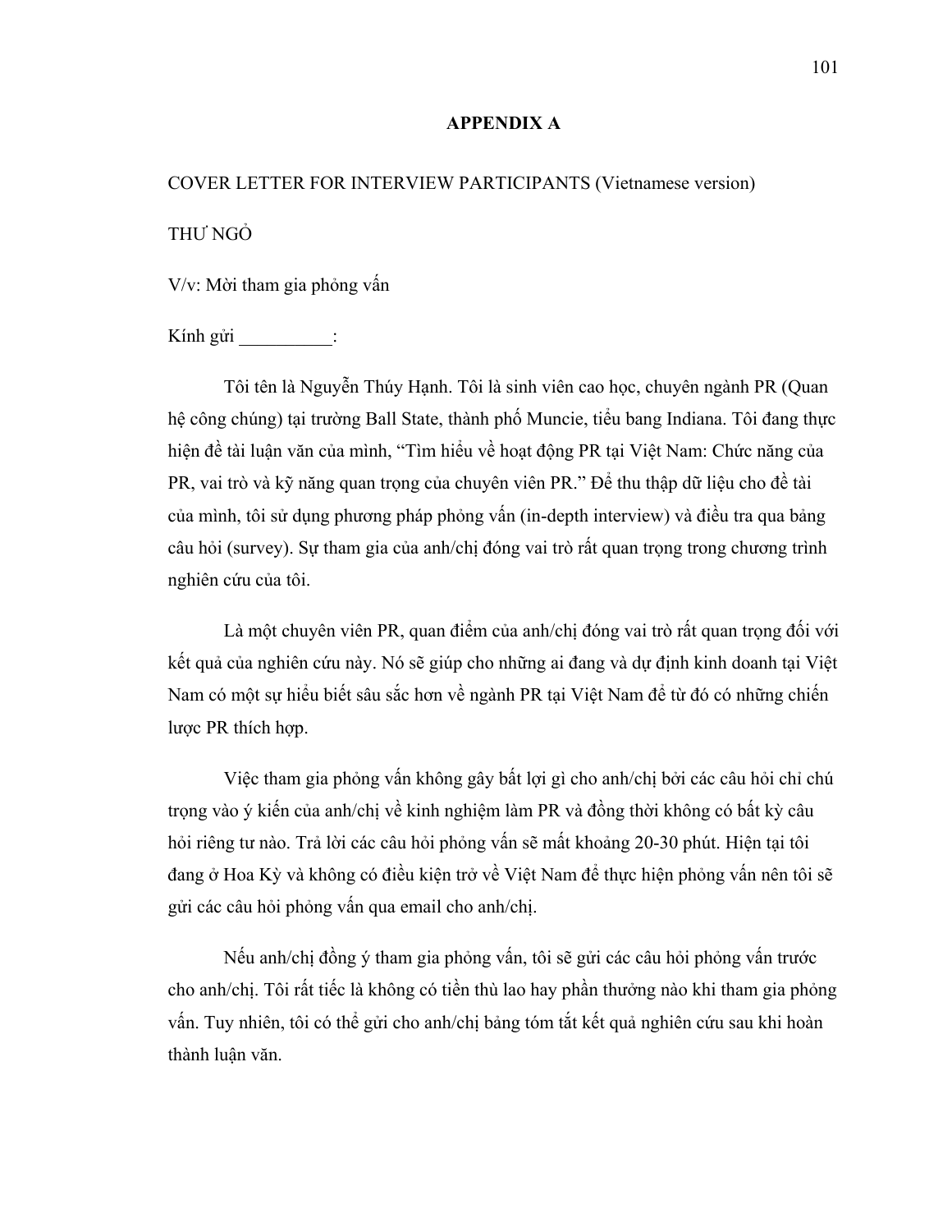# APPENDIX A

COVER LETTER FOR INTERVIEW PARTICIPANTS (Vietnamese version)

THƯ NGỎ

V/v: Mời tham gia phỏng vấn

Kính gửi __________:

Tôi tên là Nguyễn Thúy Hạnh. Tôi là sinh viên cao học, chuyên ngành PR (Quan hệ công chúng) tại trường Ball State, thành phố Muncie, tiểu bang Indiana. Tôi đang thực hiện đề tài luận văn của mình, "Tìm hiểu về hoạt động PR tại Việt Nam: Chức năng của PR, vai trò và kỹ năng quan trọng của chuyên viên PR." Để thu thập dữ liệu cho đề tài của mình, tôi sử dụng phương pháp phỏng vấn (in-depth interview) và điều tra qua bảng câu hỏi (survey). Sự tham gia của anh/chị đóng vai trò rất quan trọng trong chương trình nghiên cứu của tôi.

Là một chuyên viên PR, quan điểm của anh/chị đóng vai trò rất quan trọng đối với kết quả của nghiên cứu này. Nó sẽ giúp cho những ai đang và dự định kinh doanh tại Việt Nam có một sự hiểu biết sâu sắc hơn về ngành PR tại Việt Nam để từ đó có những chiến lược PR thích hợp.

Việc tham gia phỏng vấn không gây bất lợi gì cho anh/chị bởi các câu hỏi chỉ chú trọng vào ý kiến của anh/chị về kinh nghiệm làm PR và đồng thời không có bất kỳ câu hỏi riêng tư nào. Trả lời các câu hỏi phỏng vấn sẽ mất khoảng 20-30 phút. Hiện tại tôi đang ở Hoa Kỳ và không có điều kiện trở về Việt Nam để thực hiện phỏng vấn nên tôi sẽ gửi các câu hỏi phỏng vấn qua email cho anh/chị.

Nếu anh/chị đồng ý tham gia phỏng vấn, tôi sẽ gửi các câu hỏi phỏng vấn trước cho anh/chị. Tôi rất tiếc là không có tiền thù lao hay phần thưởng nào khi tham gia phỏng vấn. Tuy nhiên, tôi có thể gửi cho anh/chị bảng tóm tắt kết quả nghiên cứu sau khi hoàn thành luận văn.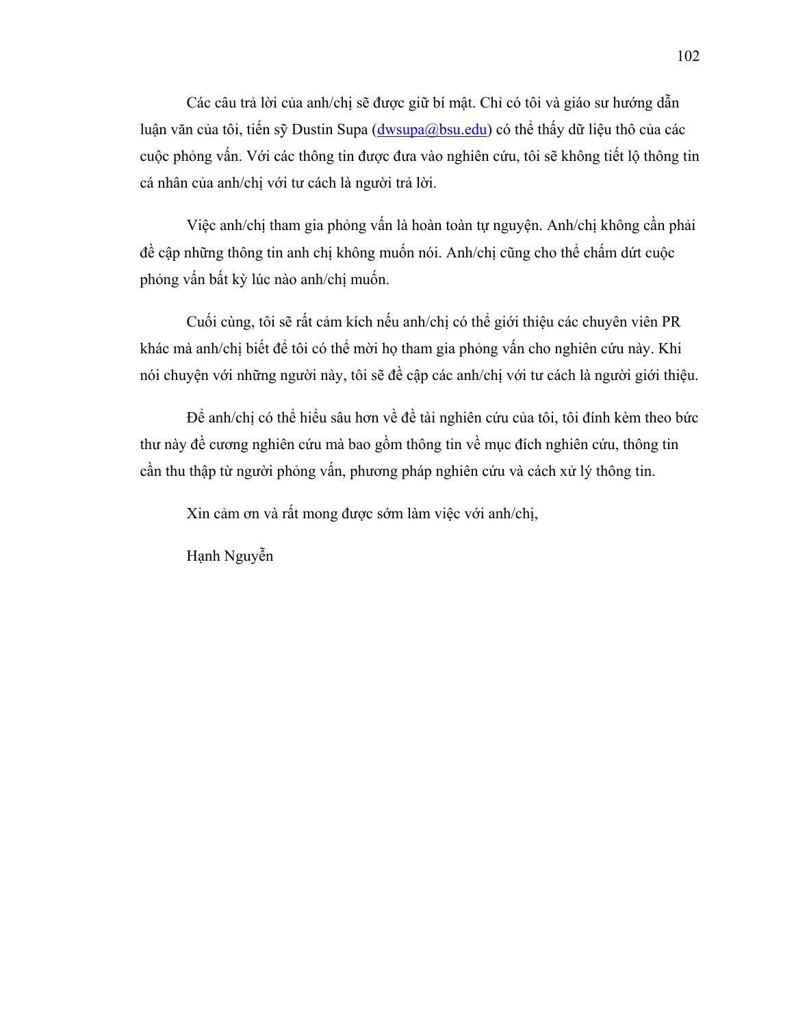Các câu trả lời của anh/chị sẽ được giữ bí mật. Chỉ có tôi và giáo sư hướng dẫn luận văn của tôi, tiến sỹ Dustin Supa (dwsupa@bsu.edu) có thể thấy dữ liệu thô của các cuộc phỏng vấn. Với các thông tin được đưa vào nghiên cứu, tôi sẽ không tiết lộ thông tin cá nhân của anh/chị với tư cách là người trả lời.

Việc anh/chị tham gia phỏng vấn là hoàn toàn tự nguyện. Anh/chị không cần phải đề cập những thông tin anh chị không muốn nói. Anh/chị cũng cho thể chấm dứt cuộc phỏng vấn bất kỳ lúc nào anh/chị muốn.

Cuối cùng, tôi sẽ rất cảm kích nếu anh/chị có thể giới thiệu các chuyên viên PR khác mà anh/chị biết để tôi có thể mời họ tham gia phỏng vấn cho nghiên cứu này. Khi nói chuyện với những người này, tôi sẽ đề cập các anh/chị với tư cách là người giới thiệu.

Để anh/chị có thể hiểu sâu hơn về đề tài nghiên cứu của tôi, tôi đính kèm theo bức thư này đề cương nghiên cứu mà bao gồm thông tin về mục đích nghiên cứu, thông tin cần thu thập từ người phỏng vấn, phương pháp nghiên cứu và cách xử lý thông tin.

Xin cảm ơn và rất mong được sớm làm việc với anh/chị,

Hạnh Nguyễn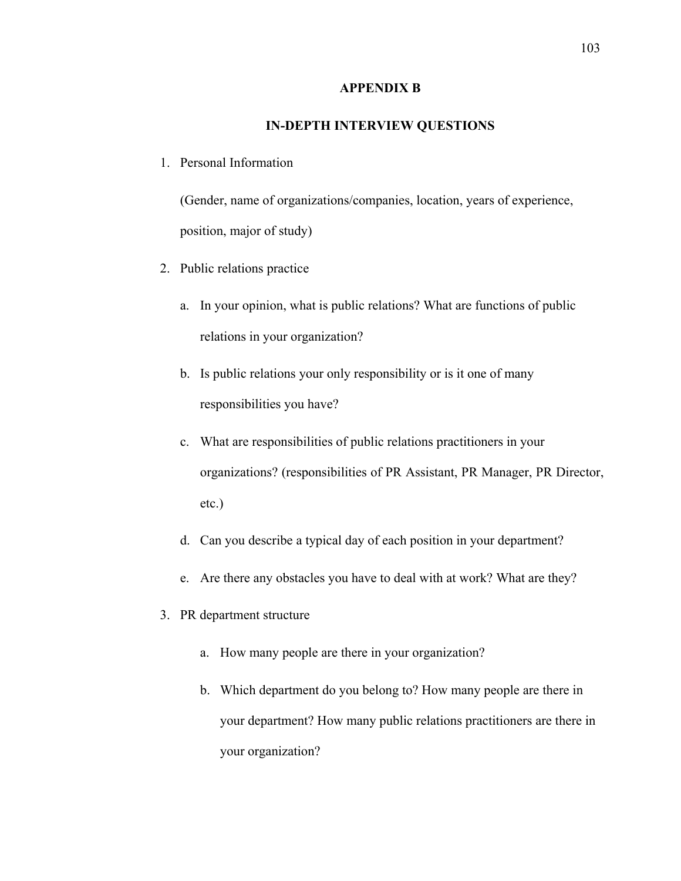## APPENDIX B

## IN-DEPTH INTERVIEW QUESTIONS

1. Personal Information

   (Gender, name of organizations/companies, location, years of experience, position, major of study)

2. Public relations practice

   a. In your opinion, what is public relations? What are functions of public relations in your organization?

   b. Is public relations your only responsibility or is it one of many responsibilities you have?

   c. What are responsibilities of public relations practitioners in your organizations? (responsibilities of PR Assistant, PR Manager, PR Director, etc.)

   d. Can you describe a typical day of each position in your department?

   e. Are there any obstacles you have to deal with at work? What are they?

3. PR department structure

   a. How many people are there in your organization?

   b. Which department do you belong to? How many people are there in your department? How many public relations practitioners are there in your organization?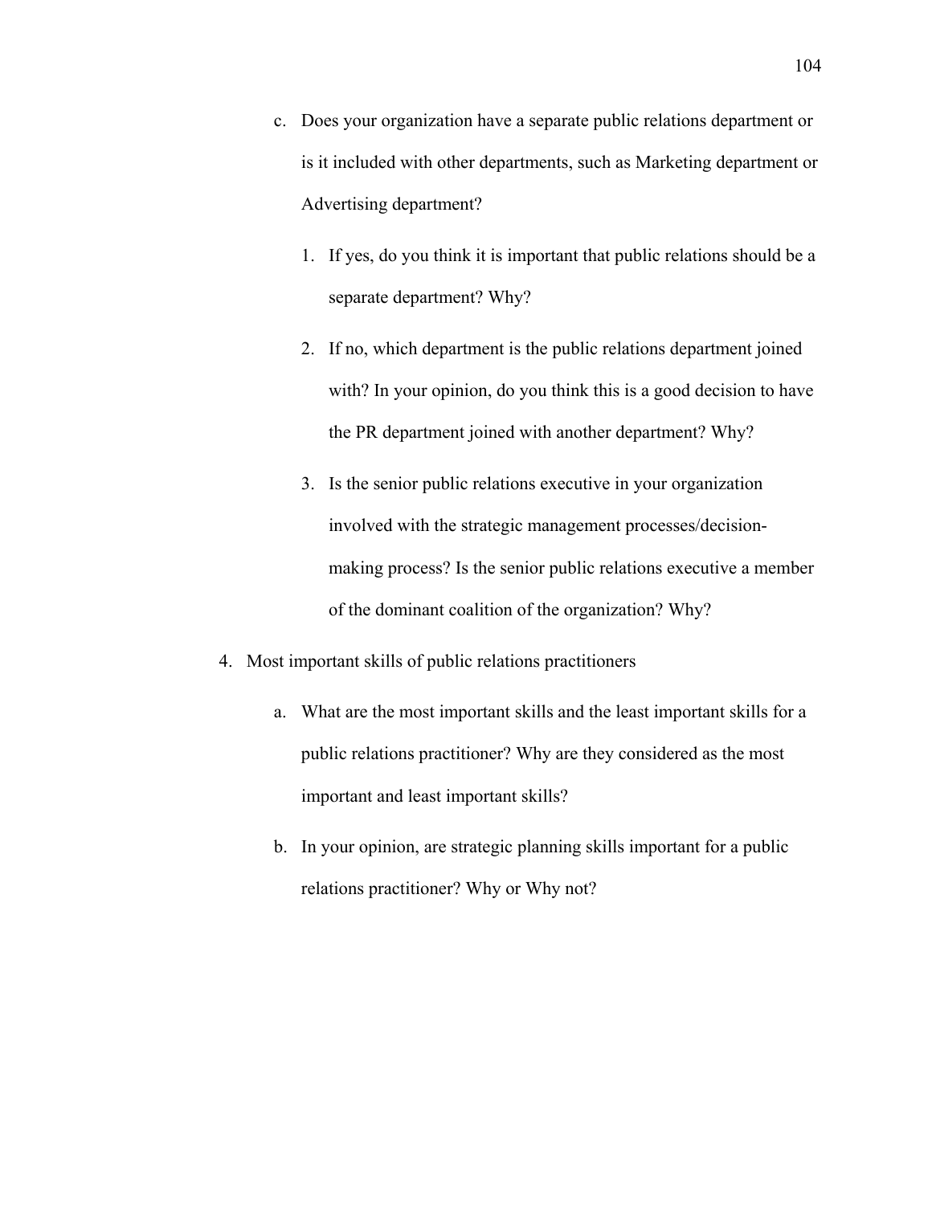c. Does your organization have a separate public relations department or is it included with other departments, such as Marketing department or Advertising department?

    1. If yes, do you think it is important that public relations should be a separate department? Why?

    2. If no, which department is the public relations department joined with? In your opinion, do you think this is a good decision to have the PR department joined with another department? Why?

    3. Is the senior public relations executive in your organization involved with the strategic management processes/decision-making process? Is the senior public relations executive a member of the dominant coalition of the organization? Why?

4. Most important skills of public relations practitioners

    a. What are the most important skills and the least important skills for a public relations practitioner? Why are they considered as the most important and least important skills?

    b. In your opinion, are strategic planning skills important for a public relations practitioner? Why or Why not?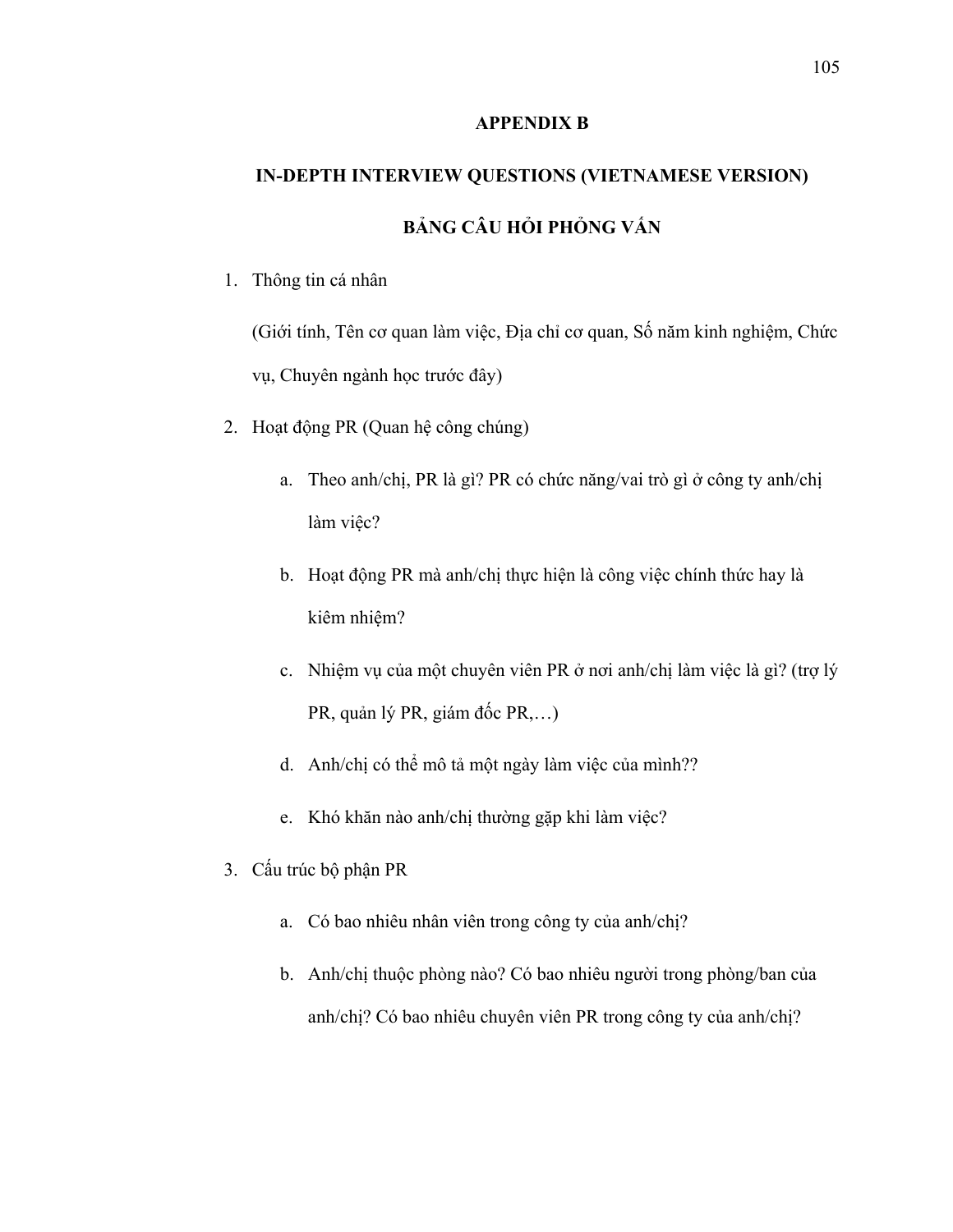# APPENDIX B

## IN-DEPTH INTERVIEW QUESTIONS (VIETNAMESE VERSION)

## BẢNG CÂU HỎI PHỎNG VẤN

1. Thông tin cá nhân

   (Giới tính, Tên cơ quan làm việc, Địa chỉ cơ quan, Số năm kinh nghiệm, Chức vụ, Chuyên ngành học trước đây)

2. Hoạt động PR (Quan hệ công chúng)

   a. Theo anh/chị, PR là gì? PR có chức năng/vai trò gì ở công ty anh/chị làm việc?

   b. Hoạt động PR mà anh/chị thực hiện là công việc chính thức hay là kiêm nhiệm?

   c. Nhiệm vụ của một chuyên viên PR ở nơi anh/chị làm việc là gì? (trợ lý PR, quản lý PR, giám đốc PR,…)

   d. Anh/chị có thể mô tả một ngày làm việc của mình??

   e. Khó khăn nào anh/chị thường gặp khi làm việc?

3. Cấu trúc bộ phận PR

   a. Có bao nhiêu nhân viên trong công ty của anh/chị?

   b. Anh/chị thuộc phòng nào? Có bao nhiêu người trong phòng/ban của anh/chị? Có bao nhiêu chuyên viên PR trong công ty của anh/chị?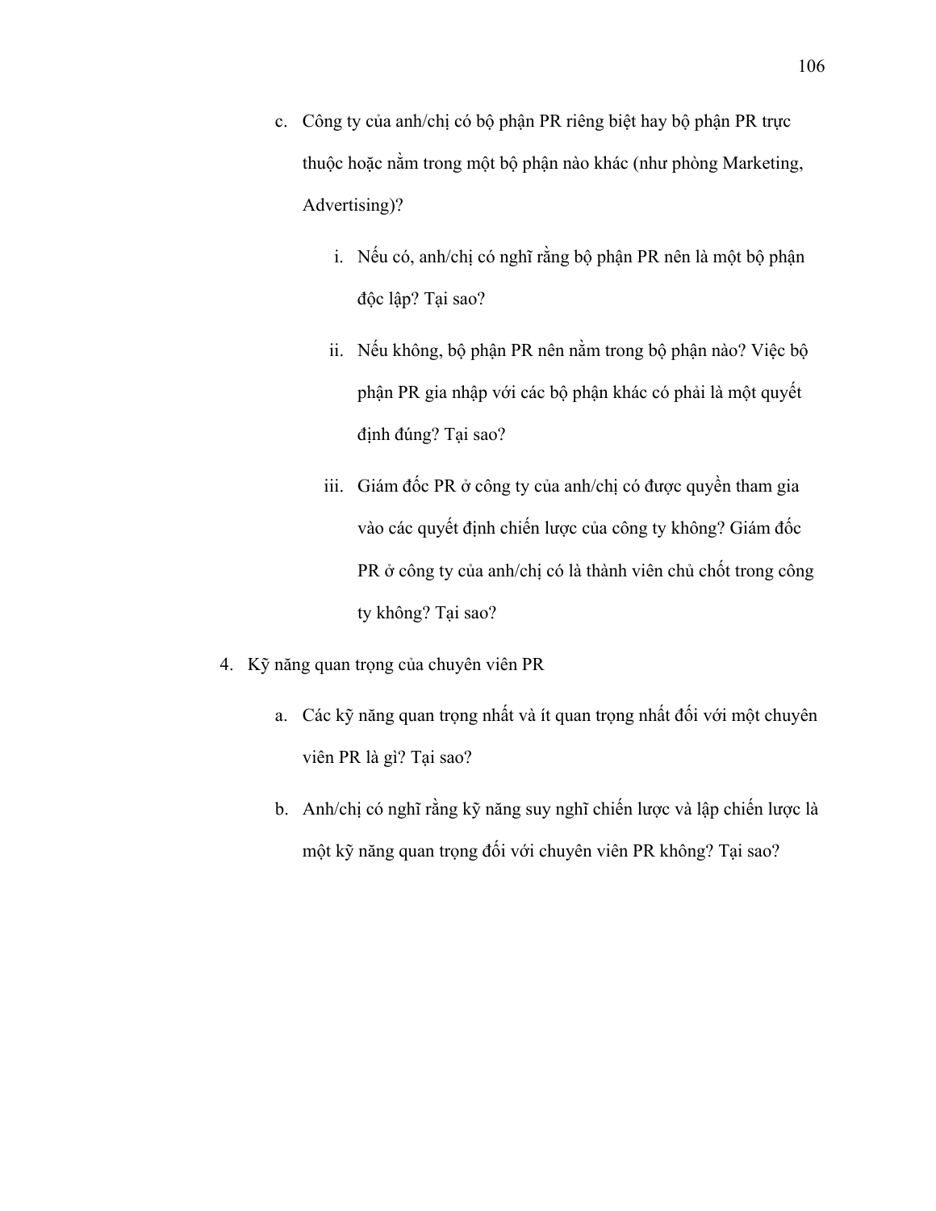c. Công ty của anh/chị có bộ phận PR riêng biệt hay bộ phận PR trực thuộc hoặc nằm trong một bộ phận nào khác (như phòng Marketing, Advertising)?

   i. Nếu có, anh/chị có nghĩ rằng bộ phận PR nên là một bộ phận độc lập? Tại sao?

   ii. Nếu không, bộ phận PR nên nằm trong bộ phận nào? Việc bộ phận PR gia nhập với các bộ phận khác có phải là một quyết định đúng? Tại sao?

   iii. Giám đốc PR ở công ty của anh/chị có được quyền tham gia vào các quyết định chiến lược của công ty không? Giám đốc PR ở công ty của anh/chị có là thành viên chủ chốt trong công ty không? Tại sao?

4. Kỹ năng quan trọng của chuyên viên PR

   a. Các kỹ năng quan trọng nhất và ít quan trọng nhất đối với một chuyên viên PR là gì? Tại sao?

   b. Anh/chị có nghĩ rằng kỹ năng suy nghĩ chiến lược và lập chiến lược là một kỹ năng quan trọng đối với chuyên viên PR không? Tại sao?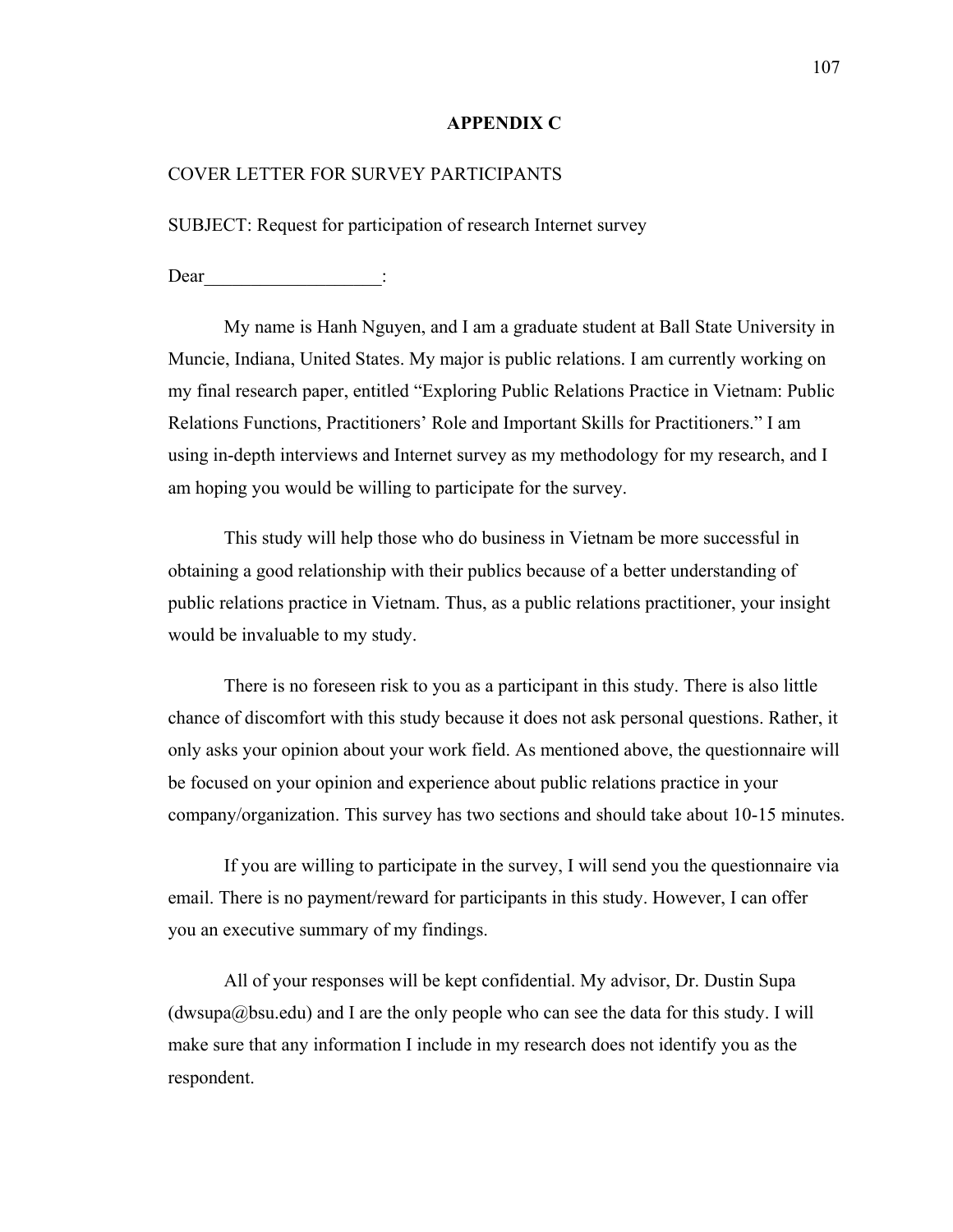# APPENDIX C

COVER LETTER FOR SURVEY PARTICIPANTS

SUBJECT: Request for participation of research Internet survey

Dear___________________:

My name is Hanh Nguyen, and I am a graduate student at Ball State University in Muncie, Indiana, United States. My major is public relations. I am currently working on my final research paper, entitled "Exploring Public Relations Practice in Vietnam: Public Relations Functions, Practitioners' Role and Important Skills for Practitioners." I am using in-depth interviews and Internet survey as my methodology for my research, and I am hoping you would be willing to participate for the survey.

This study will help those who do business in Vietnam be more successful in obtaining a good relationship with their publics because of a better understanding of public relations practice in Vietnam. Thus, as a public relations practitioner, your insight would be invaluable to my study.

There is no foreseen risk to you as a participant in this study. There is also little chance of discomfort with this study because it does not ask personal questions. Rather, it only asks your opinion about your work field. As mentioned above, the questionnaire will be focused on your opinion and experience about public relations practice in your company/organization. This survey has two sections and should take about 10-15 minutes.

If you are willing to participate in the survey, I will send you the questionnaire via email. There is no payment/reward for participants in this study. However, I can offer you an executive summary of my findings.

All of your responses will be kept confidential. My advisor, Dr. Dustin Supa (dwsupa@bsu.edu) and I are the only people who can see the data for this study. I will make sure that any information I include in my research does not identify you as the respondent.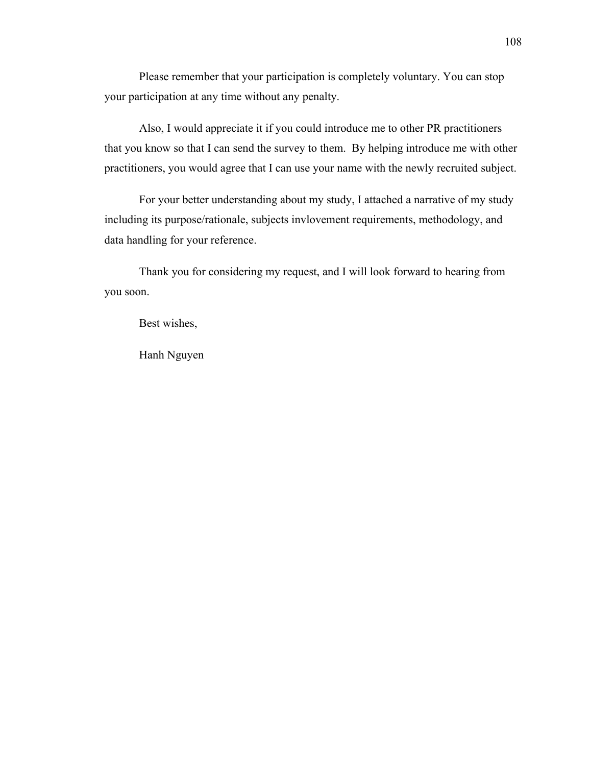Please remember that your participation is completely voluntary. You can stop your participation at any time without any penalty.

Also, I would appreciate it if you could introduce me to other PR practitioners that you know so that I can send the survey to them. By helping introduce me with other practitioners, you would agree that I can use your name with the newly recruited subject.

For your better understanding about my study, I attached a narrative of my study including its purpose/rationale, subjects invlovement requirements, methodology, and data handling for your reference.

Thank you for considering my request, and I will look forward to hearing from you soon.

Best wishes,

Hanh Nguyen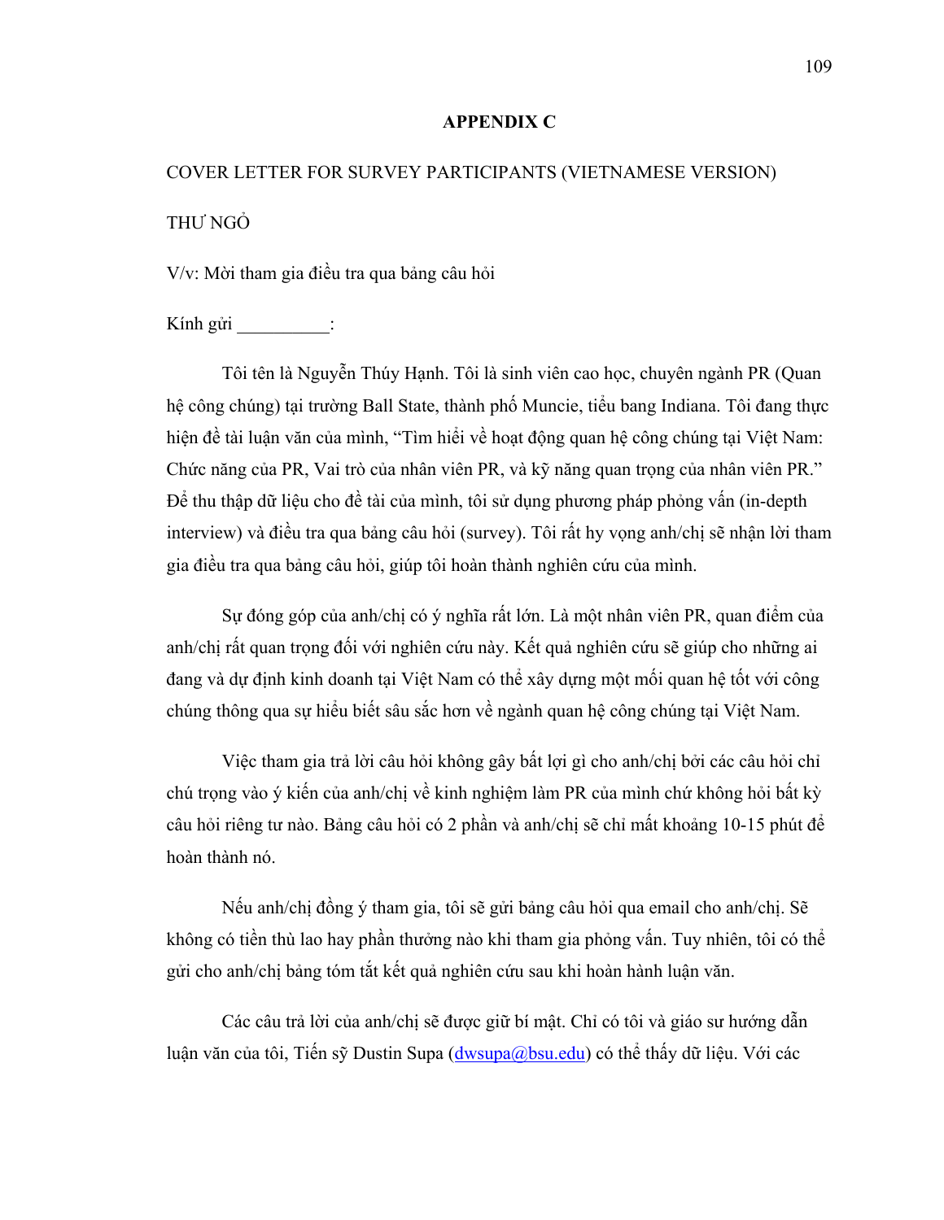# APPENDIX C

COVER LETTER FOR SURVEY PARTICIPANTS (VIETNAMESE VERSION)

THƯ NGỎ

V/v: Mời tham gia điều tra qua bảng câu hỏi

Kính gửi __________:

Tôi tên là Nguyễn Thúy Hạnh. Tôi là sinh viên cao học, chuyên ngành PR (Quan hệ công chúng) tại trường Ball State, thành phố Muncie, tiểu bang Indiana. Tôi đang thực hiện đề tài luận văn của mình, "Tìm hiểu về hoạt động quan hệ công chúng tại Việt Nam: Chức năng của PR, Vai trò của nhân viên PR, và kỹ năng quan trọng của nhân viên PR." Để thu thập dữ liệu cho đề tài của mình, tôi sử dụng phương pháp phỏng vấn (in-depth interview) và điều tra qua bảng câu hỏi (survey). Tôi rất hy vọng anh/chị sẽ nhận lời tham gia điều tra qua bảng câu hỏi, giúp tôi hoàn thành nghiên cứu của mình.

Sự đóng góp của anh/chị có ý nghĩa rất lớn. Là một nhân viên PR, quan điểm của anh/chị rất quan trọng đối với nghiên cứu này. Kết quả nghiên cứu sẽ giúp cho những ai đang và dự định kinh doanh tại Việt Nam có thể xây dựng một mối quan hệ tốt với công chúng thông qua sự hiểu biết sâu sắc hơn về ngành quan hệ công chúng tại Việt Nam.

Việc tham gia trả lời câu hỏi không gây bất lợi gì cho anh/chị bởi các câu hỏi chỉ chú trọng vào ý kiến của anh/chị về kinh nghiệm làm PR của mình chứ không hỏi bất kỳ câu hỏi riêng tư nào. Bảng câu hỏi có 2 phần và anh/chị sẽ chỉ mất khoảng 10-15 phút để hoàn thành nó.

Nếu anh/chị đồng ý tham gia, tôi sẽ gửi bảng câu hỏi qua email cho anh/chị. Sẽ không có tiền thù lao hay phần thưởng nào khi tham gia phỏng vấn. Tuy nhiên, tôi có thể gửi cho anh/chị bảng tóm tắt kết quả nghiên cứu sau khi hoàn hành luận văn.

Các câu trả lời của anh/chị sẽ được giữ bí mật. Chỉ có tôi và giáo sư hướng dẫn luận văn của tôi, Tiến sỹ Dustin Supa (dwsupa@bsu.edu) có thể thấy dữ liệu. Với các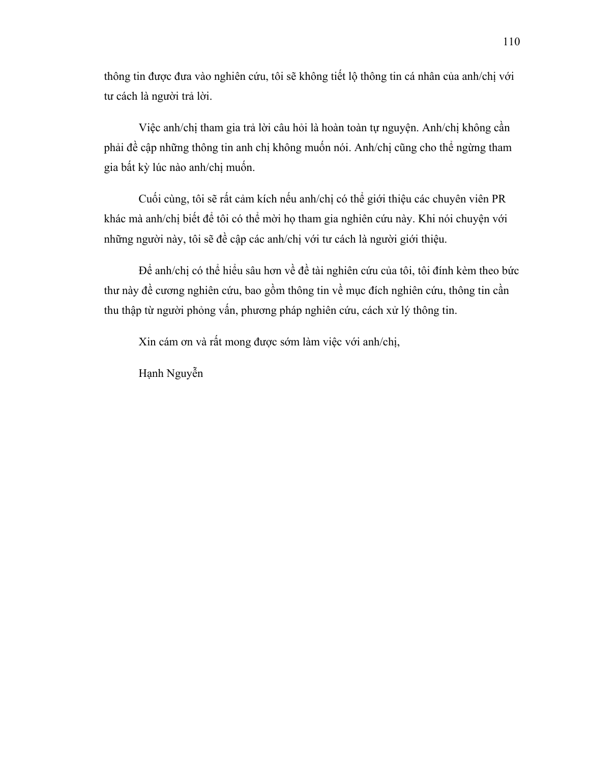thông tin được đưa vào nghiên cứu, tôi sẽ không tiết lộ thông tin cá nhân của anh/chị với tư cách là người trả lời.

Việc anh/chị tham gia trả lời câu hỏi là hoàn toàn tự nguyện. Anh/chị không cần phải đề cập những thông tin anh chị không muốn nói. Anh/chị cũng cho thể ngừng tham gia bất kỳ lúc nào anh/chị muốn.

Cuối cùng, tôi sẽ rất cảm kích nếu anh/chị có thể giới thiệu các chuyên viên PR khác mà anh/chị biết để tôi có thể mời họ tham gia nghiên cứu này. Khi nói chuyện với những người này, tôi sẽ đề cập các anh/chị với tư cách là người giới thiệu.

Để anh/chị có thể hiểu sâu hơn về đề tài nghiên cứu của tôi, tôi đính kèm theo bức thư này đề cương nghiên cứu, bao gồm thông tin về mục đích nghiên cứu, thông tin cần thu thập từ người phỏng vấn, phương pháp nghiên cứu, cách xử lý thông tin.

Xin cám ơn và rất mong được sớm làm việc với anh/chị,

Hạnh Nguyễn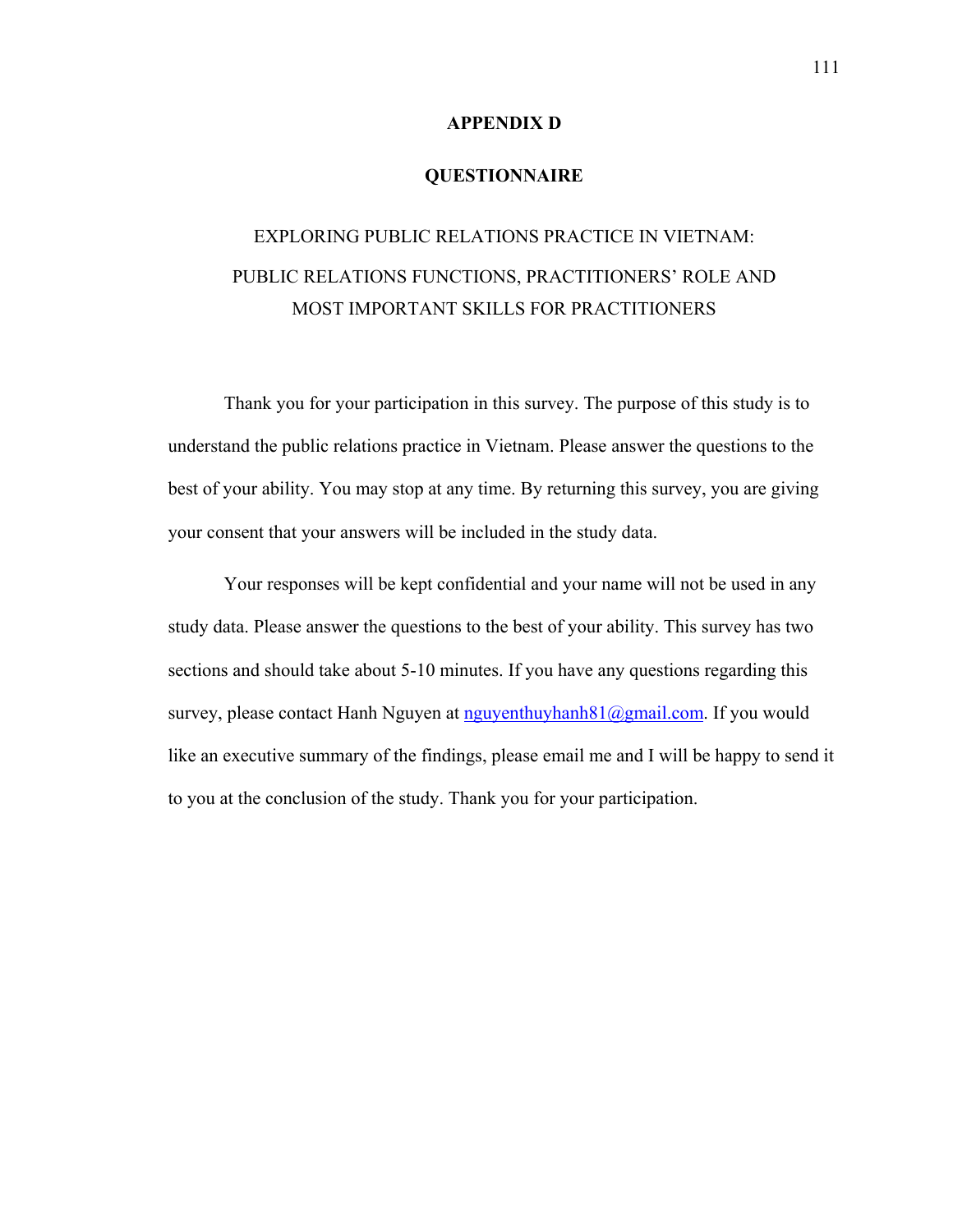# APPENDIX D

## QUESTIONNAIRE

### EXPLORING PUBLIC RELATIONS PRACTICE IN VIETNAM: PUBLIC RELATIONS FUNCTIONS, PRACTITIONERS' ROLE AND MOST IMPORTANT SKILLS FOR PRACTITIONERS

Thank you for your participation in this survey. The purpose of this study is to understand the public relations practice in Vietnam. Please answer the questions to the best of your ability. You may stop at any time. By returning this survey, you are giving your consent that your answers will be included in the study data.

Your responses will be kept confidential and your name will not be used in any study data. Please answer the questions to the best of your ability. This survey has two sections and should take about 5-10 minutes. If you have any questions regarding this survey, please contact Hanh Nguyen at nguyenthuyhanh81@gmail.com. If you would like an executive summary of the findings, please email me and I will be happy to send it to you at the conclusion of the study. Thank you for your participation.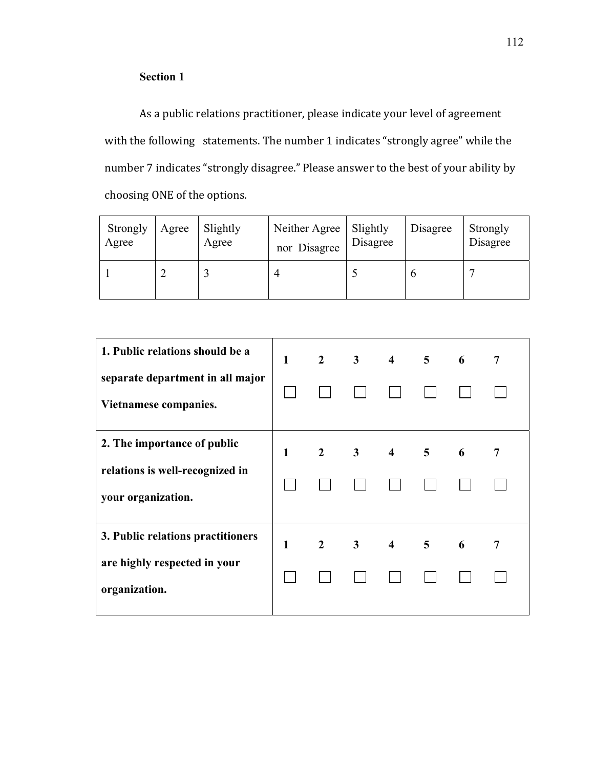**Section 1**

As a public relations practitioner, please indicate your level of agreement with the following statements. The number 1 indicates "strongly agree" while the number 7 indicates "strongly disagree." Please answer to the best of your ability by choosing ONE of the options.

| Strongly Agree | Agree | Slightly Agree | Neither Agree nor Disagree | Slightly Disagree | Disagree | Strongly Disagree |
|---|---|---|---|---|---|---|
| 1 | 2 | 3 | 4 | 5 | 6 | 7 |

| Statement | 1 | 2 | 3 | 4 | 5 | 6 | 7 |
|---|---|---|---|---|---|---|---|
| **1. Public relations should be a separate department in all major Vietnamese companies.** | ☐ | ☐ | ☐ | ☐ | ☐ | ☐ | ☐ |
| **2. The importance of public relations is well-recognized in your organization.** | ☐ | ☐ | ☐ | ☐ | ☐ | ☐ | ☐ |
| **3. Public relations practitioners are highly respected in your organization.** | ☐ | ☐ | ☐ | ☐ | ☐ | ☐ | ☐ |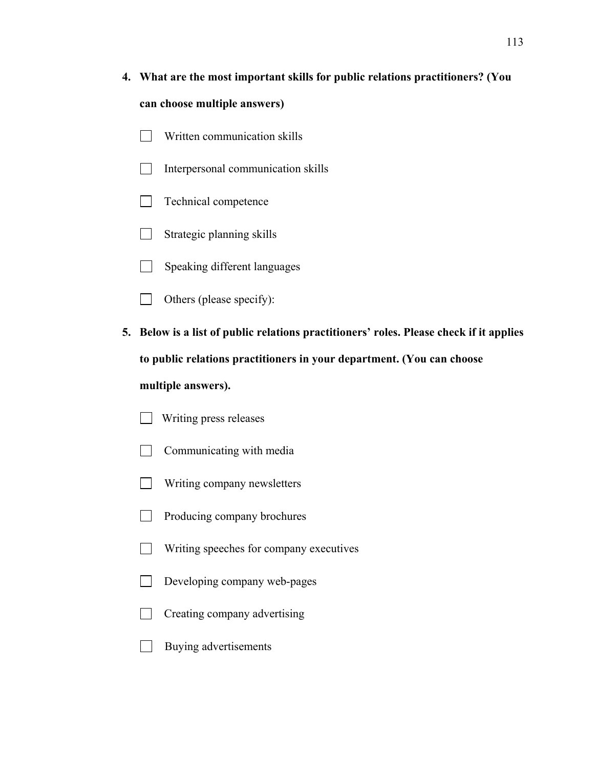4. **What are the most important skills for public relations practitioners? (You can choose multiple answers)**

   - [ ] Written communication skills
   - [ ] Interpersonal communication skills
   - [ ] Technical competence
   - [ ] Strategic planning skills
   - [ ] Speaking different languages
   - [ ] Others (please specify):

5. **Below is a list of public relations practitioners' roles. Please check if it applies to public relations practitioners in your department. (You can choose multiple answers).**

   - [ ] Writing press releases
   - [ ] Communicating with media
   - [ ] Writing company newsletters
   - [ ] Producing company brochures
   - [ ] Writing speeches for company executives
   - [ ] Developing company web-pages
   - [ ] Creating company advertising
   - [ ] Buying advertisements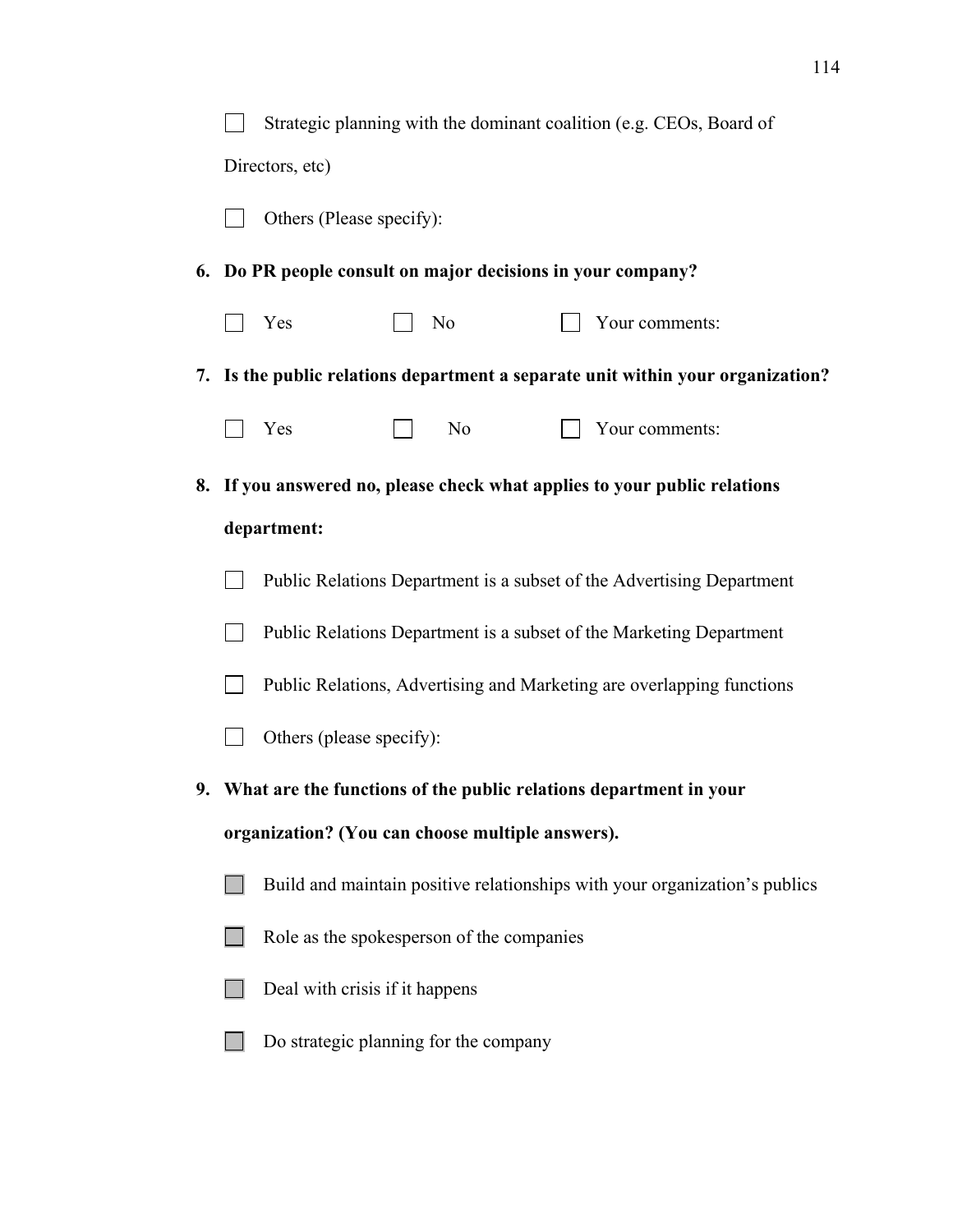- [ ] Strategic planning with the dominant coalition (e.g. CEOs, Board of Directors, etc)

- [ ] Others (Please specify):

**6. Do PR people consult on major decisions in your company?**

- [ ] Yes &nbsp;&nbsp;&nbsp;&nbsp; - [ ] No &nbsp;&nbsp;&nbsp;&nbsp; - [ ] Your comments:

**7. Is the public relations department a separate unit within your organization?**

- [ ] Yes &nbsp;&nbsp;&nbsp;&nbsp; - [ ] No &nbsp;&nbsp;&nbsp;&nbsp; - [ ] Your comments:

**8. If you answered no, please check what applies to your public relations department:**

- [ ] Public Relations Department is a subset of the Advertising Department

- [ ] Public Relations Department is a subset of the Marketing Department

- [ ] Public Relations, Advertising and Marketing are overlapping functions

- [ ] Others (please specify):

**9. What are the functions of the public relations department in your organization? (You can choose multiple answers).**

- [ ] Build and maintain positive relationships with your organization's publics

- [ ] Role as the spokesperson of the companies

- [ ] Deal with crisis if it happens

- [ ] Do strategic planning for the company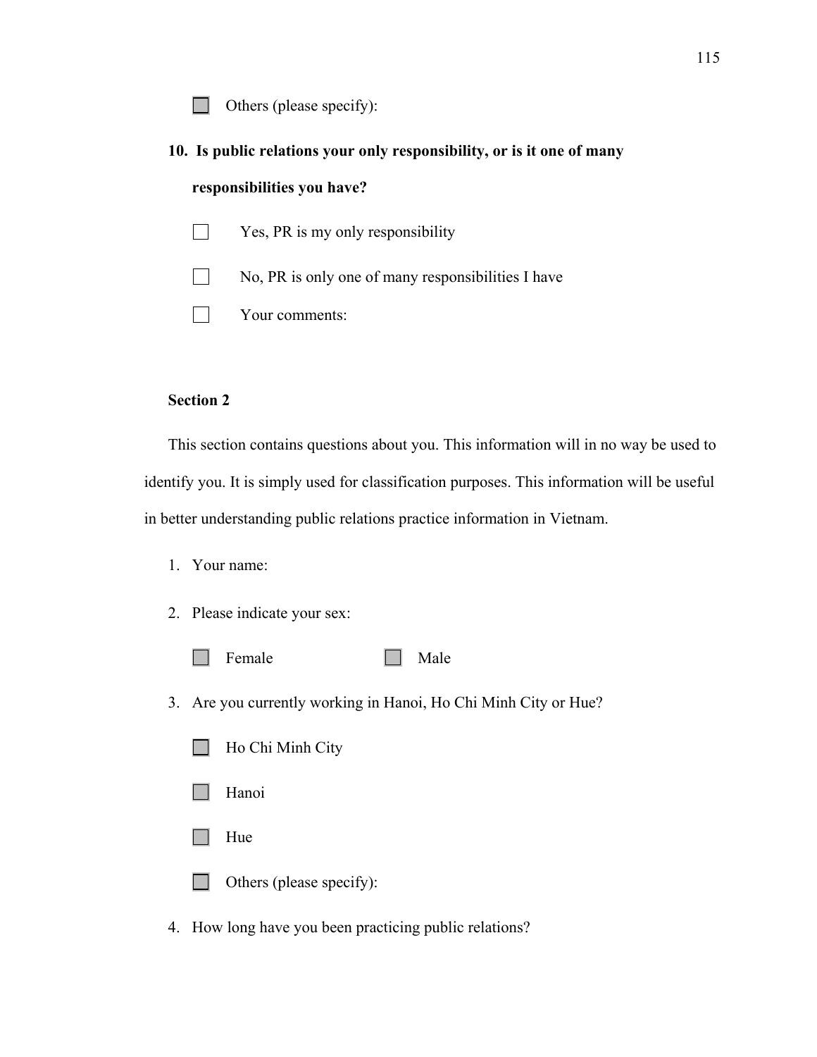- [ ] Others (please specify):

**10. Is public relations your only responsibility, or is it one of many responsibilities you have?**

- [ ] Yes, PR is my only responsibility
- [ ] No, PR is only one of many responsibilities I have
- [ ] Your comments:

**Section 2**

This section contains questions about you. This information will in no way be used to identify you. It is simply used for classification purposes. This information will be useful in better understanding public relations practice information in Vietnam.

1. Your name:
2. Please indicate your sex:

   - [ ] Female
   - [ ] Male

3. Are you currently working in Hanoi, Ho Chi Minh City or Hue?

   - [ ] Ho Chi Minh City
   - [ ] Hanoi
   - [ ] Hue
   - [ ] Others (please specify):

4. How long have you been practicing public relations?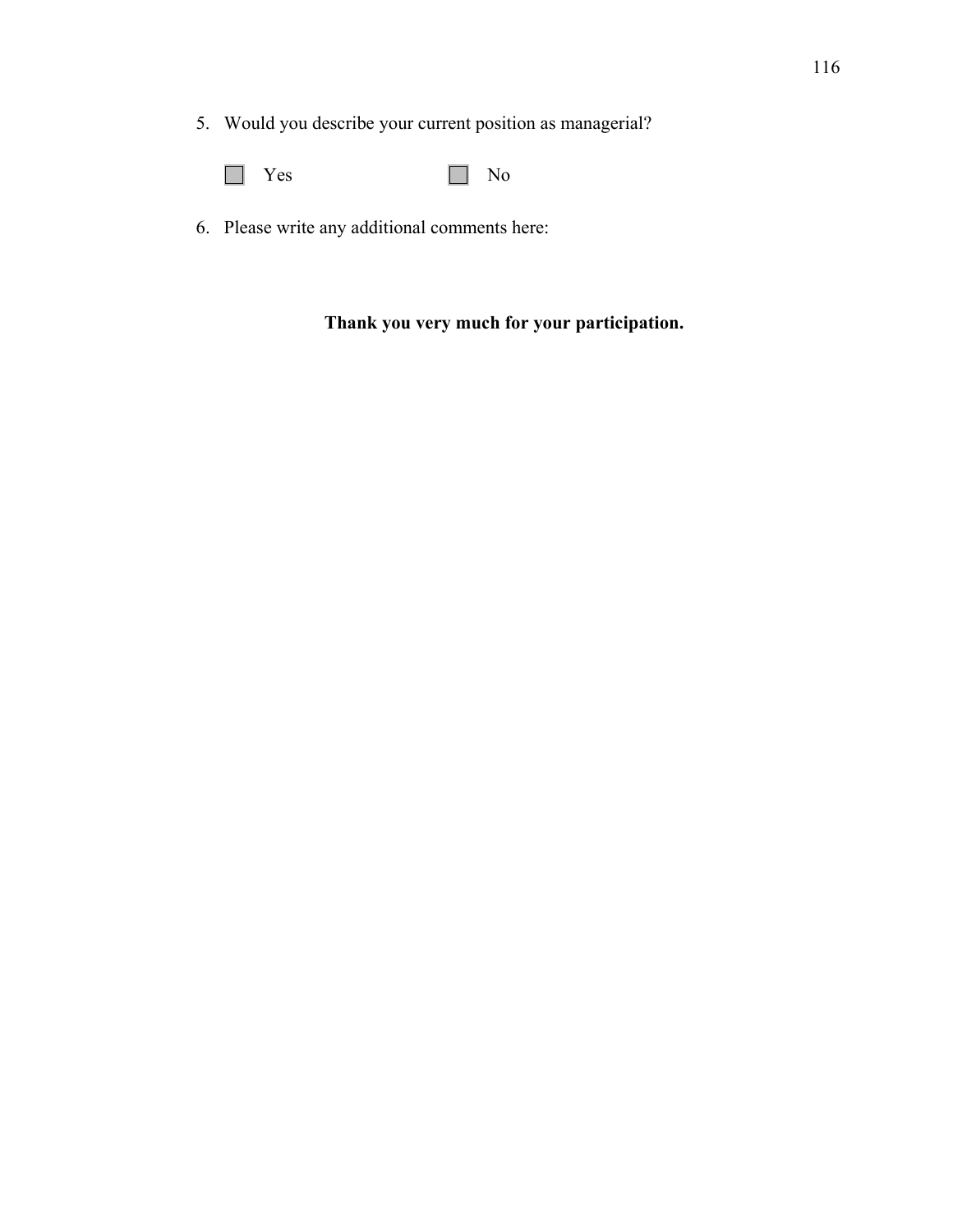5. Would you describe your current position as managerial?

   ☐ Yes ☐ No

6. Please write any additional comments here:

**Thank you very much for your participation.**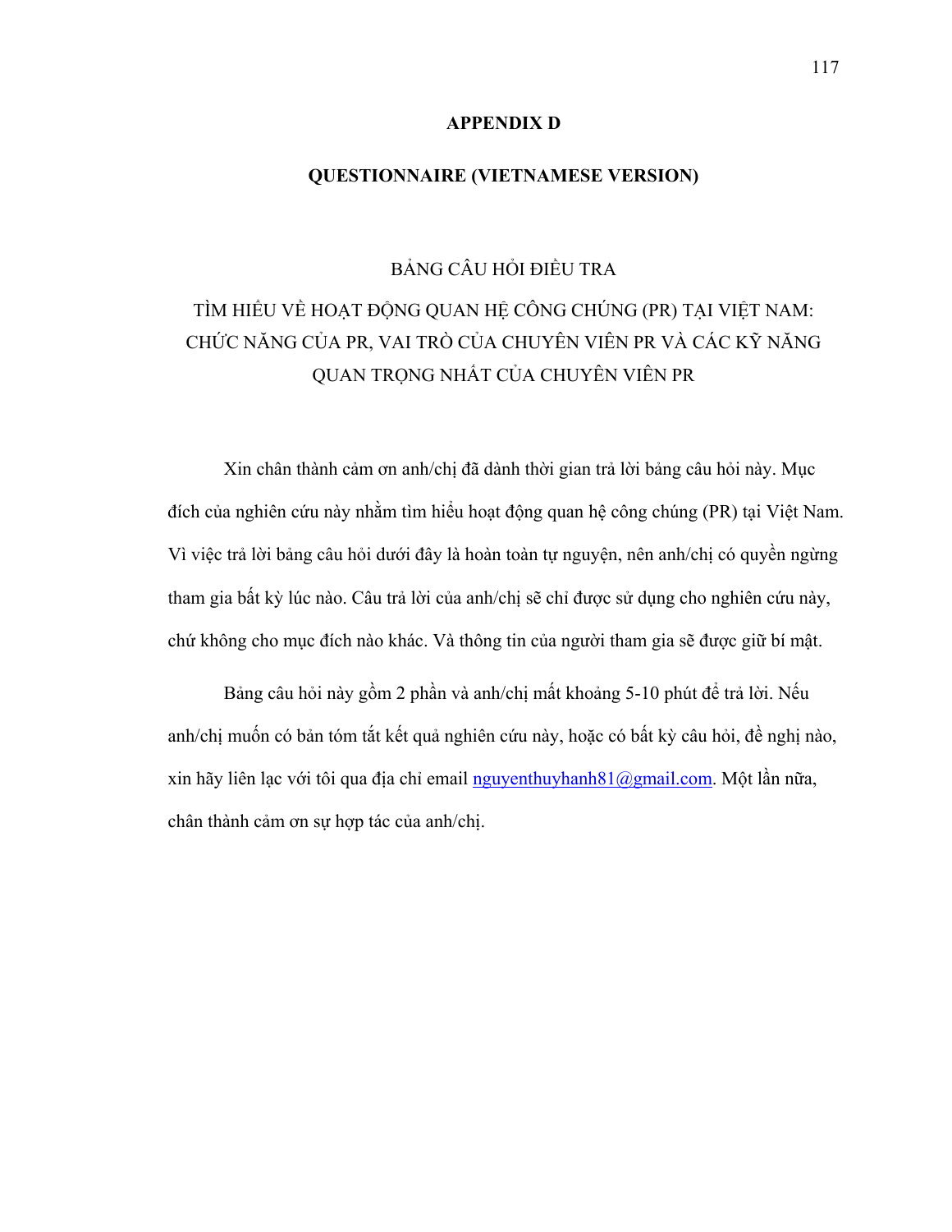# APPENDIX D

## QUESTIONNAIRE (VIETNAMESE VERSION)

BẢNG CÂU HỎI ĐIỀU TRA

TÌM HIỂU VỀ HOẠT ĐỘNG QUAN HỆ CÔNG CHÚNG (PR) TẠI VIỆT NAM: CHỨC NĂNG CỦA PR, VAI TRÒ CỦA CHUYÊN VIÊN PR VÀ CÁC KỸ NĂNG QUAN TRỌNG NHẤT CỦA CHUYÊN VIÊN PR

Xin chân thành cảm ơn anh/chị đã dành thời gian trả lời bảng câu hỏi này. Mục đích của nghiên cứu này nhằm tìm hiểu hoạt động quan hệ công chúng (PR) tại Việt Nam. Vì việc trả lời bảng câu hỏi dưới đây là hoàn toàn tự nguyện, nên anh/chị có quyền ngừng tham gia bất kỳ lúc nào. Câu trả lời của anh/chị sẽ chỉ được sử dụng cho nghiên cứu này, chứ không cho mục đích nào khác. Và thông tin của người tham gia sẽ được giữ bí mật.

Bảng câu hỏi này gồm 2 phần và anh/chị mất khoảng 5-10 phút để trả lời. Nếu anh/chị muốn có bản tóm tắt kết quả nghiên cứu này, hoặc có bất kỳ câu hỏi, đề nghị nào, xin hãy liên lạc với tôi qua địa chỉ email nguyenthuyhanh81@gmail.com. Một lần nữa, chân thành cảm ơn sự hợp tác của anh/chị.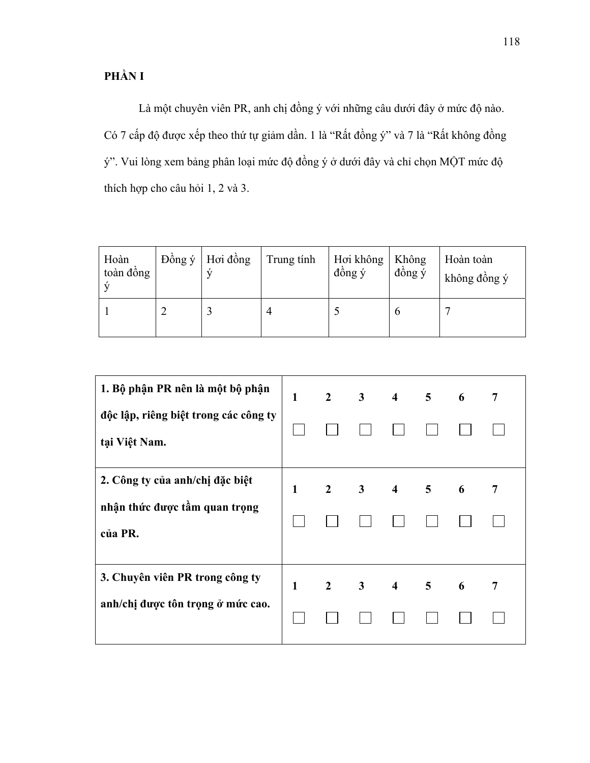**PHẦN I**

Là một chuyên viên PR, anh chị đồng ý với những câu dưới đây ở mức độ nào. Có 7 cấp độ được xếp theo thứ tự giảm dần. 1 là "Rất đồng ý" và 7 là "Rất không đồng ý". Vui lòng xem bảng phân loại mức độ đồng ý ở dưới đây và chỉ chọn MỘT mức độ thích hợp cho câu hỏi 1, 2 và 3.

| Hoàn toàn đồng ý | Đồng ý | Hơi đồng ý | Trung tính | Hơi không đồng ý | Không đồng ý | Hoàn toàn không đồng ý |
|---|---|---|---|---|---|---|
| 1 | 2 | 3 | 4 | 5 | 6 | 7 |

| | 1 | 2 | 3 | 4 | 5 | 6 | 7 |
|---|---|---|---|---|---|---|---|
| **1. Bộ phận PR nên là một bộ phận độc lập, riêng biệt trong các công ty tại Việt Nam.** | ☐ | ☐ | ☐ | ☐ | ☐ | ☐ | ☐ |
| **2. Công ty của anh/chị đặc biệt nhận thức được tầm quan trọng của PR.** | ☐ | ☐ | ☐ | ☐ | ☐ | ☐ | ☐ |
| **3. Chuyên viên PR trong công ty anh/chị được tôn trọng ở mức cao.** | ☐ | ☐ | ☐ | ☐ | ☐ | ☐ | ☐ |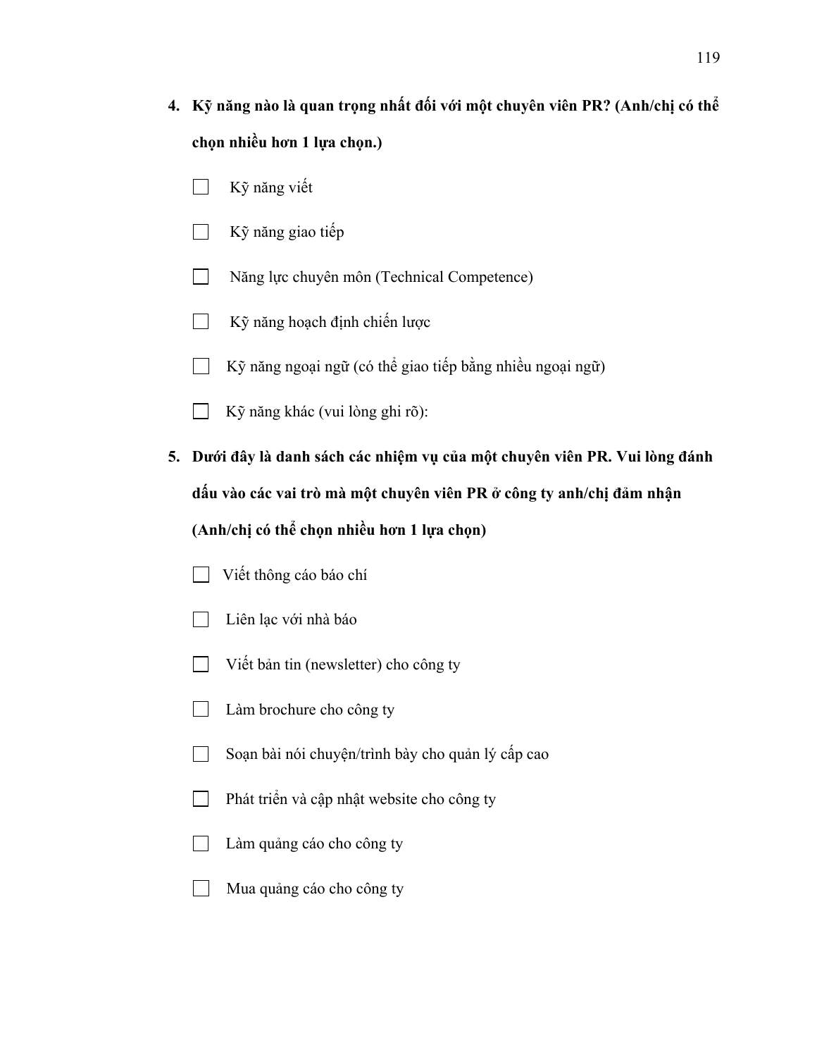**4. Kỹ năng nào là quan trọng nhất đối với một chuyên viên PR? (Anh/chị có thể chọn nhiều hơn 1 lựa chọn.)**

- ☐ Kỹ năng viết
- ☐ Kỹ năng giao tiếp
- ☐ Năng lực chuyên môn (Technical Competence)
- ☐ Kỹ năng hoạch định chiến lược
- ☐ Kỹ năng ngoại ngữ (có thể giao tiếp bằng nhiều ngoại ngữ)
- ☐ Kỹ năng khác (vui lòng ghi rõ):

**5. Dưới đây là danh sách các nhiệm vụ của một chuyên viên PR. Vui lòng đánh dấu vào các vai trò mà một chuyên viên PR ở công ty anh/chị đảm nhận (Anh/chị có thể chọn nhiều hơn 1 lựa chọn)**

- ☐ Viết thông cáo báo chí
- ☐ Liên lạc với nhà báo
- ☐ Viết bản tin (newsletter) cho công ty
- ☐ Làm brochure cho công ty
- ☐ Soạn bài nói chuyện/trình bày cho quản lý cấp cao
- ☐ Phát triển và cập nhật website cho công ty
- ☐ Làm quảng cáo cho công ty
- ☐ Mua quảng cáo cho công ty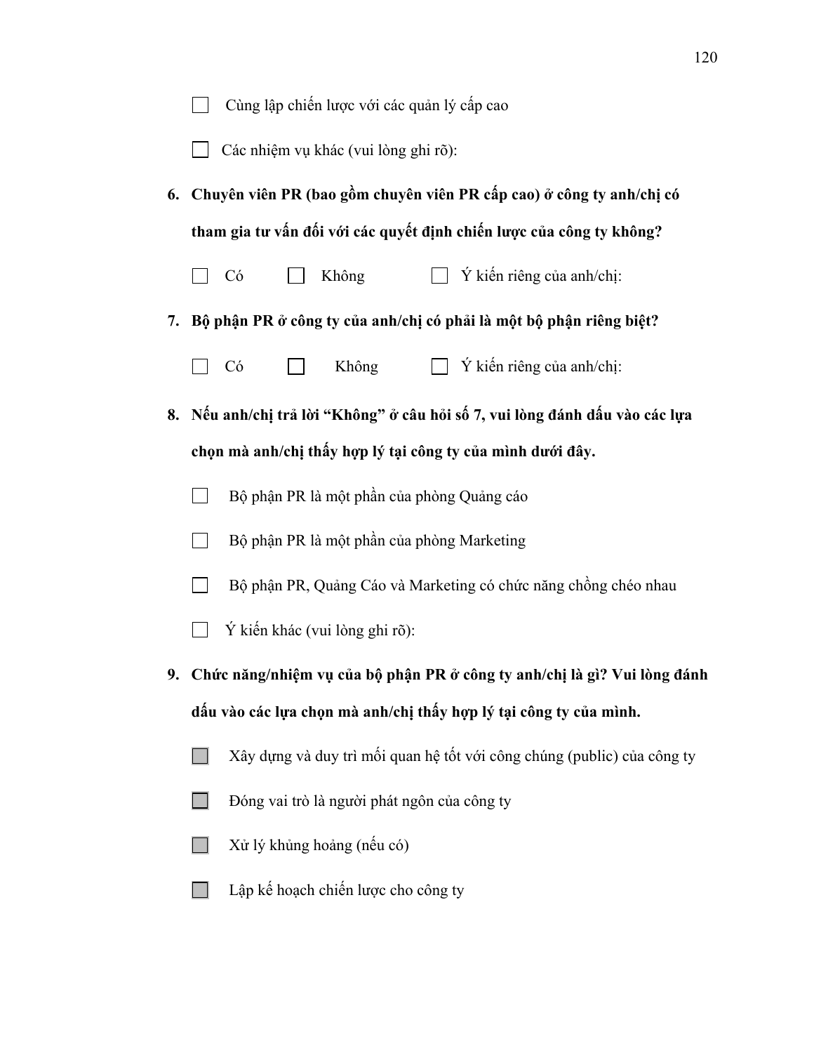- ☐ Cùng lập chiến lược với các quản lý cấp cao
- ☐ Các nhiệm vụ khác (vui lòng ghi rõ):

**6. Chuyên viên PR (bao gồm chuyên viên PR cấp cao) ở công ty anh/chị có tham gia tư vấn đối với các quyết định chiến lược của công ty không?**

☐ Có ☐ Không ☐ Ý kiến riêng của anh/chị:

**7. Bộ phận PR ở công ty của anh/chị có phải là một bộ phận riêng biệt?**

☐ Có ☐ Không ☐ Ý kiến riêng của anh/chị:

**8. Nếu anh/chị trả lời "Không" ở câu hỏi số 7, vui lòng đánh dấu vào các lựa chọn mà anh/chị thấy hợp lý tại công ty của mình dưới đây.**

- ☐ Bộ phận PR là một phần của phòng Quảng cáo
- ☐ Bộ phận PR là một phần của phòng Marketing
- ☐ Bộ phận PR, Quảng Cáo và Marketing có chức năng chồng chéo nhau
- ☐ Ý kiến khác (vui lòng ghi rõ):

**9. Chức năng/nhiệm vụ của bộ phận PR ở công ty anh/chị là gì? Vui lòng đánh dấu vào các lựa chọn mà anh/chị thấy hợp lý tại công ty của mình.**

- ☐ Xây dựng và duy trì mối quan hệ tốt với công chúng (public) của công ty
- ☐ Đóng vai trò là người phát ngôn của công ty
- ☐ Xử lý khủng hoảng (nếu có)
- ☐ Lập kế hoạch chiến lược cho công ty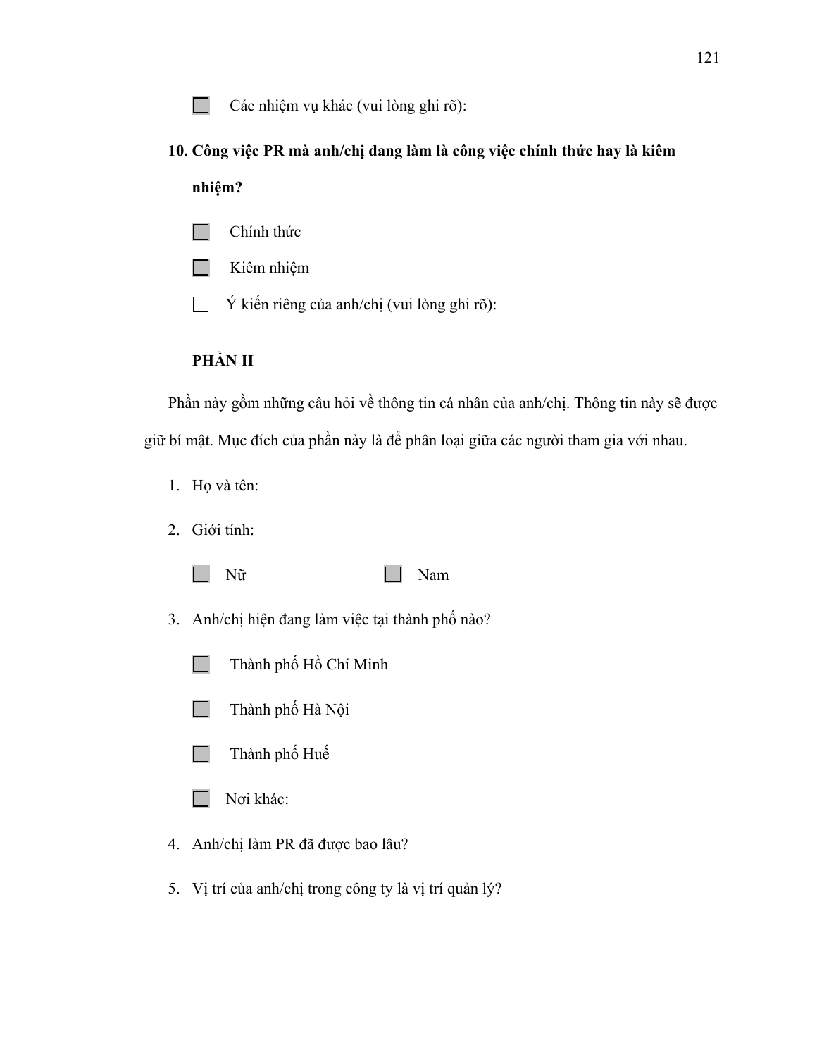- ☐ Các nhiệm vụ khác (vui lòng ghi rõ):

**10. Công việc PR mà anh/chị đang làm là công việc chính thức hay là kiêm nhiệm?**

- ☐ Chính thức
- ☐ Kiêm nhiệm
- ☐ Ý kiến riêng của anh/chị (vui lòng ghi rõ):

**PHẦN II**

Phần này gồm những câu hỏi về thông tin cá nhân của anh/chị. Thông tin này sẽ được giữ bí mật. Mục đích của phần này là để phân loại giữa các người tham gia với nhau.

1. Họ và tên:
2. Giới tính:

   ☐ Nữ ☐ Nam

3. Anh/chị hiện đang làm việc tại thành phố nào?

   - ☐ Thành phố Hồ Chí Minh
   - ☐ Thành phố Hà Nội
   - ☐ Thành phố Huế
   - ☐ Nơi khác:

4. Anh/chị làm PR đã được bao lâu?
5. Vị trí của anh/chị trong công ty là vị trí quản lý?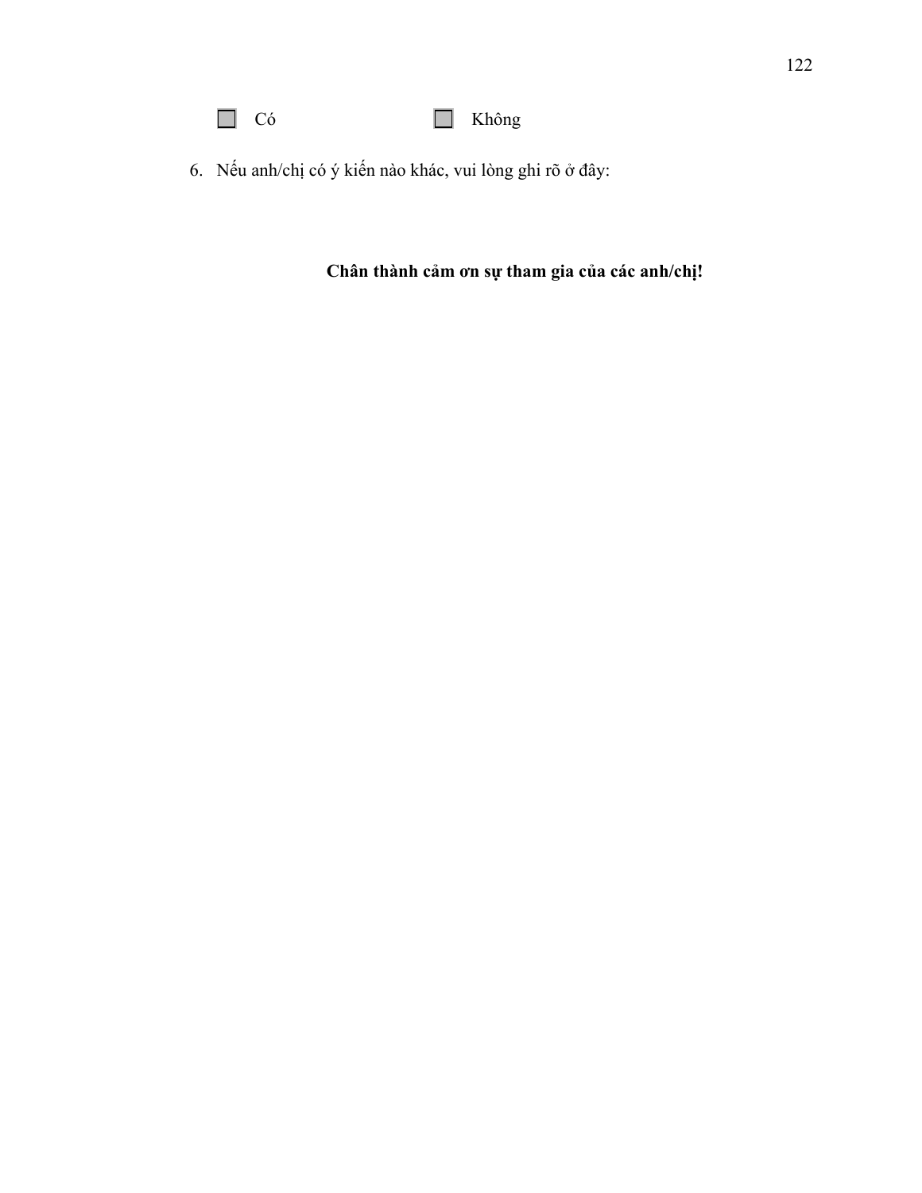☐ Có ☐ Không

6. Nếu anh/chị có ý kiến nào khác, vui lòng ghi rõ ở đây:

**Chân thành cảm ơn sự tham gia của các anh/chị!**